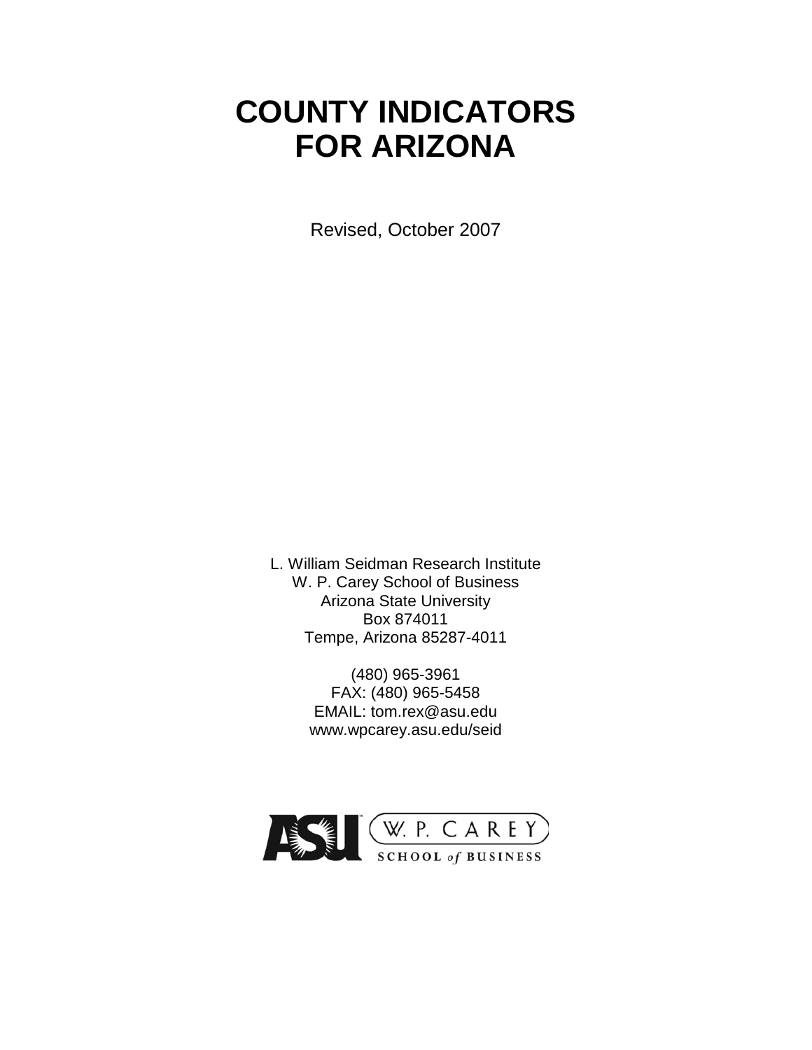# COUNTY INDICATORS FOR ARIZONA

Revised, October 2007

L. William Seidman Research Institute
W. P. Carey School of Business
Arizona State University
Box 874011
Tempe, Arizona 85287-4011

(480) 965-3961
FAX: (480) 965-5458
EMAIL: tom.rex@asu.edu
www.wpcarey.asu.edu/seid

ASU W. P. CAREY SCHOOL of BUSINESS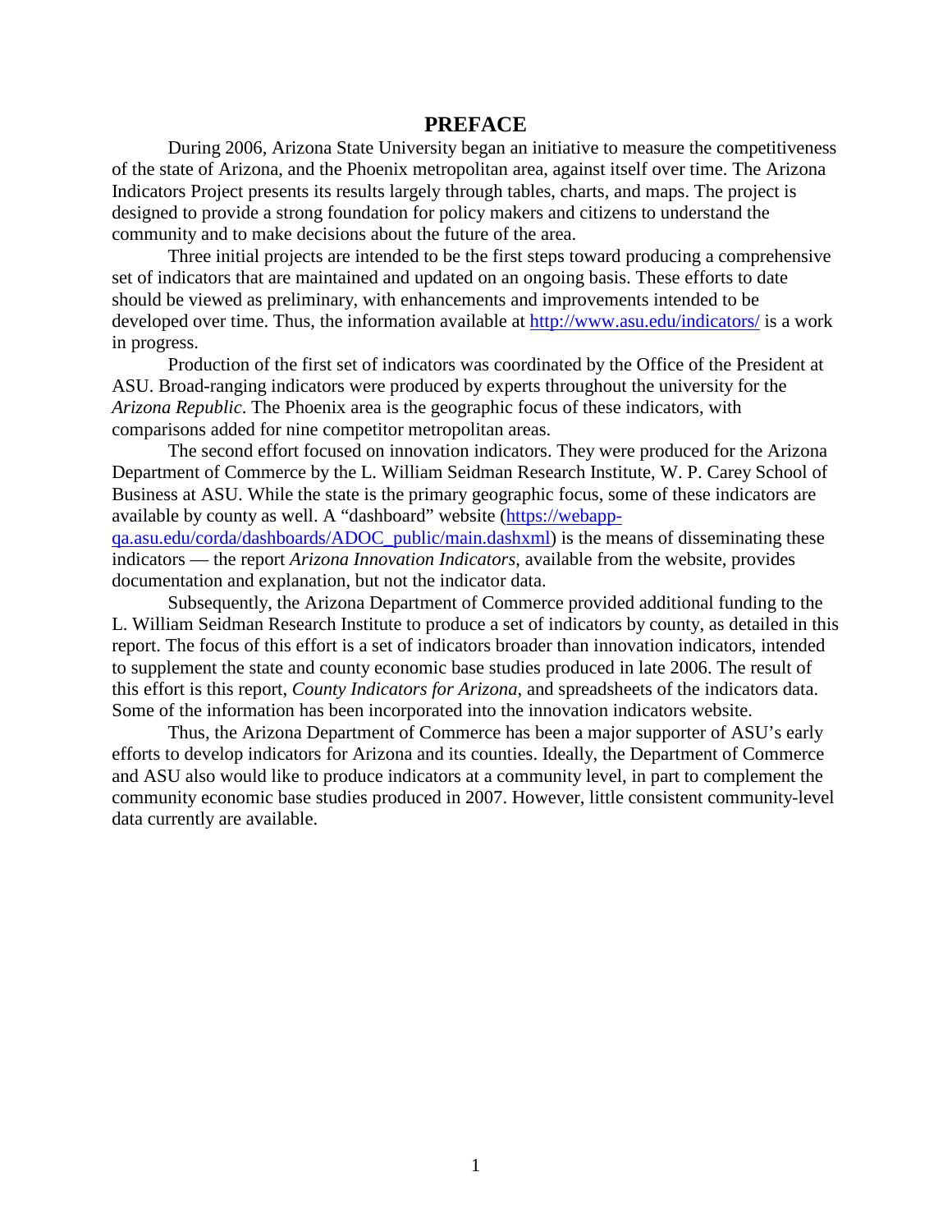# PREFACE

During 2006, Arizona State University began an initiative to measure the competitiveness of the state of Arizona, and the Phoenix metropolitan area, against itself over time. The Arizona Indicators Project presents its results largely through tables, charts, and maps. The project is designed to provide a strong foundation for policy makers and citizens to understand the community and to make decisions about the future of the area.

Three initial projects are intended to be the first steps toward producing a comprehensive set of indicators that are maintained and updated on an ongoing basis. These efforts to date should be viewed as preliminary, with enhancements and improvements intended to be developed over time. Thus, the information available at http://www.asu.edu/indicators/ is a work in progress.

Production of the first set of indicators was coordinated by the Office of the President at ASU. Broad-ranging indicators were produced by experts throughout the university for the *Arizona Republic*. The Phoenix area is the geographic focus of these indicators, with comparisons added for nine competitor metropolitan areas.

The second effort focused on innovation indicators. They were produced for the Arizona Department of Commerce by the L. William Seidman Research Institute, W. P. Carey School of Business at ASU. While the state is the primary geographic focus, some of these indicators are available by county as well. A "dashboard" website (https://webapp-qa.asu.edu/corda/dashboards/ADOC_public/main.dashxml) is the means of disseminating these indicators — the report *Arizona Innovation Indicators*, available from the website, provides documentation and explanation, but not the indicator data.

Subsequently, the Arizona Department of Commerce provided additional funding to the L. William Seidman Research Institute to produce a set of indicators by county, as detailed in this report. The focus of this effort is a set of indicators broader than innovation indicators, intended to supplement the state and county economic base studies produced in late 2006. The result of this effort is this report, *County Indicators for Arizona*, and spreadsheets of the indicators data. Some of the information has been incorporated into the innovation indicators website.

Thus, the Arizona Department of Commerce has been a major supporter of ASU's early efforts to develop indicators for Arizona and its counties. Ideally, the Department of Commerce and ASU also would like to produce indicators at a community level, in part to complement the community economic base studies produced in 2007. However, little consistent community-level data currently are available.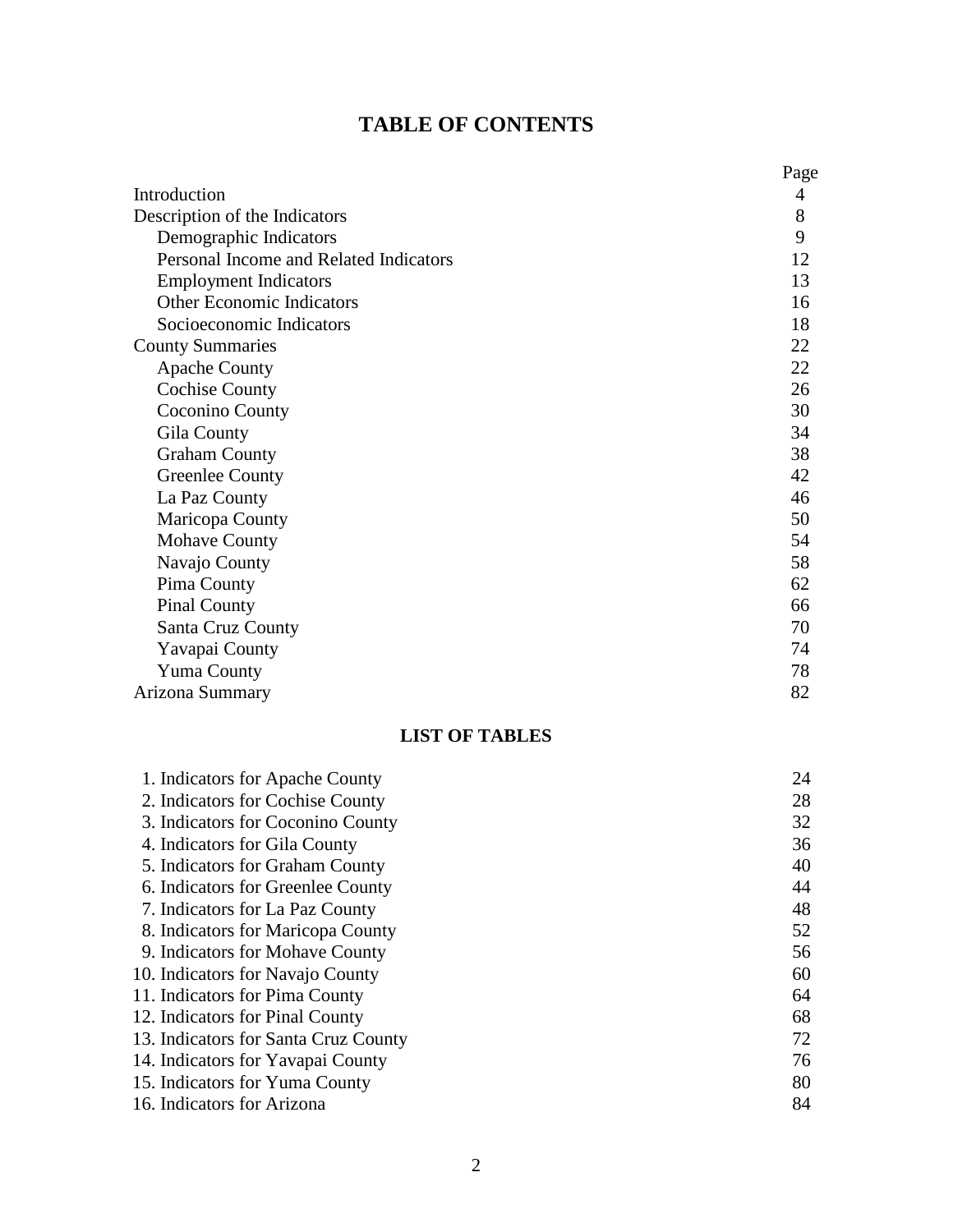# TABLE OF CONTENTS

| | Page |
|---|---|
| Introduction | 4 |
| Description of the Indicators | 8 |
| Demographic Indicators | 9 |
| Personal Income and Related Indicators | 12 |
| Employment Indicators | 13 |
| Other Economic Indicators | 16 |
| Socioeconomic Indicators | 18 |
| County Summaries | 22 |
| Apache County | 22 |
| Cochise County | 26 |
| Coconino County | 30 |
| Gila County | 34 |
| Graham County | 38 |
| Greenlee County | 42 |
| La Paz County | 46 |
| Maricopa County | 50 |
| Mohave County | 54 |
| Navajo County | 58 |
| Pima County | 62 |
| Pinal County | 66 |
| Santa Cruz County | 70 |
| Yavapai County | 74 |
| Yuma County | 78 |
| Arizona Summary | 82 |

## LIST OF TABLES

| | |
|---|---|
| 1. Indicators for Apache County | 24 |
| 2. Indicators for Cochise County | 28 |
| 3. Indicators for Coconino County | 32 |
| 4. Indicators for Gila County | 36 |
| 5. Indicators for Graham County | 40 |
| 6. Indicators for Greenlee County | 44 |
| 7. Indicators for La Paz County | 48 |
| 8. Indicators for Maricopa County | 52 |
| 9. Indicators for Mohave County | 56 |
| 10. Indicators for Navajo County | 60 |
| 11. Indicators for Pima County | 64 |
| 12. Indicators for Pinal County | 68 |
| 13. Indicators for Santa Cruz County | 72 |
| 14. Indicators for Yavapai County | 76 |
| 15. Indicators for Yuma County | 80 |
| 16. Indicators for Arizona | 84 |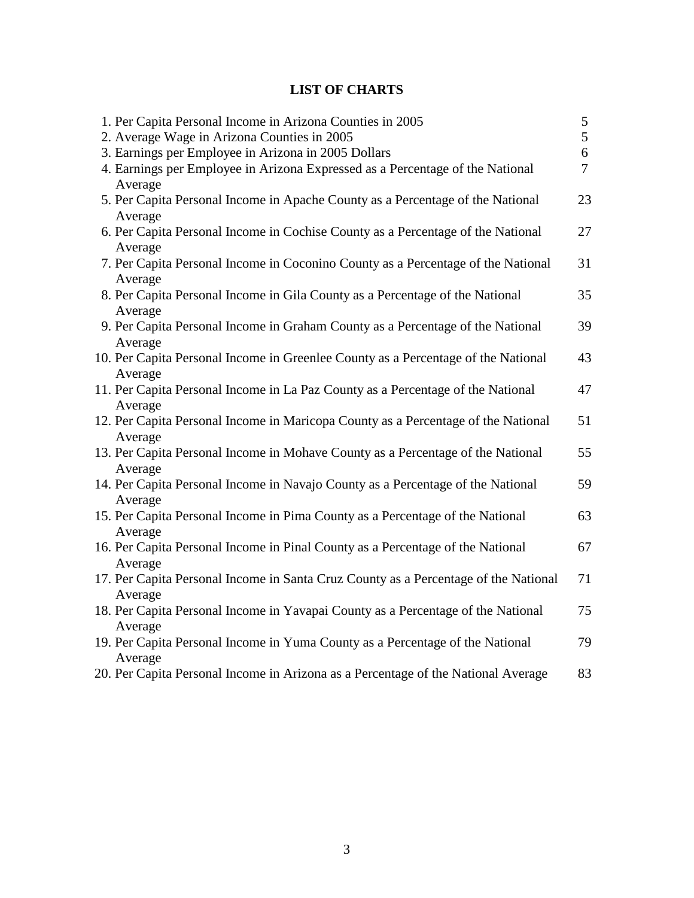## LIST OF CHARTS

| | |
|---|---|
| 1. Per Capita Personal Income in Arizona Counties in 2005 | 5 |
| 2. Average Wage in Arizona Counties in 2005 | 5 |
| 3. Earnings per Employee in Arizona in 2005 Dollars | 6 |
| 4. Earnings per Employee in Arizona Expressed as a Percentage of the National Average | 7 |
| 5. Per Capita Personal Income in Apache County as a Percentage of the National Average | 23 |
| 6. Per Capita Personal Income in Cochise County as a Percentage of the National Average | 27 |
| 7. Per Capita Personal Income in Coconino County as a Percentage of the National Average | 31 |
| 8. Per Capita Personal Income in Gila County as a Percentage of the National Average | 35 |
| 9. Per Capita Personal Income in Graham County as a Percentage of the National Average | 39 |
| 10. Per Capita Personal Income in Greenlee County as a Percentage of the National Average | 43 |
| 11. Per Capita Personal Income in La Paz County as a Percentage of the National Average | 47 |
| 12. Per Capita Personal Income in Maricopa County as a Percentage of the National Average | 51 |
| 13. Per Capita Personal Income in Mohave County as a Percentage of the National Average | 55 |
| 14. Per Capita Personal Income in Navajo County as a Percentage of the National Average | 59 |
| 15. Per Capita Personal Income in Pima County as a Percentage of the National Average | 63 |
| 16. Per Capita Personal Income in Pinal County as a Percentage of the National Average | 67 |
| 17. Per Capita Personal Income in Santa Cruz County as a Percentage of the National Average | 71 |
| 18. Per Capita Personal Income in Yavapai County as a Percentage of the National Average | 75 |
| 19. Per Capita Personal Income in Yuma County as a Percentage of the National Average | 79 |
| 20. Per Capita Personal Income in Arizona as a Percentage of the National Average | 83 |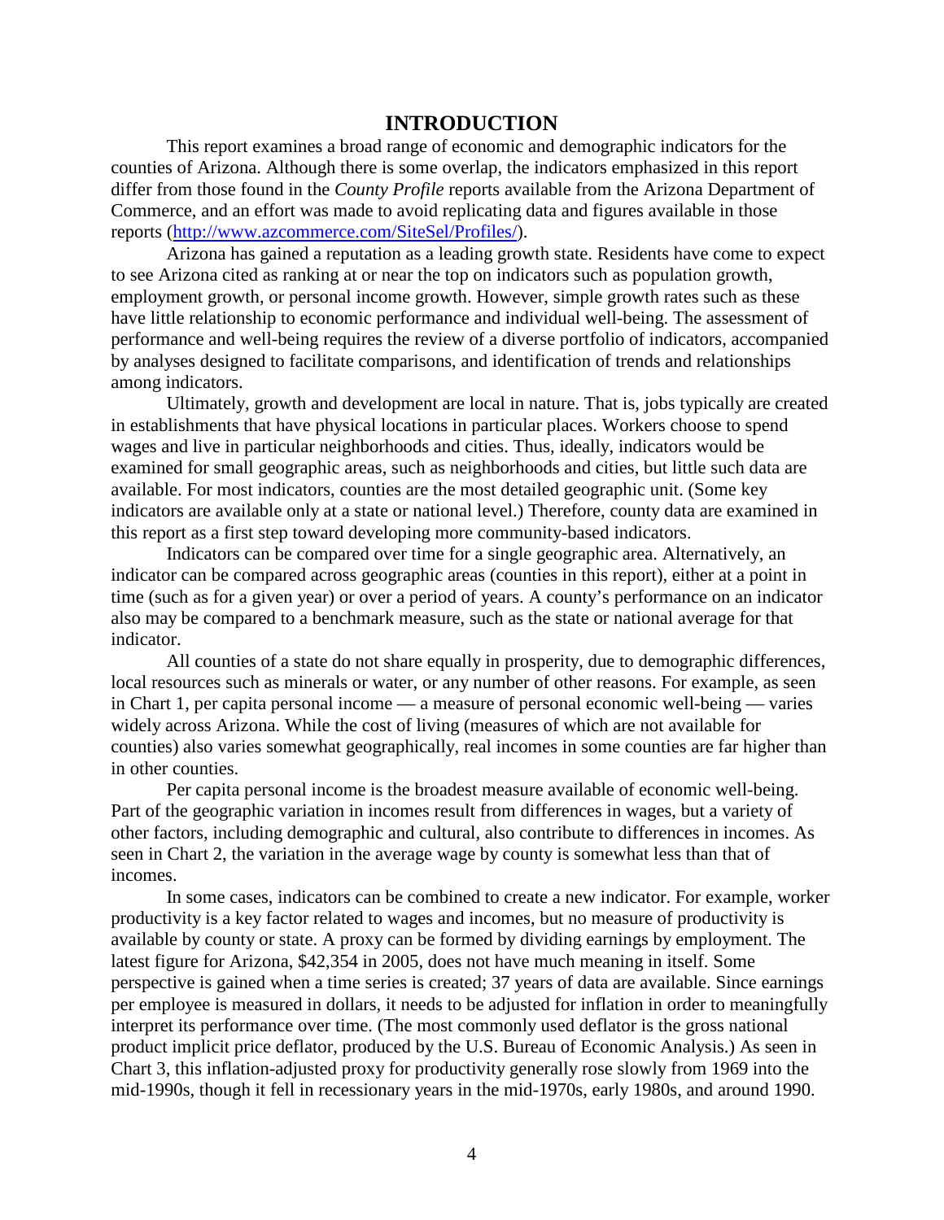# INTRODUCTION

This report examines a broad range of economic and demographic indicators for the counties of Arizona. Although there is some overlap, the indicators emphasized in this report differ from those found in the *County Profile* reports available from the Arizona Department of Commerce, and an effort was made to avoid replicating data and figures available in those reports (http://www.azcommerce.com/SiteSel/Profiles/).

Arizona has gained a reputation as a leading growth state. Residents have come to expect to see Arizona cited as ranking at or near the top on indicators such as population growth, employment growth, or personal income growth. However, simple growth rates such as these have little relationship to economic performance and individual well-being. The assessment of performance and well-being requires the review of a diverse portfolio of indicators, accompanied by analyses designed to facilitate comparisons, and identification of trends and relationships among indicators.

Ultimately, growth and development are local in nature. That is, jobs typically are created in establishments that have physical locations in particular places. Workers choose to spend wages and live in particular neighborhoods and cities. Thus, ideally, indicators would be examined for small geographic areas, such as neighborhoods and cities, but little such data are available. For most indicators, counties are the most detailed geographic unit. (Some key indicators are available only at a state or national level.) Therefore, county data are examined in this report as a first step toward developing more community-based indicators.

Indicators can be compared over time for a single geographic area. Alternatively, an indicator can be compared across geographic areas (counties in this report), either at a point in time (such as for a given year) or over a period of years. A county's performance on an indicator also may be compared to a benchmark measure, such as the state or national average for that indicator.

All counties of a state do not share equally in prosperity, due to demographic differences, local resources such as minerals or water, or any number of other reasons. For example, as seen in Chart 1, per capita personal income — a measure of personal economic well-being — varies widely across Arizona. While the cost of living (measures of which are not available for counties) also varies somewhat geographically, real incomes in some counties are far higher than in other counties.

Per capita personal income is the broadest measure available of economic well-being. Part of the geographic variation in incomes result from differences in wages, but a variety of other factors, including demographic and cultural, also contribute to differences in incomes. As seen in Chart 2, the variation in the average wage by county is somewhat less than that of incomes.

In some cases, indicators can be combined to create a new indicator. For example, worker productivity is a key factor related to wages and incomes, but no measure of productivity is available by county or state. A proxy can be formed by dividing earnings by employment. The latest figure for Arizona, $42,354 in 2005, does not have much meaning in itself. Some perspective is gained when a time series is created; 37 years of data are available. Since earnings per employee is measured in dollars, it needs to be adjusted for inflation in order to meaningfully interpret its performance over time. (The most commonly used deflator is the gross national product implicit price deflator, produced by the U.S. Bureau of Economic Analysis.) As seen in Chart 3, this inflation-adjusted proxy for productivity generally rose slowly from 1969 into the mid-1990s, though it fell in recessionary years in the mid-1970s, early 1980s, and around 1990.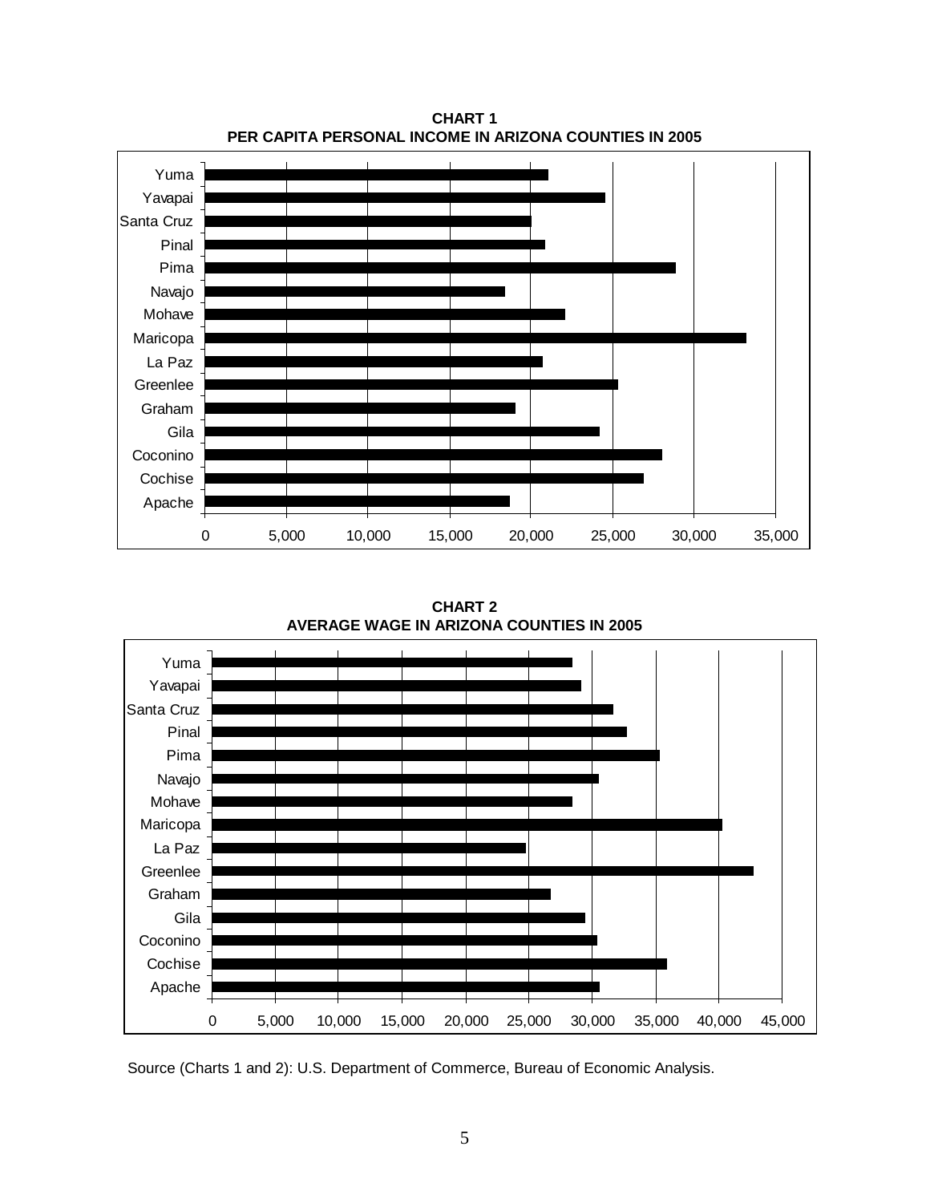**CHART 1**
**PER CAPITA PERSONAL INCOME IN ARIZONA COUNTIES IN 2005**

**CHART 2**
**AVERAGE WAGE IN ARIZONA COUNTIES IN 2005**

Source (Charts 1 and 2): U.S. Department of Commerce, Bureau of Economic Analysis.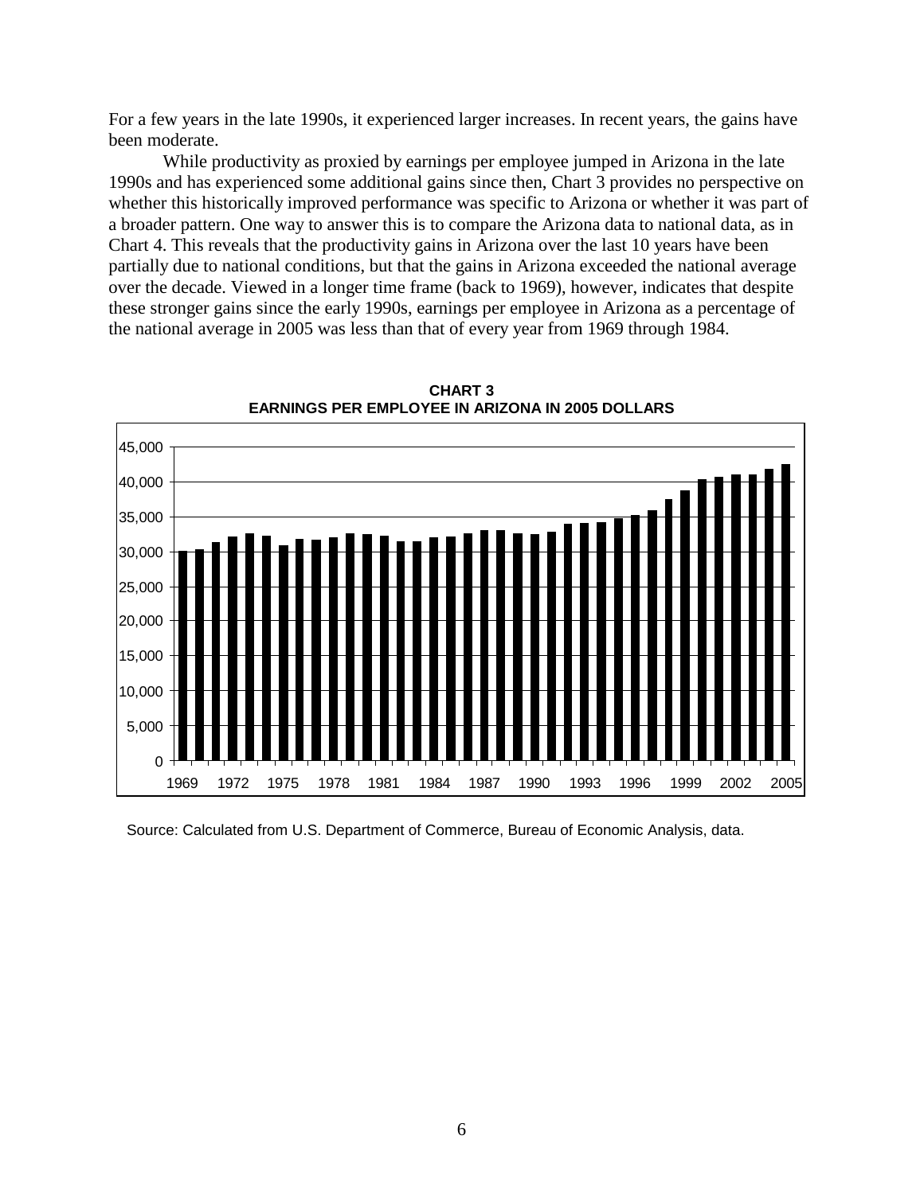For a few years in the late 1990s, it experienced larger increases. In recent years, the gains have been moderate.

While productivity as proxied by earnings per employee jumped in Arizona in the late 1990s and has experienced some additional gains since then, Chart 3 provides no perspective on whether this historically improved performance was specific to Arizona or whether it was part of a broader pattern. One way to answer this is to compare the Arizona data to national data, as in Chart 4. This reveals that the productivity gains in Arizona over the last 10 years have been partially due to national conditions, but that the gains in Arizona exceeded the national average over the decade. Viewed in a longer time frame (back to 1969), however, indicates that despite these stronger gains since the early 1990s, earnings per employee in Arizona as a percentage of the national average in 2005 was less than that of every year from 1969 through 1984.

**CHART 3**
**EARNINGS PER EMPLOYEE IN ARIZONA IN 2005 DOLLARS**

Source: Calculated from U.S. Department of Commerce, Bureau of Economic Analysis, data.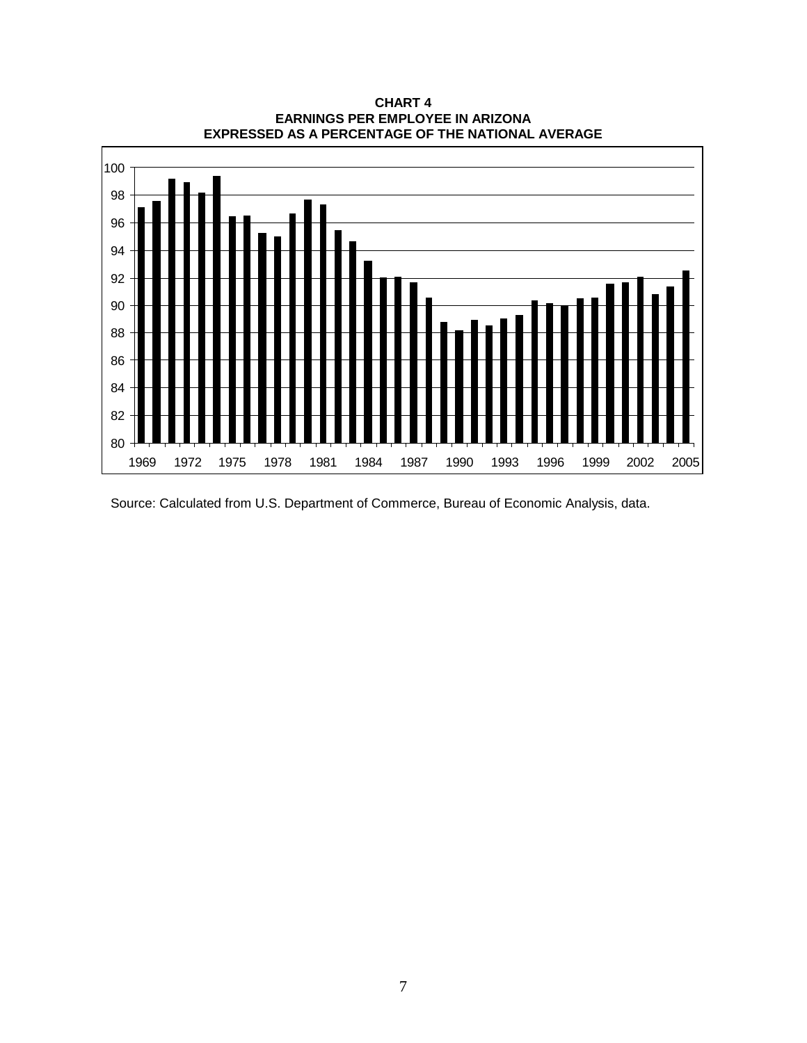**CHART 4**
**EARNINGS PER EMPLOYEE IN ARIZONA**
**EXPRESSED AS A PERCENTAGE OF THE NATIONAL AVERAGE**

Source: Calculated from U.S. Department of Commerce, Bureau of Economic Analysis, data.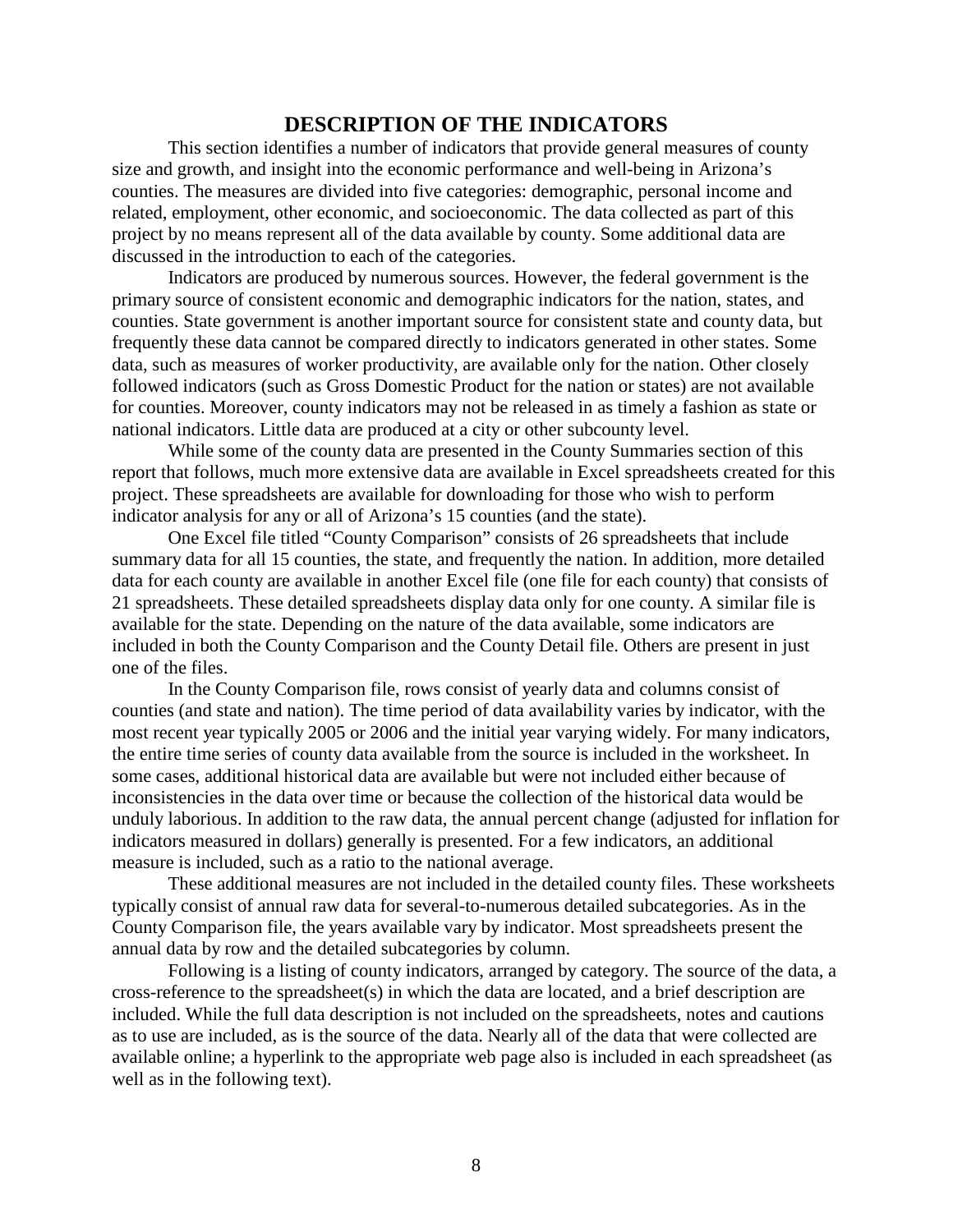# DESCRIPTION OF THE INDICATORS

This section identifies a number of indicators that provide general measures of county size and growth, and insight into the economic performance and well-being in Arizona's counties. The measures are divided into five categories: demographic, personal income and related, employment, other economic, and socioeconomic. The data collected as part of this project by no means represent all of the data available by county. Some additional data are discussed in the introduction to each of the categories.

Indicators are produced by numerous sources. However, the federal government is the primary source of consistent economic and demographic indicators for the nation, states, and counties. State government is another important source for consistent state and county data, but frequently these data cannot be compared directly to indicators generated in other states. Some data, such as measures of worker productivity, are available only for the nation. Other closely followed indicators (such as Gross Domestic Product for the nation or states) are not available for counties. Moreover, county indicators may not be released in as timely a fashion as state or national indicators. Little data are produced at a city or other subcounty level.

While some of the county data are presented in the County Summaries section of this report that follows, much more extensive data are available in Excel spreadsheets created for this project. These spreadsheets are available for downloading for those who wish to perform indicator analysis for any or all of Arizona's 15 counties (and the state).

One Excel file titled "County Comparison" consists of 26 spreadsheets that include summary data for all 15 counties, the state, and frequently the nation. In addition, more detailed data for each county are available in another Excel file (one file for each county) that consists of 21 spreadsheets. These detailed spreadsheets display data only for one county. A similar file is available for the state. Depending on the nature of the data available, some indicators are included in both the County Comparison and the County Detail file. Others are present in just one of the files.

In the County Comparison file, rows consist of yearly data and columns consist of counties (and state and nation). The time period of data availability varies by indicator, with the most recent year typically 2005 or 2006 and the initial year varying widely. For many indicators, the entire time series of county data available from the source is included in the worksheet. In some cases, additional historical data are available but were not included either because of inconsistencies in the data over time or because the collection of the historical data would be unduly laborious. In addition to the raw data, the annual percent change (adjusted for inflation for indicators measured in dollars) generally is presented. For a few indicators, an additional measure is included, such as a ratio to the national average.

These additional measures are not included in the detailed county files. These worksheets typically consist of annual raw data for several-to-numerous detailed subcategories. As in the County Comparison file, the years available vary by indicator. Most spreadsheets present the annual data by row and the detailed subcategories by column.

Following is a listing of county indicators, arranged by category. The source of the data, a cross-reference to the spreadsheet(s) in which the data are located, and a brief description are included. While the full data description is not included on the spreadsheets, notes and cautions as to use are included, as is the source of the data. Nearly all of the data that were collected are available online; a hyperlink to the appropriate web page also is included in each spreadsheet (as well as in the following text).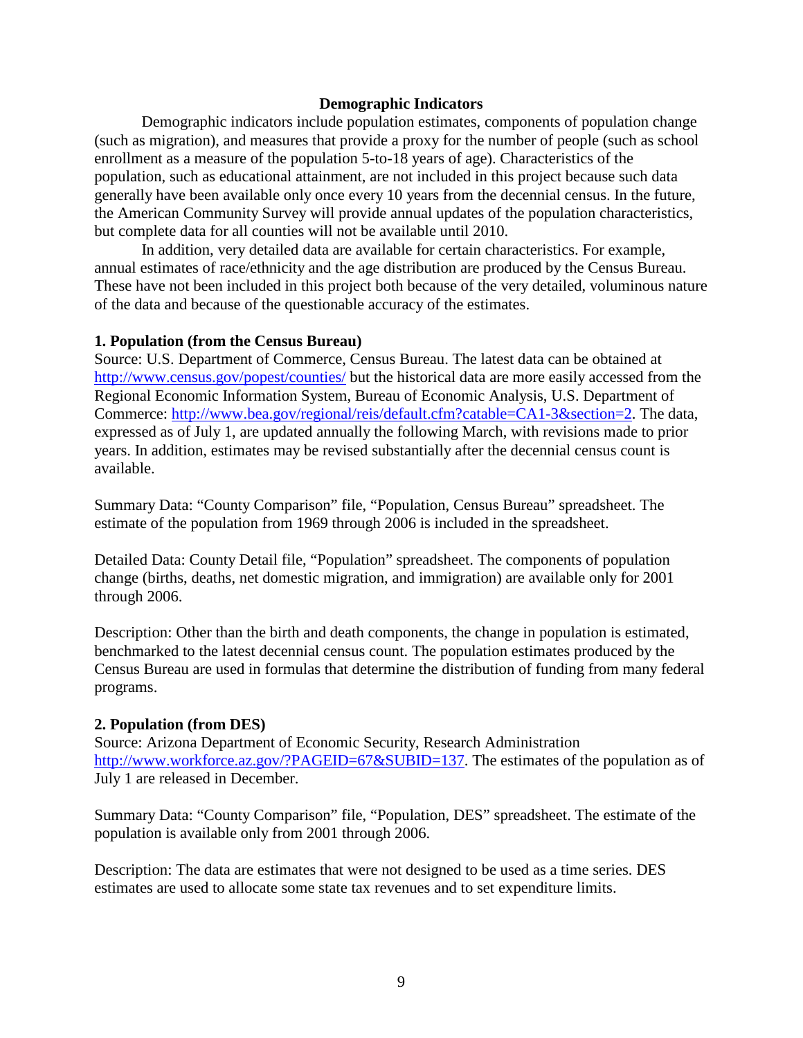## Demographic Indicators

Demographic indicators include population estimates, components of population change (such as migration), and measures that provide a proxy for the number of people (such as school enrollment as a measure of the population 5-to-18 years of age). Characteristics of the population, such as educational attainment, are not included in this project because such data generally have been available only once every 10 years from the decennial census. In the future, the American Community Survey will provide annual updates of the population characteristics, but complete data for all counties will not be available until 2010.

In addition, very detailed data are available for certain characteristics. For example, annual estimates of race/ethnicity and the age distribution are produced by the Census Bureau. These have not been included in this project both because of the very detailed, voluminous nature of the data and because of the questionable accuracy of the estimates.

### 1. Population (from the Census Bureau)

Source: U.S. Department of Commerce, Census Bureau. The latest data can be obtained at http://www.census.gov/popest/counties/ but the historical data are more easily accessed from the Regional Economic Information System, Bureau of Economic Analysis, U.S. Department of Commerce: http://www.bea.gov/regional/reis/default.cfm?catable=CA1-3&section=2. The data, expressed as of July 1, are updated annually the following March, with revisions made to prior years. In addition, estimates may be revised substantially after the decennial census count is available.

Summary Data: "County Comparison" file, "Population, Census Bureau" spreadsheet. The estimate of the population from 1969 through 2006 is included in the spreadsheet.

Detailed Data: County Detail file, "Population" spreadsheet. The components of population change (births, deaths, net domestic migration, and immigration) are available only for 2001 through 2006.

Description: Other than the birth and death components, the change in population is estimated, benchmarked to the latest decennial census count. The population estimates produced by the Census Bureau are used in formulas that determine the distribution of funding from many federal programs.

### 2. Population (from DES)

Source: Arizona Department of Economic Security, Research Administration http://www.workforce.az.gov/?PAGEID=67&SUBID=137. The estimates of the population as of July 1 are released in December.

Summary Data: "County Comparison" file, "Population, DES" spreadsheet. The estimate of the population is available only from 2001 through 2006.

Description: The data are estimates that were not designed to be used as a time series. DES estimates are used to allocate some state tax revenues and to set expenditure limits.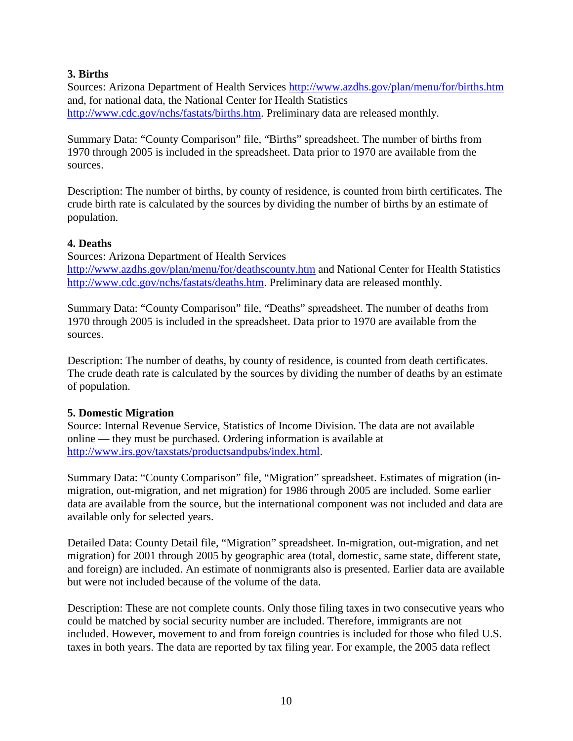### 3. Births

Sources: Arizona Department of Health Services http://www.azdhs.gov/plan/menu/for/births.htm and, for national data, the National Center for Health Statistics http://www.cdc.gov/nchs/fastats/births.htm. Preliminary data are released monthly.

Summary Data: "County Comparison" file, "Births" spreadsheet. The number of births from 1970 through 2005 is included in the spreadsheet. Data prior to 1970 are available from the sources.

Description: The number of births, by county of residence, is counted from birth certificates. The crude birth rate is calculated by the sources by dividing the number of births by an estimate of population.

### 4. Deaths

Sources: Arizona Department of Health Services http://www.azdhs.gov/plan/menu/for/deathscounty.htm and National Center for Health Statistics http://www.cdc.gov/nchs/fastats/deaths.htm. Preliminary data are released monthly.

Summary Data: "County Comparison" file, "Deaths" spreadsheet. The number of deaths from 1970 through 2005 is included in the spreadsheet. Data prior to 1970 are available from the sources.

Description: The number of deaths, by county of residence, is counted from death certificates. The crude death rate is calculated by the sources by dividing the number of deaths by an estimate of population.

### 5. Domestic Migration

Source: Internal Revenue Service, Statistics of Income Division. The data are not available online — they must be purchased. Ordering information is available at http://www.irs.gov/taxstats/productsandpubs/index.html.

Summary Data: "County Comparison" file, "Migration" spreadsheet. Estimates of migration (in-migration, out-migration, and net migration) for 1986 through 2005 are included. Some earlier data are available from the source, but the international component was not included and data are available only for selected years.

Detailed Data: County Detail file, "Migration" spreadsheet. In-migration, out-migration, and net migration) for 2001 through 2005 by geographic area (total, domestic, same state, different state, and foreign) are included. An estimate of nonmigrants also is presented. Earlier data are available but were not included because of the volume of the data.

Description: These are not complete counts. Only those filing taxes in two consecutive years who could be matched by social security number are included. Therefore, immigrants are not included. However, movement to and from foreign countries is included for those who filed U.S. taxes in both years. The data are reported by tax filing year. For example, the 2005 data reflect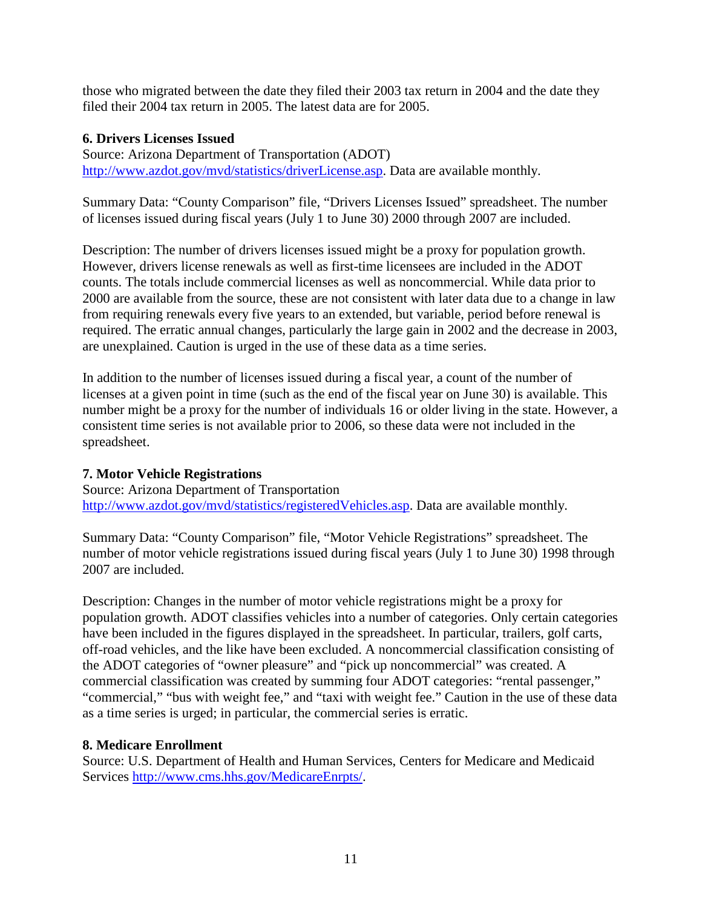those who migrated between the date they filed their 2003 tax return in 2004 and the date they filed their 2004 tax return in 2005. The latest data are for 2005.

**6. Drivers Licenses Issued**

Source: Arizona Department of Transportation (ADOT) http://www.azdot.gov/mvd/statistics/driverLicense.asp. Data are available monthly.

Summary Data: "County Comparison" file, "Drivers Licenses Issued" spreadsheet. The number of licenses issued during fiscal years (July 1 to June 30) 2000 through 2007 are included.

Description: The number of drivers licenses issued might be a proxy for population growth. However, drivers license renewals as well as first-time licensees are included in the ADOT counts. The totals include commercial licenses as well as noncommercial. While data prior to 2000 are available from the source, these are not consistent with later data due to a change in law from requiring renewals every five years to an extended, but variable, period before renewal is required. The erratic annual changes, particularly the large gain in 2002 and the decrease in 2003, are unexplained. Caution is urged in the use of these data as a time series.

In addition to the number of licenses issued during a fiscal year, a count of the number of licenses at a given point in time (such as the end of the fiscal year on June 30) is available. This number might be a proxy for the number of individuals 16 or older living in the state. However, a consistent time series is not available prior to 2006, so these data were not included in the spreadsheet.

**7. Motor Vehicle Registrations**

Source: Arizona Department of Transportation http://www.azdot.gov/mvd/statistics/registeredVehicles.asp. Data are available monthly.

Summary Data: "County Comparison" file, "Motor Vehicle Registrations" spreadsheet. The number of motor vehicle registrations issued during fiscal years (July 1 to June 30) 1998 through 2007 are included.

Description: Changes in the number of motor vehicle registrations might be a proxy for population growth. ADOT classifies vehicles into a number of categories. Only certain categories have been included in the figures displayed in the spreadsheet. In particular, trailers, golf carts, off-road vehicles, and the like have been excluded. A noncommercial classification consisting of the ADOT categories of "owner pleasure" and "pick up noncommercial" was created. A commercial classification was created by summing four ADOT categories: "rental passenger," "commercial," "bus with weight fee," and "taxi with weight fee." Caution in the use of these data as a time series is urged; in particular, the commercial series is erratic.

**8. Medicare Enrollment**

Source: U.S. Department of Health and Human Services, Centers for Medicare and Medicaid Services http://www.cms.hhs.gov/MedicareEnrpts/.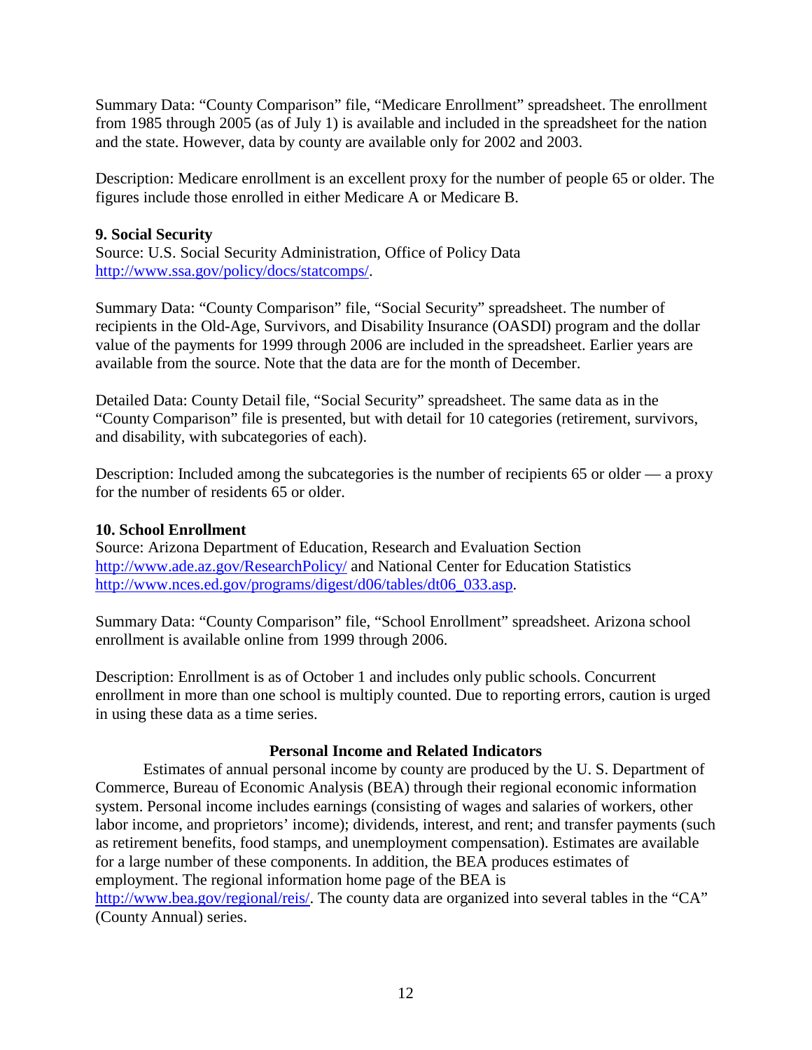Summary Data: "County Comparison" file, "Medicare Enrollment" spreadsheet. The enrollment from 1985 through 2005 (as of July 1) is available and included in the spreadsheet for the nation and the state. However, data by county are available only for 2002 and 2003.

Description: Medicare enrollment is an excellent proxy for the number of people 65 or older. The figures include those enrolled in either Medicare A or Medicare B.

**9. Social Security**
Source: U.S. Social Security Administration, Office of Policy Data
http://www.ssa.gov/policy/docs/statcomps/.

Summary Data: "County Comparison" file, "Social Security" spreadsheet. The number of recipients in the Old-Age, Survivors, and Disability Insurance (OASDI) program and the dollar value of the payments for 1999 through 2006 are included in the spreadsheet. Earlier years are available from the source. Note that the data are for the month of December.

Detailed Data: County Detail file, "Social Security" spreadsheet. The same data as in the "County Comparison" file is presented, but with detail for 10 categories (retirement, survivors, and disability, with subcategories of each).

Description: Included among the subcategories is the number of recipients 65 or older — a proxy for the number of residents 65 or older.

**10. School Enrollment**
Source: Arizona Department of Education, Research and Evaluation Section
http://www.ade.az.gov/ResearchPolicy/ and National Center for Education Statistics
http://www.nces.ed.gov/programs/digest/d06/tables/dt06_033.asp.

Summary Data: "County Comparison" file, "School Enrollment" spreadsheet. Arizona school enrollment is available online from 1999 through 2006.

Description: Enrollment is as of October 1 and includes only public schools. Concurrent enrollment in more than one school is multiply counted. Due to reporting errors, caution is urged in using these data as a time series.

## Personal Income and Related Indicators

Estimates of annual personal income by county are produced by the U. S. Department of Commerce, Bureau of Economic Analysis (BEA) through their regional economic information system. Personal income includes earnings (consisting of wages and salaries of workers, other labor income, and proprietors' income); dividends, interest, and rent; and transfer payments (such as retirement benefits, food stamps, and unemployment compensation). Estimates are available for a large number of these components. In addition, the BEA produces estimates of employment. The regional information home page of the BEA is http://www.bea.gov/regional/reis/. The county data are organized into several tables in the "CA" (County Annual) series.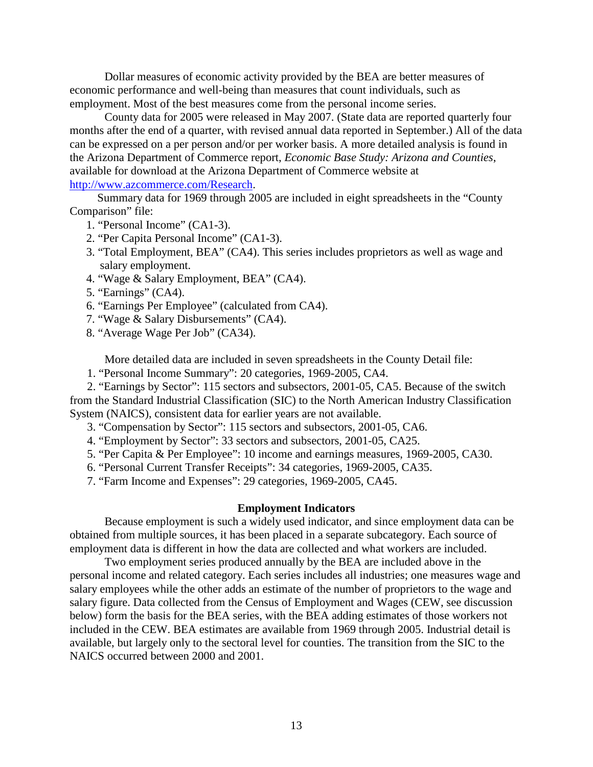Dollar measures of economic activity provided by the BEA are better measures of economic performance and well-being than measures that count individuals, such as employment. Most of the best measures come from the personal income series.

County data for 2005 were released in May 2007. (State data are reported quarterly four months after the end of a quarter, with revised annual data reported in September.) All of the data can be expressed on a per person and/or per worker basis. A more detailed analysis is found in the Arizona Department of Commerce report, *Economic Base Study: Arizona and Counties*, available for download at the Arizona Department of Commerce website at [http://www.azcommerce.com/Research](http://www.azcommerce.com/Research).

Summary data for 1969 through 2005 are included in eight spreadsheets in the "County Comparison" file:

1. "Personal Income" (CA1-3).
2. "Per Capita Personal Income" (CA1-3).
3. "Total Employment, BEA" (CA4). This series includes proprietors as well as wage and salary employment.
4. "Wage & Salary Employment, BEA" (CA4).
5. "Earnings" (CA4).
6. "Earnings Per Employee" (calculated from CA4).
7. "Wage & Salary Disbursements" (CA4).
8. "Average Wage Per Job" (CA34).

More detailed data are included in seven spreadsheets in the County Detail file:

1. "Personal Income Summary": 20 categories, 1969-2005, CA4.
2. "Earnings by Sector": 115 sectors and subsectors, 2001-05, CA5. Because of the switch from the Standard Industrial Classification (SIC) to the North American Industry Classification System (NAICS), consistent data for earlier years are not available.
3. "Compensation by Sector": 115 sectors and subsectors, 2001-05, CA6.
4. "Employment by Sector": 33 sectors and subsectors, 2001-05, CA25.
5. "Per Capita & Per Employee": 10 income and earnings measures, 1969-2005, CA30.
6. "Personal Current Transfer Receipts": 34 categories, 1969-2005, CA35.
7. "Farm Income and Expenses": 29 categories, 1969-2005, CA45.

**Employment Indicators**

Because employment is such a widely used indicator, and since employment data can be obtained from multiple sources, it has been placed in a separate subcategory. Each source of employment data is different in how the data are collected and what workers are included.

Two employment series produced annually by the BEA are included above in the personal income and related category. Each series includes all industries; one measures wage and salary employees while the other adds an estimate of the number of proprietors to the wage and salary figure. Data collected from the Census of Employment and Wages (CEW, see discussion below) form the basis for the BEA series, with the BEA adding estimates of those workers not included in the CEW. BEA estimates are available from 1969 through 2005. Industrial detail is available, but largely only to the sectoral level for counties. The transition from the SIC to the NAICS occurred between 2000 and 2001.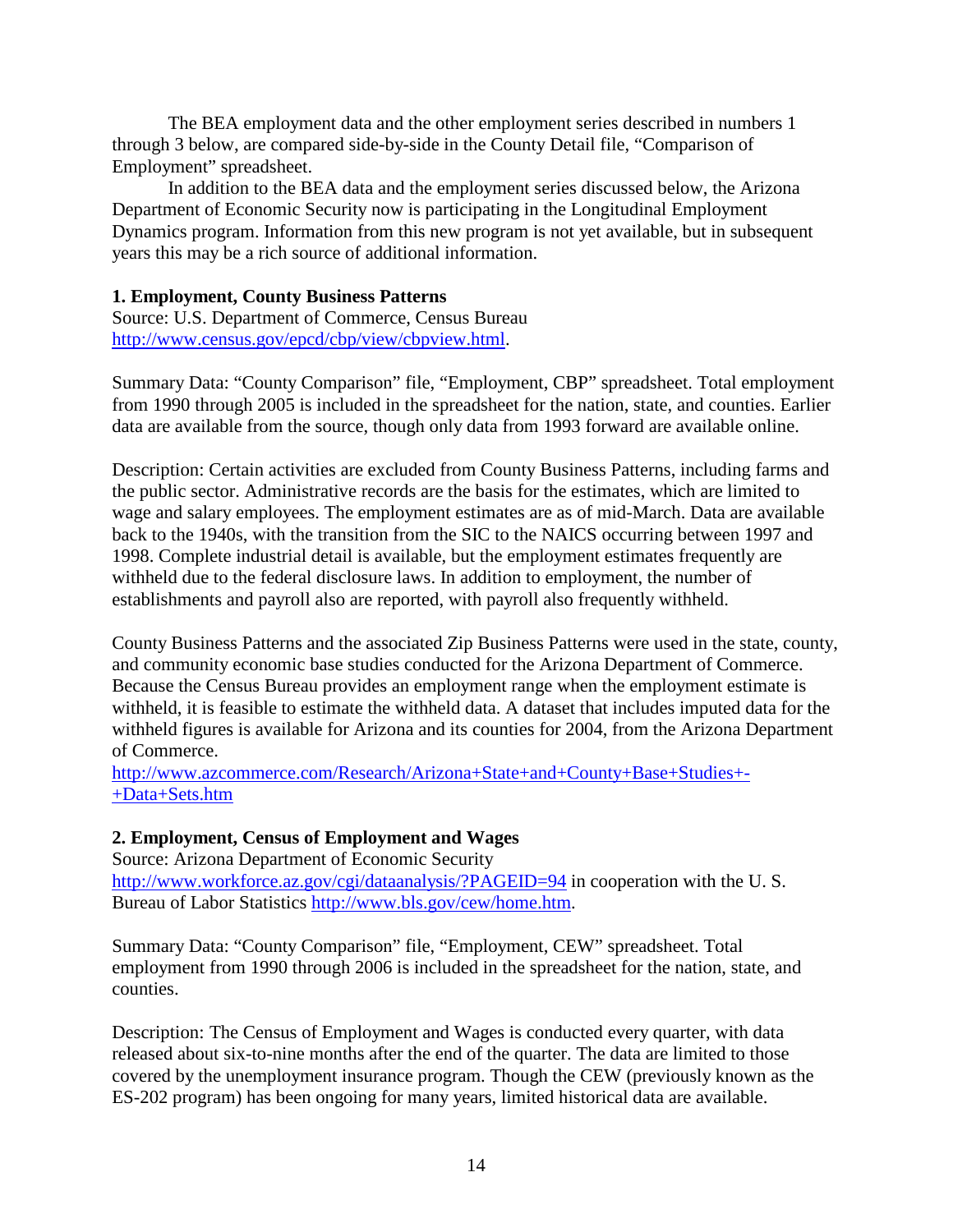The BEA employment data and the other employment series described in numbers 1 through 3 below, are compared side-by-side in the County Detail file, "Comparison of Employment" spreadsheet.

In addition to the BEA data and the employment series discussed below, the Arizona Department of Economic Security now is participating in the Longitudinal Employment Dynamics program. Information from this new program is not yet available, but in subsequent years this may be a rich source of additional information.

**1. Employment, County Business Patterns**
Source: U.S. Department of Commerce, Census Bureau
http://www.census.gov/epcd/cbp/view/cbpview.html.

Summary Data: "County Comparison" file, "Employment, CBP" spreadsheet. Total employment from 1990 through 2005 is included in the spreadsheet for the nation, state, and counties. Earlier data are available from the source, though only data from 1993 forward are available online.

Description: Certain activities are excluded from County Business Patterns, including farms and the public sector. Administrative records are the basis for the estimates, which are limited to wage and salary employees. The employment estimates are as of mid-March. Data are available back to the 1940s, with the transition from the SIC to the NAICS occurring between 1997 and 1998. Complete industrial detail is available, but the employment estimates frequently are withheld due to the federal disclosure laws. In addition to employment, the number of establishments and payroll also are reported, with payroll also frequently withheld.

County Business Patterns and the associated Zip Business Patterns were used in the state, county, and community economic base studies conducted for the Arizona Department of Commerce. Because the Census Bureau provides an employment range when the employment estimate is withheld, it is feasible to estimate the withheld data. A dataset that includes imputed data for the withheld figures is available for Arizona and its counties for 2004, from the Arizona Department of Commerce.
http://www.azcommerce.com/Research/Arizona+State+and+County+Base+Studies+-+Data+Sets.htm

**2. Employment, Census of Employment and Wages**
Source: Arizona Department of Economic Security
http://www.workforce.az.gov/cgi/dataanalysis/?PAGEID=94 in cooperation with the U. S. Bureau of Labor Statistics http://www.bls.gov/cew/home.htm.

Summary Data: "County Comparison" file, "Employment, CEW" spreadsheet. Total employment from 1990 through 2006 is included in the spreadsheet for the nation, state, and counties.

Description: The Census of Employment and Wages is conducted every quarter, with data released about six-to-nine months after the end of the quarter. The data are limited to those covered by the unemployment insurance program. Though the CEW (previously known as the ES-202 program) has been ongoing for many years, limited historical data are available.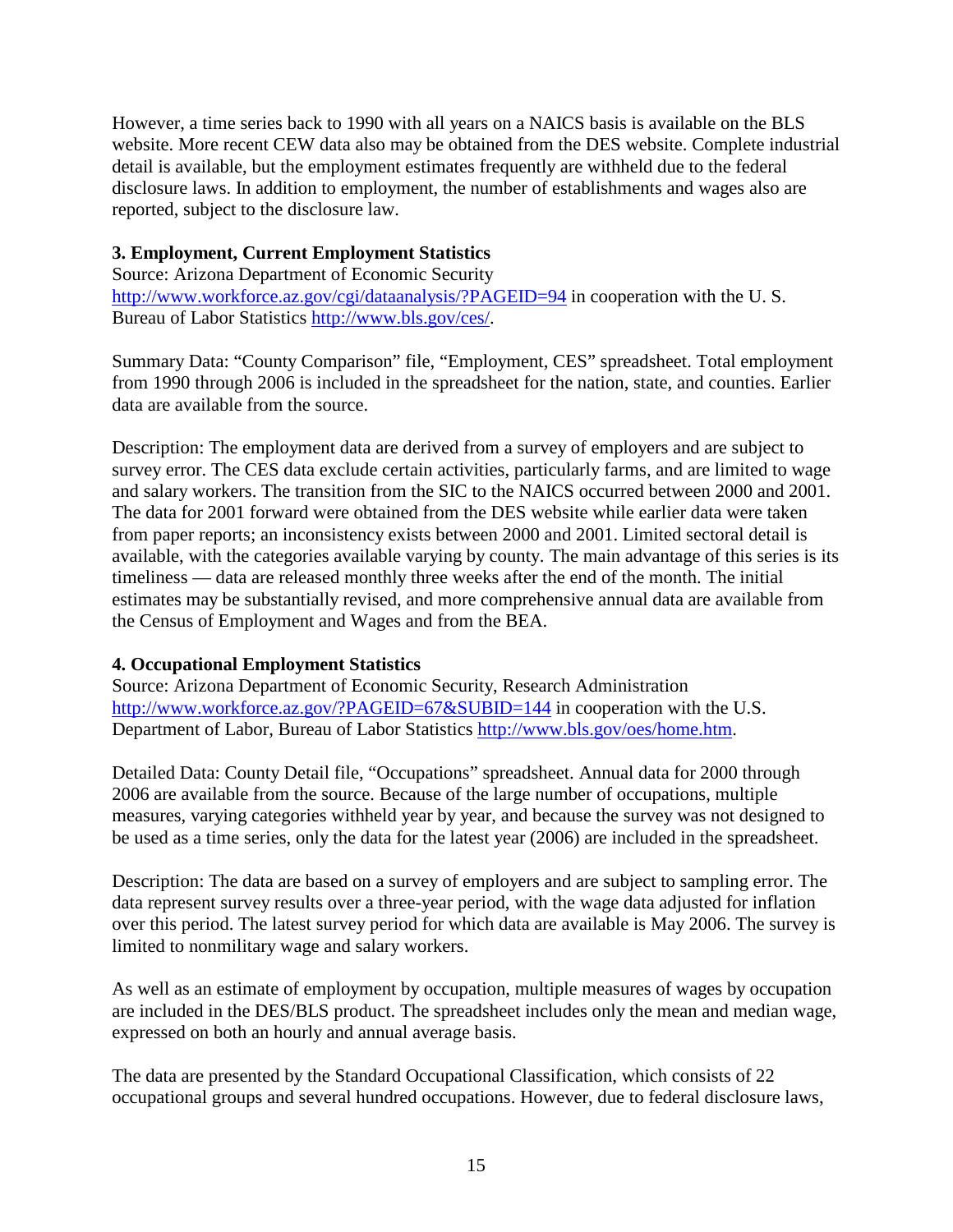However, a time series back to 1990 with all years on a NAICS basis is available on the BLS website. More recent CEW data also may be obtained from the DES website. Complete industrial detail is available, but the employment estimates frequently are withheld due to the federal disclosure laws. In addition to employment, the number of establishments and wages also are reported, subject to the disclosure law.

### 3. Employment, Current Employment Statistics

Source: Arizona Department of Economic Security http://www.workforce.az.gov/cgi/dataanalysis/?PAGEID=94 in cooperation with the U. S. Bureau of Labor Statistics http://www.bls.gov/ces/.

Summary Data: “County Comparison” file, “Employment, CES” spreadsheet. Total employment from 1990 through 2006 is included in the spreadsheet for the nation, state, and counties. Earlier data are available from the source.

Description: The employment data are derived from a survey of employers and are subject to survey error. The CES data exclude certain activities, particularly farms, and are limited to wage and salary workers. The transition from the SIC to the NAICS occurred between 2000 and 2001. The data for 2001 forward were obtained from the DES website while earlier data were taken from paper reports; an inconsistency exists between 2000 and 2001. Limited sectoral detail is available, with the categories available varying by county. The main advantage of this series is its timeliness — data are released monthly three weeks after the end of the month. The initial estimates may be substantially revised, and more comprehensive annual data are available from the Census of Employment and Wages and from the BEA.

### 4. Occupational Employment Statistics

Source: Arizona Department of Economic Security, Research Administration http://www.workforce.az.gov/?PAGEID=67&SUBID=144 in cooperation with the U.S. Department of Labor, Bureau of Labor Statistics http://www.bls.gov/oes/home.htm.

Detailed Data: County Detail file, “Occupations” spreadsheet. Annual data for 2000 through 2006 are available from the source. Because of the large number of occupations, multiple measures, varying categories withheld year by year, and because the survey was not designed to be used as a time series, only the data for the latest year (2006) are included in the spreadsheet.

Description: The data are based on a survey of employers and are subject to sampling error. The data represent survey results over a three-year period, with the wage data adjusted for inflation over this period. The latest survey period for which data are available is May 2006. The survey is limited to nonmilitary wage and salary workers.

As well as an estimate of employment by occupation, multiple measures of wages by occupation are included in the DES/BLS product. The spreadsheet includes only the mean and median wage, expressed on both an hourly and annual average basis.

The data are presented by the Standard Occupational Classification, which consists of 22 occupational groups and several hundred occupations. However, due to federal disclosure laws,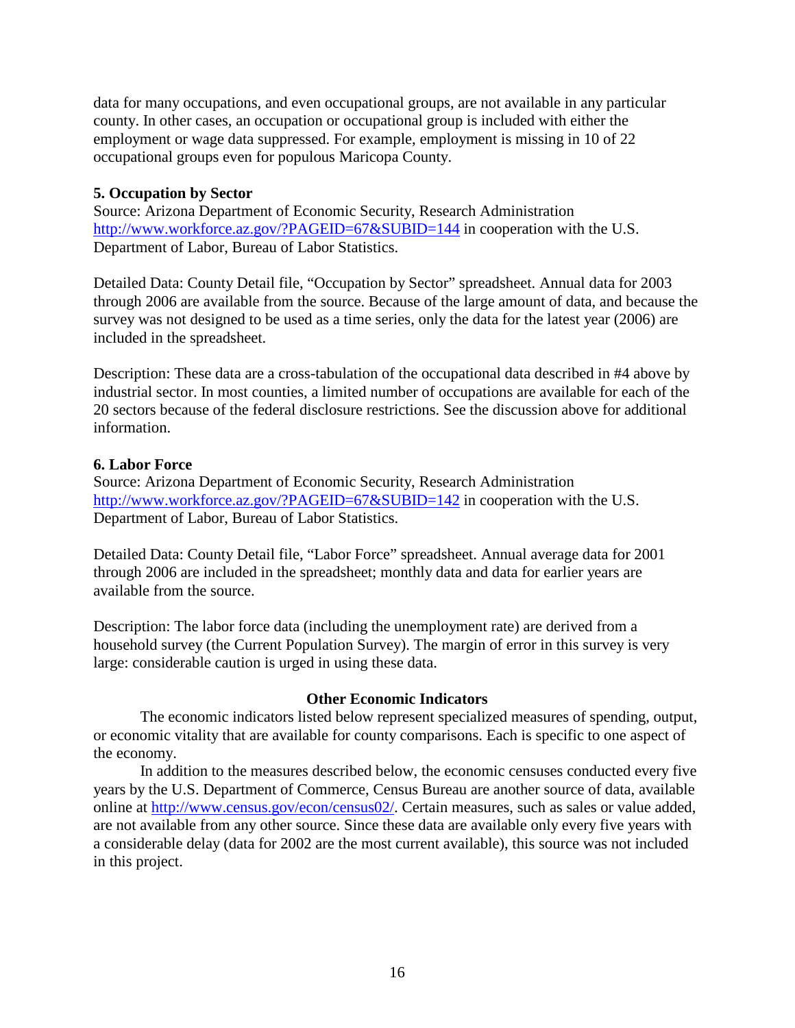data for many occupations, and even occupational groups, are not available in any particular county. In other cases, an occupation or occupational group is included with either the employment or wage data suppressed. For example, employment is missing in 10 of 22 occupational groups even for populous Maricopa County.

**5. Occupation by Sector**
Source: Arizona Department of Economic Security, Research Administration http://www.workforce.az.gov/?PAGEID=67&SUBID=144 in cooperation with the U.S. Department of Labor, Bureau of Labor Statistics.

Detailed Data: County Detail file, "Occupation by Sector" spreadsheet. Annual data for 2003 through 2006 are available from the source. Because of the large amount of data, and because the survey was not designed to be used as a time series, only the data for the latest year (2006) are included in the spreadsheet.

Description: These data are a cross-tabulation of the occupational data described in #4 above by industrial sector. In most counties, a limited number of occupations are available for each of the 20 sectors because of the federal disclosure restrictions. See the discussion above for additional information.

**6. Labor Force**
Source: Arizona Department of Economic Security, Research Administration http://www.workforce.az.gov/?PAGEID=67&SUBID=142 in cooperation with the U.S. Department of Labor, Bureau of Labor Statistics.

Detailed Data: County Detail file, "Labor Force" spreadsheet. Annual average data for 2001 through 2006 are included in the spreadsheet; monthly data and data for earlier years are available from the source.

Description: The labor force data (including the unemployment rate) are derived from a household survey (the Current Population Survey). The margin of error in this survey is very large: considerable caution is urged in using these data.

## Other Economic Indicators

The economic indicators listed below represent specialized measures of spending, output, or economic vitality that are available for county comparisons. Each is specific to one aspect of the economy.

In addition to the measures described below, the economic censuses conducted every five years by the U.S. Department of Commerce, Census Bureau are another source of data, available online at http://www.census.gov/econ/census02/. Certain measures, such as sales or value added, are not available from any other source. Since these data are available only every five years with a considerable delay (data for 2002 are the most current available), this source was not included in this project.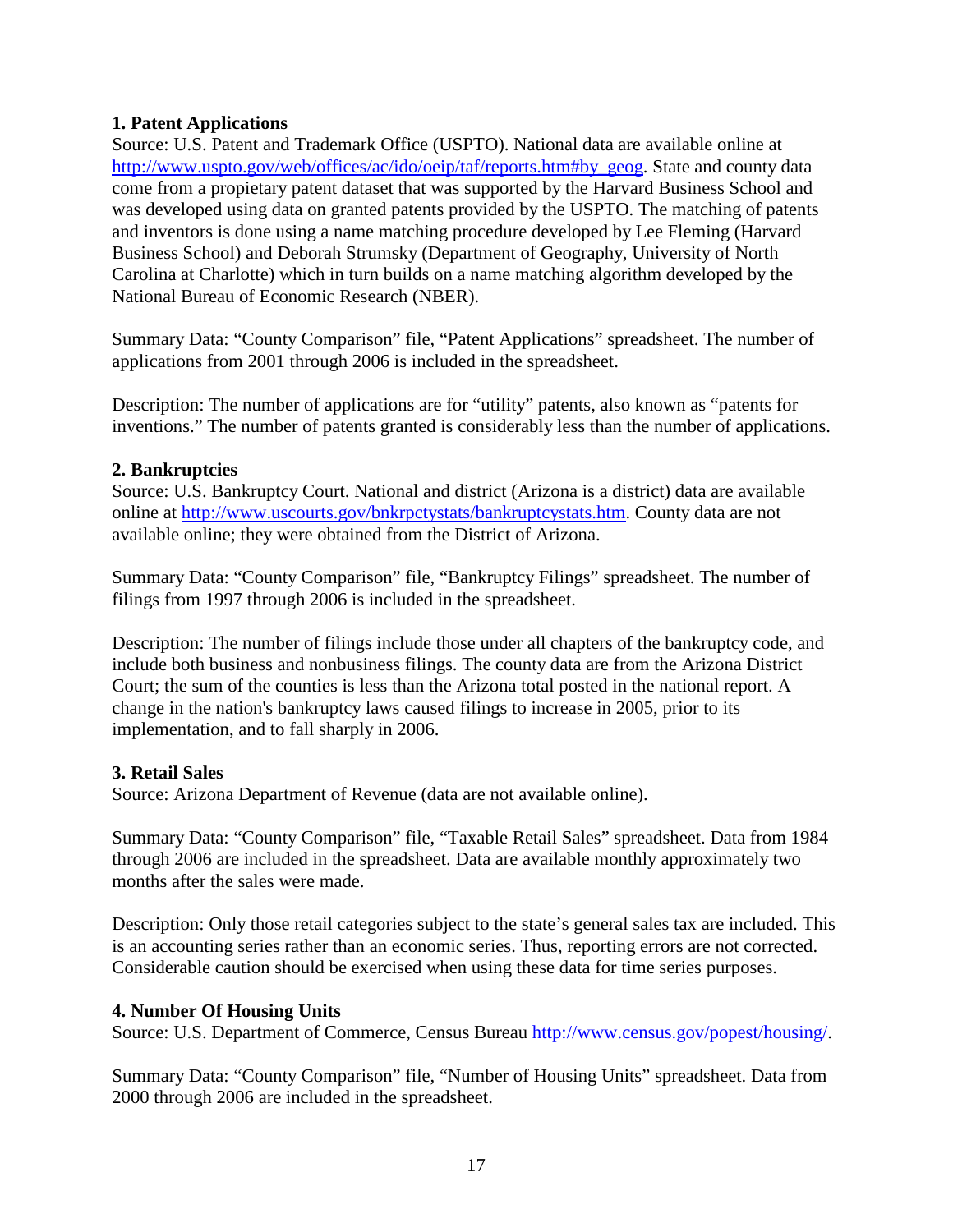**1. Patent Applications**

Source: U.S. Patent and Trademark Office (USPTO). National data are available online at http://www.uspto.gov/web/offices/ac/ido/oeip/taf/reports.htm#by_geog. State and county data come from a propietary patent dataset that was supported by the Harvard Business School and was developed using data on granted patents provided by the USPTO. The matching of patents and inventors is done using a name matching procedure developed by Lee Fleming (Harvard Business School) and Deborah Strumsky (Department of Geography, University of North Carolina at Charlotte) which in turn builds on a name matching algorithm developed by the National Bureau of Economic Research (NBER).

Summary Data: "County Comparison" file, "Patent Applications" spreadsheet. The number of applications from 2001 through 2006 is included in the spreadsheet.

Description: The number of applications are for "utility" patents, also known as "patents for inventions." The number of patents granted is considerably less than the number of applications.

**2. Bankruptcies**

Source: U.S. Bankruptcy Court. National and district (Arizona is a district) data are available online at http://www.uscourts.gov/bnkrpctystats/bankruptcystats.htm. County data are not available online; they were obtained from the District of Arizona.

Summary Data: "County Comparison" file, "Bankruptcy Filings" spreadsheet. The number of filings from 1997 through 2006 is included in the spreadsheet.

Description: The number of filings include those under all chapters of the bankruptcy code, and include both business and nonbusiness filings. The county data are from the Arizona District Court; the sum of the counties is less than the Arizona total posted in the national report. A change in the nation's bankruptcy laws caused filings to increase in 2005, prior to its implementation, and to fall sharply in 2006.

**3. Retail Sales**

Source: Arizona Department of Revenue (data are not available online).

Summary Data: "County Comparison" file, "Taxable Retail Sales" spreadsheet. Data from 1984 through 2006 are included in the spreadsheet. Data are available monthly approximately two months after the sales were made.

Description: Only those retail categories subject to the state's general sales tax are included. This is an accounting series rather than an economic series. Thus, reporting errors are not corrected. Considerable caution should be exercised when using these data for time series purposes.

**4. Number Of Housing Units**

Source: U.S. Department of Commerce, Census Bureau http://www.census.gov/popest/housing/.

Summary Data: "County Comparison" file, "Number of Housing Units" spreadsheet. Data from 2000 through 2006 are included in the spreadsheet.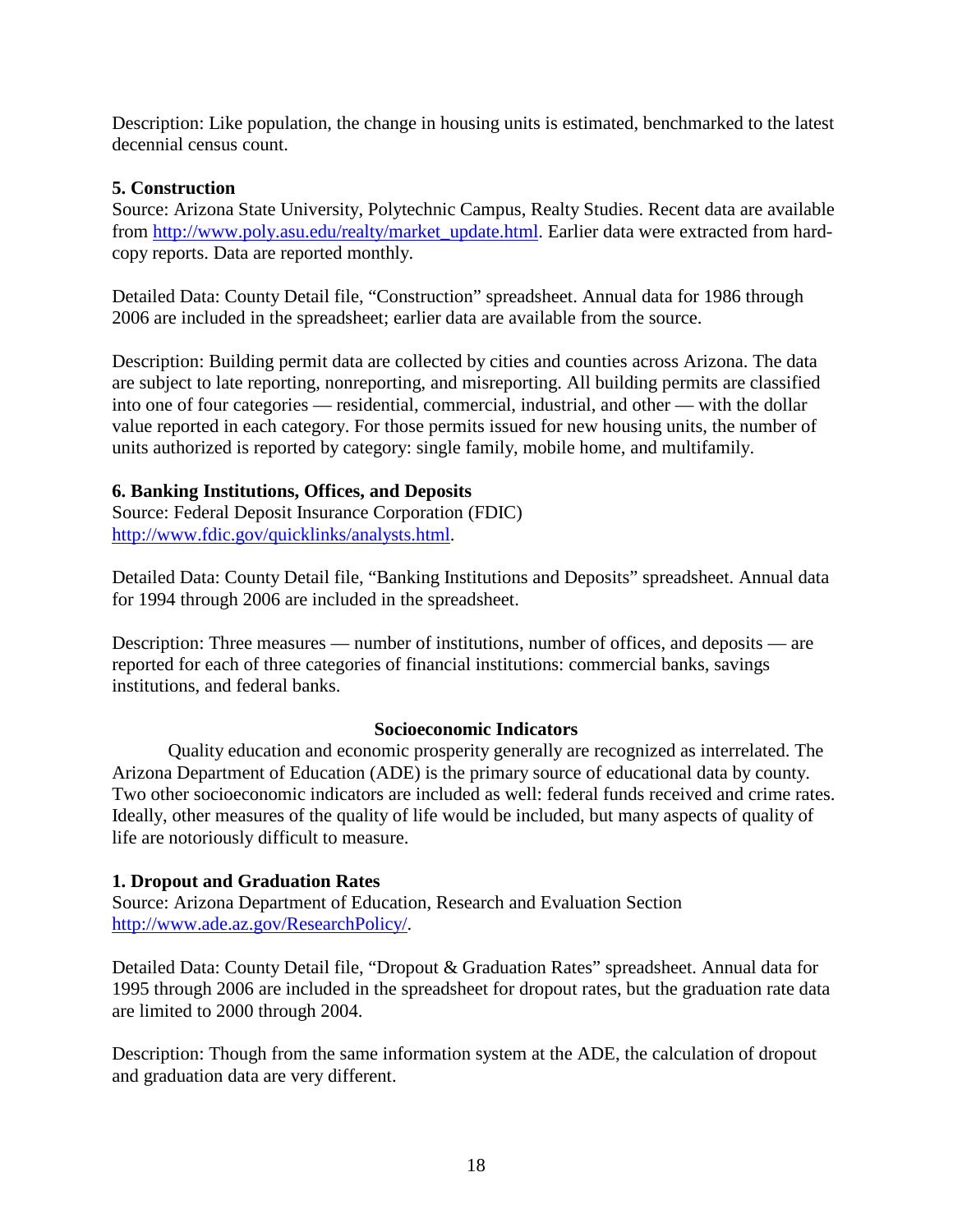Description: Like population, the change in housing units is estimated, benchmarked to the latest decennial census count.

**5. Construction**
Source: Arizona State University, Polytechnic Campus, Realty Studies. Recent data are available from http://www.poly.asu.edu/realty/market_update.html. Earlier data were extracted from hard-copy reports. Data are reported monthly.

Detailed Data: County Detail file, "Construction" spreadsheet. Annual data for 1986 through 2006 are included in the spreadsheet; earlier data are available from the source.

Description: Building permit data are collected by cities and counties across Arizona. The data are subject to late reporting, nonreporting, and misreporting. All building permits are classified into one of four categories — residential, commercial, industrial, and other — with the dollar value reported in each category. For those permits issued for new housing units, the number of units authorized is reported by category: single family, mobile home, and multifamily.

**6. Banking Institutions, Offices, and Deposits**
Source: Federal Deposit Insurance Corporation (FDIC)
http://www.fdic.gov/quicklinks/analysts.html.

Detailed Data: County Detail file, "Banking Institutions and Deposits" spreadsheet. Annual data for 1994 through 2006 are included in the spreadsheet.

Description: Three measures — number of institutions, number of offices, and deposits — are reported for each of three categories of financial institutions: commercial banks, savings institutions, and federal banks.

## Socioeconomic Indicators

Quality education and economic prosperity generally are recognized as interrelated. The Arizona Department of Education (ADE) is the primary source of educational data by county. Two other socioeconomic indicators are included as well: federal funds received and crime rates. Ideally, other measures of the quality of life would be included, but many aspects of quality of life are notoriously difficult to measure.

**1. Dropout and Graduation Rates**
Source: Arizona Department of Education, Research and Evaluation Section
http://www.ade.az.gov/ResearchPolicy/.

Detailed Data: County Detail file, "Dropout & Graduation Rates" spreadsheet. Annual data for 1995 through 2006 are included in the spreadsheet for dropout rates, but the graduation rate data are limited to 2000 through 2004.

Description: Though from the same information system at the ADE, the calculation of dropout and graduation data are very different.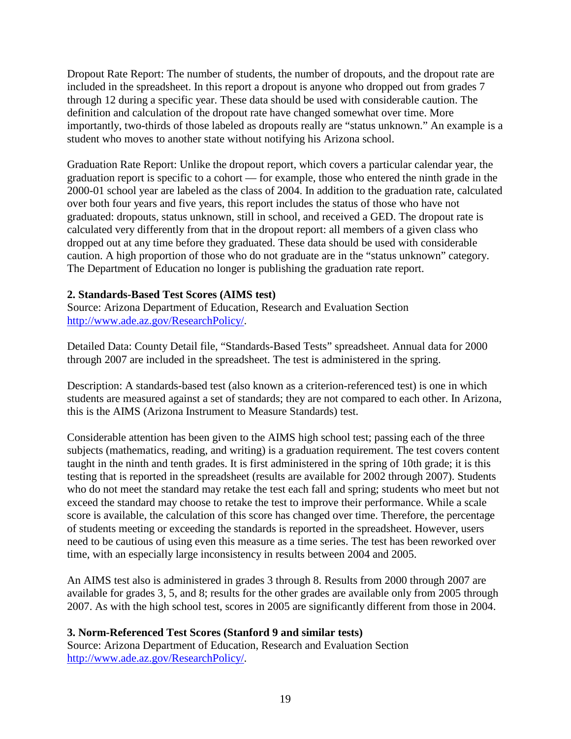Dropout Rate Report: The number of students, the number of dropouts, and the dropout rate are included in the spreadsheet. In this report a dropout is anyone who dropped out from grades 7 through 12 during a specific year. These data should be used with considerable caution. The definition and calculation of the dropout rate have changed somewhat over time. More importantly, two-thirds of those labeled as dropouts really are "status unknown." An example is a student who moves to another state without notifying his Arizona school.

Graduation Rate Report: Unlike the dropout report, which covers a particular calendar year, the graduation report is specific to a cohort — for example, those who entered the ninth grade in the 2000-01 school year are labeled as the class of 2004. In addition to the graduation rate, calculated over both four years and five years, this report includes the status of those who have not graduated: dropouts, status unknown, still in school, and received a GED. The dropout rate is calculated very differently from that in the dropout report: all members of a given class who dropped out at any time before they graduated. These data should be used with considerable caution. A high proportion of those who do not graduate are in the "status unknown" category. The Department of Education no longer is publishing the graduation rate report.

**2. Standards-Based Test Scores (AIMS test)**
Source: Arizona Department of Education, Research and Evaluation Section
http://www.ade.az.gov/ResearchPolicy/.

Detailed Data: County Detail file, "Standards-Based Tests" spreadsheet. Annual data for 2000 through 2007 are included in the spreadsheet. The test is administered in the spring.

Description: A standards-based test (also known as a criterion-referenced test) is one in which students are measured against a set of standards; they are not compared to each other. In Arizona, this is the AIMS (Arizona Instrument to Measure Standards) test.

Considerable attention has been given to the AIMS high school test; passing each of the three subjects (mathematics, reading, and writing) is a graduation requirement. The test covers content taught in the ninth and tenth grades. It is first administered in the spring of 10th grade; it is this testing that is reported in the spreadsheet (results are available for 2002 through 2007). Students who do not meet the standard may retake the test each fall and spring; students who meet but not exceed the standard may choose to retake the test to improve their performance. While a scale score is available, the calculation of this score has changed over time. Therefore, the percentage of students meeting or exceeding the standards is reported in the spreadsheet. However, users need to be cautious of using even this measure as a time series. The test has been reworked over time, with an especially large inconsistency in results between 2004 and 2005.

An AIMS test also is administered in grades 3 through 8. Results from 2000 through 2007 are available for grades 3, 5, and 8; results for the other grades are available only from 2005 through 2007. As with the high school test, scores in 2005 are significantly different from those in 2004.

**3. Norm-Referenced Test Scores (Stanford 9 and similar tests)**
Source: Arizona Department of Education, Research and Evaluation Section
http://www.ade.az.gov/ResearchPolicy/.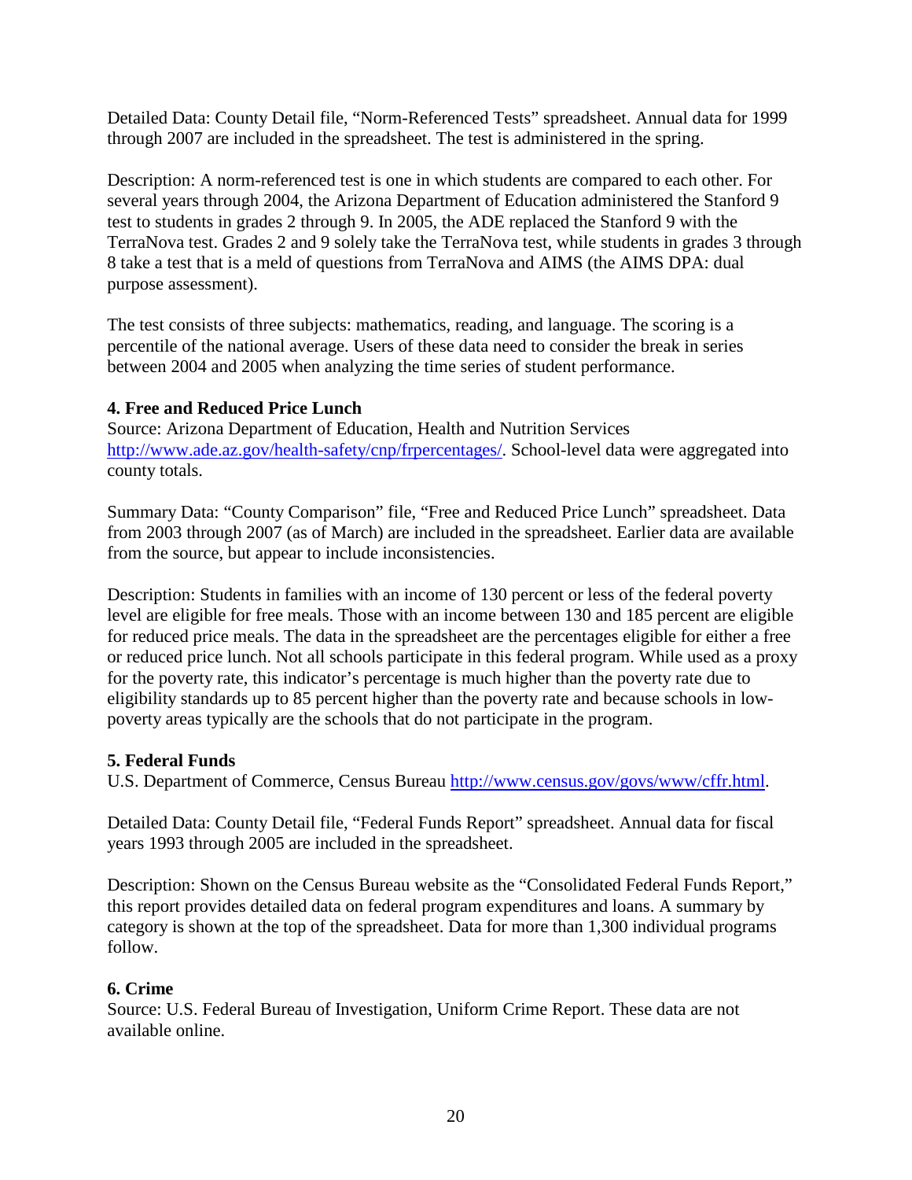Detailed Data: County Detail file, “Norm-Referenced Tests” spreadsheet. Annual data for 1999 through 2007 are included in the spreadsheet. The test is administered in the spring.

Description: A norm-referenced test is one in which students are compared to each other. For several years through 2004, the Arizona Department of Education administered the Stanford 9 test to students in grades 2 through 9. In 2005, the ADE replaced the Stanford 9 with the TerraNova test. Grades 2 and 9 solely take the TerraNova test, while students in grades 3 through 8 take a test that is a meld of questions from TerraNova and AIMS (the AIMS DPA: dual purpose assessment).

The test consists of three subjects: mathematics, reading, and language. The scoring is a percentile of the national average. Users of these data need to consider the break in series between 2004 and 2005 when analyzing the time series of student performance.

### 4. Free and Reduced Price Lunch

Source: Arizona Department of Education, Health and Nutrition Services http://www.ade.az.gov/health-safety/cnp/frpercentages/. School-level data were aggregated into county totals.

Summary Data: “County Comparison” file, “Free and Reduced Price Lunch” spreadsheet. Data from 2003 through 2007 (as of March) are included in the spreadsheet. Earlier data are available from the source, but appear to include inconsistencies.

Description: Students in families with an income of 130 percent or less of the federal poverty level are eligible for free meals. Those with an income between 130 and 185 percent are eligible for reduced price meals. The data in the spreadsheet are the percentages eligible for either a free or reduced price lunch. Not all schools participate in this federal program. While used as a proxy for the poverty rate, this indicator’s percentage is much higher than the poverty rate due to eligibility standards up to 85 percent higher than the poverty rate and because schools in low-poverty areas typically are the schools that do not participate in the program.

### 5. Federal Funds

U.S. Department of Commerce, Census Bureau http://www.census.gov/govs/www/cffr.html.

Detailed Data: County Detail file, “Federal Funds Report” spreadsheet. Annual data for fiscal years 1993 through 2005 are included in the spreadsheet.

Description: Shown on the Census Bureau website as the “Consolidated Federal Funds Report,” this report provides detailed data on federal program expenditures and loans. A summary by category is shown at the top of the spreadsheet. Data for more than 1,300 individual programs follow.

### 6. Crime

Source: U.S. Federal Bureau of Investigation, Uniform Crime Report. These data are not available online.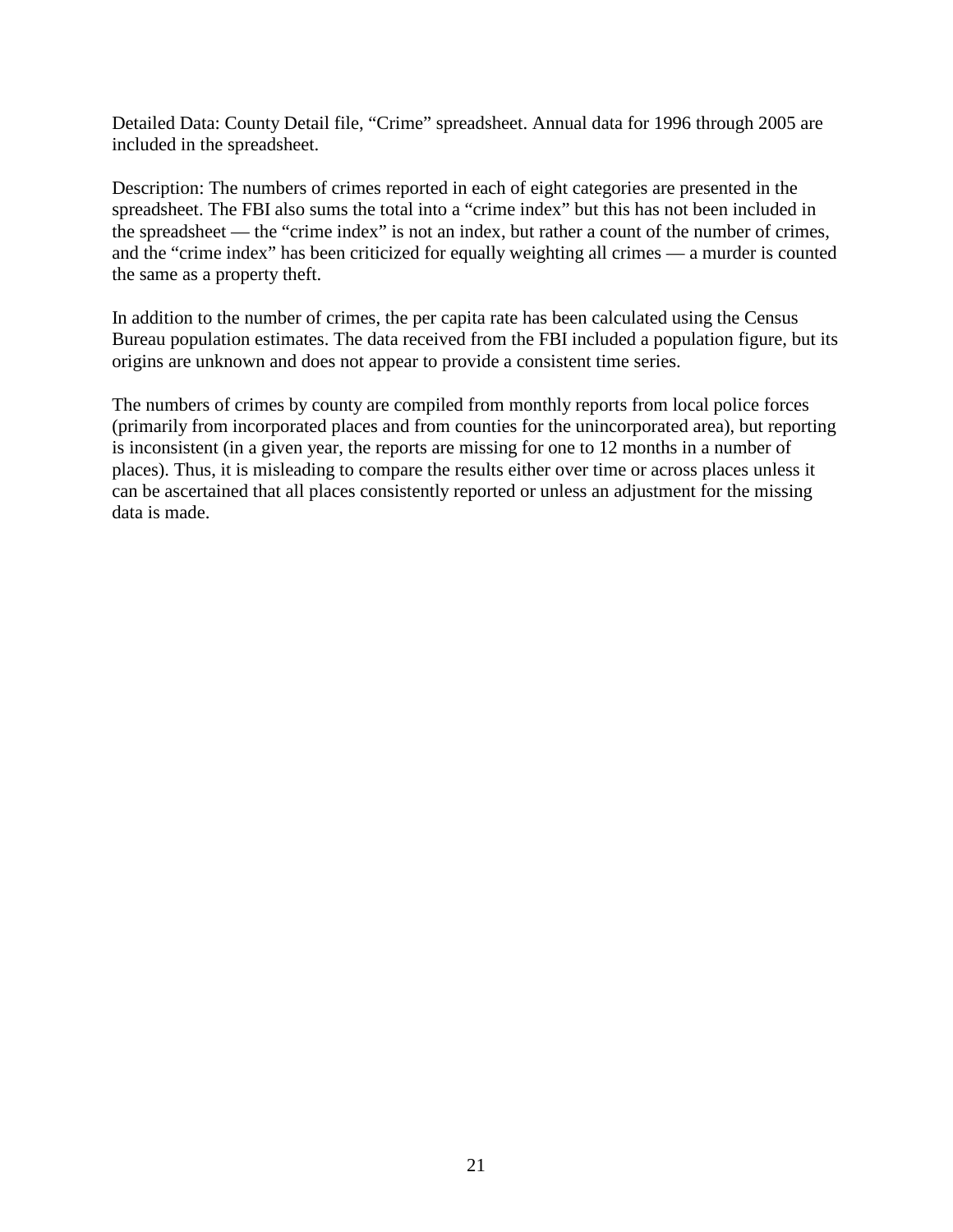Detailed Data: County Detail file, “Crime” spreadsheet. Annual data for 1996 through 2005 are included in the spreadsheet.

Description: The numbers of crimes reported in each of eight categories are presented in the spreadsheet. The FBI also sums the total into a “crime index” but this has not been included in the spreadsheet — the “crime index” is not an index, but rather a count of the number of crimes, and the “crime index” has been criticized for equally weighting all crimes — a murder is counted the same as a property theft.

In addition to the number of crimes, the per capita rate has been calculated using the Census Bureau population estimates. The data received from the FBI included a population figure, but its origins are unknown and does not appear to provide a consistent time series.

The numbers of crimes by county are compiled from monthly reports from local police forces (primarily from incorporated places and from counties for the unincorporated area), but reporting is inconsistent (in a given year, the reports are missing for one to 12 months in a number of places). Thus, it is misleading to compare the results either over time or across places unless it can be ascertained that all places consistently reported or unless an adjustment for the missing data is made.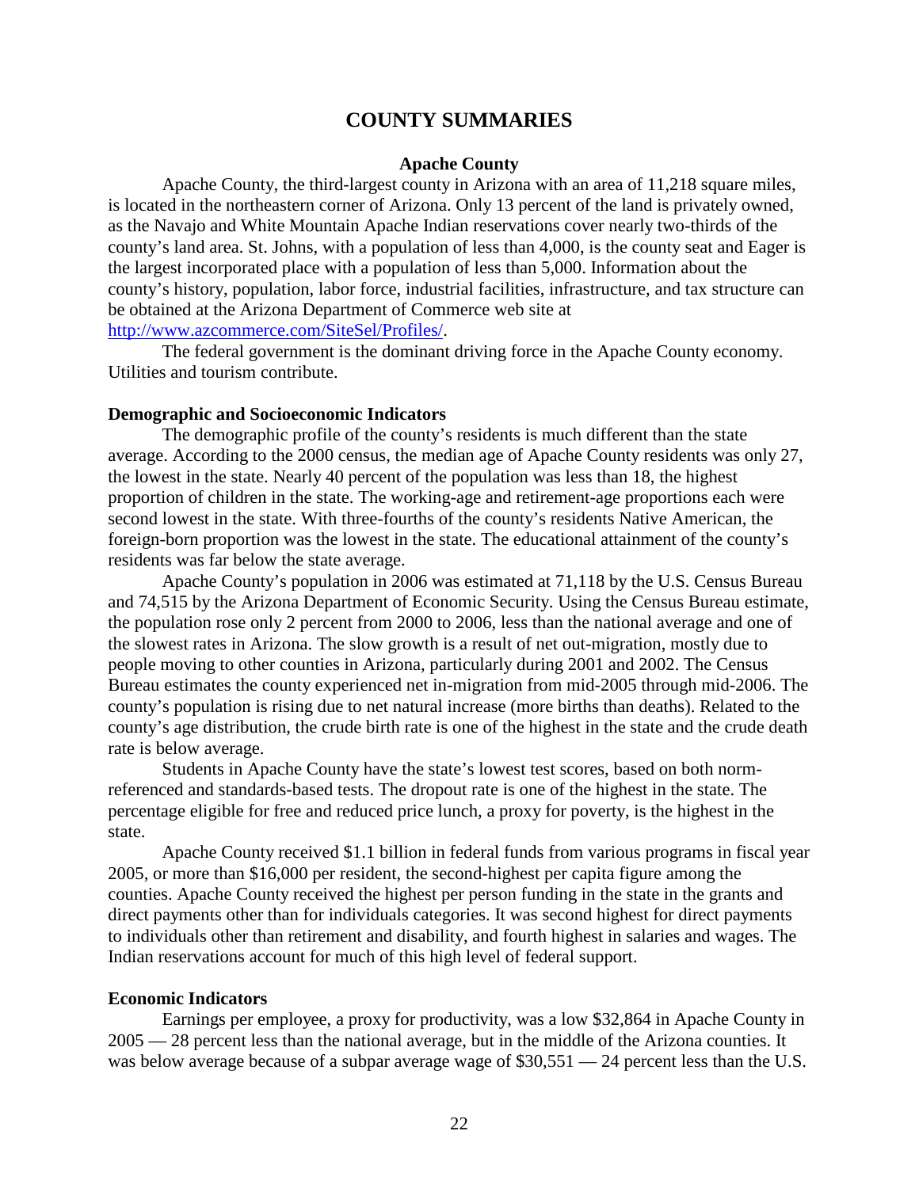# COUNTY SUMMARIES

## Apache County

Apache County, the third-largest county in Arizona with an area of 11,218 square miles, is located in the northeastern corner of Arizona. Only 13 percent of the land is privately owned, as the Navajo and White Mountain Apache Indian reservations cover nearly two-thirds of the county's land area. St. Johns, with a population of less than 4,000, is the county seat and Eager is the largest incorporated place with a population of less than 5,000. Information about the county's history, population, labor force, industrial facilities, infrastructure, and tax structure can be obtained at the Arizona Department of Commerce web site at http://www.azcommerce.com/SiteSel/Profiles/.

The federal government is the dominant driving force in the Apache County economy. Utilities and tourism contribute.

### Demographic and Socioeconomic Indicators

The demographic profile of the county's residents is much different than the state average. According to the 2000 census, the median age of Apache County residents was only 27, the lowest in the state. Nearly 40 percent of the population was less than 18, the highest proportion of children in the state. The working-age and retirement-age proportions each were second lowest in the state. With three-fourths of the county's residents Native American, the foreign-born proportion was the lowest in the state. The educational attainment of the county's residents was far below the state average.

Apache County's population in 2006 was estimated at 71,118 by the U.S. Census Bureau and 74,515 by the Arizona Department of Economic Security. Using the Census Bureau estimate, the population rose only 2 percent from 2000 to 2006, less than the national average and one of the slowest rates in Arizona. The slow growth is a result of net out-migration, mostly due to people moving to other counties in Arizona, particularly during 2001 and 2002. The Census Bureau estimates the county experienced net in-migration from mid-2005 through mid-2006. The county's population is rising due to net natural increase (more births than deaths). Related to the county's age distribution, the crude birth rate is one of the highest in the state and the crude death rate is below average.

Students in Apache County have the state's lowest test scores, based on both norm-referenced and standards-based tests. The dropout rate is one of the highest in the state. The percentage eligible for free and reduced price lunch, a proxy for poverty, is the highest in the state.

Apache County received $1.1 billion in federal funds from various programs in fiscal year 2005, or more than $16,000 per resident, the second-highest per capita figure among the counties. Apache County received the highest per person funding in the state in the grants and direct payments other than for individuals categories. It was second highest for direct payments to individuals other than retirement and disability, and fourth highest in salaries and wages. The Indian reservations account for much of this high level of federal support.

### Economic Indicators

Earnings per employee, a proxy for productivity, was a low $32,864 in Apache County in 2005 — 28 percent less than the national average, but in the middle of the Arizona counties. It was below average because of a subpar average wage of $30,551 — 24 percent less than the U.S.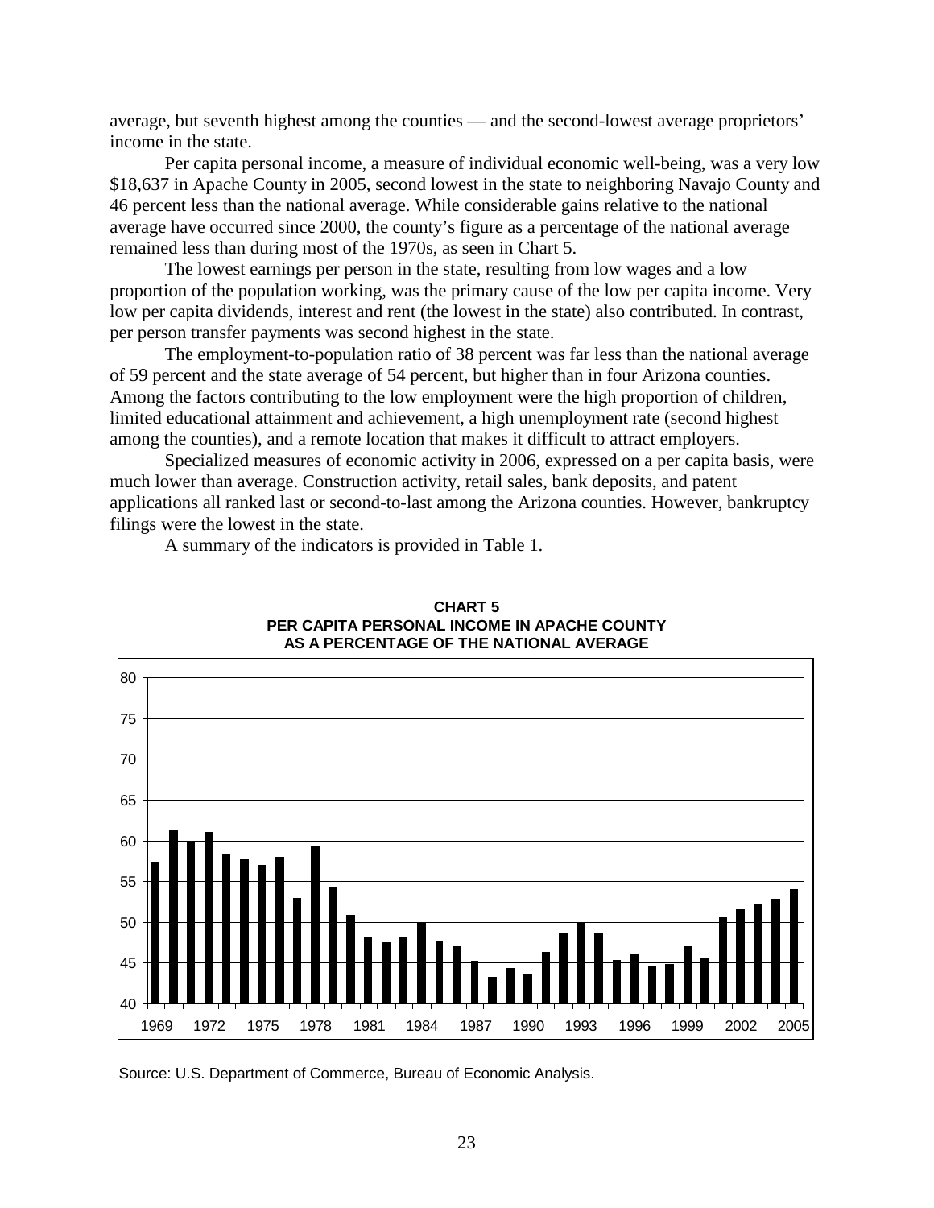average, but seventh highest among the counties — and the second-lowest average proprietors' income in the state.

Per capita personal income, a measure of individual economic well-being, was a very low $18,637 in Apache County in 2005, second lowest in the state to neighboring Navajo County and 46 percent less than the national average. While considerable gains relative to the national average have occurred since 2000, the county's figure as a percentage of the national average remained less than during most of the 1970s, as seen in Chart 5.

The lowest earnings per person in the state, resulting from low wages and a low proportion of the population working, was the primary cause of the low per capita income. Very low per capita dividends, interest and rent (the lowest in the state) also contributed. In contrast, per person transfer payments was second highest in the state.

The employment-to-population ratio of 38 percent was far less than the national average of 59 percent and the state average of 54 percent, but higher than in four Arizona counties. Among the factors contributing to the low employment were the high proportion of children, limited educational attainment and achievement, a high unemployment rate (second highest among the counties), and a remote location that makes it difficult to attract employers.

Specialized measures of economic activity in 2006, expressed on a per capita basis, were much lower than average. Construction activity, retail sales, bank deposits, and patent applications all ranked last or second-to-last among the Arizona counties. However, bankruptcy filings were the lowest in the state.

A summary of the indicators is provided in Table 1.

**CHART 5**
**PER CAPITA PERSONAL INCOME IN APACHE COUNTY AS A PERCENTAGE OF THE NATIONAL AVERAGE**

Source: U.S. Department of Commerce, Bureau of Economic Analysis.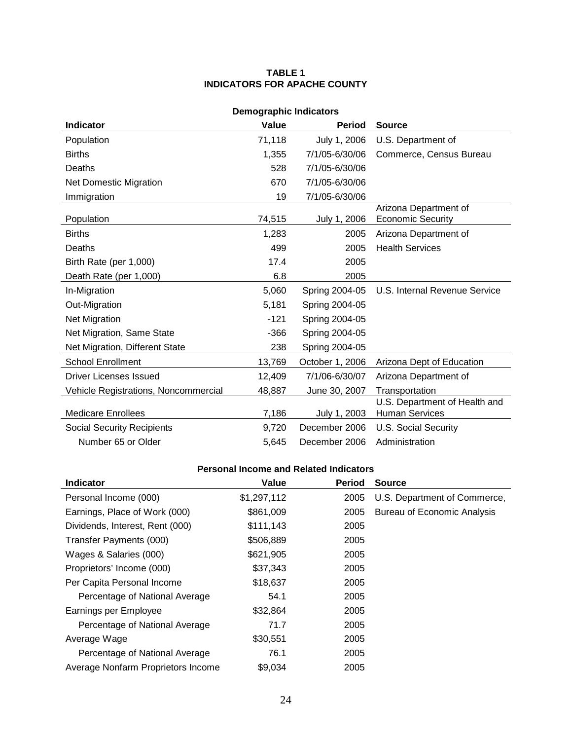**TABLE 1**
**INDICATORS FOR APACHE COUNTY**

**Demographic Indicators**

| Indicator | Value | Period | Source |
|---|---:|---:|---|
| Population | 71,118 | July 1, 2006 | U.S. Department of |
| Births | 1,355 | 7/1/05-6/30/06 | Commerce, Census Bureau |
| Deaths | 528 | 7/1/05-6/30/06 | |
| Net Domestic Migration | 670 | 7/1/05-6/30/06 | |
| Immigration | 19 | 7/1/05-6/30/06 | |
| Population | 74,515 | July 1, 2006 | Arizona Department of Economic Security |
| Births | 1,283 | 2005 | Arizona Department of |
| Deaths | 499 | 2005 | Health Services |
| Birth Rate (per 1,000) | 17.4 | 2005 | |
| Death Rate (per 1,000) | 6.8 | 2005 | |
| In-Migration | 5,060 | Spring 2004-05 | U.S. Internal Revenue Service |
| Out-Migration | 5,181 | Spring 2004-05 | |
| Net Migration | -121 | Spring 2004-05 | |
| Net Migration, Same State | -366 | Spring 2004-05 | |
| Net Migration, Different State | 238 | Spring 2004-05 | |
| School Enrollment | 13,769 | October 1, 2006 | Arizona Dept of Education |
| Driver Licenses Issued | 12,409 | 7/1/06-6/30/07 | Arizona Department of |
| Vehicle Registrations, Noncommercial | 48,887 | June 30, 2007 | Transportation |
| Medicare Enrollees | 7,186 | July 1, 2003 | U.S. Department of Health and Human Services |
| Social Security Recipients | 9,720 | December 2006 | U.S. Social Security |
| Number 65 or Older | 5,645 | December 2006 | Administration |

**Personal Income and Related Indicators**

| Indicator | Value | Period | Source |
|---|---:|---:|---|
| Personal Income (000) | $1,297,112 | 2005 | U.S. Department of Commerce, |
| Earnings, Place of Work (000) | $861,009 | 2005 | Bureau of Economic Analysis |
| Dividends, Interest, Rent (000) | $111,143 | 2005 | |
| Transfer Payments (000) | $506,889 | 2005 | |
| Wages & Salaries (000) | $621,905 | 2005 | |
| Proprietors' Income (000) | $37,343 | 2005 | |
| Per Capita Personal Income | $18,637 | 2005 | |
| Percentage of National Average | 54.1 | 2005 | |
| Earnings per Employee | $32,864 | 2005 | |
| Percentage of National Average | 71.7 | 2005 | |
| Average Wage | $30,551 | 2005 | |
| Percentage of National Average | 76.1 | 2005 | |
| Average Nonfarm Proprietors Income | $9,034 | 2005 | |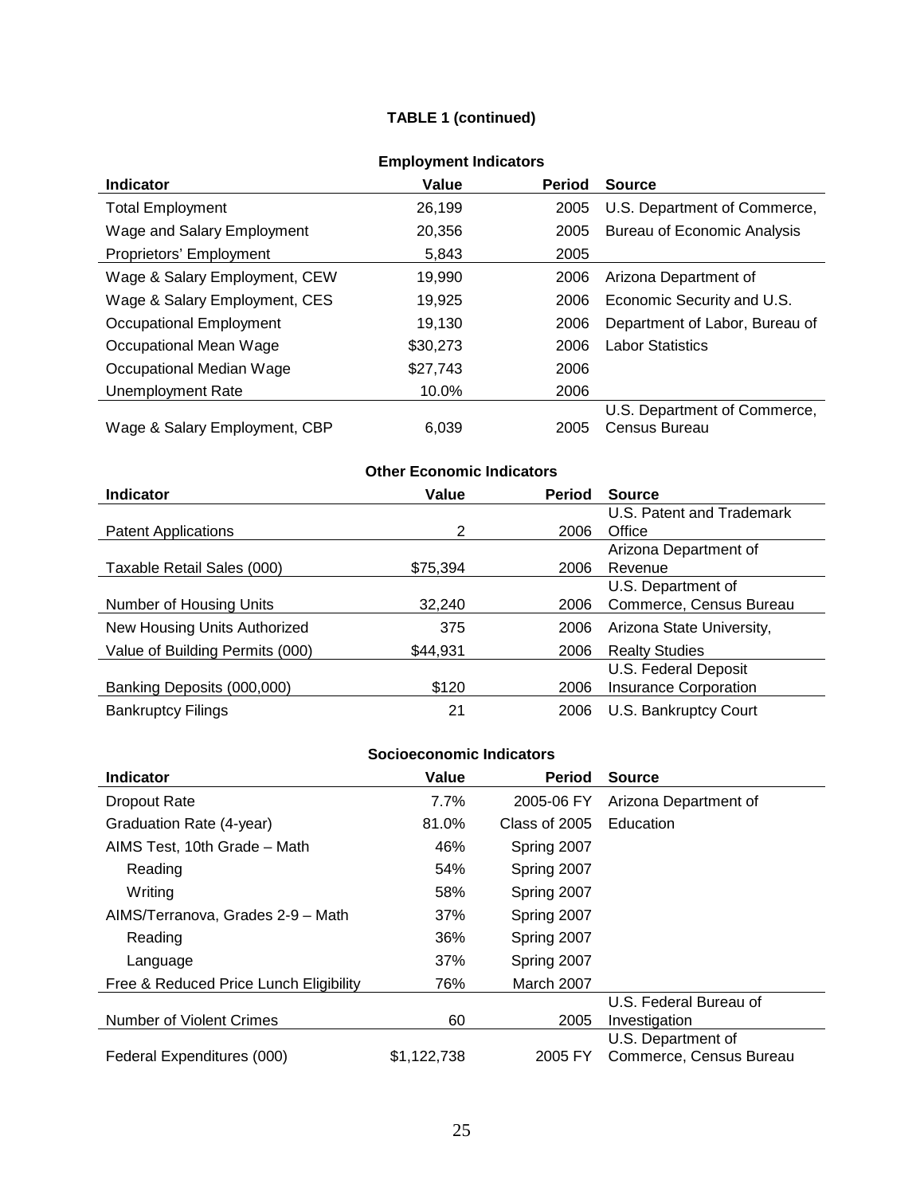**TABLE 1 (continued)**

**Employment Indicators**

| Indicator | Value | Period | Source |
|---|---|---|---|
| Total Employment | 26,199 | 2005 | U.S. Department of Commerce, |
| Wage and Salary Employment | 20,356 | 2005 | Bureau of Economic Analysis |
| Proprietors' Employment | 5,843 | 2005 | |
| Wage & Salary Employment, CEW | 19,990 | 2006 | Arizona Department of |
| Wage & Salary Employment, CES | 19,925 | 2006 | Economic Security and U.S. |
| Occupational Employment | 19,130 | 2006 | Department of Labor, Bureau of |
| Occupational Mean Wage | $30,273 | 2006 | Labor Statistics |
| Occupational Median Wage | $27,743 | 2006 | |
| Unemployment Rate | 10.0% | 2006 | |
| Wage & Salary Employment, CBP | 6,039 | 2005 | U.S. Department of Commerce, Census Bureau |

**Other Economic Indicators**

| Indicator | Value | Period | Source |
|---|---|---|---|
| Patent Applications | 2 | 2006 | U.S. Patent and Trademark Office |
| Taxable Retail Sales (000) | $75,394 | 2006 | Arizona Department of Revenue |
| Number of Housing Units | 32,240 | 2006 | U.S. Department of Commerce, Census Bureau |
| New Housing Units Authorized | 375 | 2006 | Arizona State University, |
| Value of Building Permits (000) | $44,931 | 2006 | Realty Studies |
| Banking Deposits (000,000) | $120 | 2006 | U.S. Federal Deposit Insurance Corporation |
| Bankruptcy Filings | 21 | 2006 | U.S. Bankruptcy Court |

**Socioeconomic Indicators**

| Indicator | Value | Period | Source |
|---|---|---|---|
| Dropout Rate | 7.7% | 2005-06 FY | Arizona Department of |
| Graduation Rate (4-year) | 81.0% | Class of 2005 | Education |
| AIMS Test, 10th Grade – Math | 46% | Spring 2007 | |
| Reading | 54% | Spring 2007 | |
| Writing | 58% | Spring 2007 | |
| AIMS/Terranova, Grades 2-9 – Math | 37% | Spring 2007 | |
| Reading | 36% | Spring 2007 | |
| Language | 37% | Spring 2007 | |
| Free & Reduced Price Lunch Eligibility | 76% | March 2007 | |
| Number of Violent Crimes | 60 | 2005 | U.S. Federal Bureau of Investigation |
| Federal Expenditures (000) | $1,122,738 | 2005 FY | U.S. Department of Commerce, Census Bureau |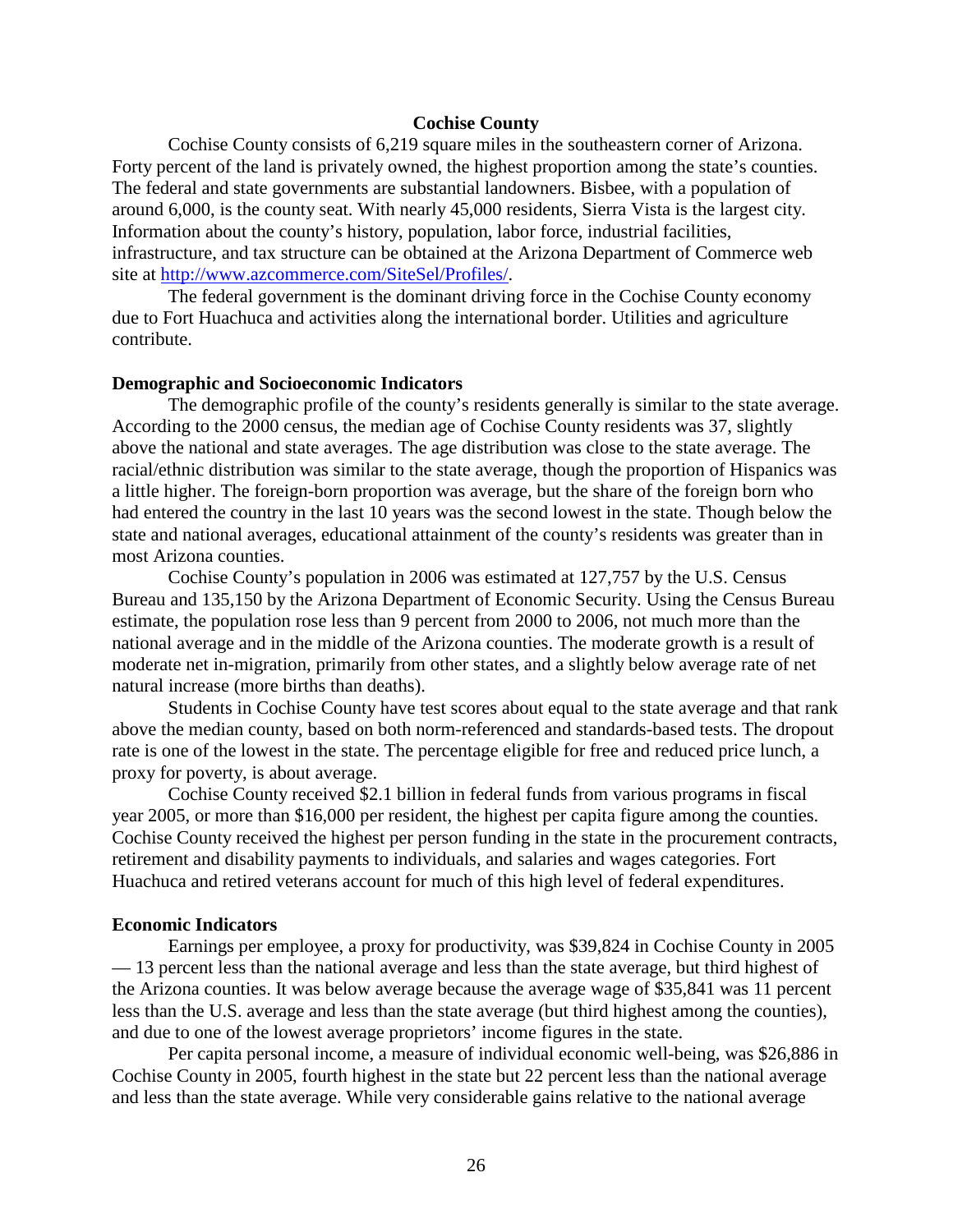## Cochise County

Cochise County consists of 6,219 square miles in the southeastern corner of Arizona. Forty percent of the land is privately owned, the highest proportion among the state's counties. The federal and state governments are substantial landowners. Bisbee, with a population of around 6,000, is the county seat. With nearly 45,000 residents, Sierra Vista is the largest city. Information about the county's history, population, labor force, industrial facilities, infrastructure, and tax structure can be obtained at the Arizona Department of Commerce web site at [http://www.azcommerce.com/SiteSel/Profiles/](http://www.azcommerce.com/SiteSel/Profiles/).

The federal government is the dominant driving force in the Cochise County economy due to Fort Huachuca and activities along the international border. Utilities and agriculture contribute.

### Demographic and Socioeconomic Indicators

The demographic profile of the county's residents generally is similar to the state average. According to the 2000 census, the median age of Cochise County residents was 37, slightly above the national and state averages. The age distribution was close to the state average. The racial/ethnic distribution was similar to the state average, though the proportion of Hispanics was a little higher. The foreign-born proportion was average, but the share of the foreign born who had entered the country in the last 10 years was the second lowest in the state. Though below the state and national averages, educational attainment of the county's residents was greater than in most Arizona counties.

Cochise County's population in 2006 was estimated at 127,757 by the U.S. Census Bureau and 135,150 by the Arizona Department of Economic Security. Using the Census Bureau estimate, the population rose less than 9 percent from 2000 to 2006, not much more than the national average and in the middle of the Arizona counties. The moderate growth is a result of moderate net in-migration, primarily from other states, and a slightly below average rate of net natural increase (more births than deaths).

Students in Cochise County have test scores about equal to the state average and that rank above the median county, based on both norm-referenced and standards-based tests. The dropout rate is one of the lowest in the state. The percentage eligible for free and reduced price lunch, a proxy for poverty, is about average.

Cochise County received $2.1 billion in federal funds from various programs in fiscal year 2005, or more than $16,000 per resident, the highest per capita figure among the counties. Cochise County received the highest per person funding in the state in the procurement contracts, retirement and disability payments to individuals, and salaries and wages categories. Fort Huachuca and retired veterans account for much of this high level of federal expenditures.

### Economic Indicators

Earnings per employee, a proxy for productivity, was $39,824 in Cochise County in 2005 — 13 percent less than the national average and less than the state average, but third highest of the Arizona counties. It was below average because the average wage of $35,841 was 11 percent less than the U.S. average and less than the state average (but third highest among the counties), and due to one of the lowest average proprietors' income figures in the state.

Per capita personal income, a measure of individual economic well-being, was $26,886 in Cochise County in 2005, fourth highest in the state but 22 percent less than the national average and less than the state average. While very considerable gains relative to the national average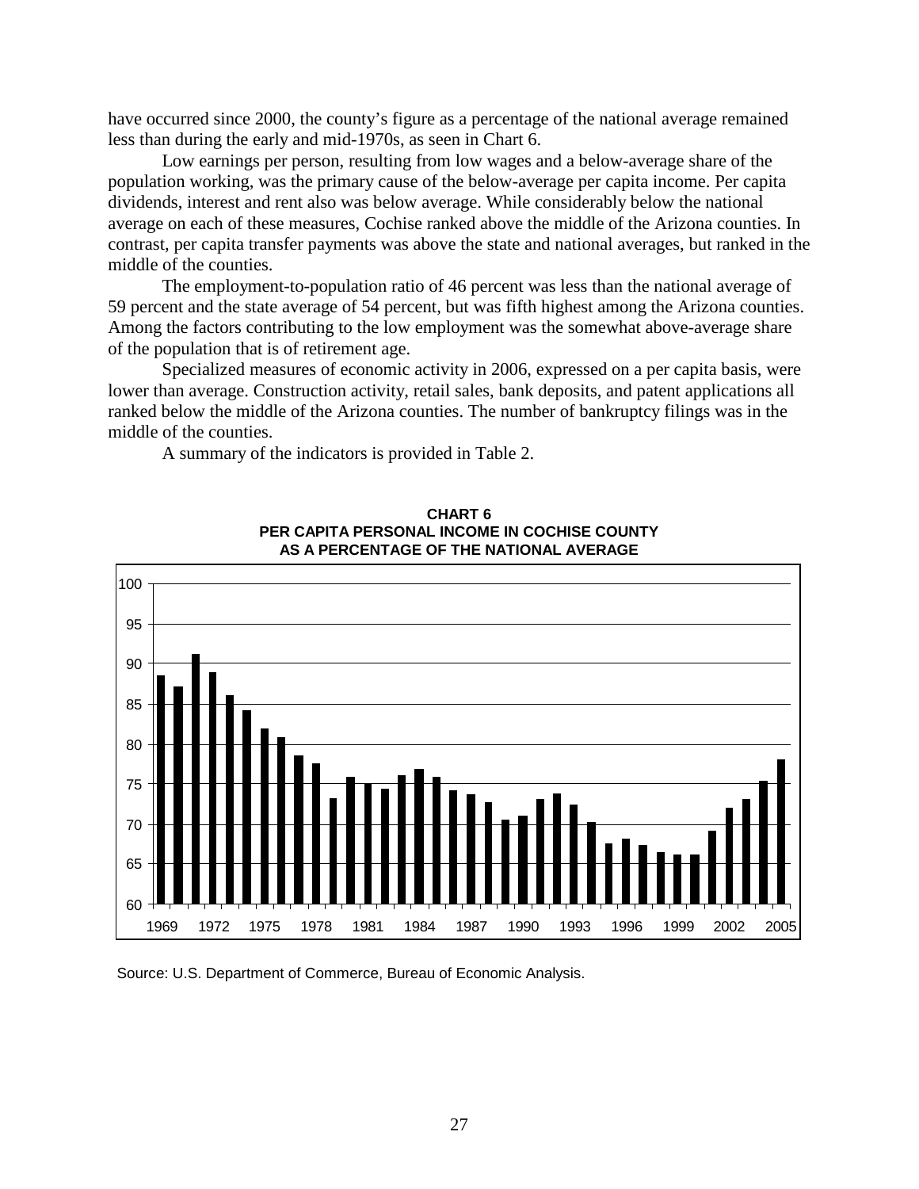have occurred since 2000, the county's figure as a percentage of the national average remained less than during the early and mid-1970s, as seen in Chart 6.

Low earnings per person, resulting from low wages and a below-average share of the population working, was the primary cause of the below-average per capita income. Per capita dividends, interest and rent also was below average. While considerably below the national average on each of these measures, Cochise ranked above the middle of the Arizona counties. In contrast, per capita transfer payments was above the state and national averages, but ranked in the middle of the counties.

The employment-to-population ratio of 46 percent was less than the national average of 59 percent and the state average of 54 percent, but was fifth highest among the Arizona counties. Among the factors contributing to the low employment was the somewhat above-average share of the population that is of retirement age.

Specialized measures of economic activity in 2006, expressed on a per capita basis, were lower than average. Construction activity, retail sales, bank deposits, and patent applications all ranked below the middle of the Arizona counties. The number of bankruptcy filings was in the middle of the counties.

A summary of the indicators is provided in Table 2.

**CHART 6**
**PER CAPITA PERSONAL INCOME IN COCHISE COUNTY AS A PERCENTAGE OF THE NATIONAL AVERAGE**

Source: U.S. Department of Commerce, Bureau of Economic Analysis.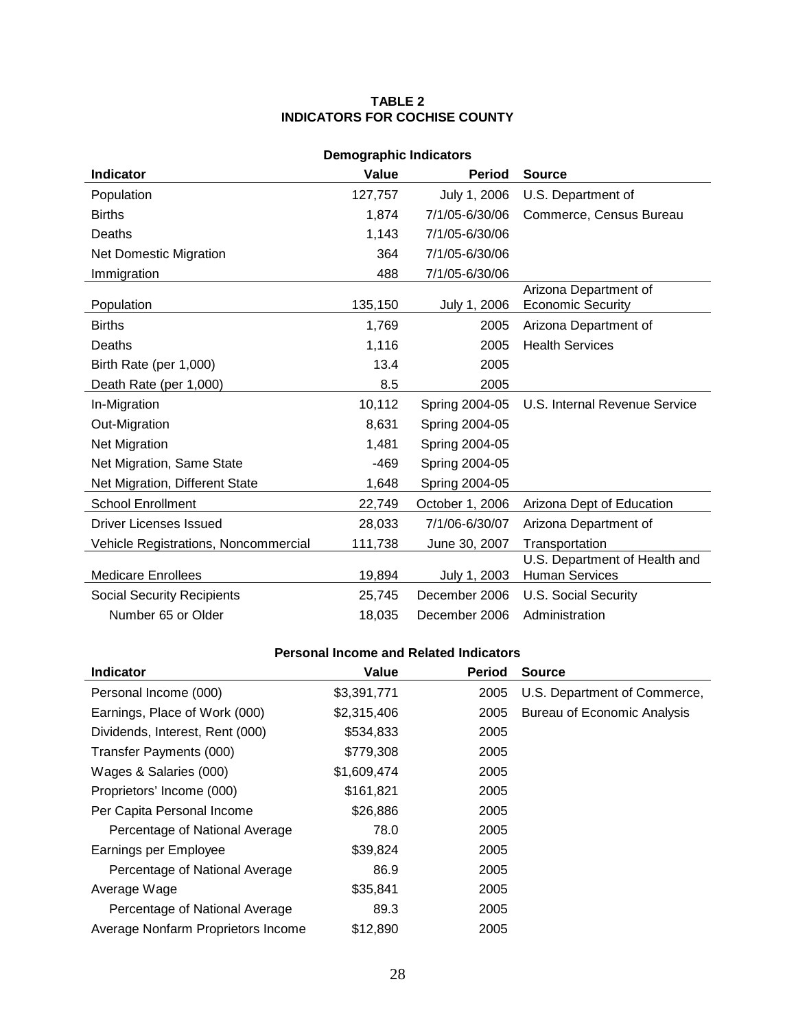**TABLE 2**
**INDICATORS FOR COCHISE COUNTY**

**Demographic Indicators**

| Indicator | Value | Period | Source |
|---|---|---|---|
| Population | 127,757 | July 1, 2006 | U.S. Department of |
| Births | 1,874 | 7/1/05-6/30/06 | Commerce, Census Bureau |
| Deaths | 1,143 | 7/1/05-6/30/06 | |
| Net Domestic Migration | 364 | 7/1/05-6/30/06 | |
| Immigration | 488 | 7/1/05-6/30/06 | |
| Population | 135,150 | July 1, 2006 | Arizona Department of Economic Security |
| Births | 1,769 | 2005 | Arizona Department of |
| Deaths | 1,116 | 2005 | Health Services |
| Birth Rate (per 1,000) | 13.4 | 2005 | |
| Death Rate (per 1,000) | 8.5 | 2005 | |
| In-Migration | 10,112 | Spring 2004-05 | U.S. Internal Revenue Service |
| Out-Migration | 8,631 | Spring 2004-05 | |
| Net Migration | 1,481 | Spring 2004-05 | |
| Net Migration, Same State | -469 | Spring 2004-05 | |
| Net Migration, Different State | 1,648 | Spring 2004-05 | |
| School Enrollment | 22,749 | October 1, 2006 | Arizona Dept of Education |
| Driver Licenses Issued | 28,033 | 7/1/06-6/30/07 | Arizona Department of |
| Vehicle Registrations, Noncommercial | 111,738 | June 30, 2007 | Transportation |
| Medicare Enrollees | 19,894 | July 1, 2003 | U.S. Department of Health and Human Services |
| Social Security Recipients | 25,745 | December 2006 | U.S. Social Security |
| Number 65 or Older | 18,035 | December 2006 | Administration |

**Personal Income and Related Indicators**

| Indicator | Value | Period | Source |
|---|---|---|---|
| Personal Income (000) | $3,391,771 | 2005 | U.S. Department of Commerce, |
| Earnings, Place of Work (000) | $2,315,406 | 2005 | Bureau of Economic Analysis |
| Dividends, Interest, Rent (000) | $534,833 | 2005 | |
| Transfer Payments (000) | $779,308 | 2005 | |
| Wages & Salaries (000) | $1,609,474 | 2005 | |
| Proprietors' Income (000) | $161,821 | 2005 | |
| Per Capita Personal Income | $26,886 | 2005 | |
| Percentage of National Average | 78.0 | 2005 | |
| Earnings per Employee | $39,824 | 2005 | |
| Percentage of National Average | 86.9 | 2005 | |
| Average Wage | $35,841 | 2005 | |
| Percentage of National Average | 89.3 | 2005 | |
| Average Nonfarm Proprietors Income | $12,890 | 2005 | |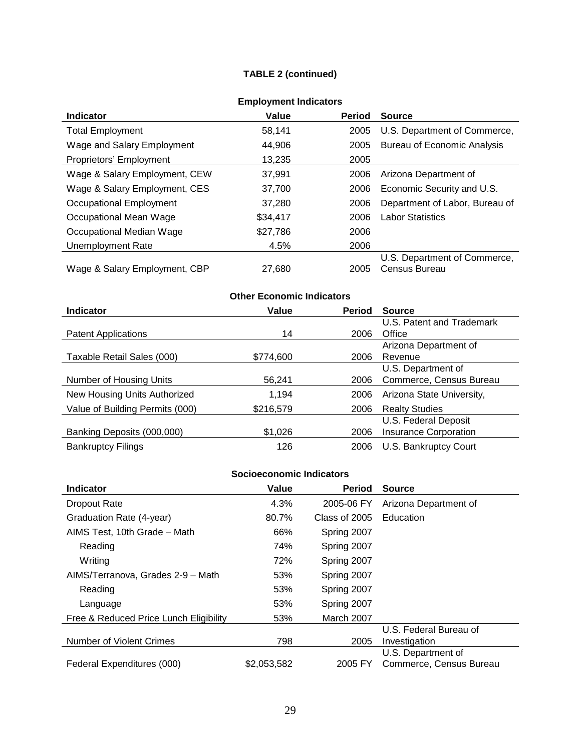**TABLE 2 (continued)**

**Employment Indicators**

| Indicator | Value | Period | Source |
|---|---|---|---|
| Total Employment | 58,141 | 2005 | U.S. Department of Commerce, |
| Wage and Salary Employment | 44,906 | 2005 | Bureau of Economic Analysis |
| Proprietors' Employment | 13,235 | 2005 | |
| Wage & Salary Employment, CEW | 37,991 | 2006 | Arizona Department of |
| Wage & Salary Employment, CES | 37,700 | 2006 | Economic Security and U.S. |
| Occupational Employment | 37,280 | 2006 | Department of Labor, Bureau of |
| Occupational Mean Wage | $34,417 | 2006 | Labor Statistics |
| Occupational Median Wage | $27,786 | 2006 | |
| Unemployment Rate | 4.5% | 2006 | |
| Wage & Salary Employment, CBP | 27,680 | 2005 | U.S. Department of Commerce, Census Bureau |

**Other Economic Indicators**

| Indicator | Value | Period | Source |
|---|---|---|---|
| Patent Applications | 14 | 2006 | U.S. Patent and Trademark Office |
| Taxable Retail Sales (000) | $774,600 | 2006 | Arizona Department of Revenue |
| Number of Housing Units | 56,241 | 2006 | U.S. Department of Commerce, Census Bureau |
| New Housing Units Authorized | 1,194 | 2006 | Arizona State University, |
| Value of Building Permits (000) | $216,579 | 2006 | Realty Studies |
| Banking Deposits (000,000) | $1,026 | 2006 | U.S. Federal Deposit Insurance Corporation |
| Bankruptcy Filings | 126 | 2006 | U.S. Bankruptcy Court |

**Socioeconomic Indicators**

| Indicator | Value | Period | Source |
|---|---|---|---|
| Dropout Rate | 4.3% | 2005-06 FY | Arizona Department of |
| Graduation Rate (4-year) | 80.7% | Class of 2005 | Education |
| AIMS Test, 10th Grade – Math | 66% | Spring 2007 | |
| Reading | 74% | Spring 2007 | |
| Writing | 72% | Spring 2007 | |
| AIMS/Terranova, Grades 2-9 – Math | 53% | Spring 2007 | |
| Reading | 53% | Spring 2007 | |
| Language | 53% | Spring 2007 | |
| Free & Reduced Price Lunch Eligibility | 53% | March 2007 | |
| Number of Violent Crimes | 798 | 2005 | U.S. Federal Bureau of Investigation |
| Federal Expenditures (000) | $2,053,582 | 2005 FY | U.S. Department of Commerce, Census Bureau |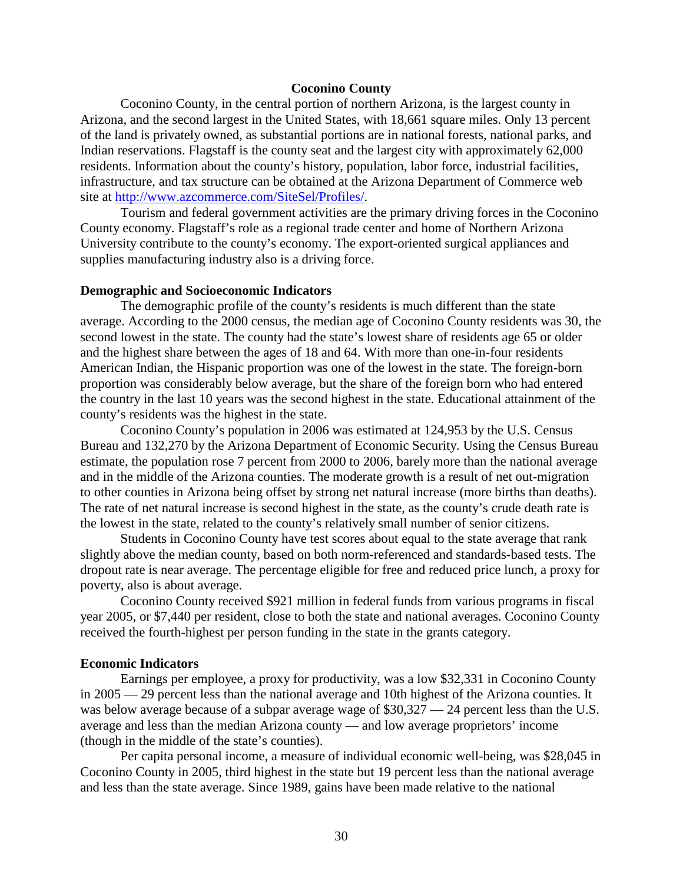## Coconino County

Coconino County, in the central portion of northern Arizona, is the largest county in Arizona, and the second largest in the United States, with 18,661 square miles. Only 13 percent of the land is privately owned, as substantial portions are in national forests, national parks, and Indian reservations. Flagstaff is the county seat and the largest city with approximately 62,000 residents. Information about the county's history, population, labor force, industrial facilities, infrastructure, and tax structure can be obtained at the Arizona Department of Commerce web site at http://www.azcommerce.com/SiteSel/Profiles/.

Tourism and federal government activities are the primary driving forces in the Coconino County economy. Flagstaff's role as a regional trade center and home of Northern Arizona University contribute to the county's economy. The export-oriented surgical appliances and supplies manufacturing industry also is a driving force.

### Demographic and Socioeconomic Indicators

The demographic profile of the county's residents is much different than the state average. According to the 2000 census, the median age of Coconino County residents was 30, the second lowest in the state. The county had the state's lowest share of residents age 65 or older and the highest share between the ages of 18 and 64. With more than one-in-four residents American Indian, the Hispanic proportion was one of the lowest in the state. The foreign-born proportion was considerably below average, but the share of the foreign born who had entered the country in the last 10 years was the second highest in the state. Educational attainment of the county's residents was the highest in the state.

Coconino County's population in 2006 was estimated at 124,953 by the U.S. Census Bureau and 132,270 by the Arizona Department of Economic Security. Using the Census Bureau estimate, the population rose 7 percent from 2000 to 2006, barely more than the national average and in the middle of the Arizona counties. The moderate growth is a result of net out-migration to other counties in Arizona being offset by strong net natural increase (more births than deaths). The rate of net natural increase is second highest in the state, as the county's crude death rate is the lowest in the state, related to the county's relatively small number of senior citizens.

Students in Coconino County have test scores about equal to the state average that rank slightly above the median county, based on both norm-referenced and standards-based tests. The dropout rate is near average. The percentage eligible for free and reduced price lunch, a proxy for poverty, also is about average.

Coconino County received $921 million in federal funds from various programs in fiscal year 2005, or $7,440 per resident, close to both the state and national averages. Coconino County received the fourth-highest per person funding in the state in the grants category.

### Economic Indicators

Earnings per employee, a proxy for productivity, was a low $32,331 in Coconino County in 2005 — 29 percent less than the national average and 10th highest of the Arizona counties. It was below average because of a subpar average wage of $30,327 — 24 percent less than the U.S. average and less than the median Arizona county — and low average proprietors' income (though in the middle of the state's counties).

Per capita personal income, a measure of individual economic well-being, was $28,045 in Coconino County in 2005, third highest in the state but 19 percent less than the national average and less than the state average. Since 1989, gains have been made relative to the national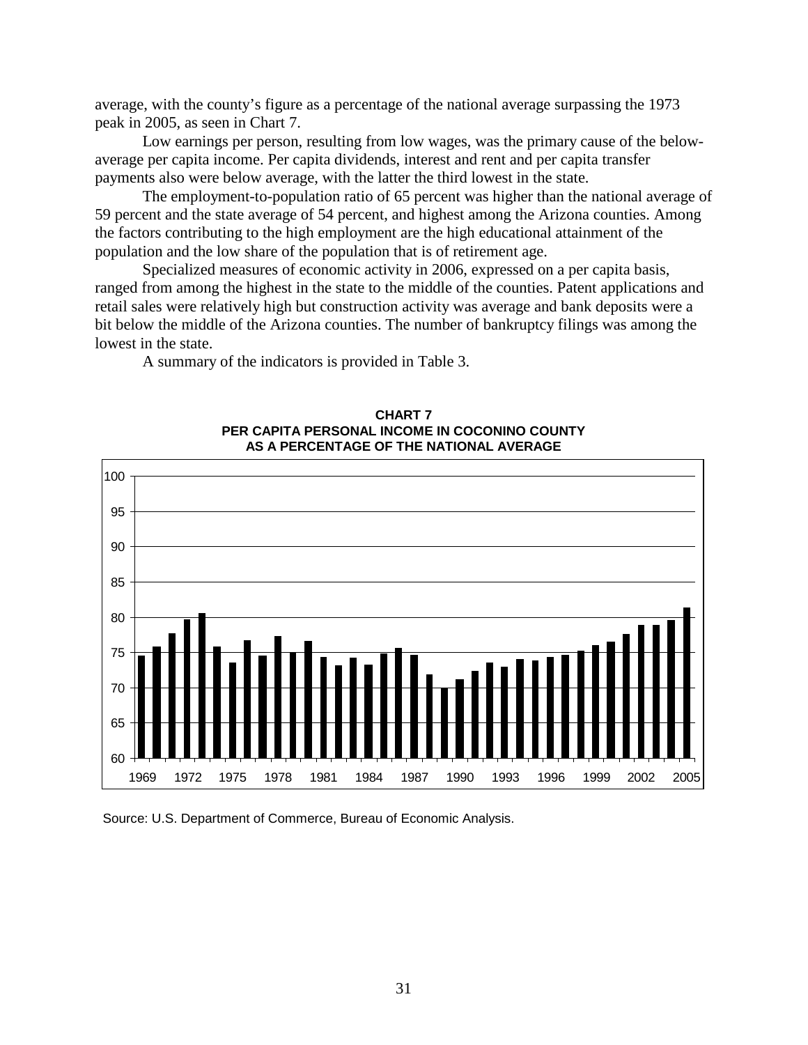average, with the county's figure as a percentage of the national average surpassing the 1973 peak in 2005, as seen in Chart 7.

Low earnings per person, resulting from low wages, was the primary cause of the below-average per capita income. Per capita dividends, interest and rent and per capita transfer payments also were below average, with the latter the third lowest in the state.

The employment-to-population ratio of 65 percent was higher than the national average of 59 percent and the state average of 54 percent, and highest among the Arizona counties. Among the factors contributing to the high employment are the high educational attainment of the population and the low share of the population that is of retirement age.

Specialized measures of economic activity in 2006, expressed on a per capita basis, ranged from among the highest in the state to the middle of the counties. Patent applications and retail sales were relatively high but construction activity was average and bank deposits were a bit below the middle of the Arizona counties. The number of bankruptcy filings was among the lowest in the state.

A summary of the indicators is provided in Table 3.

**CHART 7**
**PER CAPITA PERSONAL INCOME IN COCONINO COUNTY AS A PERCENTAGE OF THE NATIONAL AVERAGE**

Source: U.S. Department of Commerce, Bureau of Economic Analysis.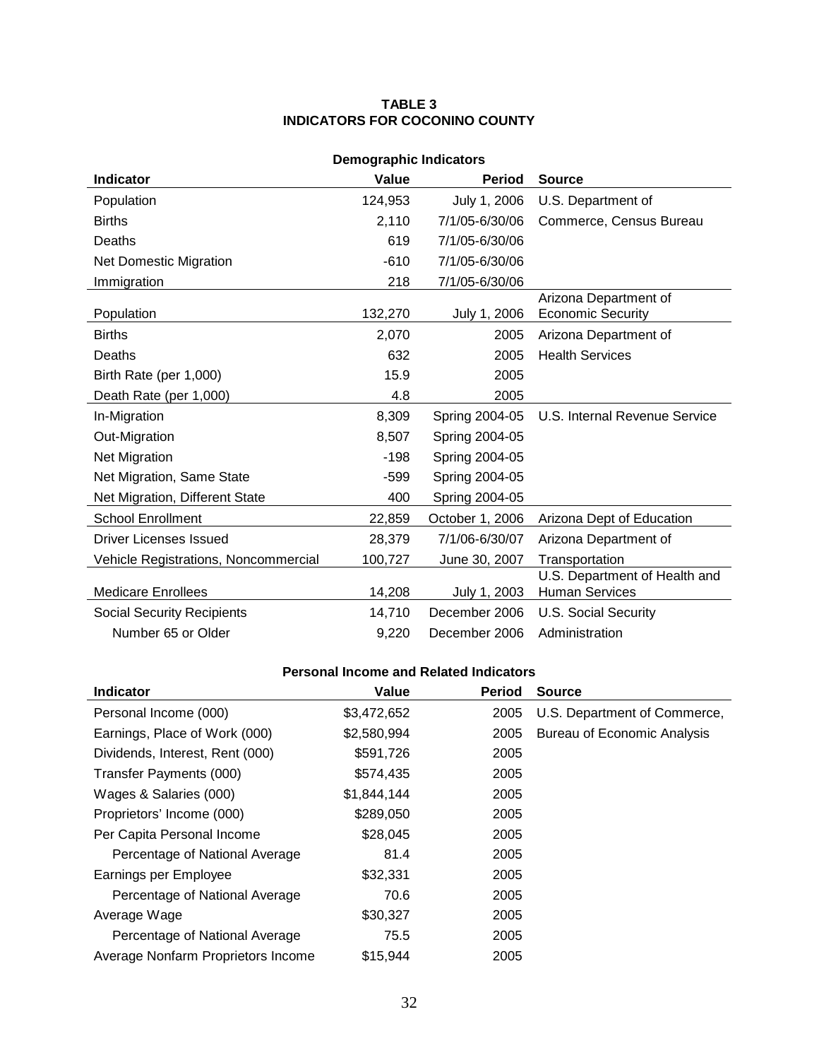**TABLE 3**
**INDICATORS FOR COCONINO COUNTY**

**Demographic Indicators**

| Indicator | Value | Period | Source |
|---|---|---|---|
| Population | 124,953 | July 1, 2006 | U.S. Department of |
| Births | 2,110 | 7/1/05-6/30/06 | Commerce, Census Bureau |
| Deaths | 619 | 7/1/05-6/30/06 | |
| Net Domestic Migration | -610 | 7/1/05-6/30/06 | |
| Immigration | 218 | 7/1/05-6/30/06 | |
| Population | 132,270 | July 1, 2006 | Arizona Department of Economic Security |
| Births | 2,070 | 2005 | Arizona Department of |
| Deaths | 632 | 2005 | Health Services |
| Birth Rate (per 1,000) | 15.9 | 2005 | |
| Death Rate (per 1,000) | 4.8 | 2005 | |
| In-Migration | 8,309 | Spring 2004-05 | U.S. Internal Revenue Service |
| Out-Migration | 8,507 | Spring 2004-05 | |
| Net Migration | -198 | Spring 2004-05 | |
| Net Migration, Same State | -599 | Spring 2004-05 | |
| Net Migration, Different State | 400 | Spring 2004-05 | |
| School Enrollment | 22,859 | October 1, 2006 | Arizona Dept of Education |
| Driver Licenses Issued | 28,379 | 7/1/06-6/30/07 | Arizona Department of |
| Vehicle Registrations, Noncommercial | 100,727 | June 30, 2007 | Transportation |
| Medicare Enrollees | 14,208 | July 1, 2003 | U.S. Department of Health and Human Services |
| Social Security Recipients | 14,710 | December 2006 | U.S. Social Security |
| Number 65 or Older | 9,220 | December 2006 | Administration |

**Personal Income and Related Indicators**

| Indicator | Value | Period | Source |
|---|---|---|---|
| Personal Income (000) | $3,472,652 | 2005 | U.S. Department of Commerce, |
| Earnings, Place of Work (000) | $2,580,994 | 2005 | Bureau of Economic Analysis |
| Dividends, Interest, Rent (000) | $591,726 | 2005 | |
| Transfer Payments (000) | $574,435 | 2005 | |
| Wages & Salaries (000) | $1,844,144 | 2005 | |
| Proprietors' Income (000) | $289,050 | 2005 | |
| Per Capita Personal Income | $28,045 | 2005 | |
| Percentage of National Average | 81.4 | 2005 | |
| Earnings per Employee | $32,331 | 2005 | |
| Percentage of National Average | 70.6 | 2005 | |
| Average Wage | $30,327 | 2005 | |
| Percentage of National Average | 75.5 | 2005 | |
| Average Nonfarm Proprietors Income | $15,944 | 2005 | |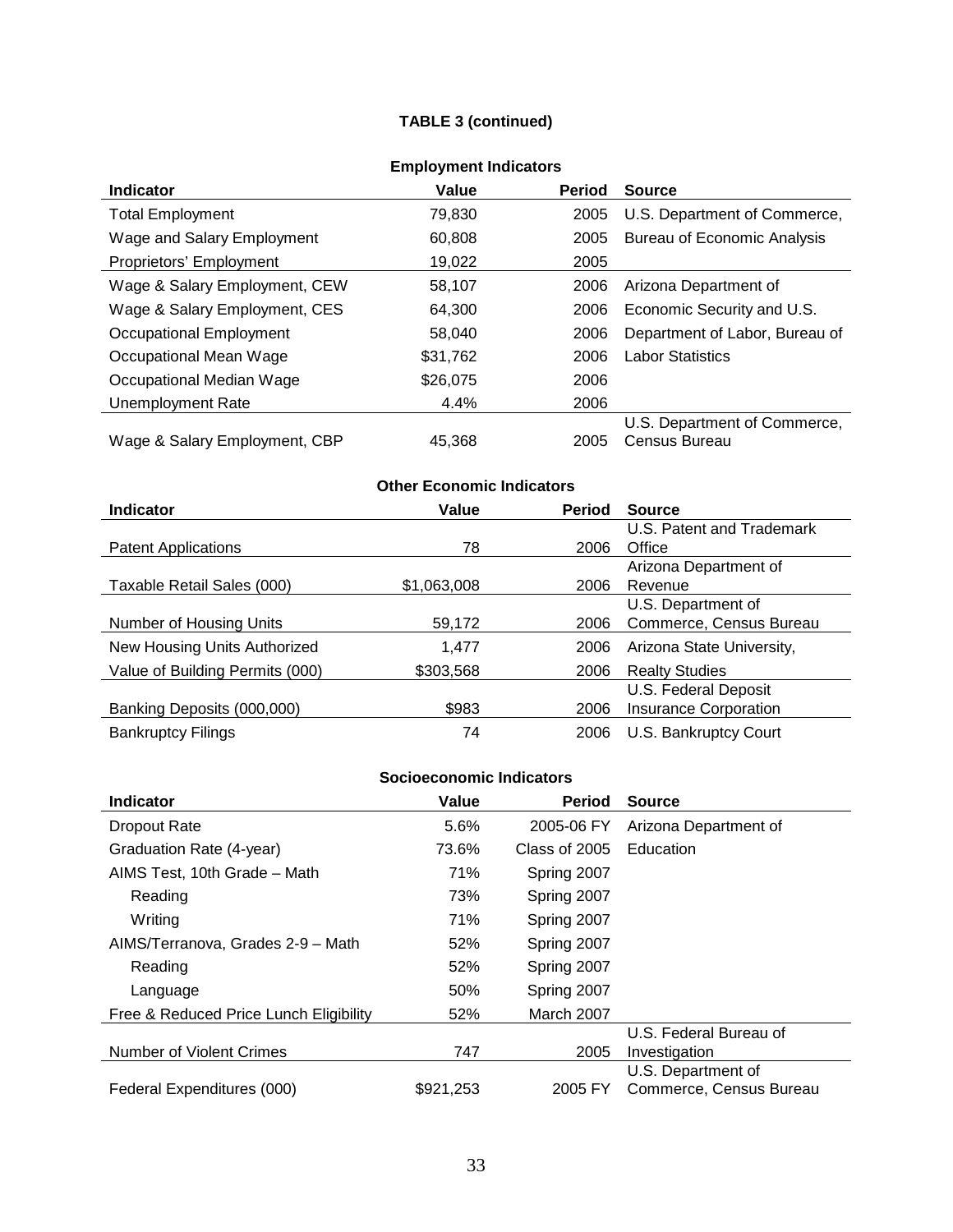**TABLE 3 (continued)**

**Employment Indicators**

| Indicator | Value | Period | Source |
|---|---|---|---|
| Total Employment | 79,830 | 2005 | U.S. Department of Commerce, |
| Wage and Salary Employment | 60,808 | 2005 | Bureau of Economic Analysis |
| Proprietors' Employment | 19,022 | 2005 | |
| Wage & Salary Employment, CEW | 58,107 | 2006 | Arizona Department of |
| Wage & Salary Employment, CES | 64,300 | 2006 | Economic Security and U.S. |
| Occupational Employment | 58,040 | 2006 | Department of Labor, Bureau of |
| Occupational Mean Wage | $31,762 | 2006 | Labor Statistics |
| Occupational Median Wage | $26,075 | 2006 | |
| Unemployment Rate | 4.4% | 2006 | |
| Wage & Salary Employment, CBP | 45,368 | 2005 | U.S. Department of Commerce, Census Bureau |

**Other Economic Indicators**

| Indicator | Value | Period | Source |
|---|---|---|---|
| Patent Applications | 78 | 2006 | U.S. Patent and Trademark Office |
| Taxable Retail Sales (000) | $1,063,008 | 2006 | Arizona Department of Revenue |
| Number of Housing Units | 59,172 | 2006 | U.S. Department of Commerce, Census Bureau |
| New Housing Units Authorized | 1,477 | 2006 | Arizona State University, |
| Value of Building Permits (000) | $303,568 | 2006 | Realty Studies |
| Banking Deposits (000,000) | $983 | 2006 | U.S. Federal Deposit Insurance Corporation |
| Bankruptcy Filings | 74 | 2006 | U.S. Bankruptcy Court |

**Socioeconomic Indicators**

| Indicator | Value | Period | Source |
|---|---|---|---|
| Dropout Rate | 5.6% | 2005-06 FY | Arizona Department of |
| Graduation Rate (4-year) | 73.6% | Class of 2005 | Education |
| AIMS Test, 10th Grade – Math | 71% | Spring 2007 | |
| Reading | 73% | Spring 2007 | |
| Writing | 71% | Spring 2007 | |
| AIMS/Terranova, Grades 2-9 – Math | 52% | Spring 2007 | |
| Reading | 52% | Spring 2007 | |
| Language | 50% | Spring 2007 | |
| Free & Reduced Price Lunch Eligibility | 52% | March 2007 | |
| Number of Violent Crimes | 747 | 2005 | U.S. Federal Bureau of Investigation |
| Federal Expenditures (000) | $921,253 | 2005 FY | U.S. Department of Commerce, Census Bureau |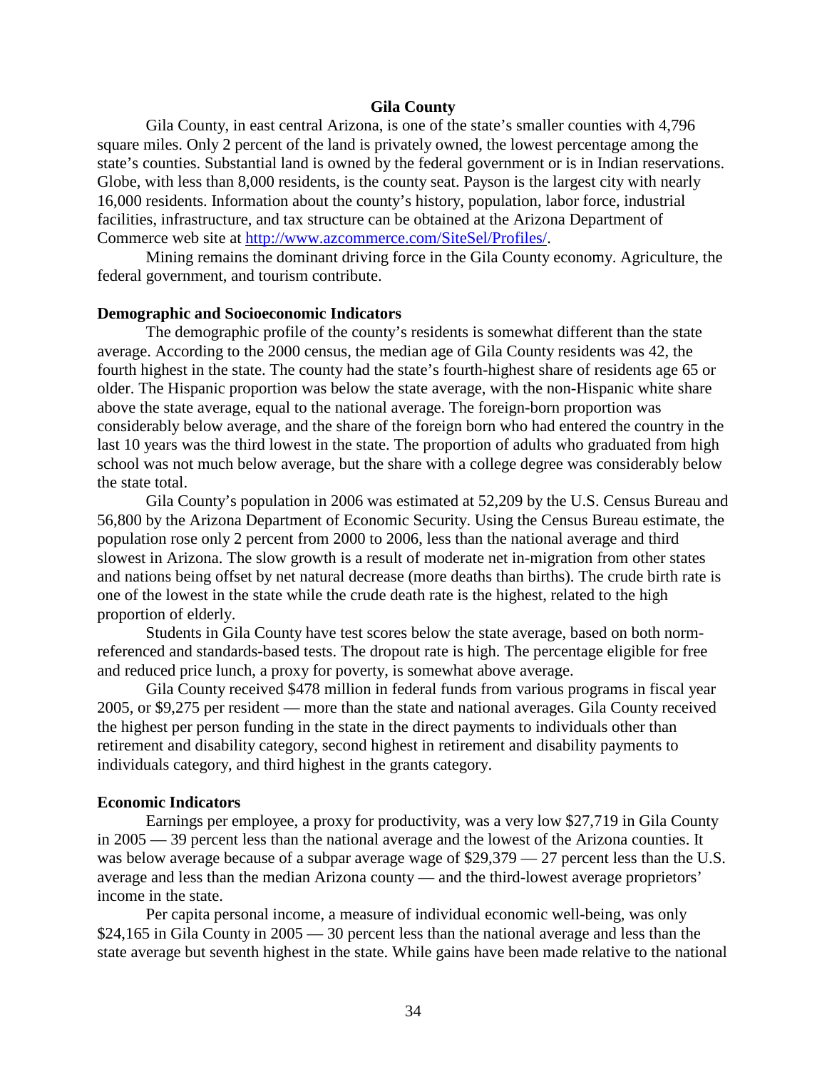## Gila County

Gila County, in east central Arizona, is one of the state's smaller counties with 4,796 square miles. Only 2 percent of the land is privately owned, the lowest percentage among the state's counties. Substantial land is owned by the federal government or is in Indian reservations. Globe, with less than 8,000 residents, is the county seat. Payson is the largest city with nearly 16,000 residents. Information about the county's history, population, labor force, industrial facilities, infrastructure, and tax structure can be obtained at the Arizona Department of Commerce web site at http://www.azcommerce.com/SiteSel/Profiles/.

Mining remains the dominant driving force in the Gila County economy. Agriculture, the federal government, and tourism contribute.

### Demographic and Socioeconomic Indicators

The demographic profile of the county's residents is somewhat different than the state average. According to the 2000 census, the median age of Gila County residents was 42, the fourth highest in the state. The county had the state's fourth-highest share of residents age 65 or older. The Hispanic proportion was below the state average, with the non-Hispanic white share above the state average, equal to the national average. The foreign-born proportion was considerably below average, and the share of the foreign born who had entered the country in the last 10 years was the third lowest in the state. The proportion of adults who graduated from high school was not much below average, but the share with a college degree was considerably below the state total.

Gila County's population in 2006 was estimated at 52,209 by the U.S. Census Bureau and 56,800 by the Arizona Department of Economic Security. Using the Census Bureau estimate, the population rose only 2 percent from 2000 to 2006, less than the national average and third slowest in Arizona. The slow growth is a result of moderate net in-migration from other states and nations being offset by net natural decrease (more deaths than births). The crude birth rate is one of the lowest in the state while the crude death rate is the highest, related to the high proportion of elderly.

Students in Gila County have test scores below the state average, based on both norm-referenced and standards-based tests. The dropout rate is high. The percentage eligible for free and reduced price lunch, a proxy for poverty, is somewhat above average.

Gila County received $478 million in federal funds from various programs in fiscal year 2005, or $9,275 per resident — more than the state and national averages. Gila County received the highest per person funding in the state in the direct payments to individuals other than retirement and disability category, second highest in retirement and disability payments to individuals category, and third highest in the grants category.

### Economic Indicators

Earnings per employee, a proxy for productivity, was a very low $27,719 in Gila County in 2005 — 39 percent less than the national average and the lowest of the Arizona counties. It was below average because of a subpar average wage of $29,379 — 27 percent less than the U.S. average and less than the median Arizona county — and the third-lowest average proprietors' income in the state.

Per capita personal income, a measure of individual economic well-being, was only $24,165 in Gila County in 2005 — 30 percent less than the national average and less than the state average but seventh highest in the state. While gains have been made relative to the national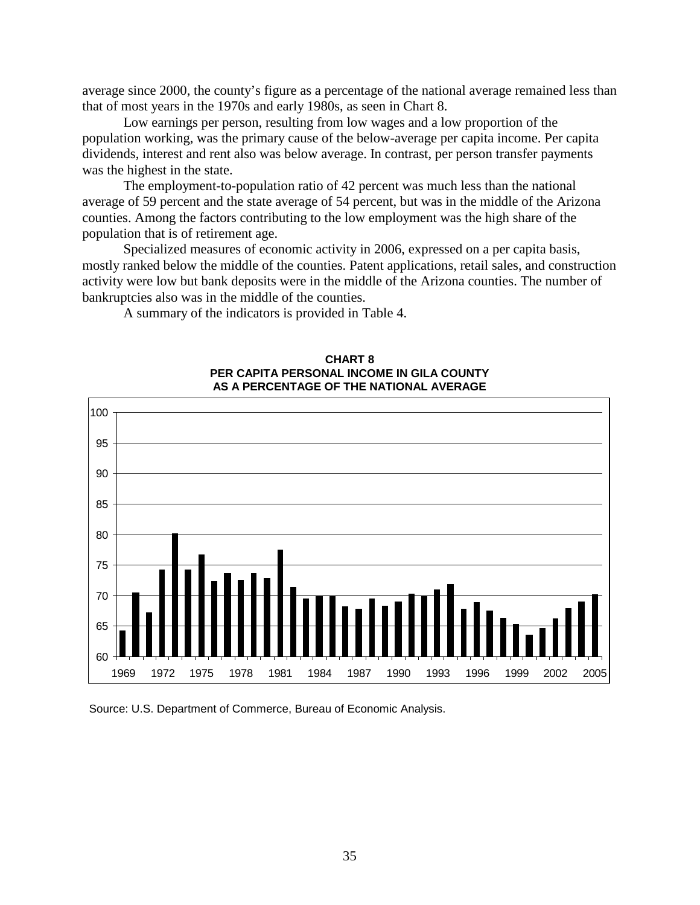average since 2000, the county's figure as a percentage of the national average remained less than that of most years in the 1970s and early 1980s, as seen in Chart 8.

Low earnings per person, resulting from low wages and a low proportion of the population working, was the primary cause of the below-average per capita income. Per capita dividends, interest and rent also was below average. In contrast, per person transfer payments was the highest in the state.

The employment-to-population ratio of 42 percent was much less than the national average of 59 percent and the state average of 54 percent, but was in the middle of the Arizona counties. Among the factors contributing to the low employment was the high share of the population that is of retirement age.

Specialized measures of economic activity in 2006, expressed on a per capita basis, mostly ranked below the middle of the counties. Patent applications, retail sales, and construction activity were low but bank deposits were in the middle of the Arizona counties. The number of bankruptcies also was in the middle of the counties.

A summary of the indicators is provided in Table 4.

**CHART 8**
**PER CAPITA PERSONAL INCOME IN GILA COUNTY AS A PERCENTAGE OF THE NATIONAL AVERAGE**

Source: U.S. Department of Commerce, Bureau of Economic Analysis.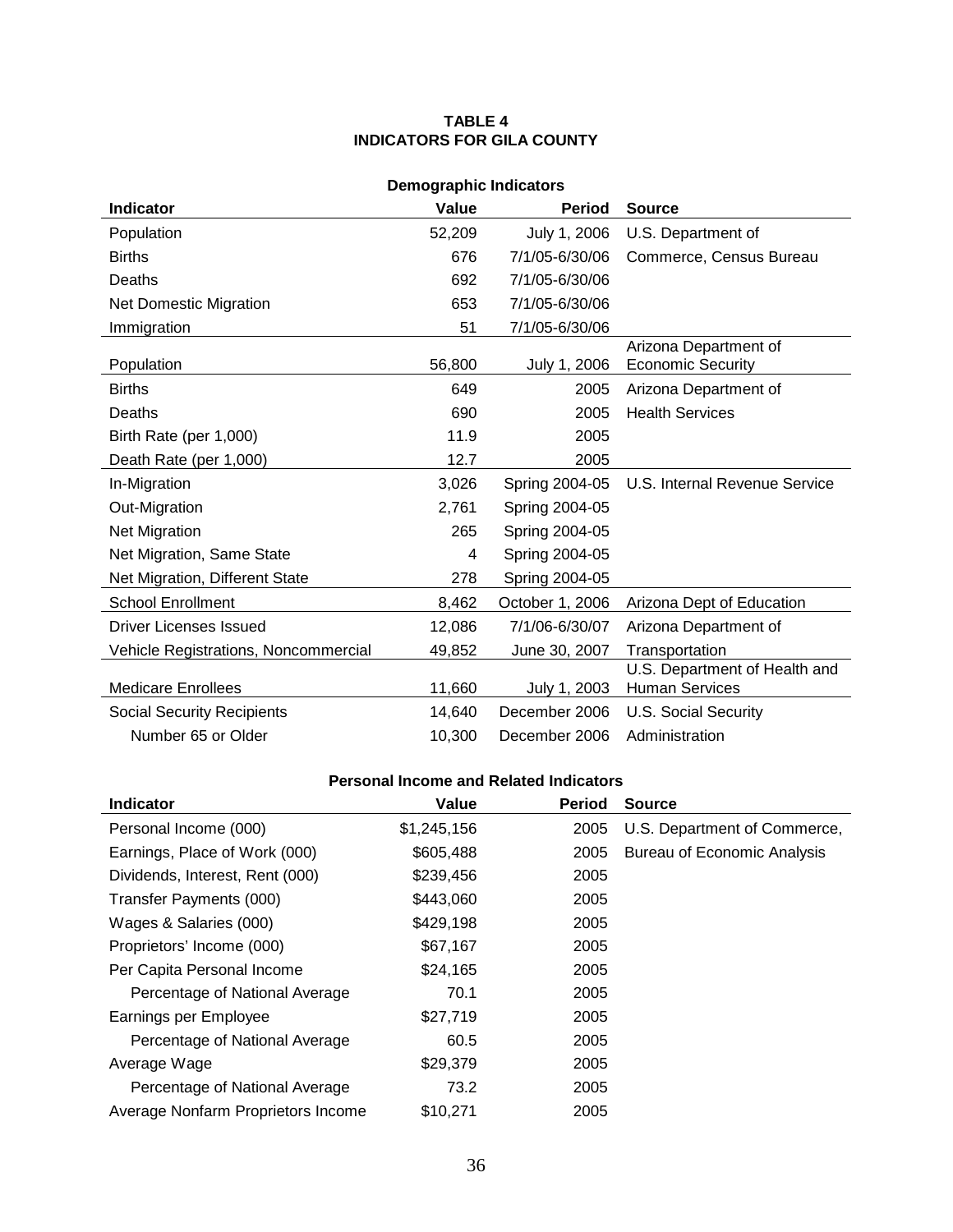**TABLE 4**
**INDICATORS FOR GILA COUNTY**

**Demographic Indicators**

| Indicator | Value | Period | Source |
|---|---:|---:|---|
| Population | 52,209 | July 1, 2006 | U.S. Department of |
| Births | 676 | 7/1/05-6/30/06 | Commerce, Census Bureau |
| Deaths | 692 | 7/1/05-6/30/06 | |
| Net Domestic Migration | 653 | 7/1/05-6/30/06 | |
| Immigration | 51 | 7/1/05-6/30/06 | |
| Population | 56,800 | July 1, 2006 | Arizona Department of Economic Security |
| Births | 649 | 2005 | Arizona Department of |
| Deaths | 690 | 2005 | Health Services |
| Birth Rate (per 1,000) | 11.9 | 2005 | |
| Death Rate (per 1,000) | 12.7 | 2005 | |
| In-Migration | 3,026 | Spring 2004-05 | U.S. Internal Revenue Service |
| Out-Migration | 2,761 | Spring 2004-05 | |
| Net Migration | 265 | Spring 2004-05 | |
| Net Migration, Same State | 4 | Spring 2004-05 | |
| Net Migration, Different State | 278 | Spring 2004-05 | |
| School Enrollment | 8,462 | October 1, 2006 | Arizona Dept of Education |
| Driver Licenses Issued | 12,086 | 7/1/06-6/30/07 | Arizona Department of |
| Vehicle Registrations, Noncommercial | 49,852 | June 30, 2007 | Transportation |
| Medicare Enrollees | 11,660 | July 1, 2003 | U.S. Department of Health and Human Services |
| Social Security Recipients | 14,640 | December 2006 | U.S. Social Security |
| Number 65 or Older | 10,300 | December 2006 | Administration |

**Personal Income and Related Indicators**

| Indicator | Value | Period | Source |
|---|---:|---:|---|
| Personal Income (000) | $1,245,156 | 2005 | U.S. Department of Commerce, |
| Earnings, Place of Work (000) | $605,488 | 2005 | Bureau of Economic Analysis |
| Dividends, Interest, Rent (000) | $239,456 | 2005 | |
| Transfer Payments (000) | $443,060 | 2005 | |
| Wages & Salaries (000) | $429,198 | 2005 | |
| Proprietors' Income (000) | $67,167 | 2005 | |
| Per Capita Personal Income | $24,165 | 2005 | |
| Percentage of National Average | 70.1 | 2005 | |
| Earnings per Employee | $27,719 | 2005 | |
| Percentage of National Average | 60.5 | 2005 | |
| Average Wage | $29,379 | 2005 | |
| Percentage of National Average | 73.2 | 2005 | |
| Average Nonfarm Proprietors Income | $10,271 | 2005 | |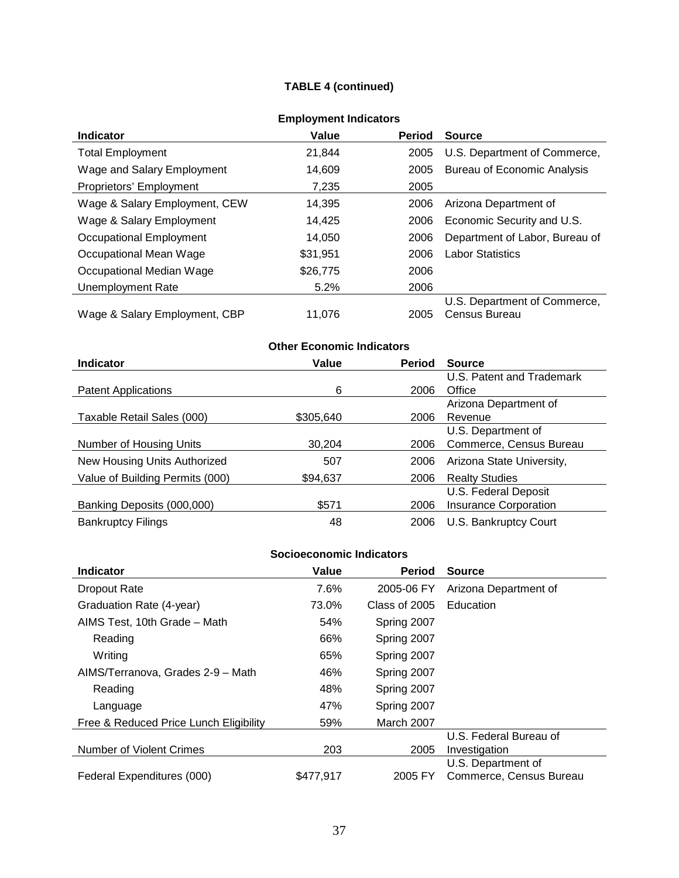**TABLE 4 (continued)**

**Employment Indicators**

| Indicator | Value | Period | Source |
|---|---|---|---|
| Total Employment | 21,844 | 2005 | U.S. Department of Commerce, |
| Wage and Salary Employment | 14,609 | 2005 | Bureau of Economic Analysis |
| Proprietors' Employment | 7,235 | 2005 | |
| Wage & Salary Employment, CEW | 14,395 | 2006 | Arizona Department of |
| Wage & Salary Employment | 14,425 | 2006 | Economic Security and U.S. |
| Occupational Employment | 14,050 | 2006 | Department of Labor, Bureau of |
| Occupational Mean Wage | $31,951 | 2006 | Labor Statistics |
| Occupational Median Wage | $26,775 | 2006 | |
| Unemployment Rate | 5.2% | 2006 | |
| Wage & Salary Employment, CBP | 11,076 | 2005 | U.S. Department of Commerce, Census Bureau |

**Other Economic Indicators**

| Indicator | Value | Period | Source |
|---|---|---|---|
| Patent Applications | 6 | 2006 | U.S. Patent and Trademark Office |
| Taxable Retail Sales (000) | $305,640 | 2006 | Arizona Department of Revenue |
| Number of Housing Units | 30,204 | 2006 | U.S. Department of Commerce, Census Bureau |
| New Housing Units Authorized | 507 | 2006 | Arizona State University, |
| Value of Building Permits (000) | $94,637 | 2006 | Realty Studies |
| Banking Deposits (000,000) | $571 | 2006 | U.S. Federal Deposit Insurance Corporation |
| Bankruptcy Filings | 48 | 2006 | U.S. Bankruptcy Court |

**Socioeconomic Indicators**

| Indicator | Value | Period | Source |
|---|---|---|---|
| Dropout Rate | 7.6% | 2005-06 FY | Arizona Department of |
| Graduation Rate (4-year) | 73.0% | Class of 2005 | Education |
| AIMS Test, 10th Grade – Math | 54% | Spring 2007 | |
| Reading | 66% | Spring 2007 | |
| Writing | 65% | Spring 2007 | |
| AIMS/Terranova, Grades 2-9 – Math | 46% | Spring 2007 | |
| Reading | 48% | Spring 2007 | |
| Language | 47% | Spring 2007 | |
| Free & Reduced Price Lunch Eligibility | 59% | March 2007 | |
| Number of Violent Crimes | 203 | 2005 | U.S. Federal Bureau of Investigation |
| Federal Expenditures (000) | $477,917 | 2005 FY | U.S. Department of Commerce, Census Bureau |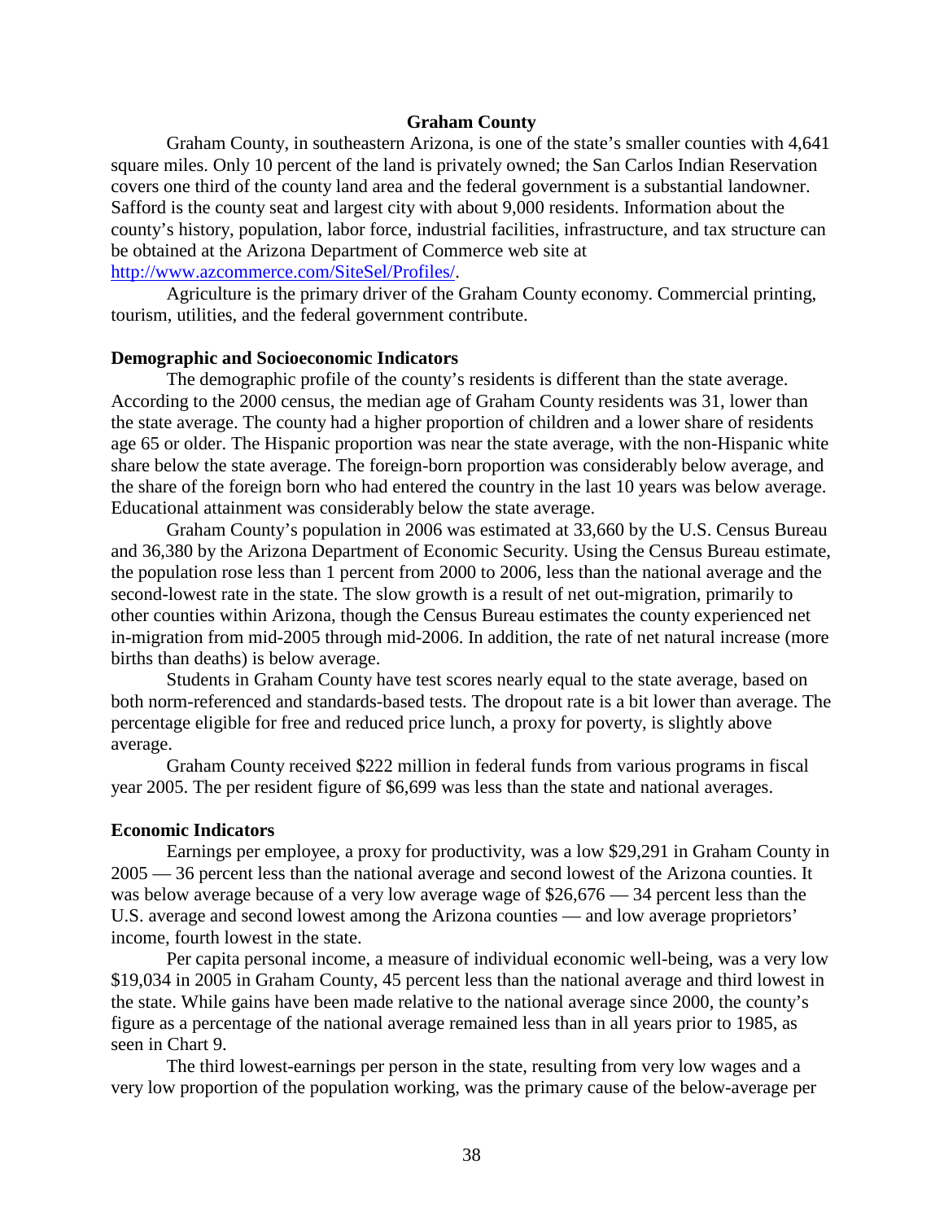## Graham County

Graham County, in southeastern Arizona, is one of the state's smaller counties with 4,641 square miles. Only 10 percent of the land is privately owned; the San Carlos Indian Reservation covers one third of the county land area and the federal government is a substantial landowner. Safford is the county seat and largest city with about 9,000 residents. Information about the county's history, population, labor force, industrial facilities, infrastructure, and tax structure can be obtained at the Arizona Department of Commerce web site at http://www.azcommerce.com/SiteSel/Profiles/.

Agriculture is the primary driver of the Graham County economy. Commercial printing, tourism, utilities, and the federal government contribute.

### Demographic and Socioeconomic Indicators

The demographic profile of the county's residents is different than the state average. According to the 2000 census, the median age of Graham County residents was 31, lower than the state average. The county had a higher proportion of children and a lower share of residents age 65 or older. The Hispanic proportion was near the state average, with the non-Hispanic white share below the state average. The foreign-born proportion was considerably below average, and the share of the foreign born who had entered the country in the last 10 years was below average. Educational attainment was considerably below the state average.

Graham County's population in 2006 was estimated at 33,660 by the U.S. Census Bureau and 36,380 by the Arizona Department of Economic Security. Using the Census Bureau estimate, the population rose less than 1 percent from 2000 to 2006, less than the national average and the second-lowest rate in the state. The slow growth is a result of net out-migration, primarily to other counties within Arizona, though the Census Bureau estimates the county experienced net in-migration from mid-2005 through mid-2006. In addition, the rate of net natural increase (more births than deaths) is below average.

Students in Graham County have test scores nearly equal to the state average, based on both norm-referenced and standards-based tests. The dropout rate is a bit lower than average. The percentage eligible for free and reduced price lunch, a proxy for poverty, is slightly above average.

Graham County received $222 million in federal funds from various programs in fiscal year 2005. The per resident figure of $6,699 was less than the state and national averages.

### Economic Indicators

Earnings per employee, a proxy for productivity, was a low $29,291 in Graham County in 2005 — 36 percent less than the national average and second lowest of the Arizona counties. It was below average because of a very low average wage of $26,676 — 34 percent less than the U.S. average and second lowest among the Arizona counties — and low average proprietors' income, fourth lowest in the state.

Per capita personal income, a measure of individual economic well-being, was a very low $19,034 in 2005 in Graham County, 45 percent less than the national average and third lowest in the state. While gains have been made relative to the national average since 2000, the county's figure as a percentage of the national average remained less than in all years prior to 1985, as seen in Chart 9.

The third lowest-earnings per person in the state, resulting from very low wages and a very low proportion of the population working, was the primary cause of the below-average per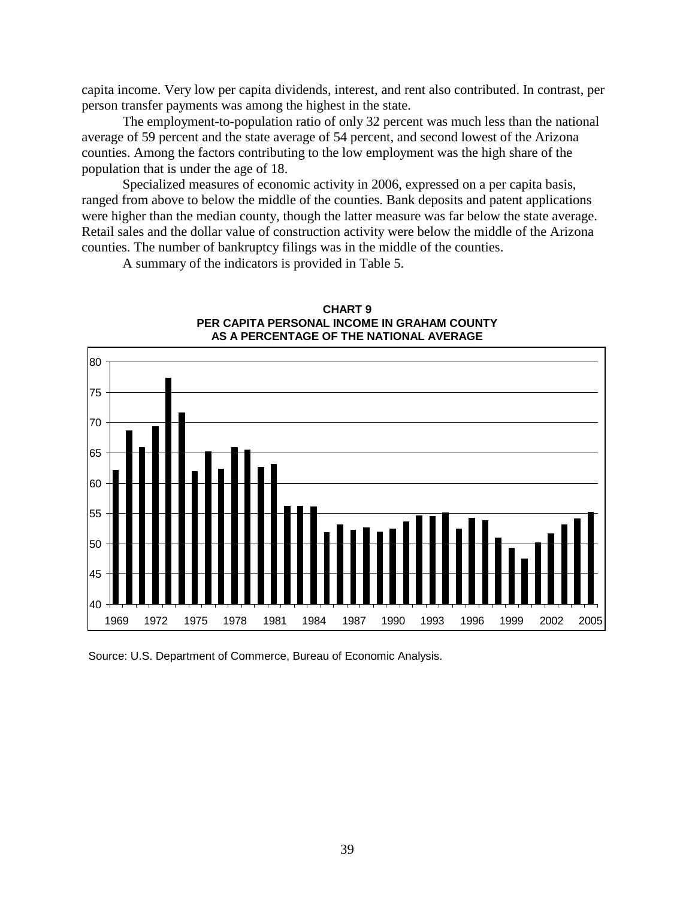capita income. Very low per capita dividends, interest, and rent also contributed. In contrast, per person transfer payments was among the highest in the state.

The employment-to-population ratio of only 32 percent was much less than the national average of 59 percent and the state average of 54 percent, and second lowest of the Arizona counties. Among the factors contributing to the low employment was the high share of the population that is under the age of 18.

Specialized measures of economic activity in 2006, expressed on a per capita basis, ranged from above to below the middle of the counties. Bank deposits and patent applications were higher than the median county, though the latter measure was far below the state average. Retail sales and the dollar value of construction activity were below the middle of the Arizona counties. The number of bankruptcy filings was in the middle of the counties.

A summary of the indicators is provided in Table 5.

**CHART 9**
**PER CAPITA PERSONAL INCOME IN GRAHAM COUNTY AS A PERCENTAGE OF THE NATIONAL AVERAGE**

Source: U.S. Department of Commerce, Bureau of Economic Analysis.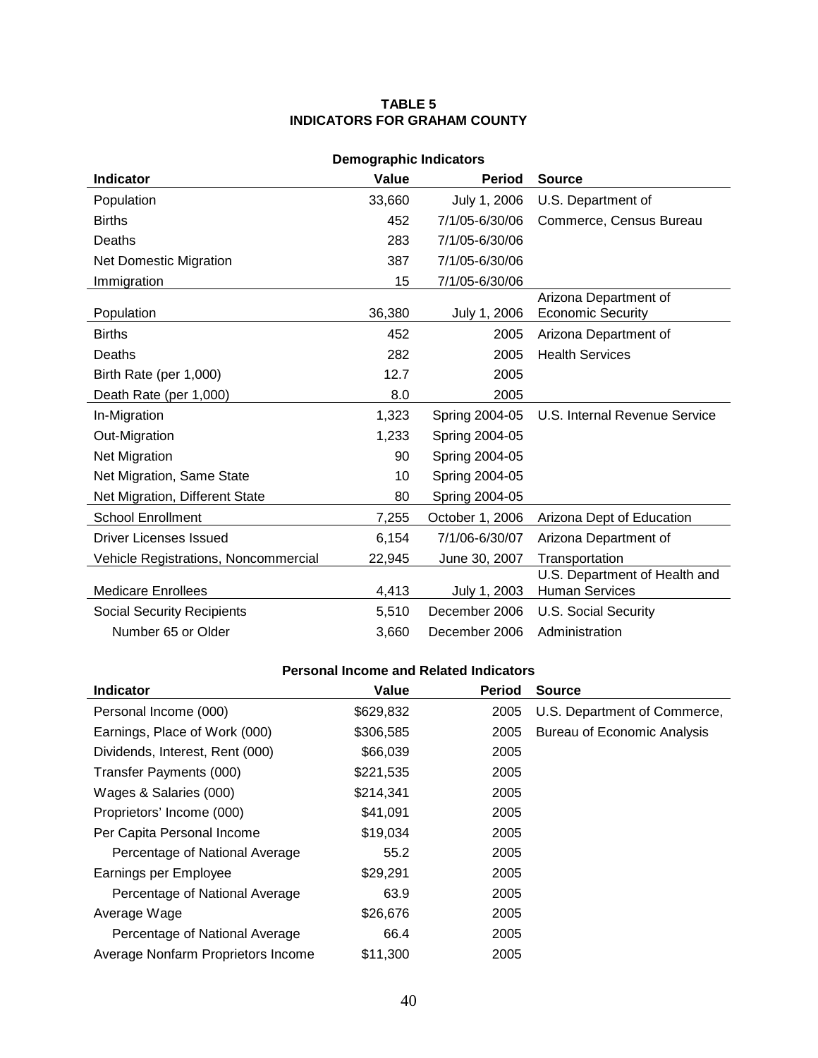**TABLE 5**
**INDICATORS FOR GRAHAM COUNTY**

**Demographic Indicators**

| Indicator | Value | Period | Source |
|---|---|---|---|
| Population | 33,660 | July 1, 2006 | U.S. Department of |
| Births | 452 | 7/1/05-6/30/06 | Commerce, Census Bureau |
| Deaths | 283 | 7/1/05-6/30/06 | |
| Net Domestic Migration | 387 | 7/1/05-6/30/06 | |
| Immigration | 15 | 7/1/05-6/30/06 | |
| Population | 36,380 | July 1, 2006 | Arizona Department of Economic Security |
| Births | 452 | 2005 | Arizona Department of |
| Deaths | 282 | 2005 | Health Services |
| Birth Rate (per 1,000) | 12.7 | 2005 | |
| Death Rate (per 1,000) | 8.0 | 2005 | |
| In-Migration | 1,323 | Spring 2004-05 | U.S. Internal Revenue Service |
| Out-Migration | 1,233 | Spring 2004-05 | |
| Net Migration | 90 | Spring 2004-05 | |
| Net Migration, Same State | 10 | Spring 2004-05 | |
| Net Migration, Different State | 80 | Spring 2004-05 | |
| School Enrollment | 7,255 | October 1, 2006 | Arizona Dept of Education |
| Driver Licenses Issued | 6,154 | 7/1/06-6/30/07 | Arizona Department of |
| Vehicle Registrations, Noncommercial | 22,945 | June 30, 2007 | Transportation |
| Medicare Enrollees | 4,413 | July 1, 2003 | U.S. Department of Health and Human Services |
| Social Security Recipients | 5,510 | December 2006 | U.S. Social Security |
| Number 65 or Older | 3,660 | December 2006 | Administration |

**Personal Income and Related Indicators**

| Indicator | Value | Period | Source |
|---|---|---|---|
| Personal Income (000) | $629,832 | 2005 | U.S. Department of Commerce, |
| Earnings, Place of Work (000) | $306,585 | 2005 | Bureau of Economic Analysis |
| Dividends, Interest, Rent (000) | $66,039 | 2005 | |
| Transfer Payments (000) | $221,535 | 2005 | |
| Wages & Salaries (000) | $214,341 | 2005 | |
| Proprietors' Income (000) | $41,091 | 2005 | |
| Per Capita Personal Income | $19,034 | 2005 | |
| Percentage of National Average | 55.2 | 2005 | |
| Earnings per Employee | $29,291 | 2005 | |
| Percentage of National Average | 63.9 | 2005 | |
| Average Wage | $26,676 | 2005 | |
| Percentage of National Average | 66.4 | 2005 | |
| Average Nonfarm Proprietors Income | $11,300 | 2005 | |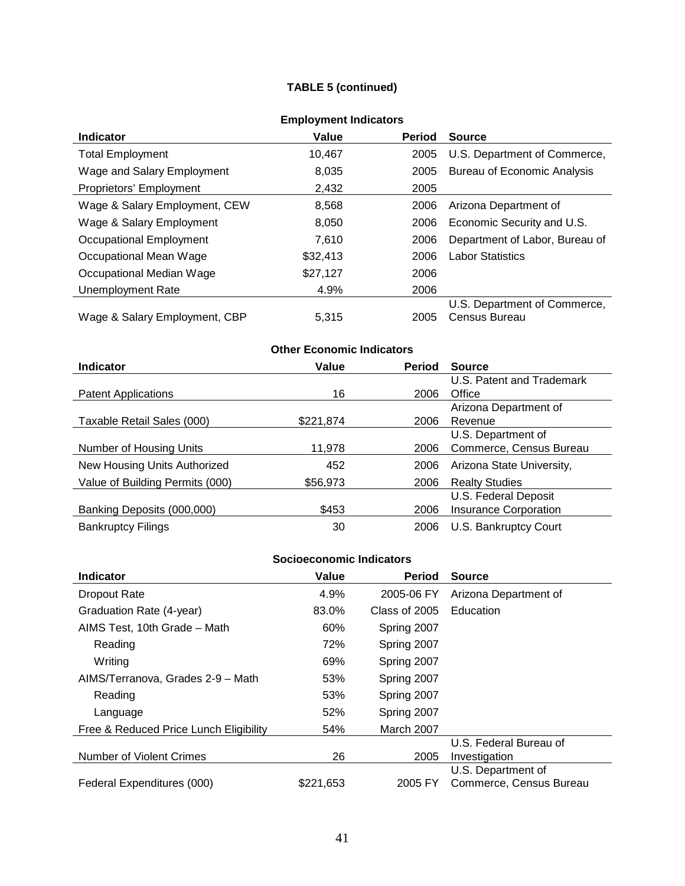**TABLE 5 (continued)**

**Employment Indicators**

| Indicator | Value | Period | Source |
|---|---|---|---|
| Total Employment | 10,467 | 2005 | U.S. Department of Commerce, |
| Wage and Salary Employment | 8,035 | 2005 | Bureau of Economic Analysis |
| Proprietors' Employment | 2,432 | 2005 | |
| Wage & Salary Employment, CEW | 8,568 | 2006 | Arizona Department of |
| Wage & Salary Employment | 8,050 | 2006 | Economic Security and U.S. |
| Occupational Employment | 7,610 | 2006 | Department of Labor, Bureau of |
| Occupational Mean Wage | $32,413 | 2006 | Labor Statistics |
| Occupational Median Wage | $27,127 | 2006 | |
| Unemployment Rate | 4.9% | 2006 | |
| Wage & Salary Employment, CBP | 5,315 | 2005 | U.S. Department of Commerce, Census Bureau |

**Other Economic Indicators**

| Indicator | Value | Period | Source |
|---|---|---|---|
| Patent Applications | 16 | 2006 | U.S. Patent and Trademark Office |
| Taxable Retail Sales (000) | $221,874 | 2006 | Arizona Department of Revenue |
| Number of Housing Units | 11,978 | 2006 | U.S. Department of Commerce, Census Bureau |
| New Housing Units Authorized | 452 | 2006 | Arizona State University, |
| Value of Building Permits (000) | $56,973 | 2006 | Realty Studies |
| Banking Deposits (000,000) | $453 | 2006 | U.S. Federal Deposit Insurance Corporation |
| Bankruptcy Filings | 30 | 2006 | U.S. Bankruptcy Court |

**Socioeconomic Indicators**

| Indicator | Value | Period | Source |
|---|---|---|---|
| Dropout Rate | 4.9% | 2005-06 FY | Arizona Department of |
| Graduation Rate (4-year) | 83.0% | Class of 2005 | Education |
| AIMS Test, 10th Grade – Math | 60% | Spring 2007 | |
| Reading | 72% | Spring 2007 | |
| Writing | 69% | Spring 2007 | |
| AIMS/Terranova, Grades 2-9 – Math | 53% | Spring 2007 | |
| Reading | 53% | Spring 2007 | |
| Language | 52% | Spring 2007 | |
| Free & Reduced Price Lunch Eligibility | 54% | March 2007 | |
| Number of Violent Crimes | 26 | 2005 | U.S. Federal Bureau of Investigation |
| Federal Expenditures (000) | $221,653 | 2005 FY | U.S. Department of Commerce, Census Bureau |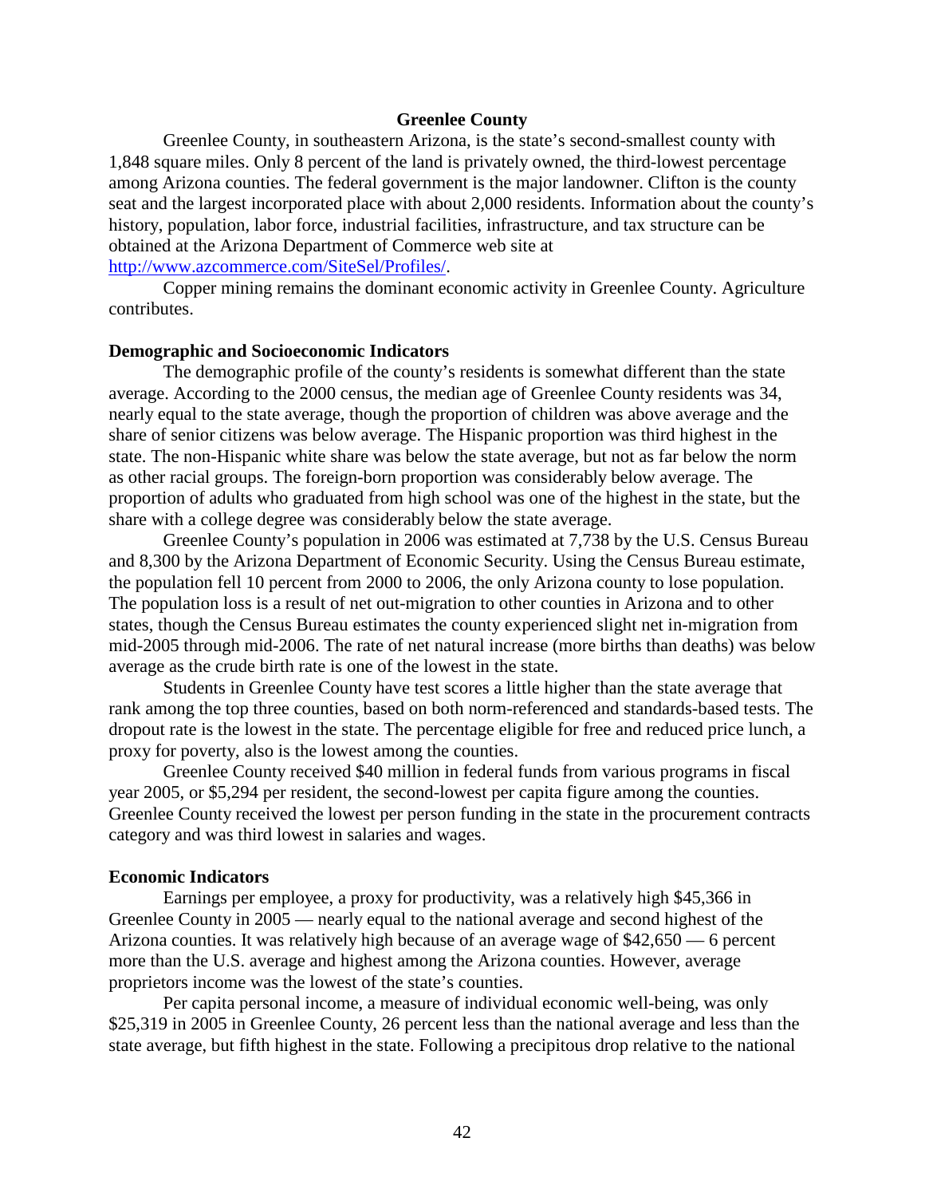## Greenlee County

Greenlee County, in southeastern Arizona, is the state's second-smallest county with 1,848 square miles. Only 8 percent of the land is privately owned, the third-lowest percentage among Arizona counties. The federal government is the major landowner. Clifton is the county seat and the largest incorporated place with about 2,000 residents. Information about the county's history, population, labor force, industrial facilities, infrastructure, and tax structure can be obtained at the Arizona Department of Commerce web site at http://www.azcommerce.com/SiteSel/Profiles/.

Copper mining remains the dominant economic activity in Greenlee County. Agriculture contributes.

### Demographic and Socioeconomic Indicators

The demographic profile of the county's residents is somewhat different than the state average. According to the 2000 census, the median age of Greenlee County residents was 34, nearly equal to the state average, though the proportion of children was above average and the share of senior citizens was below average. The Hispanic proportion was third highest in the state. The non-Hispanic white share was below the state average, but not as far below the norm as other racial groups. The foreign-born proportion was considerably below average. The proportion of adults who graduated from high school was one of the highest in the state, but the share with a college degree was considerably below the state average.

Greenlee County's population in 2006 was estimated at 7,738 by the U.S. Census Bureau and 8,300 by the Arizona Department of Economic Security. Using the Census Bureau estimate, the population fell 10 percent from 2000 to 2006, the only Arizona county to lose population. The population loss is a result of net out-migration to other counties in Arizona and to other states, though the Census Bureau estimates the county experienced slight net in-migration from mid-2005 through mid-2006. The rate of net natural increase (more births than deaths) was below average as the crude birth rate is one of the lowest in the state.

Students in Greenlee County have test scores a little higher than the state average that rank among the top three counties, based on both norm-referenced and standards-based tests. The dropout rate is the lowest in the state. The percentage eligible for free and reduced price lunch, a proxy for poverty, also is the lowest among the counties.

Greenlee County received $40 million in federal funds from various programs in fiscal year 2005, or $5,294 per resident, the second-lowest per capita figure among the counties. Greenlee County received the lowest per person funding in the state in the procurement contracts category and was third lowest in salaries and wages.

### Economic Indicators

Earnings per employee, a proxy for productivity, was a relatively high $45,366 in Greenlee County in 2005 — nearly equal to the national average and second highest of the Arizona counties. It was relatively high because of an average wage of $42,650 — 6 percent more than the U.S. average and highest among the Arizona counties. However, average proprietors income was the lowest of the state's counties.

Per capita personal income, a measure of individual economic well-being, was only $25,319 in 2005 in Greenlee County, 26 percent less than the national average and less than the state average, but fifth highest in the state. Following a precipitous drop relative to the national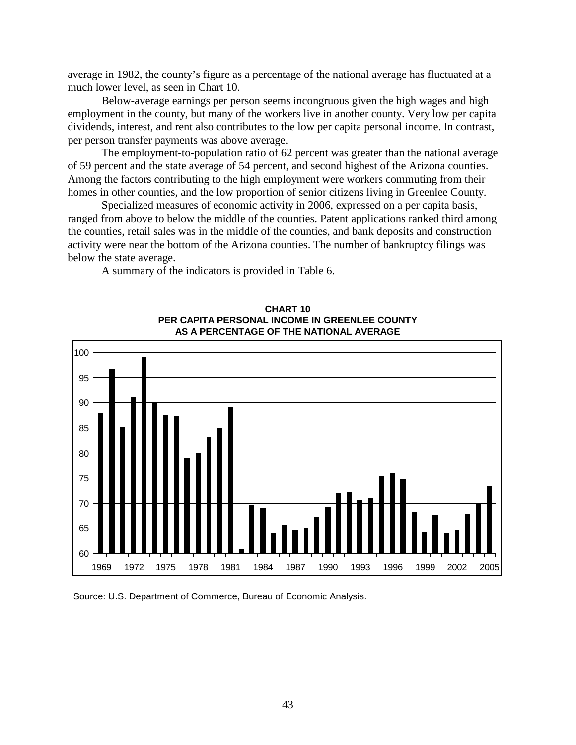average in 1982, the county's figure as a percentage of the national average has fluctuated at a much lower level, as seen in Chart 10.

Below-average earnings per person seems incongruous given the high wages and high employment in the county, but many of the workers live in another county. Very low per capita dividends, interest, and rent also contributes to the low per capita personal income. In contrast, per person transfer payments was above average.

The employment-to-population ratio of 62 percent was greater than the national average of 59 percent and the state average of 54 percent, and second highest of the Arizona counties. Among the factors contributing to the high employment were workers commuting from their homes in other counties, and the low proportion of senior citizens living in Greenlee County.

Specialized measures of economic activity in 2006, expressed on a per capita basis, ranged from above to below the middle of the counties. Patent applications ranked third among the counties, retail sales was in the middle of the counties, and bank deposits and construction activity were near the bottom of the Arizona counties. The number of bankruptcy filings was below the state average.

A summary of the indicators is provided in Table 6.

**CHART 10**
**PER CAPITA PERSONAL INCOME IN GREENLEE COUNTY AS A PERCENTAGE OF THE NATIONAL AVERAGE**

Source: U.S. Department of Commerce, Bureau of Economic Analysis.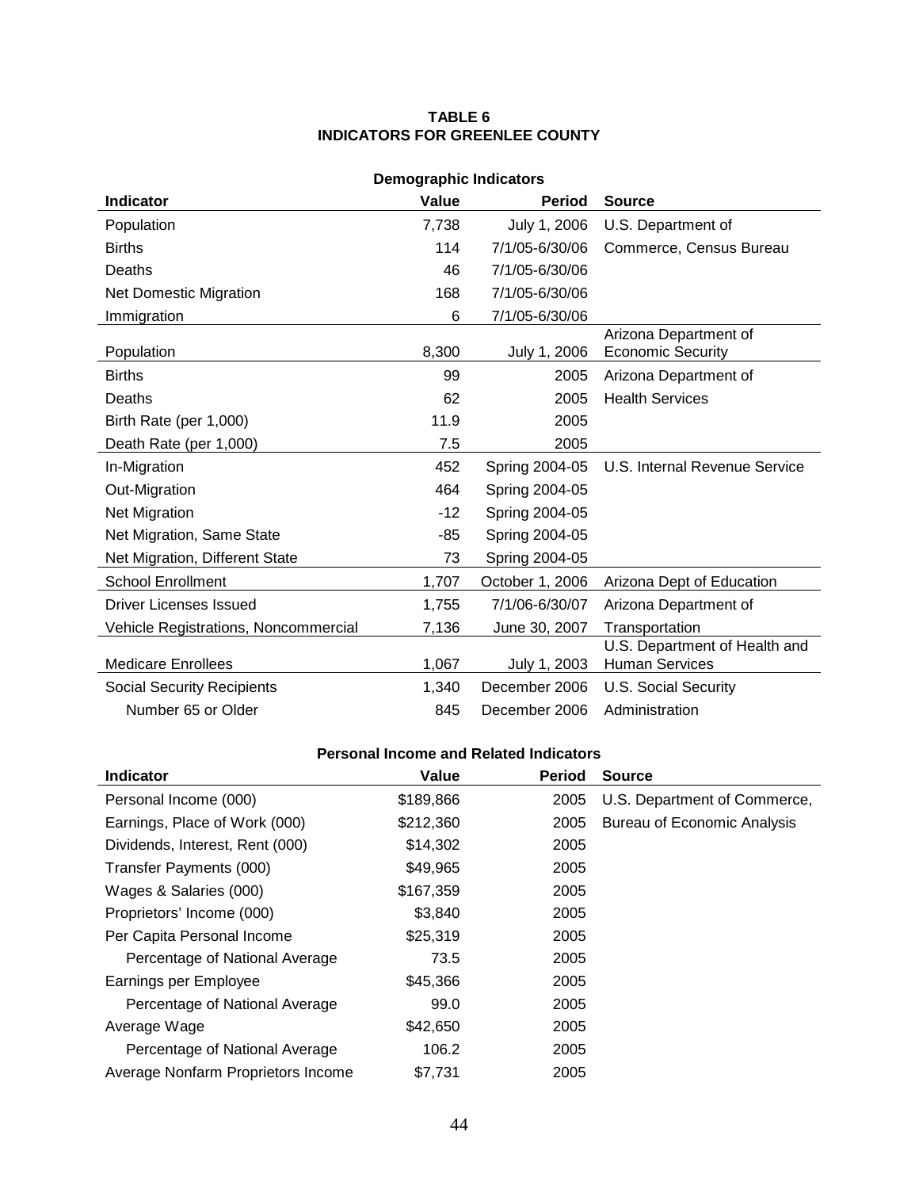**TABLE 6**
**INDICATORS FOR GREENLEE COUNTY**

**Demographic Indicators**

| Indicator | Value | Period | Source |
|---|---:|---:|---|
| Population | 7,738 | July 1, 2006 | U.S. Department of |
| Births | 114 | 7/1/05-6/30/06 | Commerce, Census Bureau |
| Deaths | 46 | 7/1/05-6/30/06 | |
| Net Domestic Migration | 168 | 7/1/05-6/30/06 | |
| Immigration | 6 | 7/1/05-6/30/06 | |
| Population | 8,300 | July 1, 2006 | Arizona Department of Economic Security |
| Births | 99 | 2005 | Arizona Department of |
| Deaths | 62 | 2005 | Health Services |
| Birth Rate (per 1,000) | 11.9 | 2005 | |
| Death Rate (per 1,000) | 7.5 | 2005 | |
| In-Migration | 452 | Spring 2004-05 | U.S. Internal Revenue Service |
| Out-Migration | 464 | Spring 2004-05 | |
| Net Migration | -12 | Spring 2004-05 | |
| Net Migration, Same State | -85 | Spring 2004-05 | |
| Net Migration, Different State | 73 | Spring 2004-05 | |
| School Enrollment | 1,707 | October 1, 2006 | Arizona Dept of Education |
| Driver Licenses Issued | 1,755 | 7/1/06-6/30/07 | Arizona Department of |
| Vehicle Registrations, Noncommercial | 7,136 | June 30, 2007 | Transportation |
| Medicare Enrollees | 1,067 | July 1, 2003 | U.S. Department of Health and Human Services |
| Social Security Recipients | 1,340 | December 2006 | U.S. Social Security |
| Number 65 or Older | 845 | December 2006 | Administration |

**Personal Income and Related Indicators**

| Indicator | Value | Period | Source |
|---|---:|---:|---|
| Personal Income (000) | $189,866 | 2005 | U.S. Department of Commerce, |
| Earnings, Place of Work (000) | $212,360 | 2005 | Bureau of Economic Analysis |
| Dividends, Interest, Rent (000) | $14,302 | 2005 | |
| Transfer Payments (000) | $49,965 | 2005 | |
| Wages & Salaries (000) | $167,359 | 2005 | |
| Proprietors' Income (000) | $3,840 | 2005 | |
| Per Capita Personal Income | $25,319 | 2005 | |
| Percentage of National Average | 73.5 | 2005 | |
| Earnings per Employee | $45,366 | 2005 | |
| Percentage of National Average | 99.0 | 2005 | |
| Average Wage | $42,650 | 2005 | |
| Percentage of National Average | 106.2 | 2005 | |
| Average Nonfarm Proprietors Income | $7,731 | 2005 | |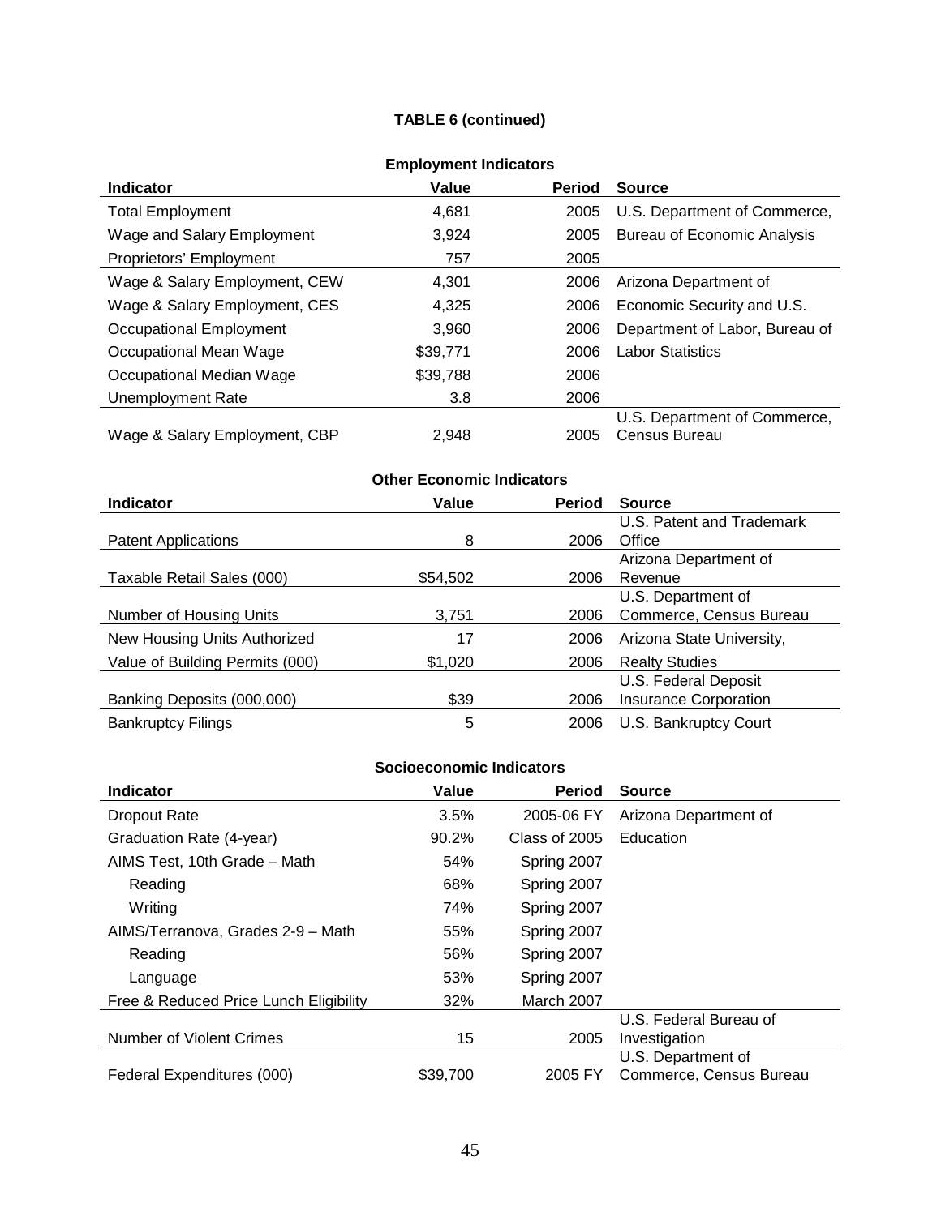**TABLE 6 (continued)**

**Employment Indicators**

| Indicator | Value | Period | Source |
|---|---|---|---|
| Total Employment | 4,681 | 2005 | U.S. Department of Commerce, |
| Wage and Salary Employment | 3,924 | 2005 | Bureau of Economic Analysis |
| Proprietors' Employment | 757 | 2005 | |
| Wage & Salary Employment, CEW | 4,301 | 2006 | Arizona Department of |
| Wage & Salary Employment, CES | 4,325 | 2006 | Economic Security and U.S. |
| Occupational Employment | 3,960 | 2006 | Department of Labor, Bureau of |
| Occupational Mean Wage | $39,771 | 2006 | Labor Statistics |
| Occupational Median Wage | $39,788 | 2006 | |
| Unemployment Rate | 3.8 | 2006 | |
| Wage & Salary Employment, CBP | 2,948 | 2005 | U.S. Department of Commerce, Census Bureau |

**Other Economic Indicators**

| Indicator | Value | Period | Source |
|---|---|---|---|
| Patent Applications | 8 | 2006 | U.S. Patent and Trademark Office |
| Taxable Retail Sales (000) | $54,502 | 2006 | Arizona Department of Revenue |
| Number of Housing Units | 3,751 | 2006 | U.S. Department of Commerce, Census Bureau |
| New Housing Units Authorized | 17 | 2006 | Arizona State University, |
| Value of Building Permits (000) | $1,020 | 2006 | Realty Studies |
| Banking Deposits (000,000) | $39 | 2006 | U.S. Federal Deposit Insurance Corporation |
| Bankruptcy Filings | 5 | 2006 | U.S. Bankruptcy Court |

**Socioeconomic Indicators**

| Indicator | Value | Period | Source |
|---|---|---|---|
| Dropout Rate | 3.5% | 2005-06 FY | Arizona Department of |
| Graduation Rate (4-year) | 90.2% | Class of 2005 | Education |
| AIMS Test, 10th Grade – Math | 54% | Spring 2007 | |
| Reading | 68% | Spring 2007 | |
| Writing | 74% | Spring 2007 | |
| AIMS/Terranova, Grades 2-9 – Math | 55% | Spring 2007 | |
| Reading | 56% | Spring 2007 | |
| Language | 53% | Spring 2007 | |
| Free & Reduced Price Lunch Eligibility | 32% | March 2007 | |
| Number of Violent Crimes | 15 | 2005 | U.S. Federal Bureau of Investigation |
| Federal Expenditures (000) | $39,700 | 2005 FY | U.S. Department of Commerce, Census Bureau |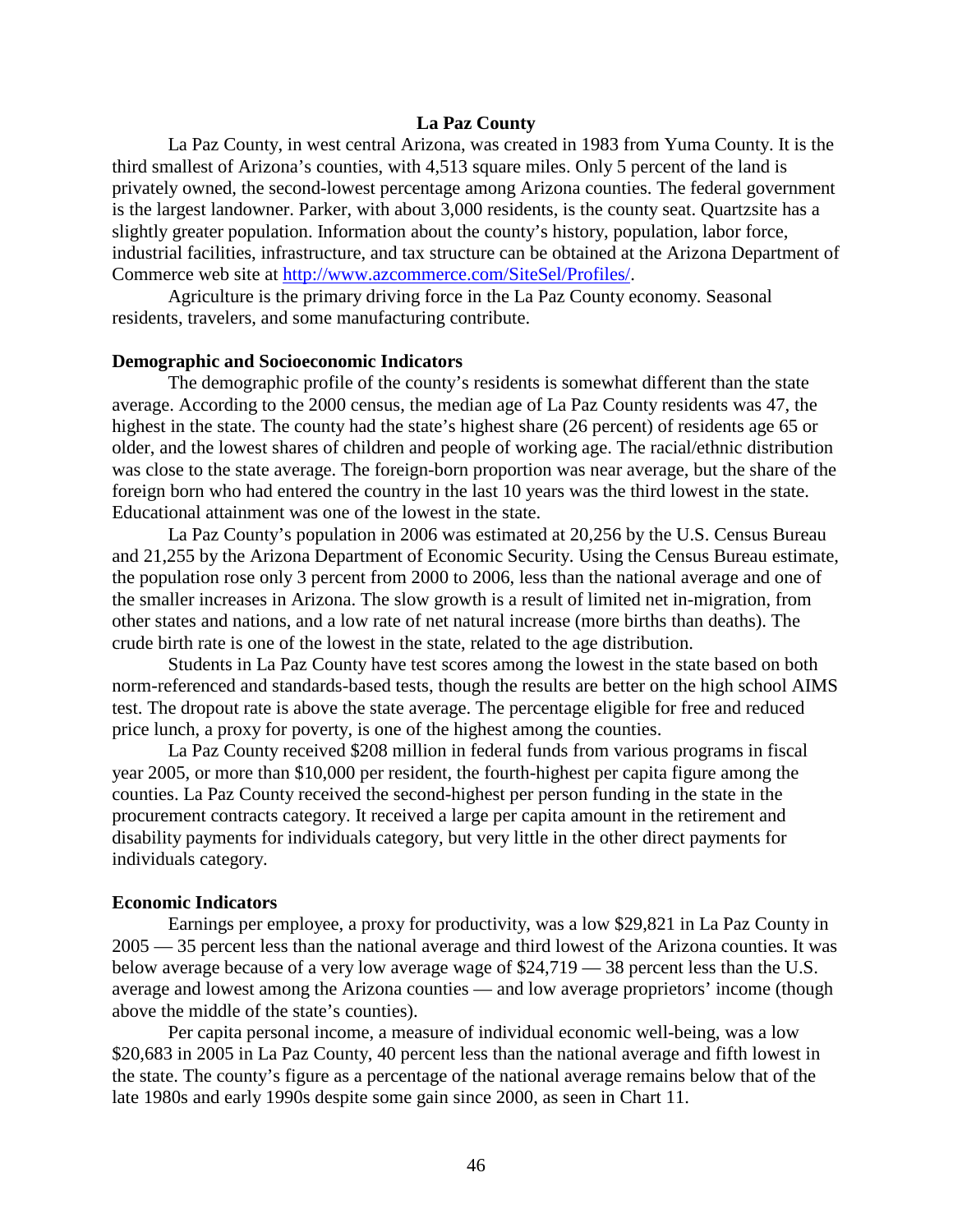## La Paz County

La Paz County, in west central Arizona, was created in 1983 from Yuma County. It is the third smallest of Arizona's counties, with 4,513 square miles. Only 5 percent of the land is privately owned, the second-lowest percentage among Arizona counties. The federal government is the largest landowner. Parker, with about 3,000 residents, is the county seat. Quartzsite has a slightly greater population. Information about the county's history, population, labor force, industrial facilities, infrastructure, and tax structure can be obtained at the Arizona Department of Commerce web site at http://www.azcommerce.com/SiteSel/Profiles/.

Agriculture is the primary driving force in the La Paz County economy. Seasonal residents, travelers, and some manufacturing contribute.

### Demographic and Socioeconomic Indicators

The demographic profile of the county's residents is somewhat different than the state average. According to the 2000 census, the median age of La Paz County residents was 47, the highest in the state. The county had the state's highest share (26 percent) of residents age 65 or older, and the lowest shares of children and people of working age. The racial/ethnic distribution was close to the state average. The foreign-born proportion was near average, but the share of the foreign born who had entered the country in the last 10 years was the third lowest in the state. Educational attainment was one of the lowest in the state.

La Paz County's population in 2006 was estimated at 20,256 by the U.S. Census Bureau and 21,255 by the Arizona Department of Economic Security. Using the Census Bureau estimate, the population rose only 3 percent from 2000 to 2006, less than the national average and one of the smaller increases in Arizona. The slow growth is a result of limited net in-migration, from other states and nations, and a low rate of net natural increase (more births than deaths). The crude birth rate is one of the lowest in the state, related to the age distribution.

Students in La Paz County have test scores among the lowest in the state based on both norm-referenced and standards-based tests, though the results are better on the high school AIMS test. The dropout rate is above the state average. The percentage eligible for free and reduced price lunch, a proxy for poverty, is one of the highest among the counties.

La Paz County received $208 million in federal funds from various programs in fiscal year 2005, or more than $10,000 per resident, the fourth-highest per capita figure among the counties. La Paz County received the second-highest per person funding in the state in the procurement contracts category. It received a large per capita amount in the retirement and disability payments for individuals category, but very little in the other direct payments for individuals category.

### Economic Indicators

Earnings per employee, a proxy for productivity, was a low $29,821 in La Paz County in 2005 — 35 percent less than the national average and third lowest of the Arizona counties. It was below average because of a very low average wage of $24,719 — 38 percent less than the U.S. average and lowest among the Arizona counties — and low average proprietors' income (though above the middle of the state's counties).

Per capita personal income, a measure of individual economic well-being, was a low $20,683 in 2005 in La Paz County, 40 percent less than the national average and fifth lowest in the state. The county's figure as a percentage of the national average remains below that of the late 1980s and early 1990s despite some gain since 2000, as seen in Chart 11.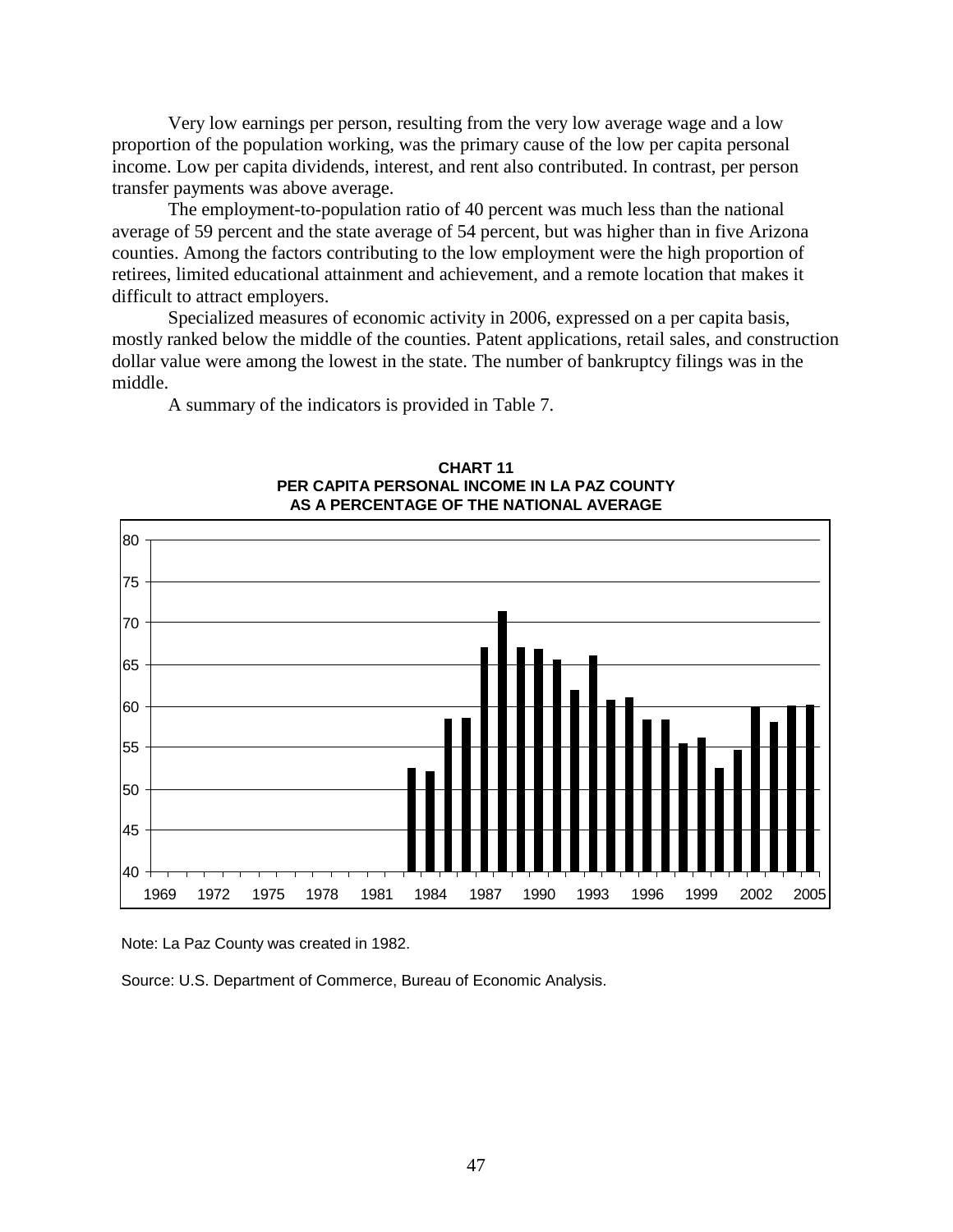Very low earnings per person, resulting from the very low average wage and a low proportion of the population working, was the primary cause of the low per capita personal income. Low per capita dividends, interest, and rent also contributed. In contrast, per person transfer payments was above average.

The employment-to-population ratio of 40 percent was much less than the national average of 59 percent and the state average of 54 percent, but was higher than in five Arizona counties. Among the factors contributing to the low employment were the high proportion of retirees, limited educational attainment and achievement, and a remote location that makes it difficult to attract employers.

Specialized measures of economic activity in 2006, expressed on a per capita basis, mostly ranked below the middle of the counties. Patent applications, retail sales, and construction dollar value were among the lowest in the state. The number of bankruptcy filings was in the middle.

A summary of the indicators is provided in Table 7.

**CHART 11**
**PER CAPITA PERSONAL INCOME IN LA PAZ COUNTY AS A PERCENTAGE OF THE NATIONAL AVERAGE**

Note: La Paz County was created in 1982.

Source: U.S. Department of Commerce, Bureau of Economic Analysis.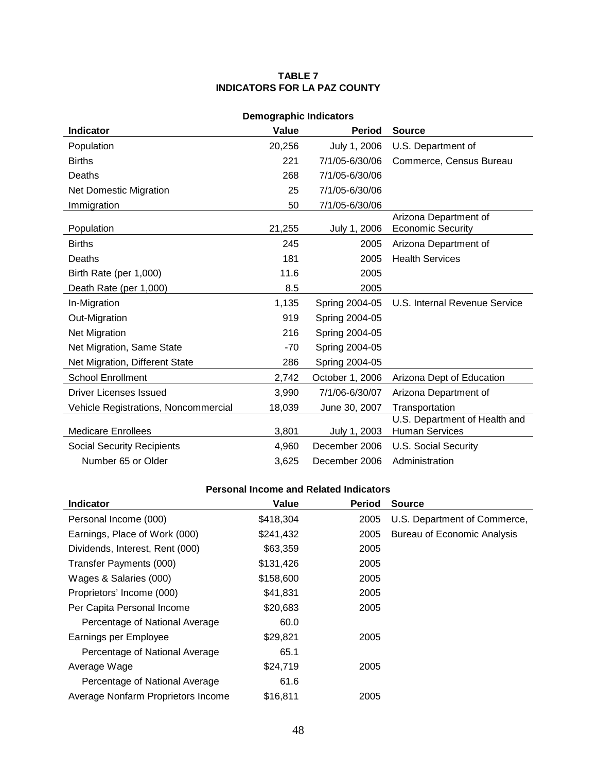**TABLE 7**
**INDICATORS FOR LA PAZ COUNTY**

**Demographic Indicators**

| Indicator | Value | Period | Source |
|---|---|---|---|
| Population | 20,256 | July 1, 2006 | U.S. Department of |
| Births | 221 | 7/1/05-6/30/06 | Commerce, Census Bureau |
| Deaths | 268 | 7/1/05-6/30/06 | |
| Net Domestic Migration | 25 | 7/1/05-6/30/06 | |
| Immigration | 50 | 7/1/05-6/30/06 | |
| Population | 21,255 | July 1, 2006 | Arizona Department of Economic Security |
| Births | 245 | 2005 | Arizona Department of |
| Deaths | 181 | 2005 | Health Services |
| Birth Rate (per 1,000) | 11.6 | 2005 | |
| Death Rate (per 1,000) | 8.5 | 2005 | |
| In-Migration | 1,135 | Spring 2004-05 | U.S. Internal Revenue Service |
| Out-Migration | 919 | Spring 2004-05 | |
| Net Migration | 216 | Spring 2004-05 | |
| Net Migration, Same State | -70 | Spring 2004-05 | |
| Net Migration, Different State | 286 | Spring 2004-05 | |
| School Enrollment | 2,742 | October 1, 2006 | Arizona Dept of Education |
| Driver Licenses Issued | 3,990 | 7/1/06-6/30/07 | Arizona Department of |
| Vehicle Registrations, Noncommercial | 18,039 | June 30, 2007 | Transportation |
| Medicare Enrollees | 3,801 | July 1, 2003 | U.S. Department of Health and Human Services |
| Social Security Recipients | 4,960 | December 2006 | U.S. Social Security |
| Number 65 or Older | 3,625 | December 2006 | Administration |

**Personal Income and Related Indicators**

| Indicator | Value | Period | Source |
|---|---|---|---|
| Personal Income (000) | $418,304 | 2005 | U.S. Department of Commerce, |
| Earnings, Place of Work (000) | $241,432 | 2005 | Bureau of Economic Analysis |
| Dividends, Interest, Rent (000) | $63,359 | 2005 | |
| Transfer Payments (000) | $131,426 | 2005 | |
| Wages & Salaries (000) | $158,600 | 2005 | |
| Proprietors' Income (000) | $41,831 | 2005 | |
| Per Capita Personal Income | $20,683 | 2005 | |
| Percentage of National Average | 60.0 | | |
| Earnings per Employee | $29,821 | 2005 | |
| Percentage of National Average | 65.1 | | |
| Average Wage | $24,719 | 2005 | |
| Percentage of National Average | 61.6 | | |
| Average Nonfarm Proprietors Income | $16,811 | 2005 | |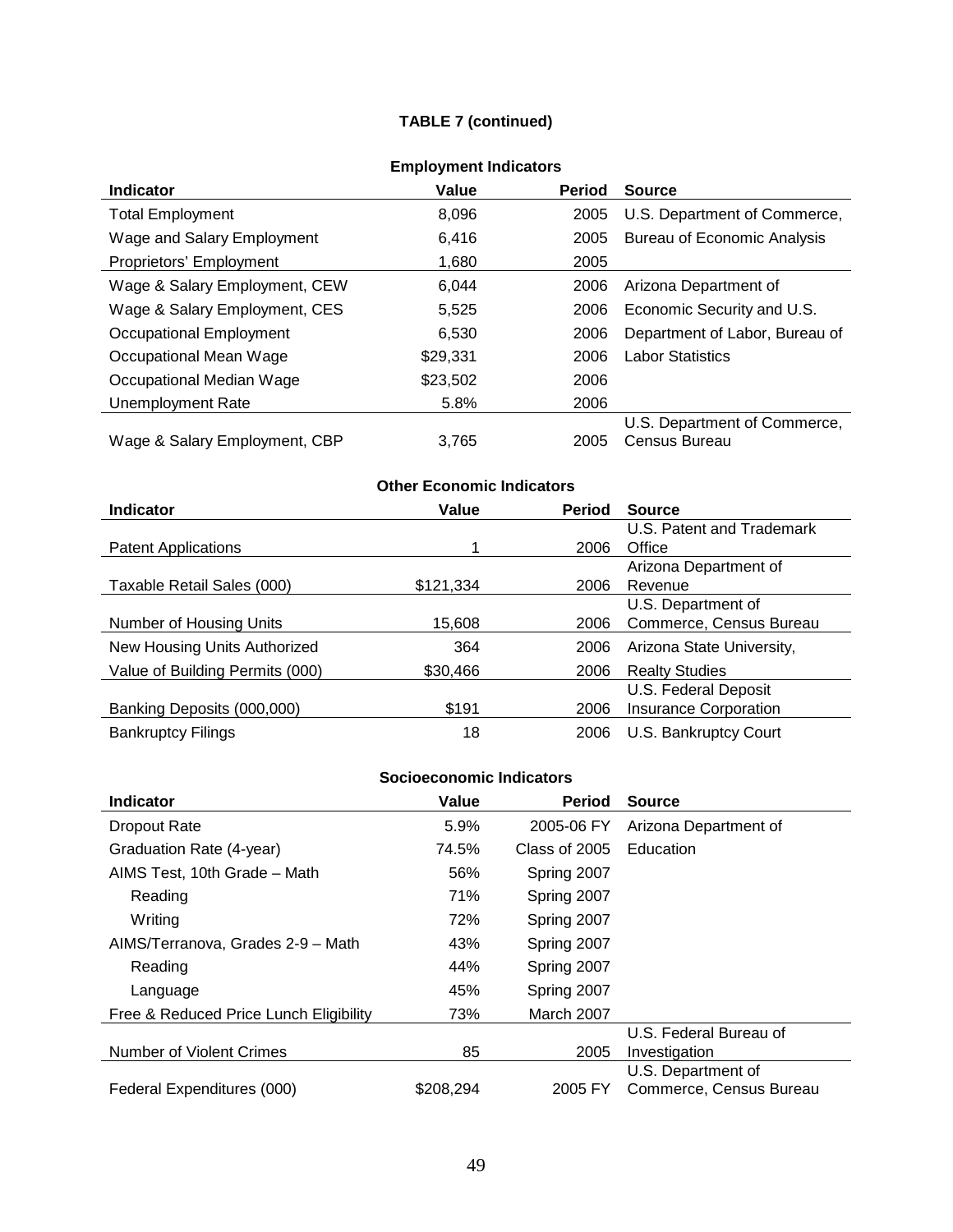**TABLE 7 (continued)**

**Employment Indicators**

| Indicator | Value | Period | Source |
|---|---|---|---|
| Total Employment | 8,096 | 2005 | U.S. Department of Commerce, |
| Wage and Salary Employment | 6,416 | 2005 | Bureau of Economic Analysis |
| Proprietors' Employment | 1,680 | 2005 | |
| Wage & Salary Employment, CEW | 6,044 | 2006 | Arizona Department of |
| Wage & Salary Employment, CES | 5,525 | 2006 | Economic Security and U.S. |
| Occupational Employment | 6,530 | 2006 | Department of Labor, Bureau of |
| Occupational Mean Wage | $29,331 | 2006 | Labor Statistics |
| Occupational Median Wage | $23,502 | 2006 | |
| Unemployment Rate | 5.8% | 2006 | |
| Wage & Salary Employment, CBP | 3,765 | 2005 | U.S. Department of Commerce, Census Bureau |

**Other Economic Indicators**

| Indicator | Value | Period | Source |
|---|---|---|---|
| Patent Applications | 1 | 2006 | U.S. Patent and Trademark Office |
| Taxable Retail Sales (000) | $121,334 | 2006 | Arizona Department of Revenue |
| Number of Housing Units | 15,608 | 2006 | U.S. Department of Commerce, Census Bureau |
| New Housing Units Authorized | 364 | 2006 | Arizona State University, |
| Value of Building Permits (000) | $30,466 | 2006 | Realty Studies |
| Banking Deposits (000,000) | $191 | 2006 | U.S. Federal Deposit Insurance Corporation |
| Bankruptcy Filings | 18 | 2006 | U.S. Bankruptcy Court |

**Socioeconomic Indicators**

| Indicator | Value | Period | Source |
|---|---|---|---|
| Dropout Rate | 5.9% | 2005-06 FY | Arizona Department of |
| Graduation Rate (4-year) | 74.5% | Class of 2005 | Education |
| AIMS Test, 10th Grade – Math | 56% | Spring 2007 | |
| Reading | 71% | Spring 2007 | |
| Writing | 72% | Spring 2007 | |
| AIMS/Terranova, Grades 2-9 – Math | 43% | Spring 2007 | |
| Reading | 44% | Spring 2007 | |
| Language | 45% | Spring 2007 | |
| Free & Reduced Price Lunch Eligibility | 73% | March 2007 | |
| Number of Violent Crimes | 85 | 2005 | U.S. Federal Bureau of Investigation |
| Federal Expenditures (000) | $208,294 | 2005 FY | U.S. Department of Commerce, Census Bureau |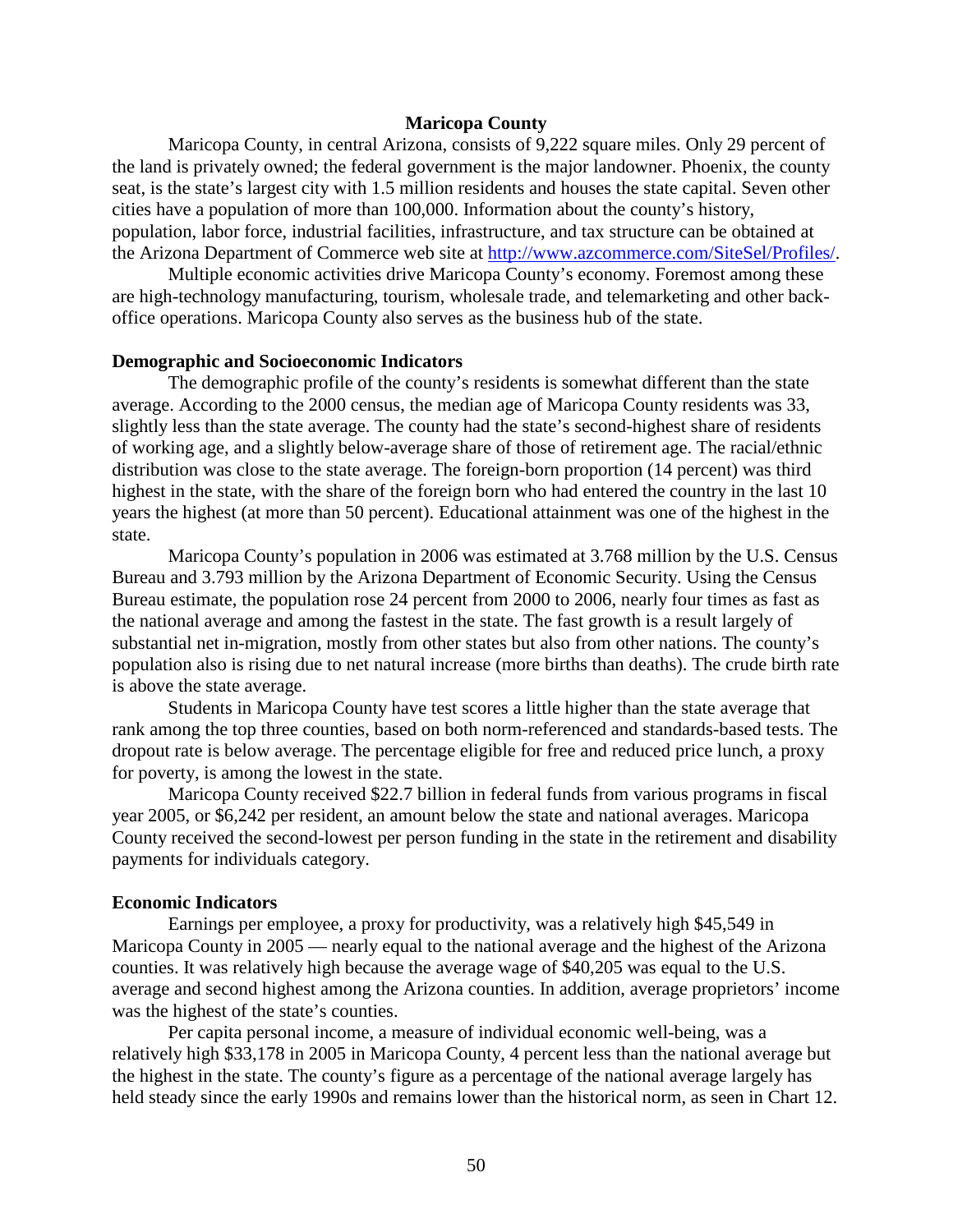## Maricopa County

Maricopa County, in central Arizona, consists of 9,222 square miles. Only 29 percent of the land is privately owned; the federal government is the major landowner. Phoenix, the county seat, is the state's largest city with 1.5 million residents and houses the state capital. Seven other cities have a population of more than 100,000. Information about the county's history, population, labor force, industrial facilities, infrastructure, and tax structure can be obtained at the Arizona Department of Commerce web site at http://www.azcommerce.com/SiteSel/Profiles/.

Multiple economic activities drive Maricopa County's economy. Foremost among these are high-technology manufacturing, tourism, wholesale trade, and telemarketing and other back-office operations. Maricopa County also serves as the business hub of the state.

### Demographic and Socioeconomic Indicators

The demographic profile of the county's residents is somewhat different than the state average. According to the 2000 census, the median age of Maricopa County residents was 33, slightly less than the state average. The county had the state's second-highest share of residents of working age, and a slightly below-average share of those of retirement age. The racial/ethnic distribution was close to the state average. The foreign-born proportion (14 percent) was third highest in the state, with the share of the foreign born who had entered the country in the last 10 years the highest (at more than 50 percent). Educational attainment was one of the highest in the state.

Maricopa County's population in 2006 was estimated at 3.768 million by the U.S. Census Bureau and 3.793 million by the Arizona Department of Economic Security. Using the Census Bureau estimate, the population rose 24 percent from 2000 to 2006, nearly four times as fast as the national average and among the fastest in the state. The fast growth is a result largely of substantial net in-migration, mostly from other states but also from other nations. The county's population also is rising due to net natural increase (more births than deaths). The crude birth rate is above the state average.

Students in Maricopa County have test scores a little higher than the state average that rank among the top three counties, based on both norm-referenced and standards-based tests. The dropout rate is below average. The percentage eligible for free and reduced price lunch, a proxy for poverty, is among the lowest in the state.

Maricopa County received $22.7 billion in federal funds from various programs in fiscal year 2005, or $6,242 per resident, an amount below the state and national averages. Maricopa County received the second-lowest per person funding in the state in the retirement and disability payments for individuals category.

### Economic Indicators

Earnings per employee, a proxy for productivity, was a relatively high $45,549 in Maricopa County in 2005 — nearly equal to the national average and the highest of the Arizona counties. It was relatively high because the average wage of $40,205 was equal to the U.S. average and second highest among the Arizona counties. In addition, average proprietors' income was the highest of the state's counties.

Per capita personal income, a measure of individual economic well-being, was a relatively high $33,178 in 2005 in Maricopa County, 4 percent less than the national average but the highest in the state. The county's figure as a percentage of the national average largely has held steady since the early 1990s and remains lower than the historical norm, as seen in Chart 12.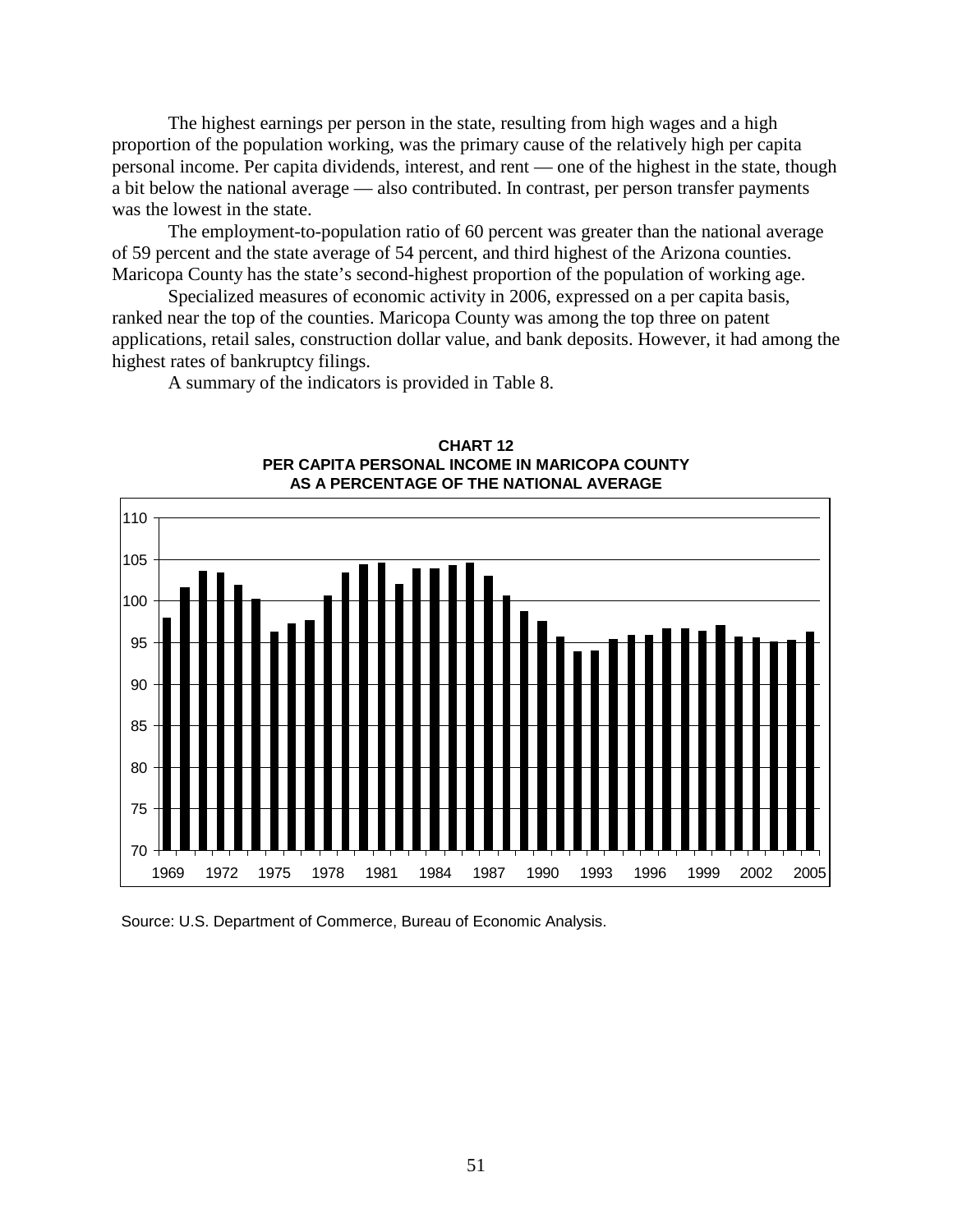The highest earnings per person in the state, resulting from high wages and a high proportion of the population working, was the primary cause of the relatively high per capita personal income. Per capita dividends, interest, and rent — one of the highest in the state, though a bit below the national average — also contributed. In contrast, per person transfer payments was the lowest in the state.

The employment-to-population ratio of 60 percent was greater than the national average of 59 percent and the state average of 54 percent, and third highest of the Arizona counties. Maricopa County has the state's second-highest proportion of the population of working age.

Specialized measures of economic activity in 2006, expressed on a per capita basis, ranked near the top of the counties. Maricopa County was among the top three on patent applications, retail sales, construction dollar value, and bank deposits. However, it had among the highest rates of bankruptcy filings.

A summary of the indicators is provided in Table 8.

**CHART 12**
**PER CAPITA PERSONAL INCOME IN MARICOPA COUNTY AS A PERCENTAGE OF THE NATIONAL AVERAGE**

Source: U.S. Department of Commerce, Bureau of Economic Analysis.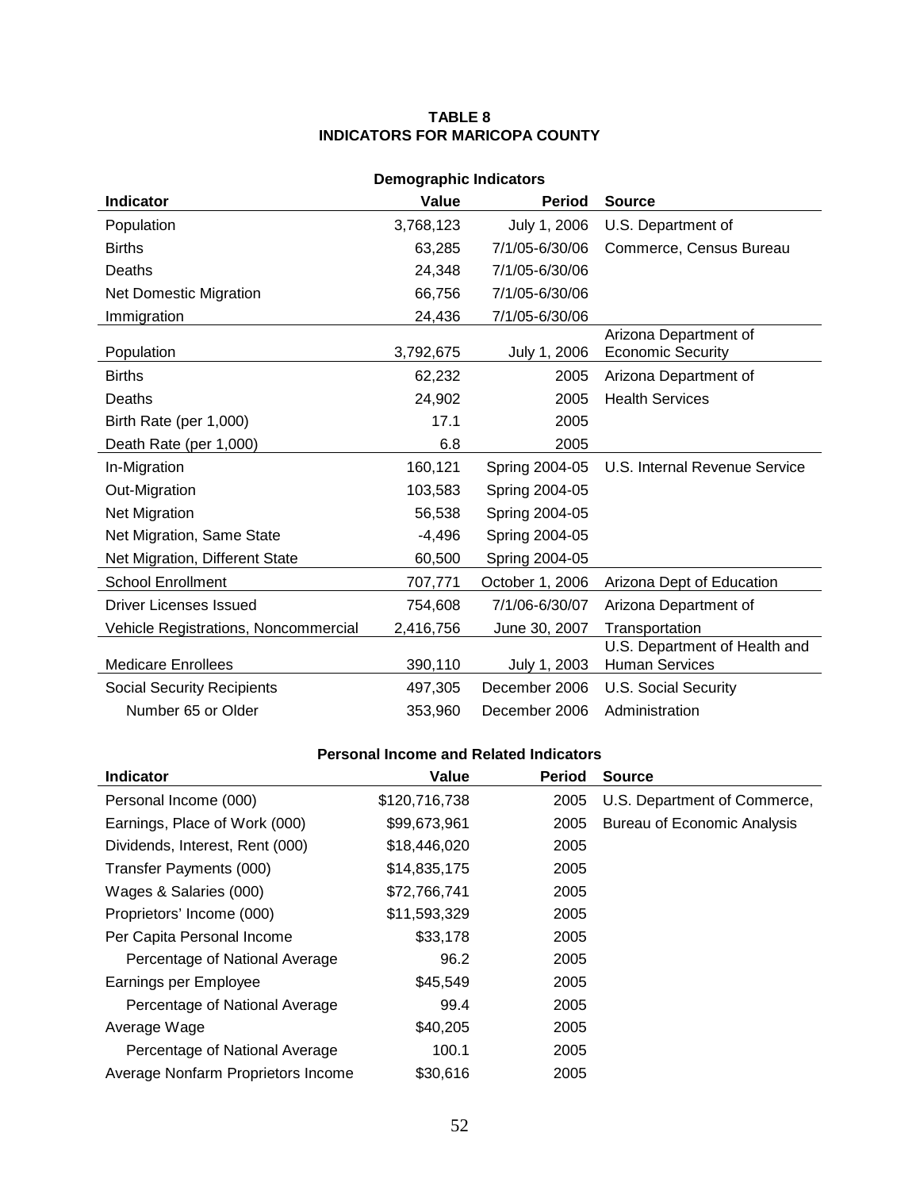**TABLE 8**
**INDICATORS FOR MARICOPA COUNTY**

**Demographic Indicators**

| Indicator | Value | Period | Source |
|---|---:|---:|---|
| Population | 3,768,123 | July 1, 2006 | U.S. Department of |
| Births | 63,285 | 7/1/05-6/30/06 | Commerce, Census Bureau |
| Deaths | 24,348 | 7/1/05-6/30/06 | |
| Net Domestic Migration | 66,756 | 7/1/05-6/30/06 | |
| Immigration | 24,436 | 7/1/05-6/30/06 | |
| Population | 3,792,675 | July 1, 2006 | Arizona Department of Economic Security |
| Births | 62,232 | 2005 | Arizona Department of |
| Deaths | 24,902 | 2005 | Health Services |
| Birth Rate (per 1,000) | 17.1 | 2005 | |
| Death Rate (per 1,000) | 6.8 | 2005 | |
| In-Migration | 160,121 | Spring 2004-05 | U.S. Internal Revenue Service |
| Out-Migration | 103,583 | Spring 2004-05 | |
| Net Migration | 56,538 | Spring 2004-05 | |
| Net Migration, Same State | -4,496 | Spring 2004-05 | |
| Net Migration, Different State | 60,500 | Spring 2004-05 | |
| School Enrollment | 707,771 | October 1, 2006 | Arizona Dept of Education |
| Driver Licenses Issued | 754,608 | 7/1/06-6/30/07 | Arizona Department of |
| Vehicle Registrations, Noncommercial | 2,416,756 | June 30, 2007 | Transportation |
| Medicare Enrollees | 390,110 | July 1, 2003 | U.S. Department of Health and Human Services |
| Social Security Recipients | 497,305 | December 2006 | U.S. Social Security |
| Number 65 or Older | 353,960 | December 2006 | Administration |

**Personal Income and Related Indicators**

| Indicator | Value | Period | Source |
|---|---:|---:|---|
| Personal Income (000) | $120,716,738 | 2005 | U.S. Department of Commerce, |
| Earnings, Place of Work (000) | $99,673,961 | 2005 | Bureau of Economic Analysis |
| Dividends, Interest, Rent (000) | $18,446,020 | 2005 | |
| Transfer Payments (000) | $14,835,175 | 2005 | |
| Wages & Salaries (000) | $72,766,741 | 2005 | |
| Proprietors' Income (000) | $11,593,329 | 2005 | |
| Per Capita Personal Income | $33,178 | 2005 | |
| Percentage of National Average | 96.2 | 2005 | |
| Earnings per Employee | $45,549 | 2005 | |
| Percentage of National Average | 99.4 | 2005 | |
| Average Wage | $40,205 | 2005 | |
| Percentage of National Average | 100.1 | 2005 | |
| Average Nonfarm Proprietors Income | $30,616 | 2005 | |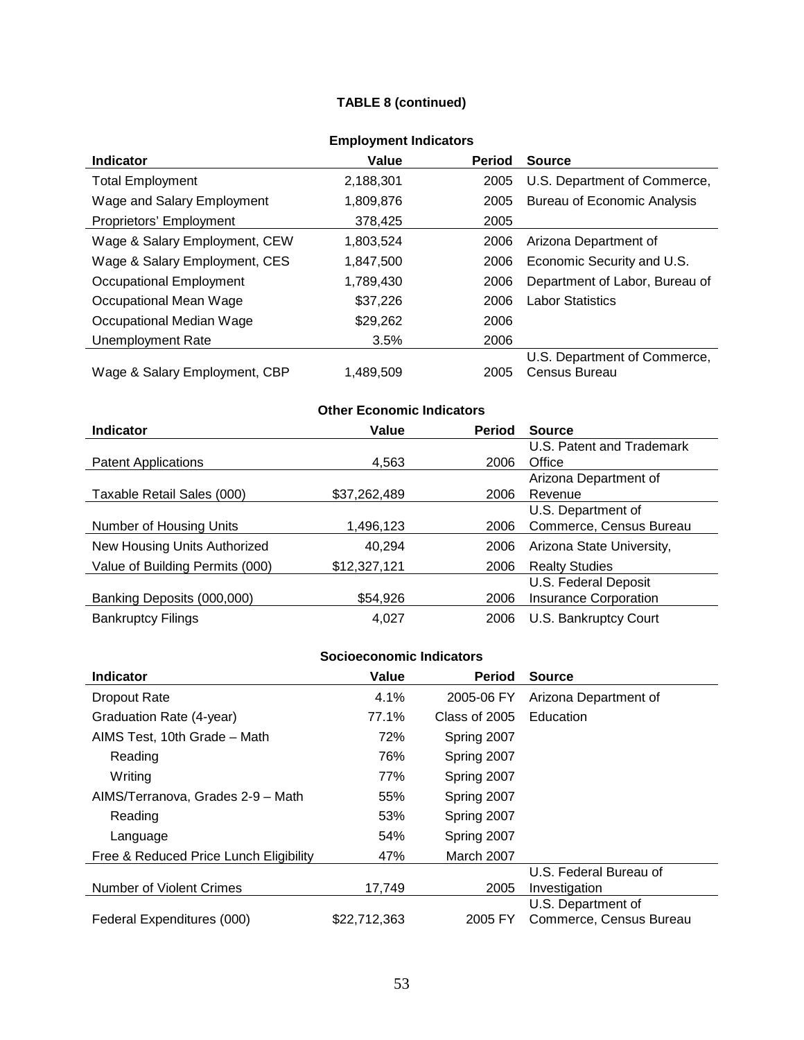**TABLE 8 (continued)**

**Employment Indicators**

| Indicator | Value | Period | Source |
|---|---|---|---|
| Total Employment | 2,188,301 | 2005 | U.S. Department of Commerce, |
| Wage and Salary Employment | 1,809,876 | 2005 | Bureau of Economic Analysis |
| Proprietors' Employment | 378,425 | 2005 | |
| Wage & Salary Employment, CEW | 1,803,524 | 2006 | Arizona Department of |
| Wage & Salary Employment, CES | 1,847,500 | 2006 | Economic Security and U.S. |
| Occupational Employment | 1,789,430 | 2006 | Department of Labor, Bureau of |
| Occupational Mean Wage | $37,226 | 2006 | Labor Statistics |
| Occupational Median Wage | $29,262 | 2006 | |
| Unemployment Rate | 3.5% | 2006 | |
| Wage & Salary Employment, CBP | 1,489,509 | 2005 | U.S. Department of Commerce, Census Bureau |

**Other Economic Indicators**

| Indicator | Value | Period | Source |
|---|---|---|---|
| Patent Applications | 4,563 | 2006 | U.S. Patent and Trademark Office |
| Taxable Retail Sales (000) | $37,262,489 | 2006 | Arizona Department of Revenue |
| Number of Housing Units | 1,496,123 | 2006 | U.S. Department of Commerce, Census Bureau |
| New Housing Units Authorized | 40,294 | 2006 | Arizona State University, |
| Value of Building Permits (000) | $12,327,121 | 2006 | Realty Studies |
| Banking Deposits (000,000) | $54,926 | 2006 | U.S. Federal Deposit Insurance Corporation |
| Bankruptcy Filings | 4,027 | 2006 | U.S. Bankruptcy Court |

**Socioeconomic Indicators**

| Indicator | Value | Period | Source |
|---|---|---|---|
| Dropout Rate | 4.1% | 2005-06 FY | Arizona Department of |
| Graduation Rate (4-year) | 77.1% | Class of 2005 | Education |
| AIMS Test, 10th Grade – Math | 72% | Spring 2007 | |
| Reading | 76% | Spring 2007 | |
| Writing | 77% | Spring 2007 | |
| AIMS/Terranova, Grades 2-9 – Math | 55% | Spring 2007 | |
| Reading | 53% | Spring 2007 | |
| Language | 54% | Spring 2007 | |
| Free & Reduced Price Lunch Eligibility | 47% | March 2007 | |
| Number of Violent Crimes | 17,749 | 2005 | U.S. Federal Bureau of Investigation |
| Federal Expenditures (000) | $22,712,363 | 2005 FY | U.S. Department of Commerce, Census Bureau |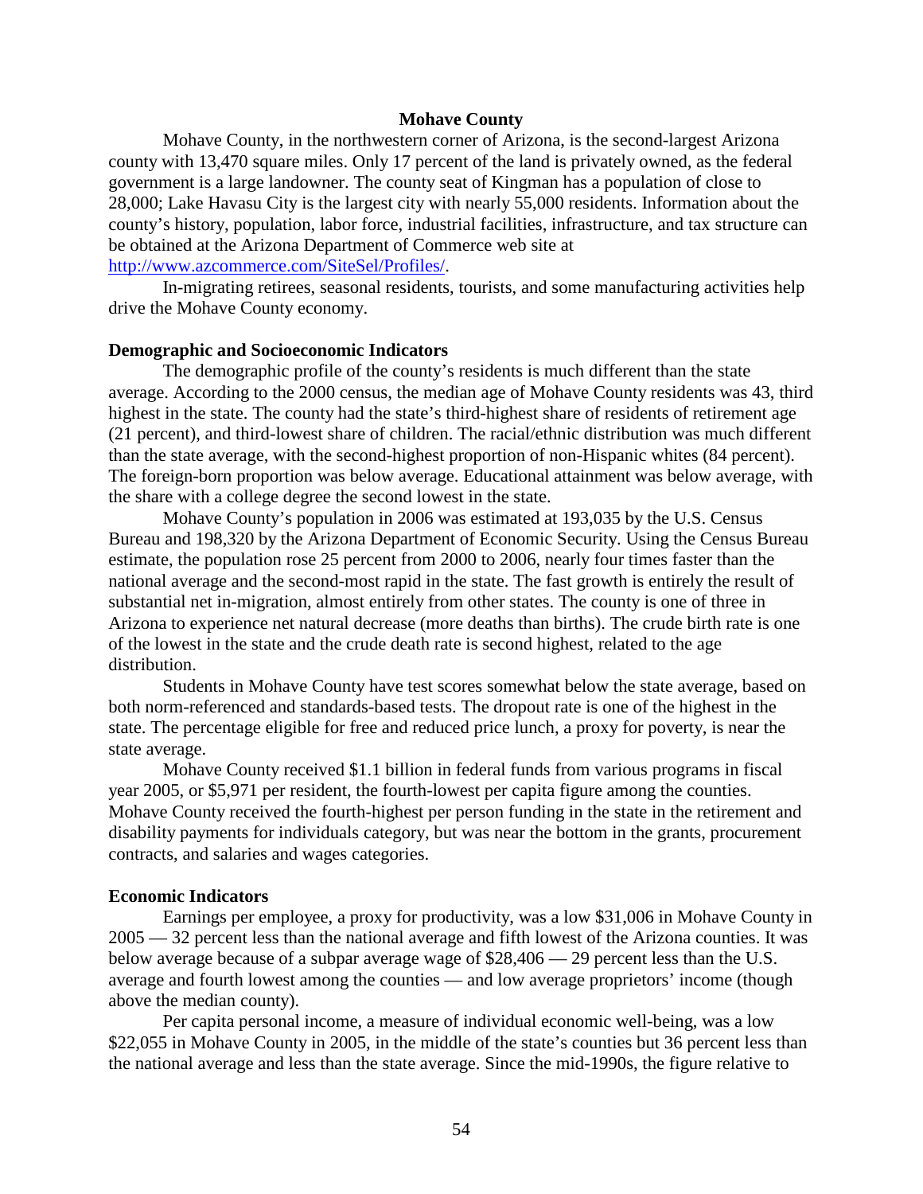## Mohave County

Mohave County, in the northwestern corner of Arizona, is the second-largest Arizona county with 13,470 square miles. Only 17 percent of the land is privately owned, as the federal government is a large landowner. The county seat of Kingman has a population of close to 28,000; Lake Havasu City is the largest city with nearly 55,000 residents. Information about the county's history, population, labor force, industrial facilities, infrastructure, and tax structure can be obtained at the Arizona Department of Commerce web site at http://www.azcommerce.com/SiteSel/Profiles/.

In-migrating retirees, seasonal residents, tourists, and some manufacturing activities help drive the Mohave County economy.

### Demographic and Socioeconomic Indicators

The demographic profile of the county's residents is much different than the state average. According to the 2000 census, the median age of Mohave County residents was 43, third highest in the state. The county had the state's third-highest share of residents of retirement age (21 percent), and third-lowest share of children. The racial/ethnic distribution was much different than the state average, with the second-highest proportion of non-Hispanic whites (84 percent). The foreign-born proportion was below average. Educational attainment was below average, with the share with a college degree the second lowest in the state.

Mohave County's population in 2006 was estimated at 193,035 by the U.S. Census Bureau and 198,320 by the Arizona Department of Economic Security. Using the Census Bureau estimate, the population rose 25 percent from 2000 to 2006, nearly four times faster than the national average and the second-most rapid in the state. The fast growth is entirely the result of substantial net in-migration, almost entirely from other states. The county is one of three in Arizona to experience net natural decrease (more deaths than births). The crude birth rate is one of the lowest in the state and the crude death rate is second highest, related to the age distribution.

Students in Mohave County have test scores somewhat below the state average, based on both norm-referenced and standards-based tests. The dropout rate is one of the highest in the state. The percentage eligible for free and reduced price lunch, a proxy for poverty, is near the state average.

Mohave County received $1.1 billion in federal funds from various programs in fiscal year 2005, or $5,971 per resident, the fourth-lowest per capita figure among the counties. Mohave County received the fourth-highest per person funding in the state in the retirement and disability payments for individuals category, but was near the bottom in the grants, procurement contracts, and salaries and wages categories.

### Economic Indicators

Earnings per employee, a proxy for productivity, was a low $31,006 in Mohave County in 2005 — 32 percent less than the national average and fifth lowest of the Arizona counties. It was below average because of a subpar average wage of $28,406 — 29 percent less than the U.S. average and fourth lowest among the counties — and low average proprietors' income (though above the median county).

Per capita personal income, a measure of individual economic well-being, was a low $22,055 in Mohave County in 2005, in the middle of the state's counties but 36 percent less than the national average and less than the state average. Since the mid-1990s, the figure relative to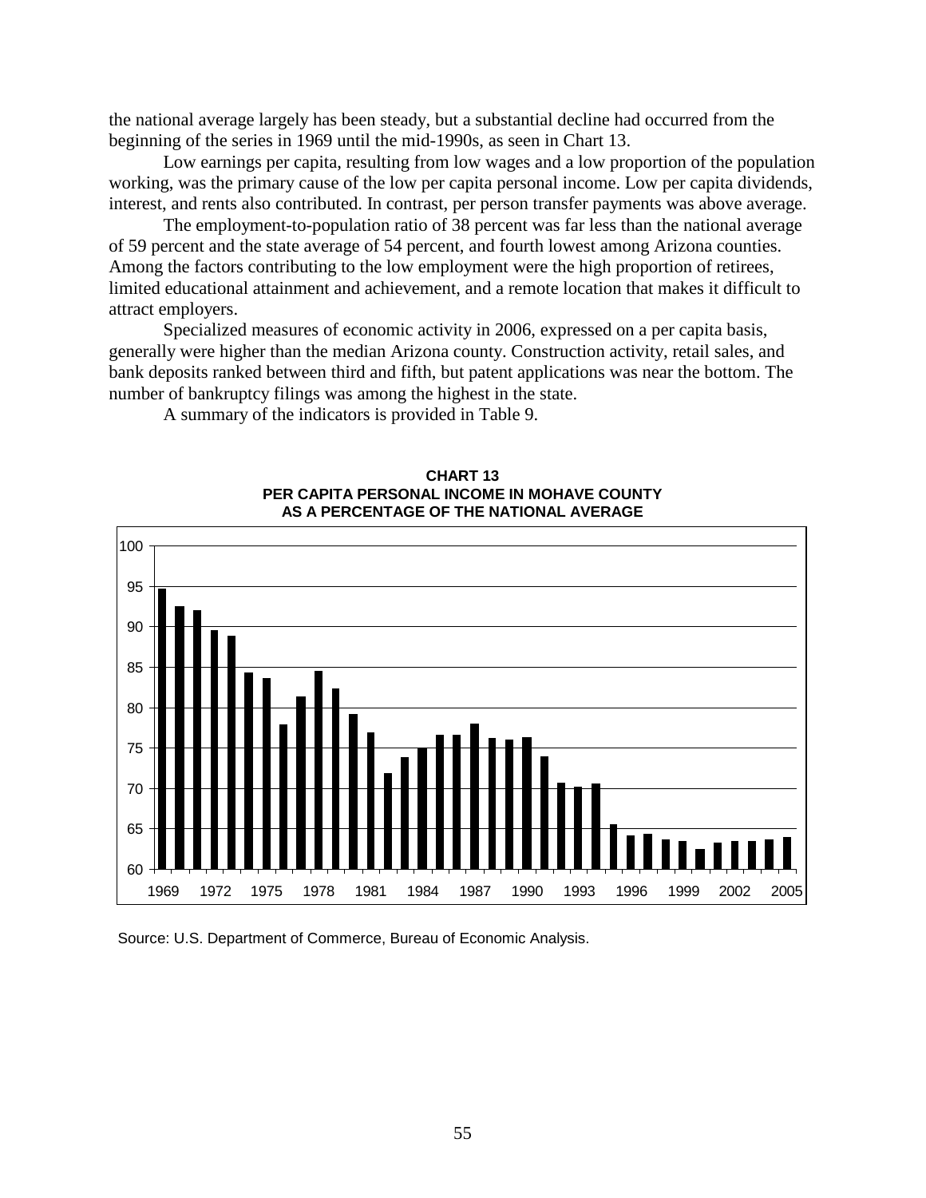the national average largely has been steady, but a substantial decline had occurred from the beginning of the series in 1969 until the mid-1990s, as seen in Chart 13.

Low earnings per capita, resulting from low wages and a low proportion of the population working, was the primary cause of the low per capita personal income. Low per capita dividends, interest, and rents also contributed. In contrast, per person transfer payments was above average.

The employment-to-population ratio of 38 percent was far less than the national average of 59 percent and the state average of 54 percent, and fourth lowest among Arizona counties. Among the factors contributing to the low employment were the high proportion of retirees, limited educational attainment and achievement, and a remote location that makes it difficult to attract employers.

Specialized measures of economic activity in 2006, expressed on a per capita basis, generally were higher than the median Arizona county. Construction activity, retail sales, and bank deposits ranked between third and fifth, but patent applications was near the bottom. The number of bankruptcy filings was among the highest in the state.

A summary of the indicators is provided in Table 9.

**CHART 13**
**PER CAPITA PERSONAL INCOME IN MOHAVE COUNTY AS A PERCENTAGE OF THE NATIONAL AVERAGE**

Source: U.S. Department of Commerce, Bureau of Economic Analysis.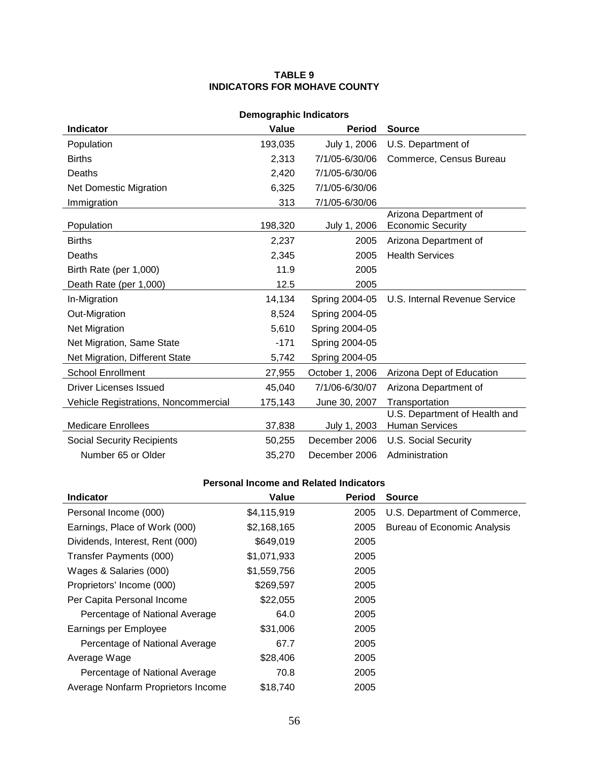**TABLE 9**
**INDICATORS FOR MOHAVE COUNTY**

**Demographic Indicators**

| Indicator | Value | Period | Source |
|---|---:|---:|---|
| Population | 193,035 | July 1, 2006 | U.S. Department of |
| Births | 2,313 | 7/1/05-6/30/06 | Commerce, Census Bureau |
| Deaths | 2,420 | 7/1/05-6/30/06 | |
| Net Domestic Migration | 6,325 | 7/1/05-6/30/06 | |
| Immigration | 313 | 7/1/05-6/30/06 | |
| Population | 198,320 | July 1, 2006 | Arizona Department of Economic Security |
| Births | 2,237 | 2005 | Arizona Department of |
| Deaths | 2,345 | 2005 | Health Services |
| Birth Rate (per 1,000) | 11.9 | 2005 | |
| Death Rate (per 1,000) | 12.5 | 2005 | |
| In-Migration | 14,134 | Spring 2004-05 | U.S. Internal Revenue Service |
| Out-Migration | 8,524 | Spring 2004-05 | |
| Net Migration | 5,610 | Spring 2004-05 | |
| Net Migration, Same State | -171 | Spring 2004-05 | |
| Net Migration, Different State | 5,742 | Spring 2004-05 | |
| School Enrollment | 27,955 | October 1, 2006 | Arizona Dept of Education |
| Driver Licenses Issued | 45,040 | 7/1/06-6/30/07 | Arizona Department of |
| Vehicle Registrations, Noncommercial | 175,143 | June 30, 2007 | Transportation |
| Medicare Enrollees | 37,838 | July 1, 2003 | U.S. Department of Health and Human Services |
| Social Security Recipients | 50,255 | December 2006 | U.S. Social Security |
| Number 65 or Older | 35,270 | December 2006 | Administration |

**Personal Income and Related Indicators**

| Indicator | Value | Period | Source |
|---|---:|---:|---|
| Personal Income (000) | $4,115,919 | 2005 | U.S. Department of Commerce, |
| Earnings, Place of Work (000) | $2,168,165 | 2005 | Bureau of Economic Analysis |
| Dividends, Interest, Rent (000) | $649,019 | 2005 | |
| Transfer Payments (000) | $1,071,933 | 2005 | |
| Wages & Salaries (000) | $1,559,756 | 2005 | |
| Proprietors' Income (000) | $269,597 | 2005 | |
| Per Capita Personal Income | $22,055 | 2005 | |
| Percentage of National Average | 64.0 | 2005 | |
| Earnings per Employee | $31,006 | 2005 | |
| Percentage of National Average | 67.7 | 2005 | |
| Average Wage | $28,406 | 2005 | |
| Percentage of National Average | 70.8 | 2005 | |
| Average Nonfarm Proprietors Income | $18,740 | 2005 | |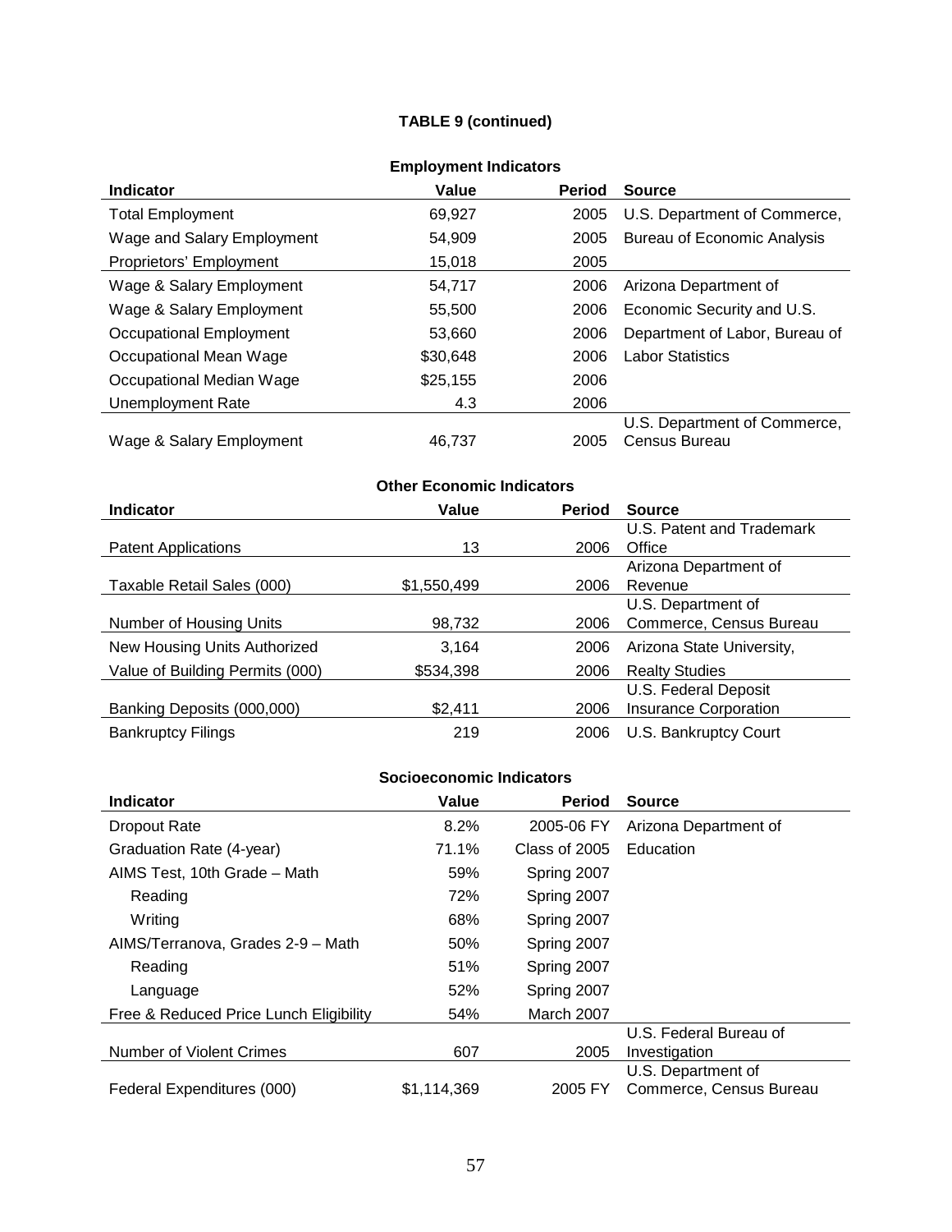**TABLE 9 (continued)**

**Employment Indicators**

| Indicator | Value | Period | Source |
|---|---|---|---|
| Total Employment | 69,927 | 2005 | U.S. Department of Commerce, |
| Wage and Salary Employment | 54,909 | 2005 | Bureau of Economic Analysis |
| Proprietors' Employment | 15,018 | 2005 | |
| Wage & Salary Employment | 54,717 | 2006 | Arizona Department of |
| Wage & Salary Employment | 55,500 | 2006 | Economic Security and U.S. |
| Occupational Employment | 53,660 | 2006 | Department of Labor, Bureau of |
| Occupational Mean Wage | $30,648 | 2006 | Labor Statistics |
| Occupational Median Wage | $25,155 | 2006 | |
| Unemployment Rate | 4.3 | 2006 | |
| Wage & Salary Employment | 46,737 | 2005 | U.S. Department of Commerce, Census Bureau |

**Other Economic Indicators**

| Indicator | Value | Period | Source |
|---|---|---|---|
| Patent Applications | 13 | 2006 | U.S. Patent and Trademark Office |
| Taxable Retail Sales (000) | $1,550,499 | 2006 | Arizona Department of Revenue |
| Number of Housing Units | 98,732 | 2006 | U.S. Department of Commerce, Census Bureau |
| New Housing Units Authorized | 3,164 | 2006 | Arizona State University, |
| Value of Building Permits (000) | $534,398 | 2006 | Realty Studies |
| Banking Deposits (000,000) | $2,411 | 2006 | U.S. Federal Deposit Insurance Corporation |
| Bankruptcy Filings | 219 | 2006 | U.S. Bankruptcy Court |

**Socioeconomic Indicators**

| Indicator | Value | Period | Source |
|---|---|---|---|
| Dropout Rate | 8.2% | 2005-06 FY | Arizona Department of |
| Graduation Rate (4-year) | 71.1% | Class of 2005 | Education |
| AIMS Test, 10th Grade – Math | 59% | Spring 2007 | |
| Reading | 72% | Spring 2007 | |
| Writing | 68% | Spring 2007 | |
| AIMS/Terranova, Grades 2-9 – Math | 50% | Spring 2007 | |
| Reading | 51% | Spring 2007 | |
| Language | 52% | Spring 2007 | |
| Free & Reduced Price Lunch Eligibility | 54% | March 2007 | |
| Number of Violent Crimes | 607 | 2005 | U.S. Federal Bureau of Investigation |
| Federal Expenditures (000) | $1,114,369 | 2005 FY | U.S. Department of Commerce, Census Bureau |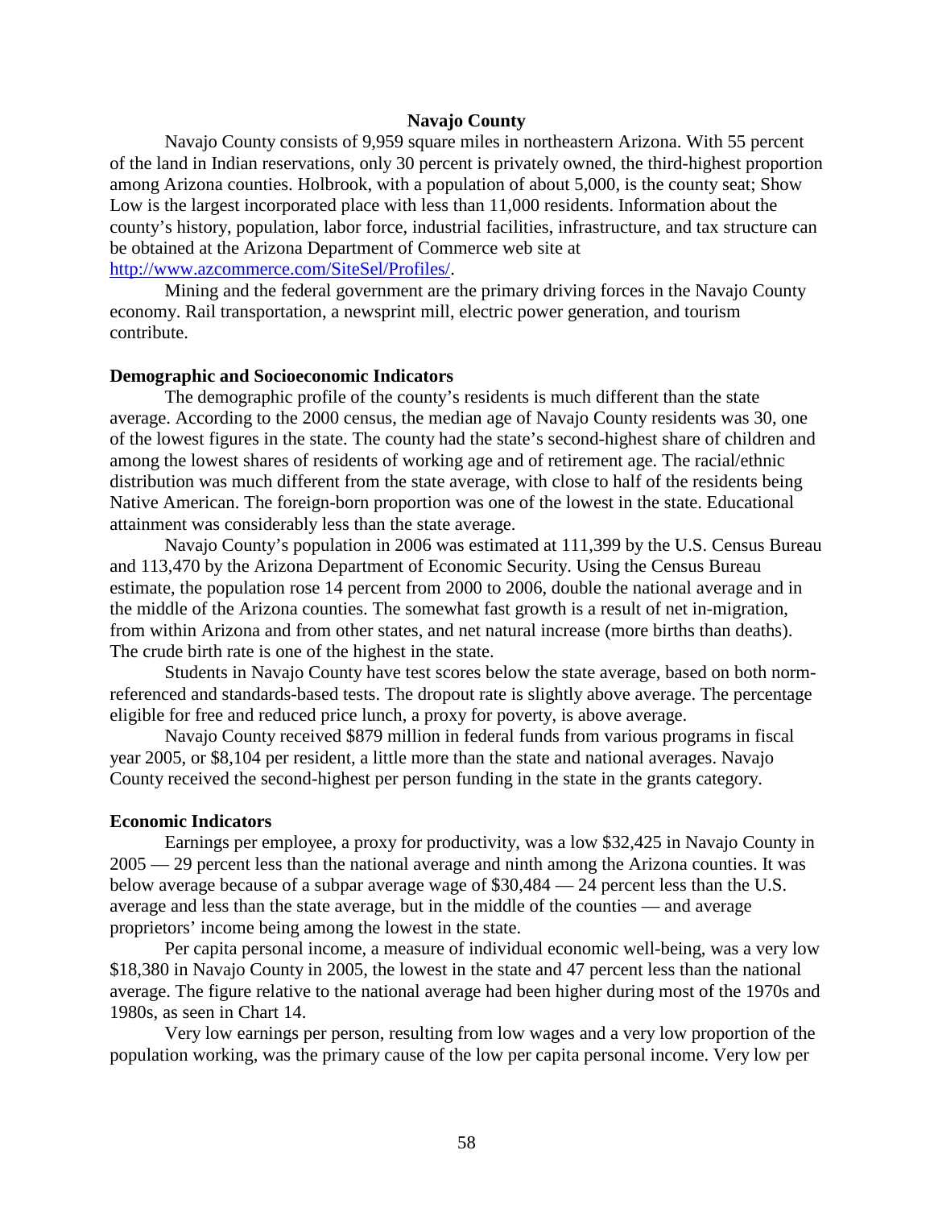## Navajo County

Navajo County consists of 9,959 square miles in northeastern Arizona. With 55 percent of the land in Indian reservations, only 30 percent is privately owned, the third-highest proportion among Arizona counties. Holbrook, with a population of about 5,000, is the county seat; Show Low is the largest incorporated place with less than 11,000 residents. Information about the county's history, population, labor force, industrial facilities, infrastructure, and tax structure can be obtained at the Arizona Department of Commerce web site at [http://www.azcommerce.com/SiteSel/Profiles/](http://www.azcommerce.com/SiteSel/Profiles/).

Mining and the federal government are the primary driving forces in the Navajo County economy. Rail transportation, a newsprint mill, electric power generation, and tourism contribute.

### Demographic and Socioeconomic Indicators

The demographic profile of the county's residents is much different than the state average. According to the 2000 census, the median age of Navajo County residents was 30, one of the lowest figures in the state. The county had the state's second-highest share of children and among the lowest shares of residents of working age and of retirement age. The racial/ethnic distribution was much different from the state average, with close to half of the residents being Native American. The foreign-born proportion was one of the lowest in the state. Educational attainment was considerably less than the state average.

Navajo County's population in 2006 was estimated at 111,399 by the U.S. Census Bureau and 113,470 by the Arizona Department of Economic Security. Using the Census Bureau estimate, the population rose 14 percent from 2000 to 2006, double the national average and in the middle of the Arizona counties. The somewhat fast growth is a result of net in-migration, from within Arizona and from other states, and net natural increase (more births than deaths). The crude birth rate is one of the highest in the state.

Students in Navajo County have test scores below the state average, based on both norm-referenced and standards-based tests. The dropout rate is slightly above average. The percentage eligible for free and reduced price lunch, a proxy for poverty, is above average.

Navajo County received $879 million in federal funds from various programs in fiscal year 2005, or $8,104 per resident, a little more than the state and national averages. Navajo County received the second-highest per person funding in the state in the grants category.

### Economic Indicators

Earnings per employee, a proxy for productivity, was a low $32,425 in Navajo County in 2005 — 29 percent less than the national average and ninth among the Arizona counties. It was below average because of a subpar average wage of $30,484 — 24 percent less than the U.S. average and less than the state average, but in the middle of the counties — and average proprietors' income being among the lowest in the state.

Per capita personal income, a measure of individual economic well-being, was a very low $18,380 in Navajo County in 2005, the lowest in the state and 47 percent less than the national average. The figure relative to the national average had been higher during most of the 1970s and 1980s, as seen in Chart 14.

Very low earnings per person, resulting from low wages and a very low proportion of the population working, was the primary cause of the low per capita personal income. Very low per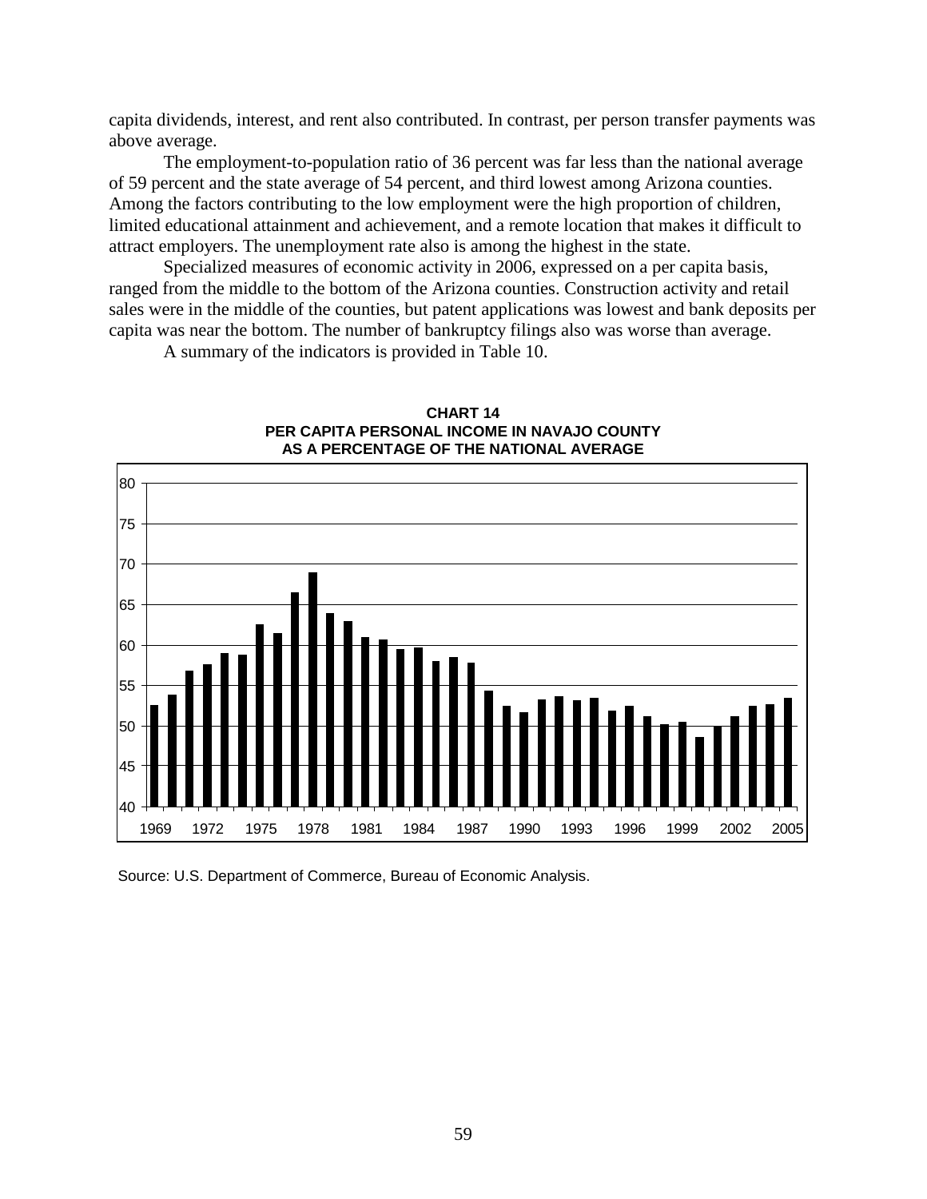capita dividends, interest, and rent also contributed. In contrast, per person transfer payments was above average.

The employment-to-population ratio of 36 percent was far less than the national average of 59 percent and the state average of 54 percent, and third lowest among Arizona counties. Among the factors contributing to the low employment were the high proportion of children, limited educational attainment and achievement, and a remote location that makes it difficult to attract employers. The unemployment rate also is among the highest in the state.

Specialized measures of economic activity in 2006, expressed on a per capita basis, ranged from the middle to the bottom of the Arizona counties. Construction activity and retail sales were in the middle of the counties, but patent applications was lowest and bank deposits per capita was near the bottom. The number of bankruptcy filings also was worse than average.

A summary of the indicators is provided in Table 10.

**CHART 14**
**PER CAPITA PERSONAL INCOME IN NAVAJO COUNTY AS A PERCENTAGE OF THE NATIONAL AVERAGE**

Source: U.S. Department of Commerce, Bureau of Economic Analysis.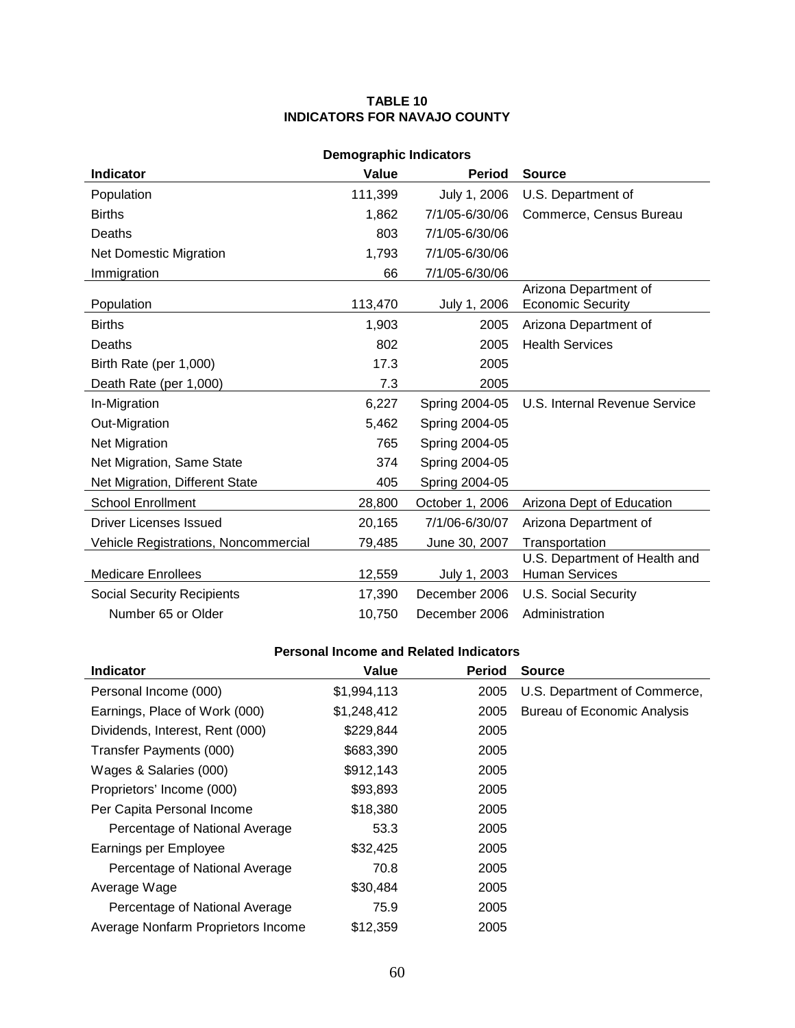**TABLE 10**
**INDICATORS FOR NAVAJO COUNTY**

**Demographic Indicators**

| Indicator | Value | Period | Source |
|---|---|---|---|
| Population | 111,399 | July 1, 2006 | U.S. Department of |
| Births | 1,862 | 7/1/05-6/30/06 | Commerce, Census Bureau |
| Deaths | 803 | 7/1/05-6/30/06 | |
| Net Domestic Migration | 1,793 | 7/1/05-6/30/06 | |
| Immigration | 66 | 7/1/05-6/30/06 | |
| Population | 113,470 | July 1, 2006 | Arizona Department of Economic Security |
| Births | 1,903 | 2005 | Arizona Department of |
| Deaths | 802 | 2005 | Health Services |
| Birth Rate (per 1,000) | 17.3 | 2005 | |
| Death Rate (per 1,000) | 7.3 | 2005 | |
| In-Migration | 6,227 | Spring 2004-05 | U.S. Internal Revenue Service |
| Out-Migration | 5,462 | Spring 2004-05 | |
| Net Migration | 765 | Spring 2004-05 | |
| Net Migration, Same State | 374 | Spring 2004-05 | |
| Net Migration, Different State | 405 | Spring 2004-05 | |
| School Enrollment | 28,800 | October 1, 2006 | Arizona Dept of Education |
| Driver Licenses Issued | 20,165 | 7/1/06-6/30/07 | Arizona Department of |
| Vehicle Registrations, Noncommercial | 79,485 | June 30, 2007 | Transportation |
| Medicare Enrollees | 12,559 | July 1, 2003 | U.S. Department of Health and Human Services |
| Social Security Recipients | 17,390 | December 2006 | U.S. Social Security |
| Number 65 or Older | 10,750 | December 2006 | Administration |

**Personal Income and Related Indicators**

| Indicator | Value | Period | Source |
|---|---|---|---|
| Personal Income (000) | $1,994,113 | 2005 | U.S. Department of Commerce, |
| Earnings, Place of Work (000) | $1,248,412 | 2005 | Bureau of Economic Analysis |
| Dividends, Interest, Rent (000) | $229,844 | 2005 | |
| Transfer Payments (000) | $683,390 | 2005 | |
| Wages & Salaries (000) | $912,143 | 2005 | |
| Proprietors' Income (000) | $93,893 | 2005 | |
| Per Capita Personal Income | $18,380 | 2005 | |
| Percentage of National Average | 53.3 | 2005 | |
| Earnings per Employee | $32,425 | 2005 | |
| Percentage of National Average | 70.8 | 2005 | |
| Average Wage | $30,484 | 2005 | |
| Percentage of National Average | 75.9 | 2005 | |
| Average Nonfarm Proprietors Income | $12,359 | 2005 | |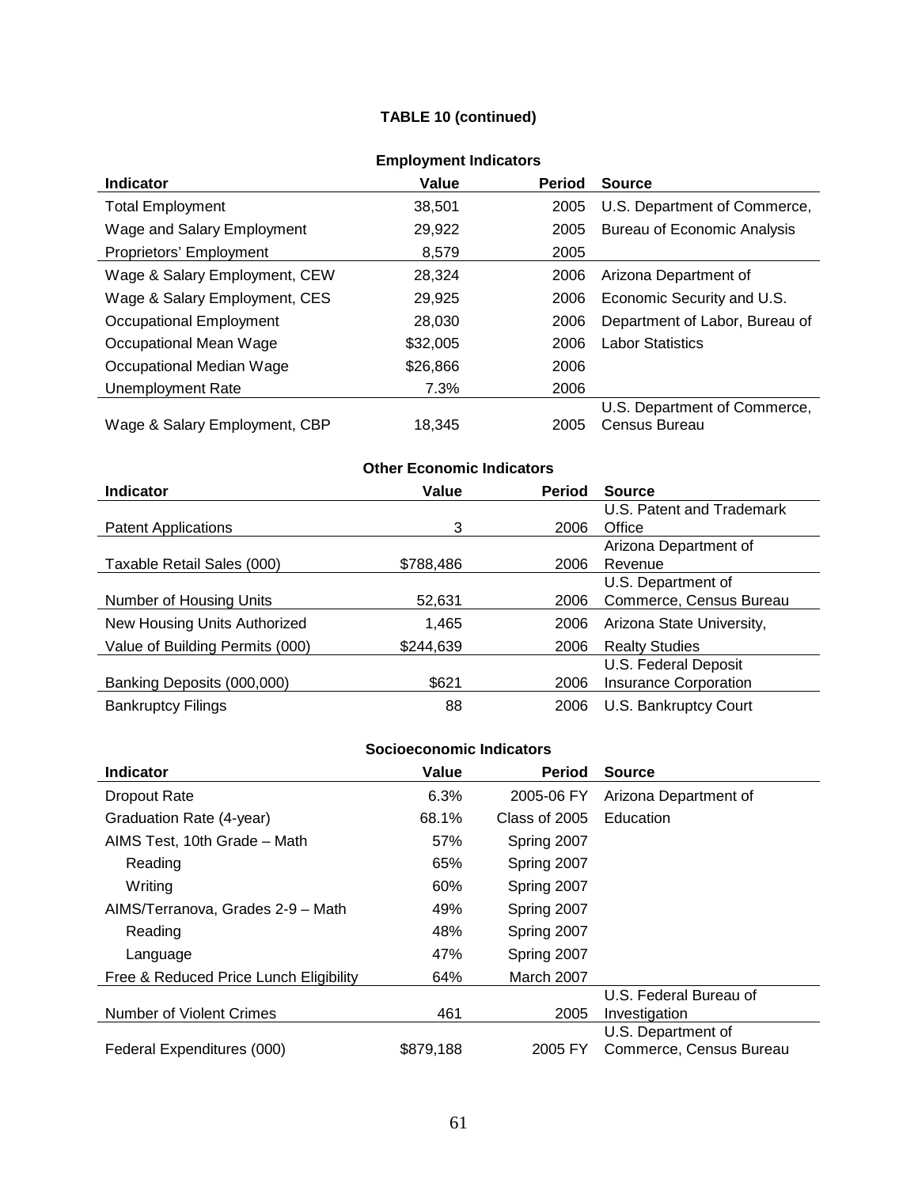**TABLE 10 (continued)**

**Employment Indicators**

| Indicator | Value | Period | Source |
|---|---|---|---|
| Total Employment | 38,501 | 2005 | U.S. Department of Commerce, |
| Wage and Salary Employment | 29,922 | 2005 | Bureau of Economic Analysis |
| Proprietors' Employment | 8,579 | 2005 | |
| Wage & Salary Employment, CEW | 28,324 | 2006 | Arizona Department of |
| Wage & Salary Employment, CES | 29,925 | 2006 | Economic Security and U.S. |
| Occupational Employment | 28,030 | 2006 | Department of Labor, Bureau of |
| Occupational Mean Wage | $32,005 | 2006 | Labor Statistics |
| Occupational Median Wage | $26,866 | 2006 | |
| Unemployment Rate | 7.3% | 2006 | |
| Wage & Salary Employment, CBP | 18,345 | 2005 | U.S. Department of Commerce, Census Bureau |

**Other Economic Indicators**

| Indicator | Value | Period | Source |
|---|---|---|---|
| Patent Applications | 3 | 2006 | U.S. Patent and Trademark Office |
| Taxable Retail Sales (000) | $788,486 | 2006 | Arizona Department of Revenue |
| Number of Housing Units | 52,631 | 2006 | U.S. Department of Commerce, Census Bureau |
| New Housing Units Authorized | 1,465 | 2006 | Arizona State University, |
| Value of Building Permits (000) | $244,639 | 2006 | Realty Studies |
| Banking Deposits (000,000) | $621 | 2006 | U.S. Federal Deposit Insurance Corporation |
| Bankruptcy Filings | 88 | 2006 | U.S. Bankruptcy Court |

**Socioeconomic Indicators**

| Indicator | Value | Period | Source |
|---|---|---|---|
| Dropout Rate | 6.3% | 2005-06 FY | Arizona Department of |
| Graduation Rate (4-year) | 68.1% | Class of 2005 | Education |
| AIMS Test, 10th Grade – Math | 57% | Spring 2007 | |
| Reading | 65% | Spring 2007 | |
| Writing | 60% | Spring 2007 | |
| AIMS/Terranova, Grades 2-9 – Math | 49% | Spring 2007 | |
| Reading | 48% | Spring 2007 | |
| Language | 47% | Spring 2007 | |
| Free & Reduced Price Lunch Eligibility | 64% | March 2007 | |
| Number of Violent Crimes | 461 | 2005 | U.S. Federal Bureau of Investigation |
| Federal Expenditures (000) | $879,188 | 2005 FY | U.S. Department of Commerce, Census Bureau |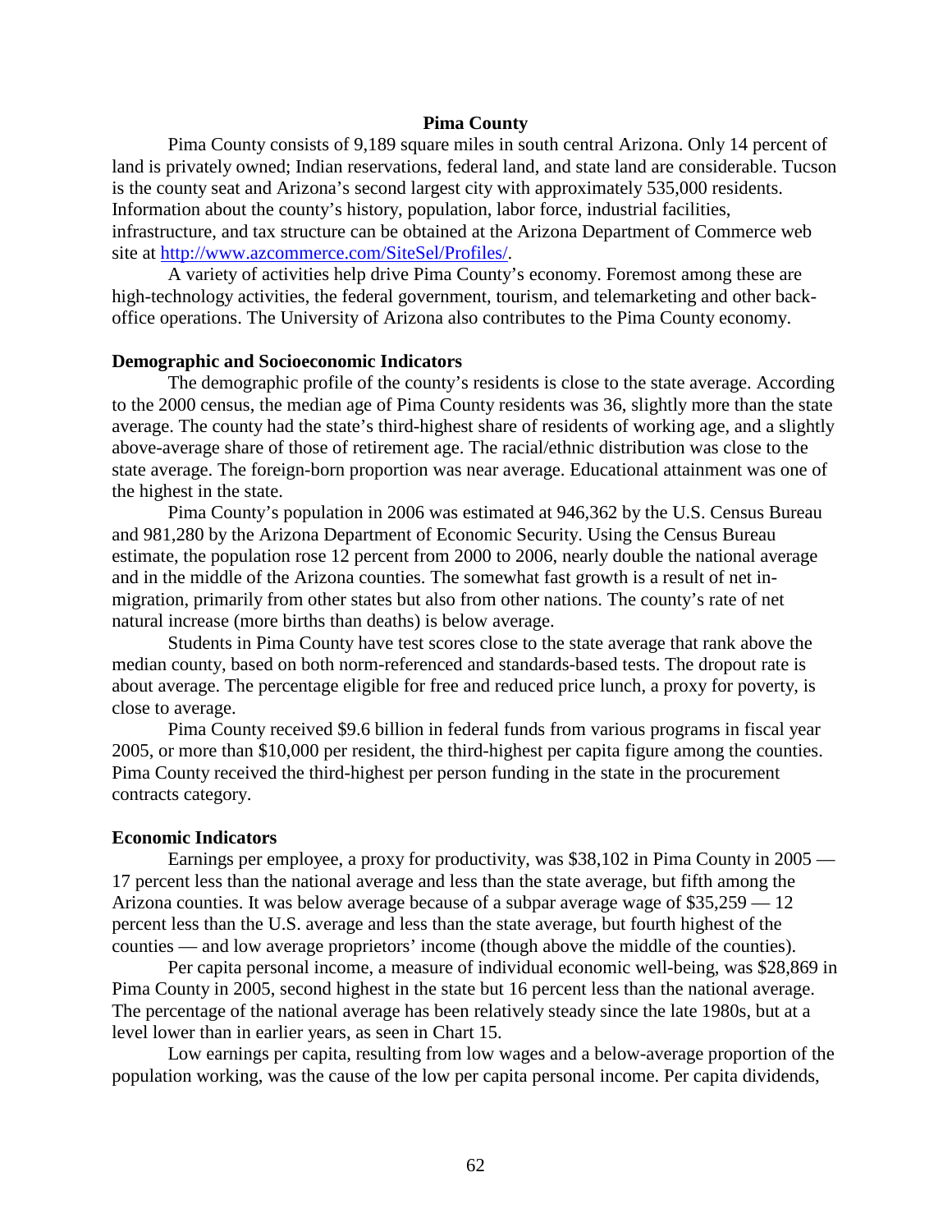## Pima County

Pima County consists of 9,189 square miles in south central Arizona. Only 14 percent of land is privately owned; Indian reservations, federal land, and state land are considerable. Tucson is the county seat and Arizona's second largest city with approximately 535,000 residents. Information about the county's history, population, labor force, industrial facilities, infrastructure, and tax structure can be obtained at the Arizona Department of Commerce web site at http://www.azcommerce.com/SiteSel/Profiles/.

A variety of activities help drive Pima County's economy. Foremost among these are high-technology activities, the federal government, tourism, and telemarketing and other back-office operations. The University of Arizona also contributes to the Pima County economy.

### Demographic and Socioeconomic Indicators

The demographic profile of the county's residents is close to the state average. According to the 2000 census, the median age of Pima County residents was 36, slightly more than the state average. The county had the state's third-highest share of residents of working age, and a slightly above-average share of those of retirement age. The racial/ethnic distribution was close to the state average. The foreign-born proportion was near average. Educational attainment was one of the highest in the state.

Pima County's population in 2006 was estimated at 946,362 by the U.S. Census Bureau and 981,280 by the Arizona Department of Economic Security. Using the Census Bureau estimate, the population rose 12 percent from 2000 to 2006, nearly double the national average and in the middle of the Arizona counties. The somewhat fast growth is a result of net in-migration, primarily from other states but also from other nations. The county's rate of net natural increase (more births than deaths) is below average.

Students in Pima County have test scores close to the state average that rank above the median county, based on both norm-referenced and standards-based tests. The dropout rate is about average. The percentage eligible for free and reduced price lunch, a proxy for poverty, is close to average.

Pima County received $9.6 billion in federal funds from various programs in fiscal year 2005, or more than $10,000 per resident, the third-highest per capita figure among the counties. Pima County received the third-highest per person funding in the state in the procurement contracts category.

### Economic Indicators

Earnings per employee, a proxy for productivity, was $38,102 in Pima County in 2005 — 17 percent less than the national average and less than the state average, but fifth among the Arizona counties. It was below average because of a subpar average wage of $35,259 — 12 percent less than the U.S. average and less than the state average, but fourth highest of the counties — and low average proprietors' income (though above the middle of the counties).

Per capita personal income, a measure of individual economic well-being, was $28,869 in Pima County in 2005, second highest in the state but 16 percent less than the national average. The percentage of the national average has been relatively steady since the late 1980s, but at a level lower than in earlier years, as seen in Chart 15.

Low earnings per capita, resulting from low wages and a below-average proportion of the population working, was the cause of the low per capita personal income. Per capita dividends,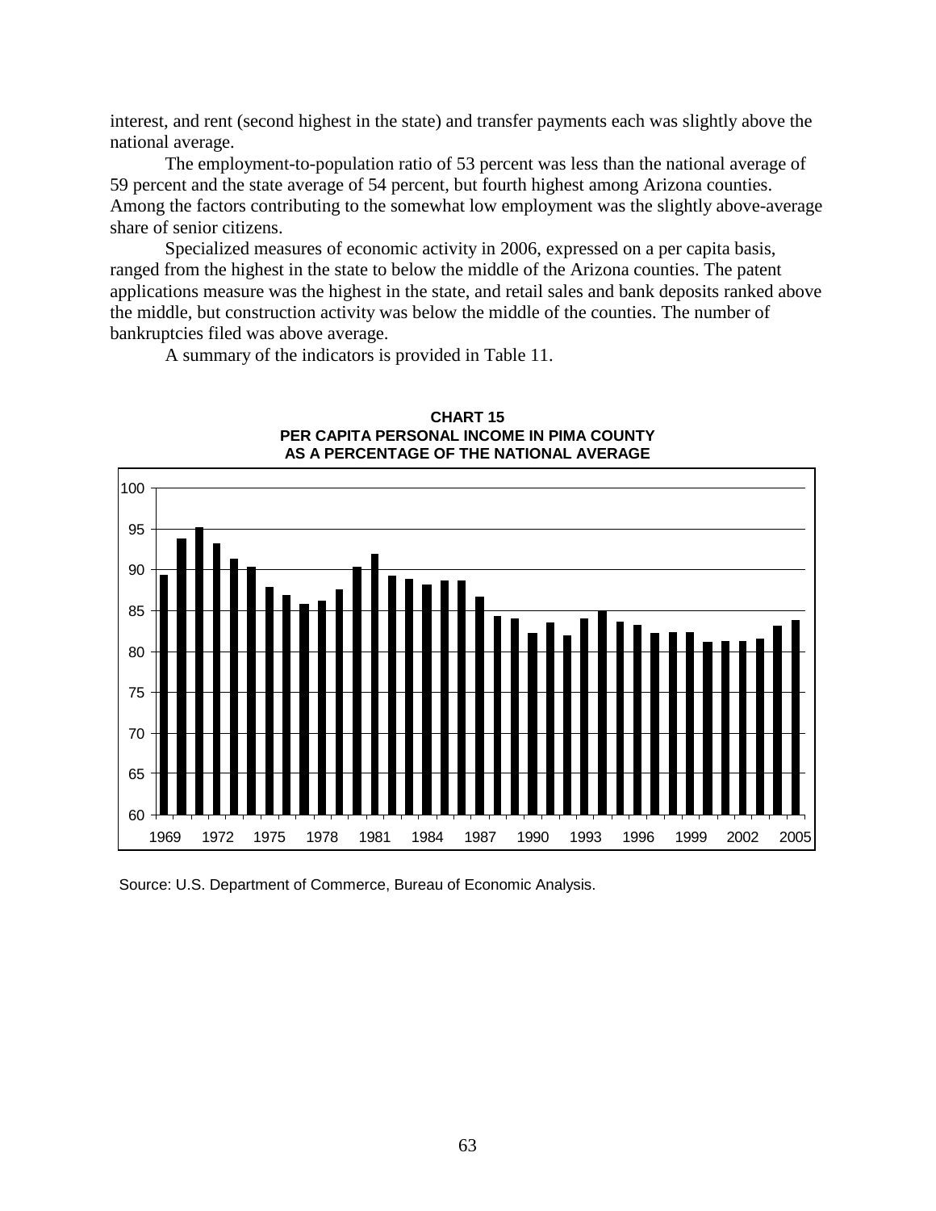interest, and rent (second highest in the state) and transfer payments each was slightly above the national average.

The employment-to-population ratio of 53 percent was less than the national average of 59 percent and the state average of 54 percent, but fourth highest among Arizona counties. Among the factors contributing to the somewhat low employment was the slightly above-average share of senior citizens.

Specialized measures of economic activity in 2006, expressed on a per capita basis, ranged from the highest in the state to below the middle of the Arizona counties. The patent applications measure was the highest in the state, and retail sales and bank deposits ranked above the middle, but construction activity was below the middle of the counties. The number of bankruptcies filed was above average.

A summary of the indicators is provided in Table 11.

**CHART 15**
**PER CAPITA PERSONAL INCOME IN PIMA COUNTY AS A PERCENTAGE OF THE NATIONAL AVERAGE**

Source: U.S. Department of Commerce, Bureau of Economic Analysis.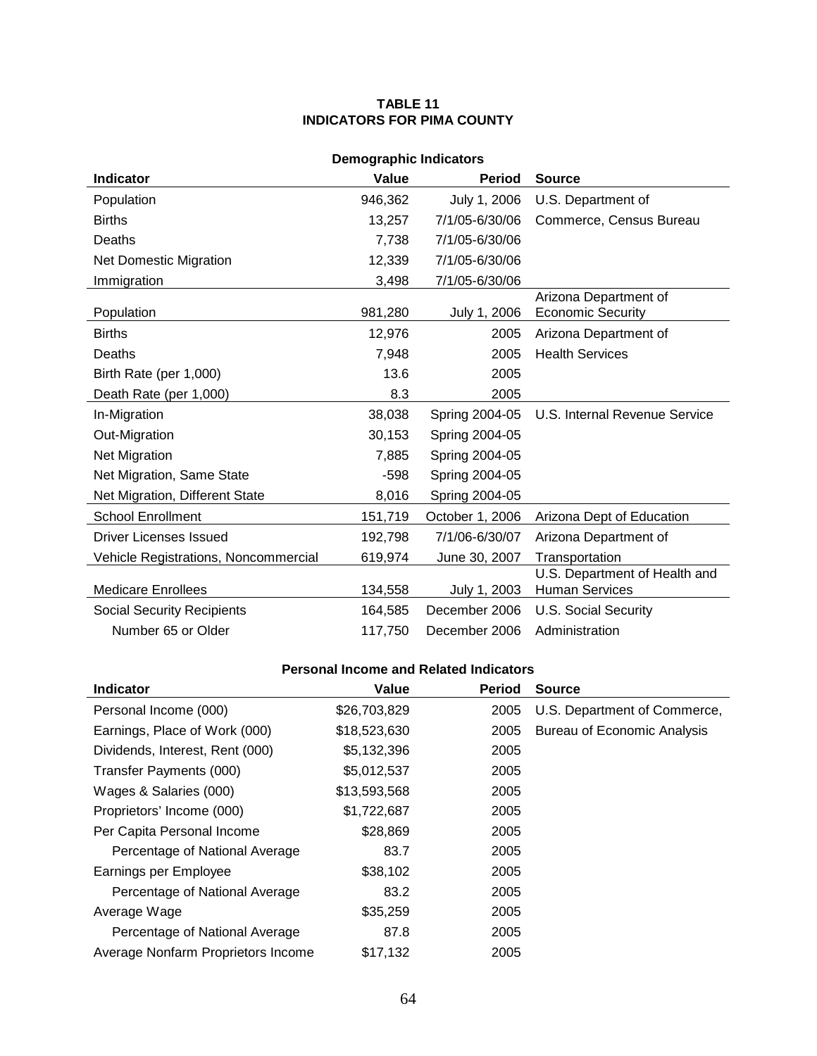**TABLE 11**
**INDICATORS FOR PIMA COUNTY**

**Demographic Indicators**

| Indicator | Value | Period | Source |
|---|---|---|---|
| Population | 946,362 | July 1, 2006 | U.S. Department of |
| Births | 13,257 | 7/1/05-6/30/06 | Commerce, Census Bureau |
| Deaths | 7,738 | 7/1/05-6/30/06 | |
| Net Domestic Migration | 12,339 | 7/1/05-6/30/06 | |
| Immigration | 3,498 | 7/1/05-6/30/06 | |
| Population | 981,280 | July 1, 2006 | Arizona Department of Economic Security |
| Births | 12,976 | 2005 | Arizona Department of |
| Deaths | 7,948 | 2005 | Health Services |
| Birth Rate (per 1,000) | 13.6 | 2005 | |
| Death Rate (per 1,000) | 8.3 | 2005 | |
| In-Migration | 38,038 | Spring 2004-05 | U.S. Internal Revenue Service |
| Out-Migration | 30,153 | Spring 2004-05 | |
| Net Migration | 7,885 | Spring 2004-05 | |
| Net Migration, Same State | -598 | Spring 2004-05 | |
| Net Migration, Different State | 8,016 | Spring 2004-05 | |
| School Enrollment | 151,719 | October 1, 2006 | Arizona Dept of Education |
| Driver Licenses Issued | 192,798 | 7/1/06-6/30/07 | Arizona Department of |
| Vehicle Registrations, Noncommercial | 619,974 | June 30, 2007 | Transportation |
| Medicare Enrollees | 134,558 | July 1, 2003 | U.S. Department of Health and Human Services |
| Social Security Recipients | 164,585 | December 2006 | U.S. Social Security |
| Number 65 or Older | 117,750 | December 2006 | Administration |

**Personal Income and Related Indicators**

| Indicator | Value | Period | Source |
|---|---|---|---|
| Personal Income (000) | $26,703,829 | 2005 | U.S. Department of Commerce, |
| Earnings, Place of Work (000) | $18,523,630 | 2005 | Bureau of Economic Analysis |
| Dividends, Interest, Rent (000) | $5,132,396 | 2005 | |
| Transfer Payments (000) | $5,012,537 | 2005 | |
| Wages & Salaries (000) | $13,593,568 | 2005 | |
| Proprietors' Income (000) | $1,722,687 | 2005 | |
| Per Capita Personal Income | $28,869 | 2005 | |
| Percentage of National Average | 83.7 | 2005 | |
| Earnings per Employee | $38,102 | 2005 | |
| Percentage of National Average | 83.2 | 2005 | |
| Average Wage | $35,259 | 2005 | |
| Percentage of National Average | 87.8 | 2005 | |
| Average Nonfarm Proprietors Income | $17,132 | 2005 | |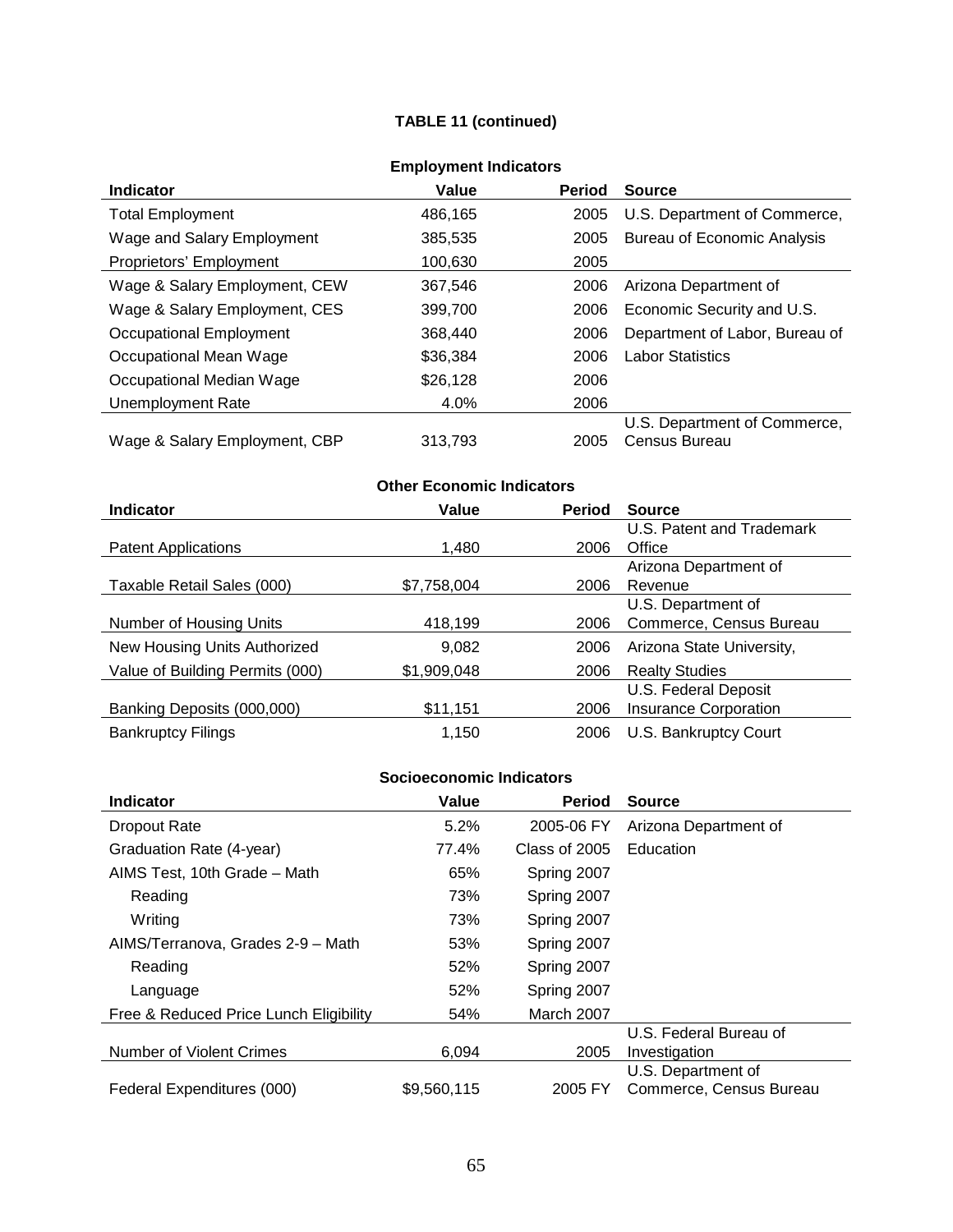**TABLE 11 (continued)**

**Employment Indicators**

| Indicator | Value | Period | Source |
|---|---|---|---|
| Total Employment | 486,165 | 2005 | U.S. Department of Commerce, |
| Wage and Salary Employment | 385,535 | 2005 | Bureau of Economic Analysis |
| Proprietors' Employment | 100,630 | 2005 | |
| Wage & Salary Employment, CEW | 367,546 | 2006 | Arizona Department of |
| Wage & Salary Employment, CES | 399,700 | 2006 | Economic Security and U.S. |
| Occupational Employment | 368,440 | 2006 | Department of Labor, Bureau of |
| Occupational Mean Wage | $36,384 | 2006 | Labor Statistics |
| Occupational Median Wage | $26,128 | 2006 | |
| Unemployment Rate | 4.0% | 2006 | |
| Wage & Salary Employment, CBP | 313,793 | 2005 | U.S. Department of Commerce, Census Bureau |

**Other Economic Indicators**

| Indicator | Value | Period | Source |
|---|---|---|---|
| Patent Applications | 1,480 | 2006 | U.S. Patent and Trademark Office |
| Taxable Retail Sales (000) | $7,758,004 | 2006 | Arizona Department of Revenue |
| Number of Housing Units | 418,199 | 2006 | U.S. Department of Commerce, Census Bureau |
| New Housing Units Authorized | 9,082 | 2006 | Arizona State University, |
| Value of Building Permits (000) | $1,909,048 | 2006 | Realty Studies |
| Banking Deposits (000,000) | $11,151 | 2006 | U.S. Federal Deposit Insurance Corporation |
| Bankruptcy Filings | 1,150 | 2006 | U.S. Bankruptcy Court |

**Socioeconomic Indicators**

| Indicator | Value | Period | Source |
|---|---|---|---|
| Dropout Rate | 5.2% | 2005-06 FY | Arizona Department of |
| Graduation Rate (4-year) | 77.4% | Class of 2005 | Education |
| AIMS Test, 10th Grade – Math | 65% | Spring 2007 | |
| Reading | 73% | Spring 2007 | |
| Writing | 73% | Spring 2007 | |
| AIMS/Terranova, Grades 2-9 – Math | 53% | Spring 2007 | |
| Reading | 52% | Spring 2007 | |
| Language | 52% | Spring 2007 | |
| Free & Reduced Price Lunch Eligibility | 54% | March 2007 | |
| Number of Violent Crimes | 6,094 | 2005 | U.S. Federal Bureau of Investigation |
| Federal Expenditures (000) | $9,560,115 | 2005 FY | U.S. Department of Commerce, Census Bureau |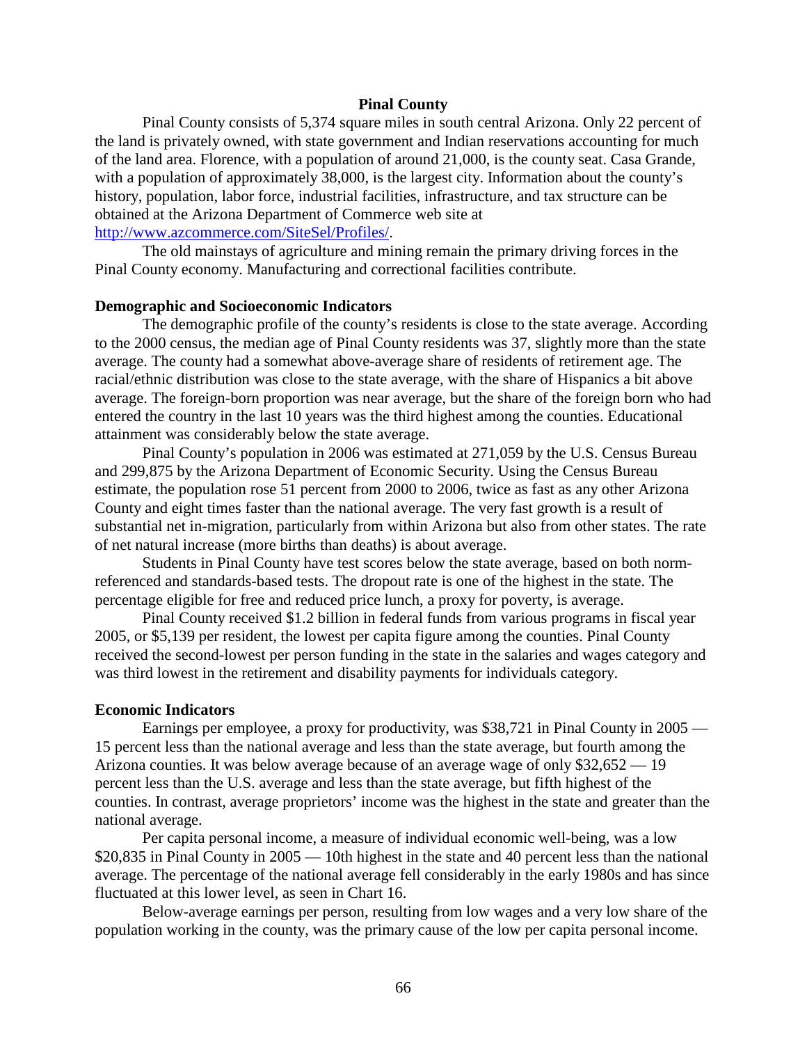# Pinal County

Pinal County consists of 5,374 square miles in south central Arizona. Only 22 percent of the land is privately owned, with state government and Indian reservations accounting for much of the land area. Florence, with a population of around 21,000, is the county seat. Casa Grande, with a population of approximately 38,000, is the largest city. Information about the county's history, population, labor force, industrial facilities, infrastructure, and tax structure can be obtained at the Arizona Department of Commerce web site at http://www.azcommerce.com/SiteSel/Profiles/.

The old mainstays of agriculture and mining remain the primary driving forces in the Pinal County economy. Manufacturing and correctional facilities contribute.

## Demographic and Socioeconomic Indicators

The demographic profile of the county's residents is close to the state average. According to the 2000 census, the median age of Pinal County residents was 37, slightly more than the state average. The county had a somewhat above-average share of residents of retirement age. The racial/ethnic distribution was close to the state average, with the share of Hispanics a bit above average. The foreign-born proportion was near average, but the share of the foreign born who had entered the country in the last 10 years was the third highest among the counties. Educational attainment was considerably below the state average.

Pinal County's population in 2006 was estimated at 271,059 by the U.S. Census Bureau and 299,875 by the Arizona Department of Economic Security. Using the Census Bureau estimate, the population rose 51 percent from 2000 to 2006, twice as fast as any other Arizona County and eight times faster than the national average. The very fast growth is a result of substantial net in-migration, particularly from within Arizona but also from other states. The rate of net natural increase (more births than deaths) is about average.

Students in Pinal County have test scores below the state average, based on both norm-referenced and standards-based tests. The dropout rate is one of the highest in the state. The percentage eligible for free and reduced price lunch, a proxy for poverty, is average.

Pinal County received $1.2 billion in federal funds from various programs in fiscal year 2005, or $5,139 per resident, the lowest per capita figure among the counties. Pinal County received the second-lowest per person funding in the state in the salaries and wages category and was third lowest in the retirement and disability payments for individuals category.

## Economic Indicators

Earnings per employee, a proxy for productivity, was $38,721 in Pinal County in 2005 — 15 percent less than the national average and less than the state average, but fourth among the Arizona counties. It was below average because of an average wage of only $32,652 — 19 percent less than the U.S. average and less than the state average, but fifth highest of the counties. In contrast, average proprietors' income was the highest in the state and greater than the national average.

Per capita personal income, a measure of individual economic well-being, was a low $20,835 in Pinal County in 2005 — 10th highest in the state and 40 percent less than the national average. The percentage of the national average fell considerably in the early 1980s and has since fluctuated at this lower level, as seen in Chart 16.

Below-average earnings per person, resulting from low wages and a very low share of the population working in the county, was the primary cause of the low per capita personal income.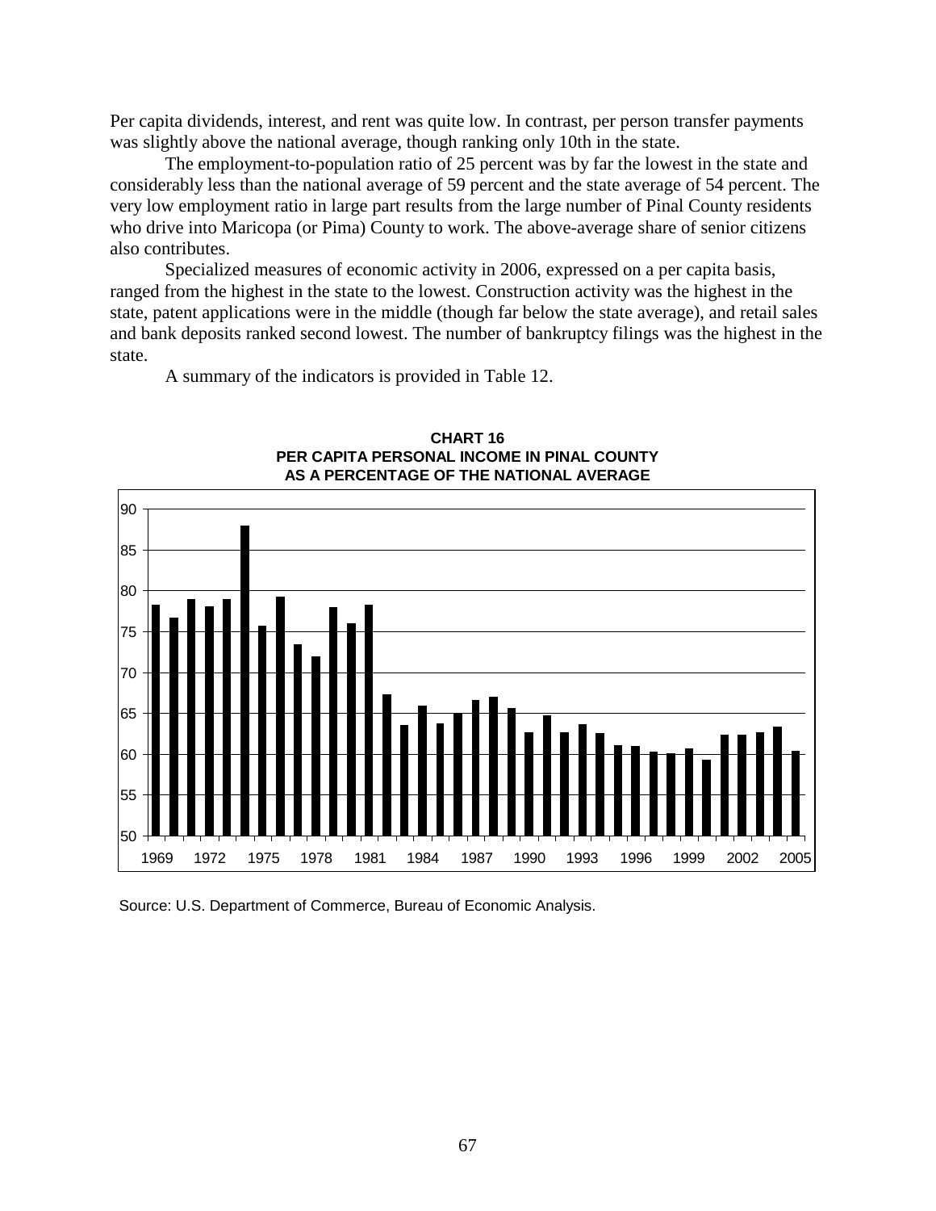Per capita dividends, interest, and rent was quite low. In contrast, per person transfer payments was slightly above the national average, though ranking only 10th in the state.

The employment-to-population ratio of 25 percent was by far the lowest in the state and considerably less than the national average of 59 percent and the state average of 54 percent. The very low employment ratio in large part results from the large number of Pinal County residents who drive into Maricopa (or Pima) County to work. The above-average share of senior citizens also contributes.

Specialized measures of economic activity in 2006, expressed on a per capita basis, ranged from the highest in the state to the lowest. Construction activity was the highest in the state, patent applications were in the middle (though far below the state average), and retail sales and bank deposits ranked second lowest. The number of bankruptcy filings was the highest in the state.

A summary of the indicators is provided in Table 12.

**CHART 16**
**PER CAPITA PERSONAL INCOME IN PINAL COUNTY AS A PERCENTAGE OF THE NATIONAL AVERAGE**

Source: U.S. Department of Commerce, Bureau of Economic Analysis.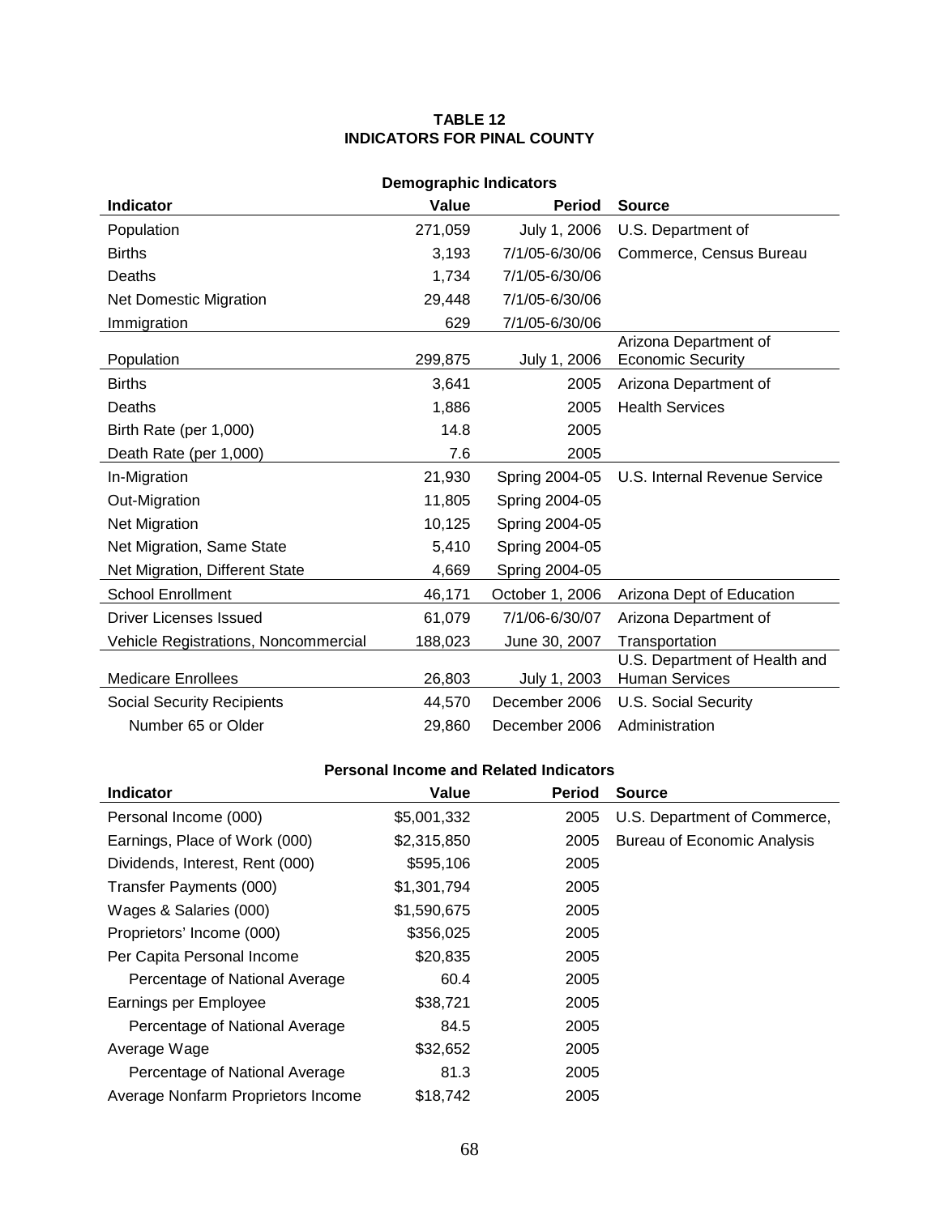**TABLE 12**
**INDICATORS FOR PINAL COUNTY**

**Demographic Indicators**

| Indicator | Value | Period | Source |
|---|---:|---:|---|
| Population | 271,059 | July 1, 2006 | U.S. Department of |
| Births | 3,193 | 7/1/05-6/30/06 | Commerce, Census Bureau |
| Deaths | 1,734 | 7/1/05-6/30/06 | |
| Net Domestic Migration | 29,448 | 7/1/05-6/30/06 | |
| Immigration | 629 | 7/1/05-6/30/06 | |
| Population | 299,875 | July 1, 2006 | Arizona Department of Economic Security |
| Births | 3,641 | 2005 | Arizona Department of |
| Deaths | 1,886 | 2005 | Health Services |
| Birth Rate (per 1,000) | 14.8 | 2005 | |
| Death Rate (per 1,000) | 7.6 | 2005 | |
| In-Migration | 21,930 | Spring 2004-05 | U.S. Internal Revenue Service |
| Out-Migration | 11,805 | Spring 2004-05 | |
| Net Migration | 10,125 | Spring 2004-05 | |
| Net Migration, Same State | 5,410 | Spring 2004-05 | |
| Net Migration, Different State | 4,669 | Spring 2004-05 | |
| School Enrollment | 46,171 | October 1, 2006 | Arizona Dept of Education |
| Driver Licenses Issued | 61,079 | 7/1/06-6/30/07 | Arizona Department of |
| Vehicle Registrations, Noncommercial | 188,023 | June 30, 2007 | Transportation |
| Medicare Enrollees | 26,803 | July 1, 2003 | U.S. Department of Health and Human Services |
| Social Security Recipients | 44,570 | December 2006 | U.S. Social Security |
| Number 65 or Older | 29,860 | December 2006 | Administration |

**Personal Income and Related Indicators**

| Indicator | Value | Period | Source |
|---|---:|---:|---|
| Personal Income (000) | $5,001,332 | 2005 | U.S. Department of Commerce, |
| Earnings, Place of Work (000) | $2,315,850 | 2005 | Bureau of Economic Analysis |
| Dividends, Interest, Rent (000) | $595,106 | 2005 | |
| Transfer Payments (000) | $1,301,794 | 2005 | |
| Wages & Salaries (000) | $1,590,675 | 2005 | |
| Proprietors' Income (000) | $356,025 | 2005 | |
| Per Capita Personal Income | $20,835 | 2005 | |
| Percentage of National Average | 60.4 | 2005 | |
| Earnings per Employee | $38,721 | 2005 | |
| Percentage of National Average | 84.5 | 2005 | |
| Average Wage | $32,652 | 2005 | |
| Percentage of National Average | 81.3 | 2005 | |
| Average Nonfarm Proprietors Income | $18,742 | 2005 | |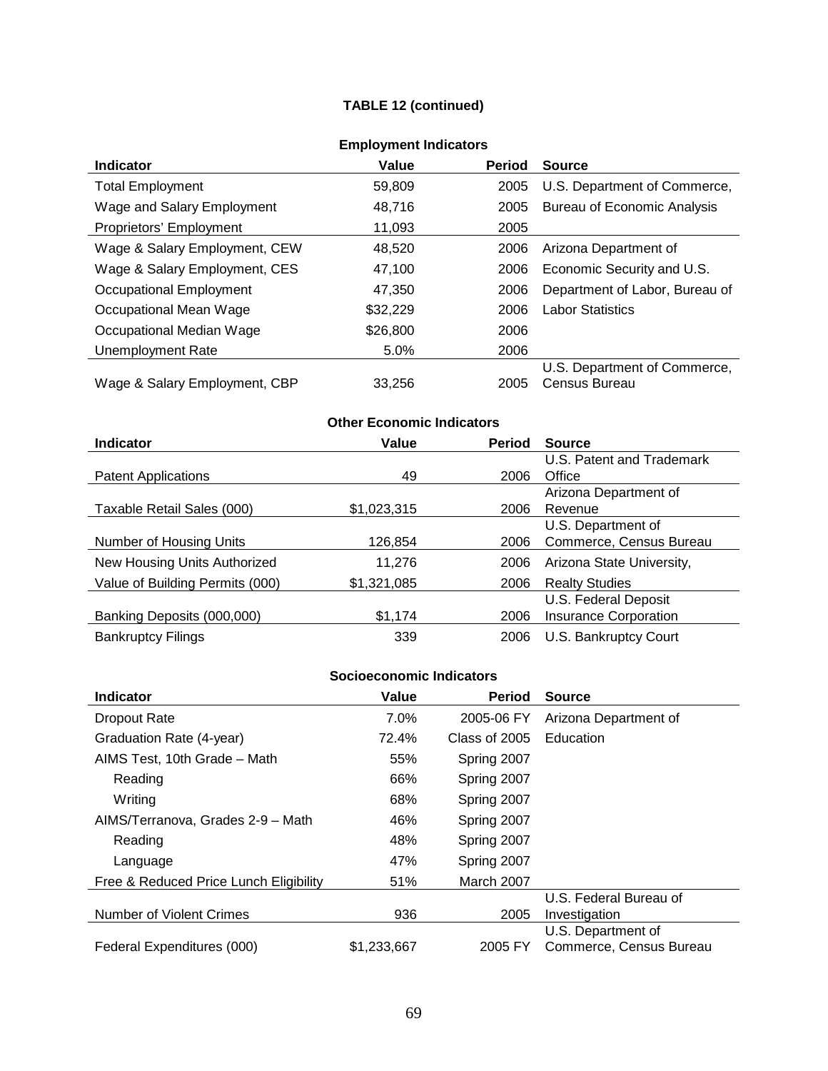**TABLE 12 (continued)**

**Employment Indicators**

| Indicator | Value | Period | Source |
|---|---|---|---|
| Total Employment | 59,809 | 2005 | U.S. Department of Commerce, |
| Wage and Salary Employment | 48,716 | 2005 | Bureau of Economic Analysis |
| Proprietors' Employment | 11,093 | 2005 | |
| Wage & Salary Employment, CEW | 48,520 | 2006 | Arizona Department of |
| Wage & Salary Employment, CES | 47,100 | 2006 | Economic Security and U.S. |
| Occupational Employment | 47,350 | 2006 | Department of Labor, Bureau of |
| Occupational Mean Wage | $32,229 | 2006 | Labor Statistics |
| Occupational Median Wage | $26,800 | 2006 | |
| Unemployment Rate | 5.0% | 2006 | |
| Wage & Salary Employment, CBP | 33,256 | 2005 | U.S. Department of Commerce, Census Bureau |

**Other Economic Indicators**

| Indicator | Value | Period | Source |
|---|---|---|---|
| Patent Applications | 49 | 2006 | U.S. Patent and Trademark Office |
| Taxable Retail Sales (000) | $1,023,315 | 2006 | Arizona Department of Revenue |
| Number of Housing Units | 126,854 | 2006 | U.S. Department of Commerce, Census Bureau |
| New Housing Units Authorized | 11,276 | 2006 | Arizona State University, |
| Value of Building Permits (000) | $1,321,085 | 2006 | Realty Studies |
| Banking Deposits (000,000) | $1,174 | 2006 | U.S. Federal Deposit Insurance Corporation |
| Bankruptcy Filings | 339 | 2006 | U.S. Bankruptcy Court |

**Socioeconomic Indicators**

| Indicator | Value | Period | Source |
|---|---|---|---|
| Dropout Rate | 7.0% | 2005-06 FY | Arizona Department of |
| Graduation Rate (4-year) | 72.4% | Class of 2005 | Education |
| AIMS Test, 10th Grade – Math | 55% | Spring 2007 | |
| Reading | 66% | Spring 2007 | |
| Writing | 68% | Spring 2007 | |
| AIMS/Terranova, Grades 2-9 – Math | 46% | Spring 2007 | |
| Reading | 48% | Spring 2007 | |
| Language | 47% | Spring 2007 | |
| Free & Reduced Price Lunch Eligibility | 51% | March 2007 | |
| Number of Violent Crimes | 936 | 2005 | U.S. Federal Bureau of Investigation |
| Federal Expenditures (000) | $1,233,667 | 2005 FY | U.S. Department of Commerce, Census Bureau |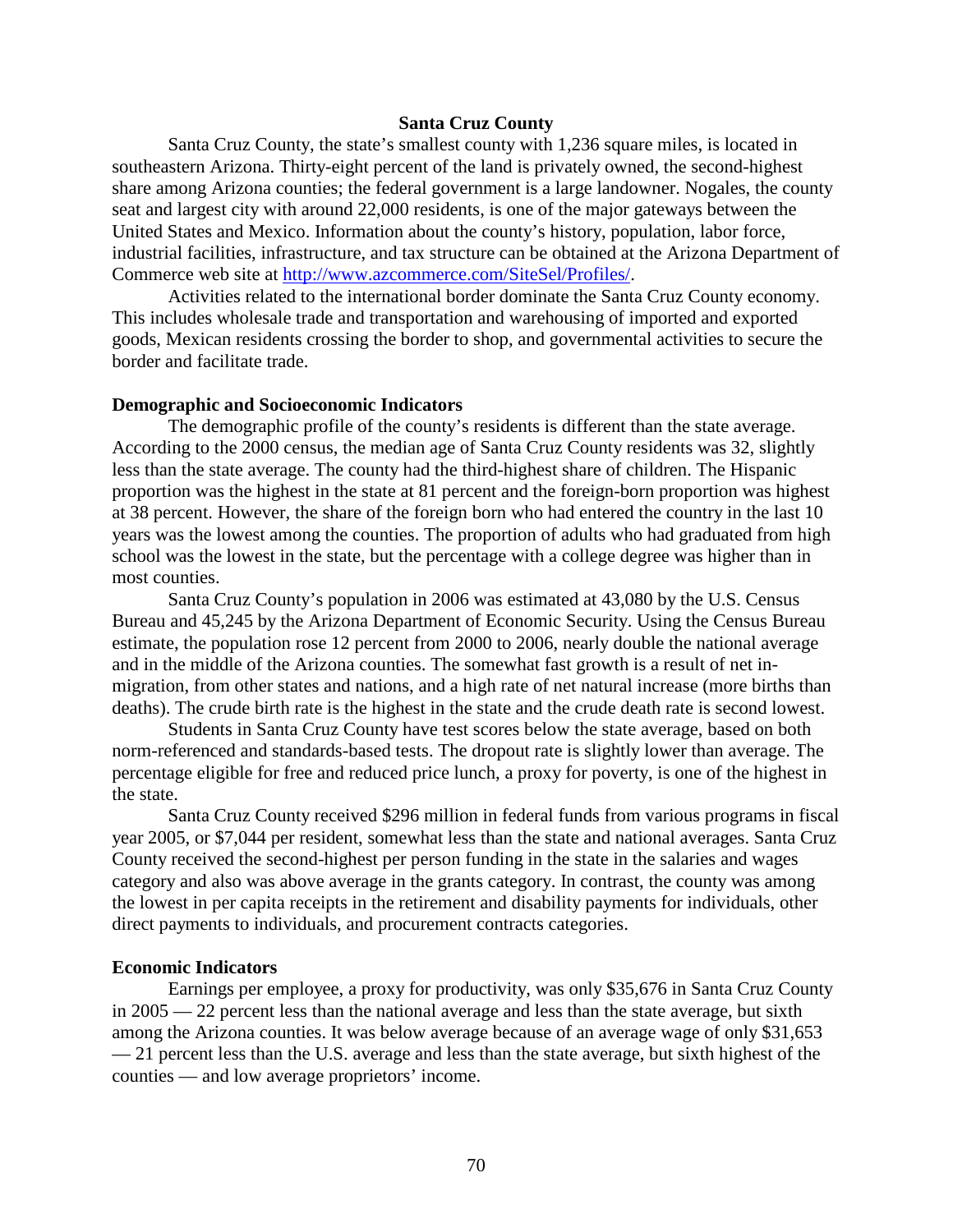## Santa Cruz County

Santa Cruz County, the state's smallest county with 1,236 square miles, is located in southeastern Arizona. Thirty-eight percent of the land is privately owned, the second-highest share among Arizona counties; the federal government is a large landowner. Nogales, the county seat and largest city with around 22,000 residents, is one of the major gateways between the United States and Mexico. Information about the county's history, population, labor force, industrial facilities, infrastructure, and tax structure can be obtained at the Arizona Department of Commerce web site at http://www.azcommerce.com/SiteSel/Profiles/.

Activities related to the international border dominate the Santa Cruz County economy. This includes wholesale trade and transportation and warehousing of imported and exported goods, Mexican residents crossing the border to shop, and governmental activities to secure the border and facilitate trade.

### Demographic and Socioeconomic Indicators

The demographic profile of the county's residents is different than the state average. According to the 2000 census, the median age of Santa Cruz County residents was 32, slightly less than the state average. The county had the third-highest share of children. The Hispanic proportion was the highest in the state at 81 percent and the foreign-born proportion was highest at 38 percent. However, the share of the foreign born who had entered the country in the last 10 years was the lowest among the counties. The proportion of adults who had graduated from high school was the lowest in the state, but the percentage with a college degree was higher than in most counties.

Santa Cruz County's population in 2006 was estimated at 43,080 by the U.S. Census Bureau and 45,245 by the Arizona Department of Economic Security. Using the Census Bureau estimate, the population rose 12 percent from 2000 to 2006, nearly double the national average and in the middle of the Arizona counties. The somewhat fast growth is a result of net in-migration, from other states and nations, and a high rate of net natural increase (more births than deaths). The crude birth rate is the highest in the state and the crude death rate is second lowest.

Students in Santa Cruz County have test scores below the state average, based on both norm-referenced and standards-based tests. The dropout rate is slightly lower than average. The percentage eligible for free and reduced price lunch, a proxy for poverty, is one of the highest in the state.

Santa Cruz County received $296 million in federal funds from various programs in fiscal year 2005, or $7,044 per resident, somewhat less than the state and national averages. Santa Cruz County received the second-highest per person funding in the state in the salaries and wages category and also was above average in the grants category. In contrast, the county was among the lowest in per capita receipts in the retirement and disability payments for individuals, other direct payments to individuals, and procurement contracts categories.

### Economic Indicators

Earnings per employee, a proxy for productivity, was only $35,676 in Santa Cruz County in 2005 — 22 percent less than the national average and less than the state average, but sixth among the Arizona counties. It was below average because of an average wage of only $31,653 — 21 percent less than the U.S. average and less than the state average, but sixth highest of the counties — and low average proprietors' income.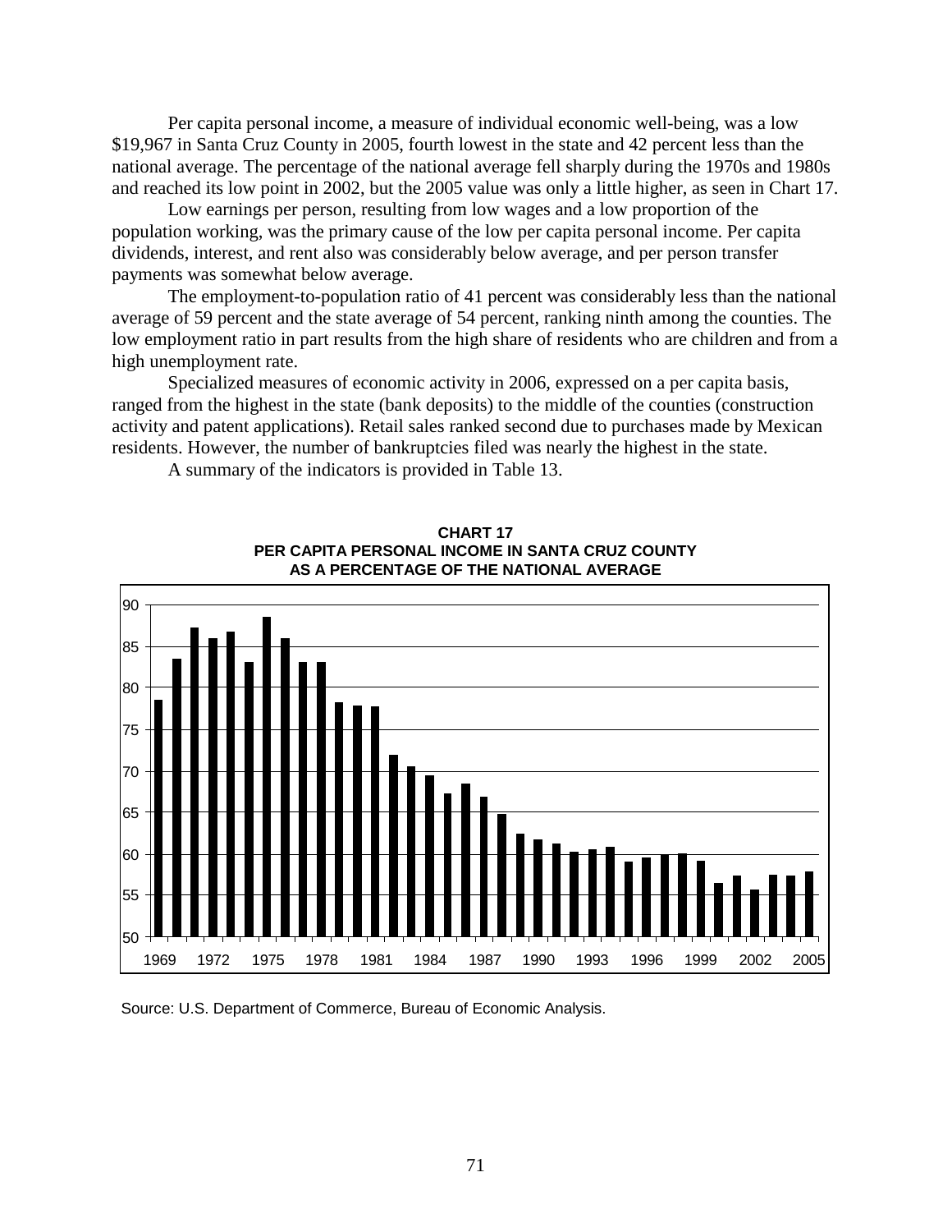Per capita personal income, a measure of individual economic well-being, was a low $19,967 in Santa Cruz County in 2005, fourth lowest in the state and 42 percent less than the national average. The percentage of the national average fell sharply during the 1970s and 1980s and reached its low point in 2002, but the 2005 value was only a little higher, as seen in Chart 17.

Low earnings per person, resulting from low wages and a low proportion of the population working, was the primary cause of the low per capita personal income. Per capita dividends, interest, and rent also was considerably below average, and per person transfer payments was somewhat below average.

The employment-to-population ratio of 41 percent was considerably less than the national average of 59 percent and the state average of 54 percent, ranking ninth among the counties. The low employment ratio in part results from the high share of residents who are children and from a high unemployment rate.

Specialized measures of economic activity in 2006, expressed on a per capita basis, ranged from the highest in the state (bank deposits) to the middle of the counties (construction activity and patent applications). Retail sales ranked second due to purchases made by Mexican residents. However, the number of bankruptcies filed was nearly the highest in the state.

A summary of the indicators is provided in Table 13.

**CHART 17**
**PER CAPITA PERSONAL INCOME IN SANTA CRUZ COUNTY AS A PERCENTAGE OF THE NATIONAL AVERAGE**

Source: U.S. Department of Commerce, Bureau of Economic Analysis.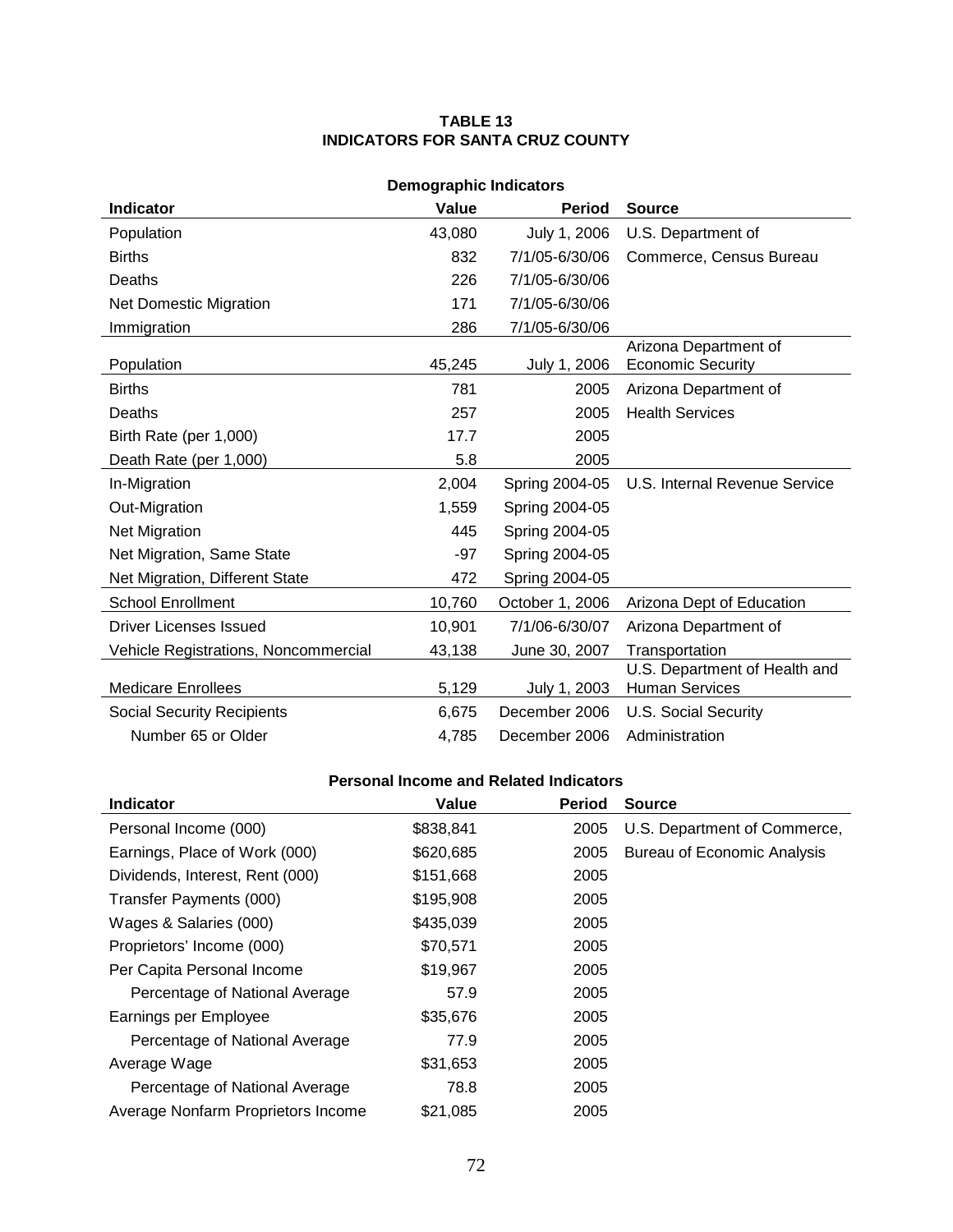# TABLE 13
# INDICATORS FOR SANTA CRUZ COUNTY

**Demographic Indicators**

| Indicator | Value | Period | Source |
|---|---|---|---|
| Population | 43,080 | July 1, 2006 | U.S. Department of |
| Births | 832 | 7/1/05-6/30/06 | Commerce, Census Bureau |
| Deaths | 226 | 7/1/05-6/30/06 | |
| Net Domestic Migration | 171 | 7/1/05-6/30/06 | |
| Immigration | 286 | 7/1/05-6/30/06 | |
| Population | 45,245 | July 1, 2006 | Arizona Department of Economic Security |
| Births | 781 | 2005 | Arizona Department of |
| Deaths | 257 | 2005 | Health Services |
| Birth Rate (per 1,000) | 17.7 | 2005 | |
| Death Rate (per 1,000) | 5.8 | 2005 | |
| In-Migration | 2,004 | Spring 2004-05 | U.S. Internal Revenue Service |
| Out-Migration | 1,559 | Spring 2004-05 | |
| Net Migration | 445 | Spring 2004-05 | |
| Net Migration, Same State | -97 | Spring 2004-05 | |
| Net Migration, Different State | 472 | Spring 2004-05 | |
| School Enrollment | 10,760 | October 1, 2006 | Arizona Dept of Education |
| Driver Licenses Issued | 10,901 | 7/1/06-6/30/07 | Arizona Department of |
| Vehicle Registrations, Noncommercial | 43,138 | June 30, 2007 | Transportation |
| Medicare Enrollees | 5,129 | July 1, 2003 | U.S. Department of Health and Human Services |
| Social Security Recipients | 6,675 | December 2006 | U.S. Social Security |
| Number 65 or Older | 4,785 | December 2006 | Administration |

**Personal Income and Related Indicators**

| Indicator | Value | Period | Source |
|---|---|---|---|
| Personal Income (000) | $838,841 | 2005 | U.S. Department of Commerce, |
| Earnings, Place of Work (000) | $620,685 | 2005 | Bureau of Economic Analysis |
| Dividends, Interest, Rent (000) | $151,668 | 2005 | |
| Transfer Payments (000) | $195,908 | 2005 | |
| Wages & Salaries (000) | $435,039 | 2005 | |
| Proprietors' Income (000) | $70,571 | 2005 | |
| Per Capita Personal Income | $19,967 | 2005 | |
| Percentage of National Average | 57.9 | 2005 | |
| Earnings per Employee | $35,676 | 2005 | |
| Percentage of National Average | 77.9 | 2005 | |
| Average Wage | $31,653 | 2005 | |
| Percentage of National Average | 78.8 | 2005 | |
| Average Nonfarm Proprietors Income | $21,085 | 2005 | |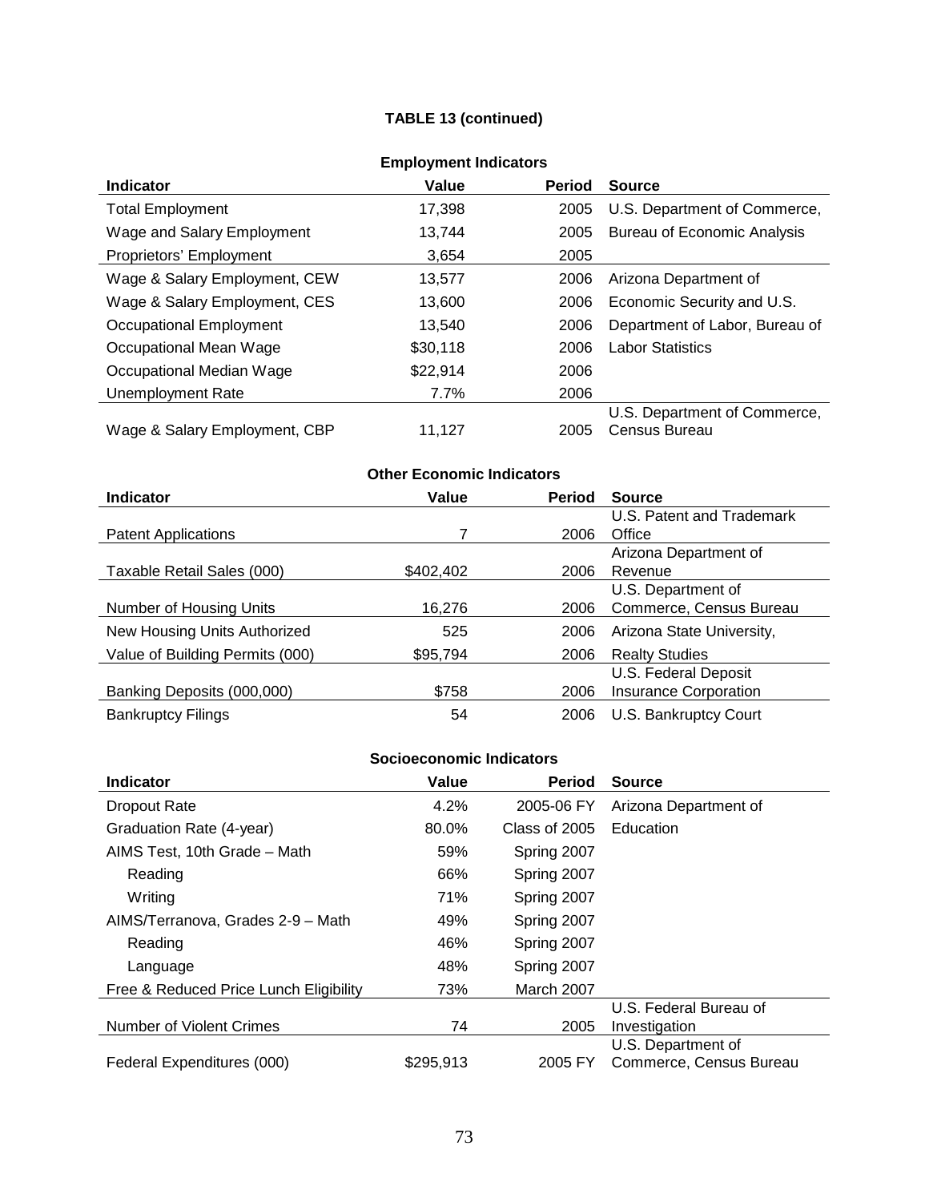**TABLE 13 (continued)**

**Employment Indicators**

| Indicator | Value | Period | Source |
|---|---|---|---|
| Total Employment | 17,398 | 2005 | U.S. Department of Commerce, |
| Wage and Salary Employment | 13,744 | 2005 | Bureau of Economic Analysis |
| Proprietors' Employment | 3,654 | 2005 | |
| Wage & Salary Employment, CEW | 13,577 | 2006 | Arizona Department of |
| Wage & Salary Employment, CES | 13,600 | 2006 | Economic Security and U.S. |
| Occupational Employment | 13,540 | 2006 | Department of Labor, Bureau of |
| Occupational Mean Wage | $30,118 | 2006 | Labor Statistics |
| Occupational Median Wage | $22,914 | 2006 | |
| Unemployment Rate | 7.7% | 2006 | |
| Wage & Salary Employment, CBP | 11,127 | 2005 | U.S. Department of Commerce, Census Bureau |

**Other Economic Indicators**

| Indicator | Value | Period | Source |
|---|---|---|---|
| Patent Applications | 7 | 2006 | U.S. Patent and Trademark Office |
| Taxable Retail Sales (000) | $402,402 | 2006 | Arizona Department of Revenue |
| Number of Housing Units | 16,276 | 2006 | U.S. Department of Commerce, Census Bureau |
| New Housing Units Authorized | 525 | 2006 | Arizona State University, |
| Value of Building Permits (000) | $95,794 | 2006 | Realty Studies |
| Banking Deposits (000,000) | $758 | 2006 | U.S. Federal Deposit Insurance Corporation |
| Bankruptcy Filings | 54 | 2006 | U.S. Bankruptcy Court |

**Socioeconomic Indicators**

| Indicator | Value | Period | Source |
|---|---|---|---|
| Dropout Rate | 4.2% | 2005-06 FY | Arizona Department of |
| Graduation Rate (4-year) | 80.0% | Class of 2005 | Education |
| AIMS Test, 10th Grade – Math | 59% | Spring 2007 | |
| Reading | 66% | Spring 2007 | |
| Writing | 71% | Spring 2007 | |
| AIMS/Terranova, Grades 2-9 – Math | 49% | Spring 2007 | |
| Reading | 46% | Spring 2007 | |
| Language | 48% | Spring 2007 | |
| Free & Reduced Price Lunch Eligibility | 73% | March 2007 | |
| Number of Violent Crimes | 74 | 2005 | U.S. Federal Bureau of Investigation |
| Federal Expenditures (000) | $295,913 | 2005 FY | U.S. Department of Commerce, Census Bureau |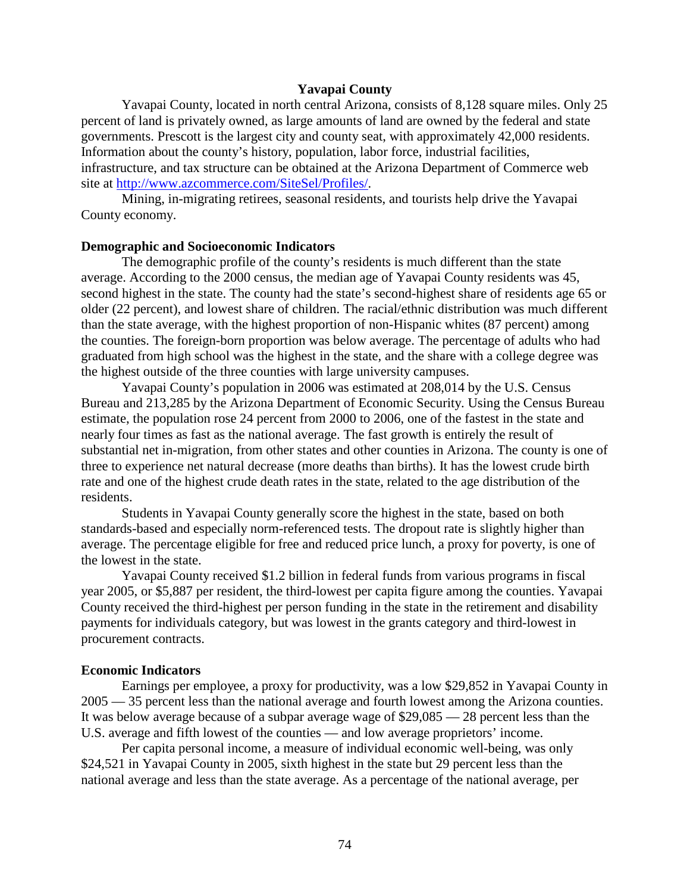## Yavapai County

Yavapai County, located in north central Arizona, consists of 8,128 square miles. Only 25 percent of land is privately owned, as large amounts of land are owned by the federal and state governments. Prescott is the largest city and county seat, with approximately 42,000 residents. Information about the county's history, population, labor force, industrial facilities, infrastructure, and tax structure can be obtained at the Arizona Department of Commerce web site at http://www.azcommerce.com/SiteSel/Profiles/.

Mining, in-migrating retirees, seasonal residents, and tourists help drive the Yavapai County economy.

### Demographic and Socioeconomic Indicators

The demographic profile of the county's residents is much different than the state average. According to the 2000 census, the median age of Yavapai County residents was 45, second highest in the state. The county had the state's second-highest share of residents age 65 or older (22 percent), and lowest share of children. The racial/ethnic distribution was much different than the state average, with the highest proportion of non-Hispanic whites (87 percent) among the counties. The foreign-born proportion was below average. The percentage of adults who had graduated from high school was the highest in the state, and the share with a college degree was the highest outside of the three counties with large university campuses.

Yavapai County's population in 2006 was estimated at 208,014 by the U.S. Census Bureau and 213,285 by the Arizona Department of Economic Security. Using the Census Bureau estimate, the population rose 24 percent from 2000 to 2006, one of the fastest in the state and nearly four times as fast as the national average. The fast growth is entirely the result of substantial net in-migration, from other states and other counties in Arizona. The county is one of three to experience net natural decrease (more deaths than births). It has the lowest crude birth rate and one of the highest crude death rates in the state, related to the age distribution of the residents.

Students in Yavapai County generally score the highest in the state, based on both standards-based and especially norm-referenced tests. The dropout rate is slightly higher than average. The percentage eligible for free and reduced price lunch, a proxy for poverty, is one of the lowest in the state.

Yavapai County received $1.2 billion in federal funds from various programs in fiscal year 2005, or $5,887 per resident, the third-lowest per capita figure among the counties. Yavapai County received the third-highest per person funding in the state in the retirement and disability payments for individuals category, but was lowest in the grants category and third-lowest in procurement contracts.

### Economic Indicators

Earnings per employee, a proxy for productivity, was a low $29,852 in Yavapai County in 2005 — 35 percent less than the national average and fourth lowest among the Arizona counties. It was below average because of a subpar average wage of $29,085 — 28 percent less than the U.S. average and fifth lowest of the counties — and low average proprietors' income.

Per capita personal income, a measure of individual economic well-being, was only $24,521 in Yavapai County in 2005, sixth highest in the state but 29 percent less than the national average and less than the state average. As a percentage of the national average, per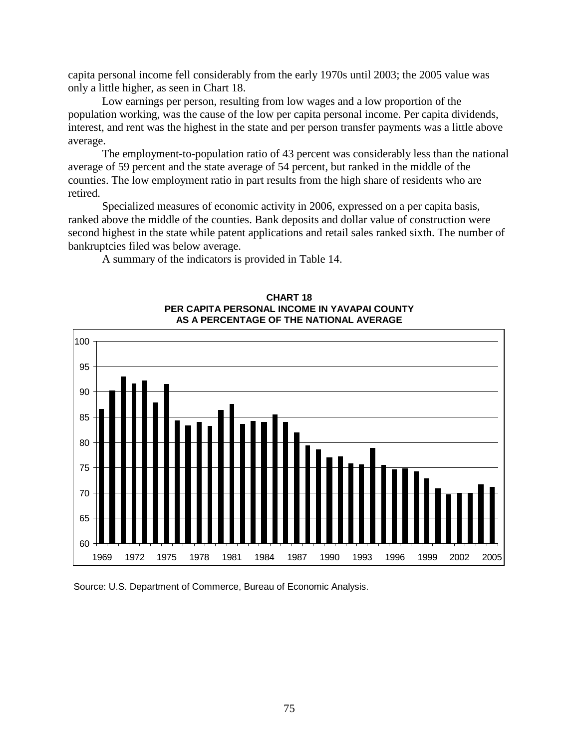capita personal income fell considerably from the early 1970s until 2003; the 2005 value was only a little higher, as seen in Chart 18.

Low earnings per person, resulting from low wages and a low proportion of the population working, was the cause of the low per capita personal income. Per capita dividends, interest, and rent was the highest in the state and per person transfer payments was a little above average.

The employment-to-population ratio of 43 percent was considerably less than the national average of 59 percent and the state average of 54 percent, but ranked in the middle of the counties. The low employment ratio in part results from the high share of residents who are retired.

Specialized measures of economic activity in 2006, expressed on a per capita basis, ranked above the middle of the counties. Bank deposits and dollar value of construction were second highest in the state while patent applications and retail sales ranked sixth. The number of bankruptcies filed was below average.

A summary of the indicators is provided in Table 14.

**CHART 18**
**PER CAPITA PERSONAL INCOME IN YAVAPAI COUNTY AS A PERCENTAGE OF THE NATIONAL AVERAGE**

Source: U.S. Department of Commerce, Bureau of Economic Analysis.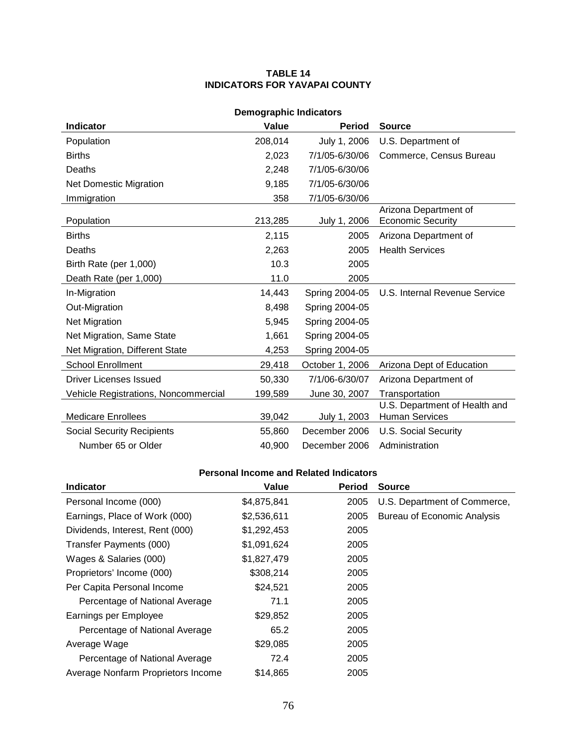**TABLE 14**
**INDICATORS FOR YAVAPAI COUNTY**

**Demographic Indicators**

| Indicator | Value | Period | Source |
|---|---|---|---|
| Population | 208,014 | July 1, 2006 | U.S. Department of |
| Births | 2,023 | 7/1/05-6/30/06 | Commerce, Census Bureau |
| Deaths | 2,248 | 7/1/05-6/30/06 | |
| Net Domestic Migration | 9,185 | 7/1/05-6/30/06 | |
| Immigration | 358 | 7/1/05-6/30/06 | |
| Population | 213,285 | July 1, 2006 | Arizona Department of Economic Security |
| Births | 2,115 | 2005 | Arizona Department of |
| Deaths | 2,263 | 2005 | Health Services |
| Birth Rate (per 1,000) | 10.3 | 2005 | |
| Death Rate (per 1,000) | 11.0 | 2005 | |
| In-Migration | 14,443 | Spring 2004-05 | U.S. Internal Revenue Service |
| Out-Migration | 8,498 | Spring 2004-05 | |
| Net Migration | 5,945 | Spring 2004-05 | |
| Net Migration, Same State | 1,661 | Spring 2004-05 | |
| Net Migration, Different State | 4,253 | Spring 2004-05 | |
| School Enrollment | 29,418 | October 1, 2006 | Arizona Dept of Education |
| Driver Licenses Issued | 50,330 | 7/1/06-6/30/07 | Arizona Department of |
| Vehicle Registrations, Noncommercial | 199,589 | June 30, 2007 | Transportation |
| Medicare Enrollees | 39,042 | July 1, 2003 | U.S. Department of Health and Human Services |
| Social Security Recipients | 55,860 | December 2006 | U.S. Social Security |
| Number 65 or Older | 40,900 | December 2006 | Administration |

**Personal Income and Related Indicators**

| Indicator | Value | Period | Source |
|---|---|---|---|
| Personal Income (000) | $4,875,841 | 2005 | U.S. Department of Commerce, |
| Earnings, Place of Work (000) | $2,536,611 | 2005 | Bureau of Economic Analysis |
| Dividends, Interest, Rent (000) | $1,292,453 | 2005 | |
| Transfer Payments (000) | $1,091,624 | 2005 | |
| Wages & Salaries (000) | $1,827,479 | 2005 | |
| Proprietors' Income (000) | $308,214 | 2005 | |
| Per Capita Personal Income | $24,521 | 2005 | |
| Percentage of National Average | 71.1 | 2005 | |
| Earnings per Employee | $29,852 | 2005 | |
| Percentage of National Average | 65.2 | 2005 | |
| Average Wage | $29,085 | 2005 | |
| Percentage of National Average | 72.4 | 2005 | |
| Average Nonfarm Proprietors Income | $14,865 | 2005 | |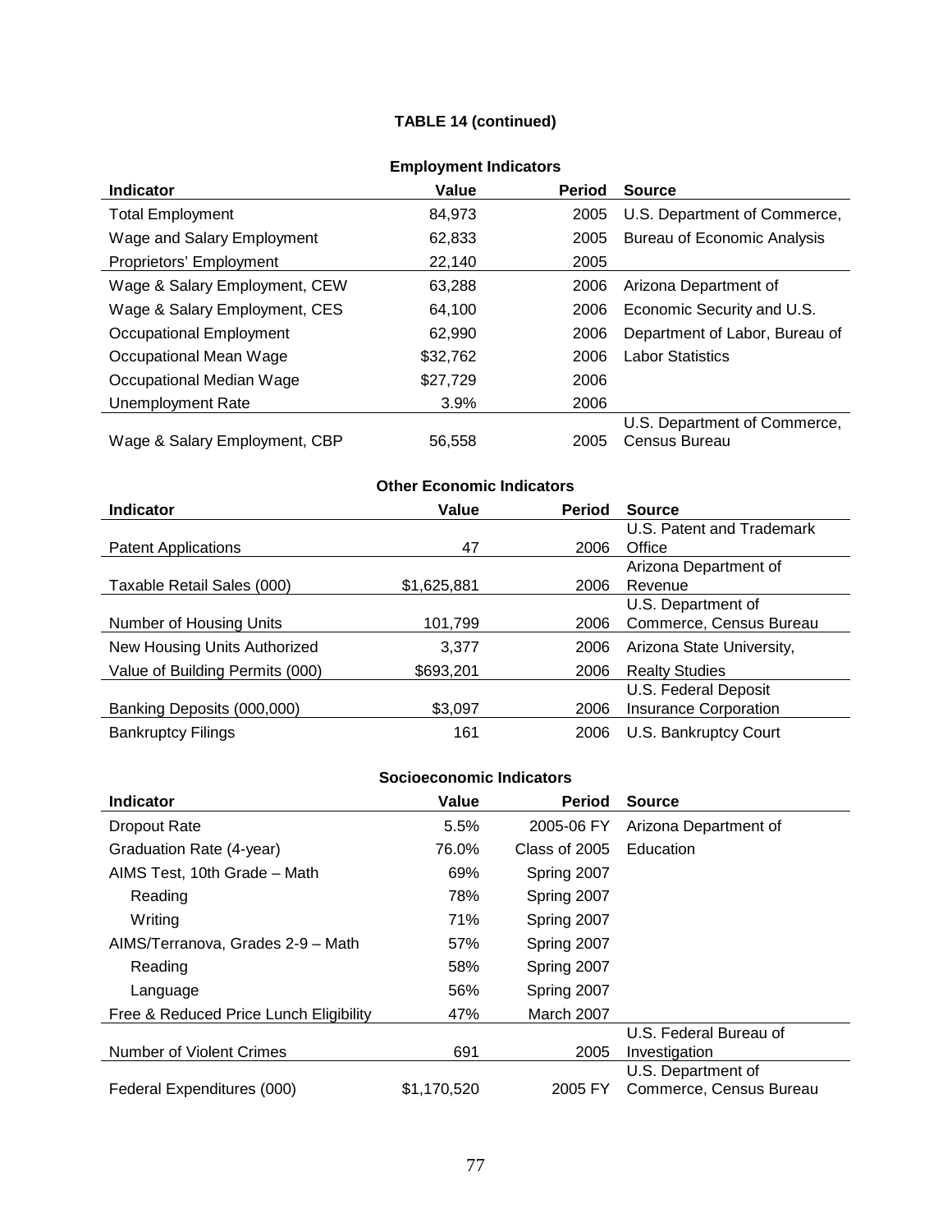**TABLE 14 (continued)**

**Employment Indicators**

| Indicator | Value | Period | Source |
|---|---|---|---|
| Total Employment | 84,973 | 2005 | U.S. Department of Commerce, |
| Wage and Salary Employment | 62,833 | 2005 | Bureau of Economic Analysis |
| Proprietors' Employment | 22,140 | 2005 | |
| Wage & Salary Employment, CEW | 63,288 | 2006 | Arizona Department of |
| Wage & Salary Employment, CES | 64,100 | 2006 | Economic Security and U.S. |
| Occupational Employment | 62,990 | 2006 | Department of Labor, Bureau of |
| Occupational Mean Wage | $32,762 | 2006 | Labor Statistics |
| Occupational Median Wage | $27,729 | 2006 | |
| Unemployment Rate | 3.9% | 2006 | |
| Wage & Salary Employment, CBP | 56,558 | 2005 | U.S. Department of Commerce, Census Bureau |

**Other Economic Indicators**

| Indicator | Value | Period | Source |
|---|---|---|---|
| Patent Applications | 47 | 2006 | U.S. Patent and Trademark Office |
| Taxable Retail Sales (000) | $1,625,881 | 2006 | Arizona Department of Revenue |
| Number of Housing Units | 101,799 | 2006 | U.S. Department of Commerce, Census Bureau |
| New Housing Units Authorized | 3,377 | 2006 | Arizona State University, |
| Value of Building Permits (000) | $693,201 | 2006 | Realty Studies |
| Banking Deposits (000,000) | $3,097 | 2006 | U.S. Federal Deposit Insurance Corporation |
| Bankruptcy Filings | 161 | 2006 | U.S. Bankruptcy Court |

**Socioeconomic Indicators**

| Indicator | Value | Period | Source |
|---|---|---|---|
| Dropout Rate | 5.5% | 2005-06 FY | Arizona Department of |
| Graduation Rate (4-year) | 76.0% | Class of 2005 | Education |
| AIMS Test, 10th Grade – Math | 69% | Spring 2007 | |
| Reading | 78% | Spring 2007 | |
| Writing | 71% | Spring 2007 | |
| AIMS/Terranova, Grades 2-9 – Math | 57% | Spring 2007 | |
| Reading | 58% | Spring 2007 | |
| Language | 56% | Spring 2007 | |
| Free & Reduced Price Lunch Eligibility | 47% | March 2007 | |
| Number of Violent Crimes | 691 | 2005 | U.S. Federal Bureau of Investigation |
| Federal Expenditures (000) | $1,170,520 | 2005 FY | U.S. Department of Commerce, Census Bureau |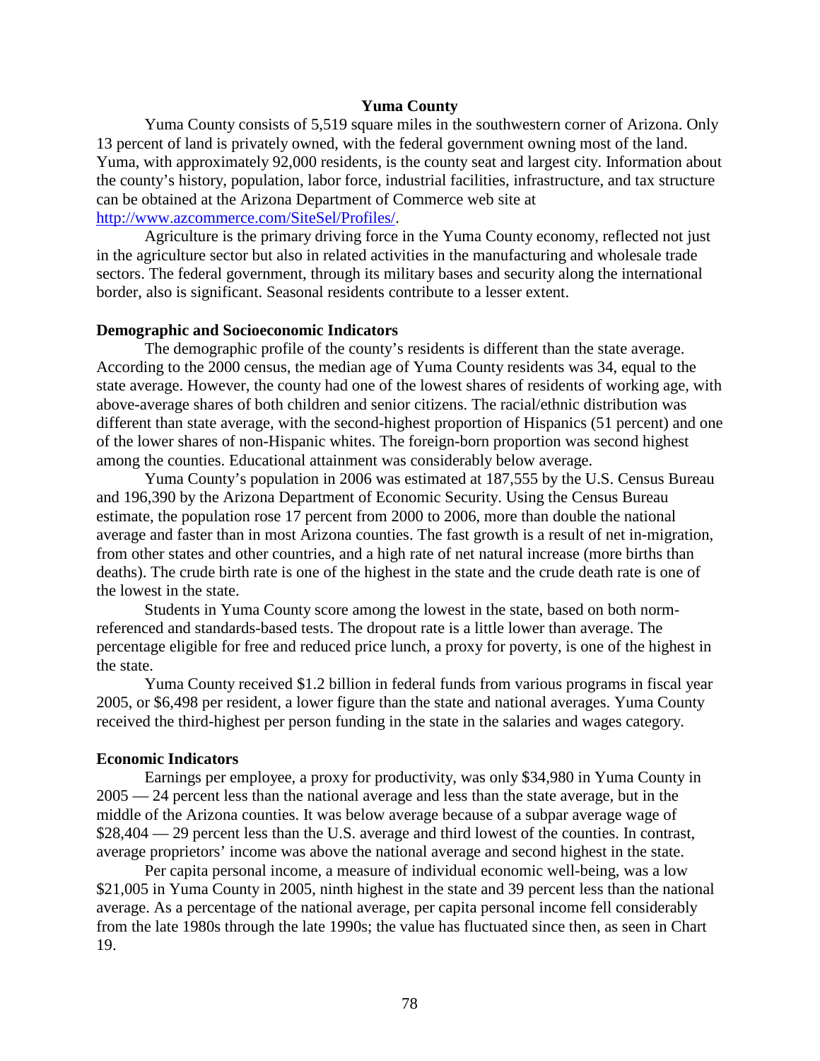## Yuma County

Yuma County consists of 5,519 square miles in the southwestern corner of Arizona. Only 13 percent of land is privately owned, with the federal government owning most of the land. Yuma, with approximately 92,000 residents, is the county seat and largest city. Information about the county's history, population, labor force, industrial facilities, infrastructure, and tax structure can be obtained at the Arizona Department of Commerce web site at [http://www.azcommerce.com/SiteSel/Profiles/](http://www.azcommerce.com/SiteSel/Profiles/).

Agriculture is the primary driving force in the Yuma County economy, reflected not just in the agriculture sector but also in related activities in the manufacturing and wholesale trade sectors. The federal government, through its military bases and security along the international border, also is significant. Seasonal residents contribute to a lesser extent.

### Demographic and Socioeconomic Indicators

The demographic profile of the county's residents is different than the state average. According to the 2000 census, the median age of Yuma County residents was 34, equal to the state average. However, the county had one of the lowest shares of residents of working age, with above-average shares of both children and senior citizens. The racial/ethnic distribution was different than state average, with the second-highest proportion of Hispanics (51 percent) and one of the lower shares of non-Hispanic whites. The foreign-born proportion was second highest among the counties. Educational attainment was considerably below average.

Yuma County's population in 2006 was estimated at 187,555 by the U.S. Census Bureau and 196,390 by the Arizona Department of Economic Security. Using the Census Bureau estimate, the population rose 17 percent from 2000 to 2006, more than double the national average and faster than in most Arizona counties. The fast growth is a result of net in-migration, from other states and other countries, and a high rate of net natural increase (more births than deaths). The crude birth rate is one of the highest in the state and the crude death rate is one of the lowest in the state.

Students in Yuma County score among the lowest in the state, based on both norm-referenced and standards-based tests. The dropout rate is a little lower than average. The percentage eligible for free and reduced price lunch, a proxy for poverty, is one of the highest in the state.

Yuma County received $1.2 billion in federal funds from various programs in fiscal year 2005, or $6,498 per resident, a lower figure than the state and national averages. Yuma County received the third-highest per person funding in the state in the salaries and wages category.

### Economic Indicators

Earnings per employee, a proxy for productivity, was only $34,980 in Yuma County in 2005 — 24 percent less than the national average and less than the state average, but in the middle of the Arizona counties. It was below average because of a subpar average wage of $28,404 — 29 percent less than the U.S. average and third lowest of the counties. In contrast, average proprietors' income was above the national average and second highest in the state.

Per capita personal income, a measure of individual economic well-being, was a low $21,005 in Yuma County in 2005, ninth highest in the state and 39 percent less than the national average. As a percentage of the national average, per capita personal income fell considerably from the late 1980s through the late 1990s; the value has fluctuated since then, as seen in Chart 19.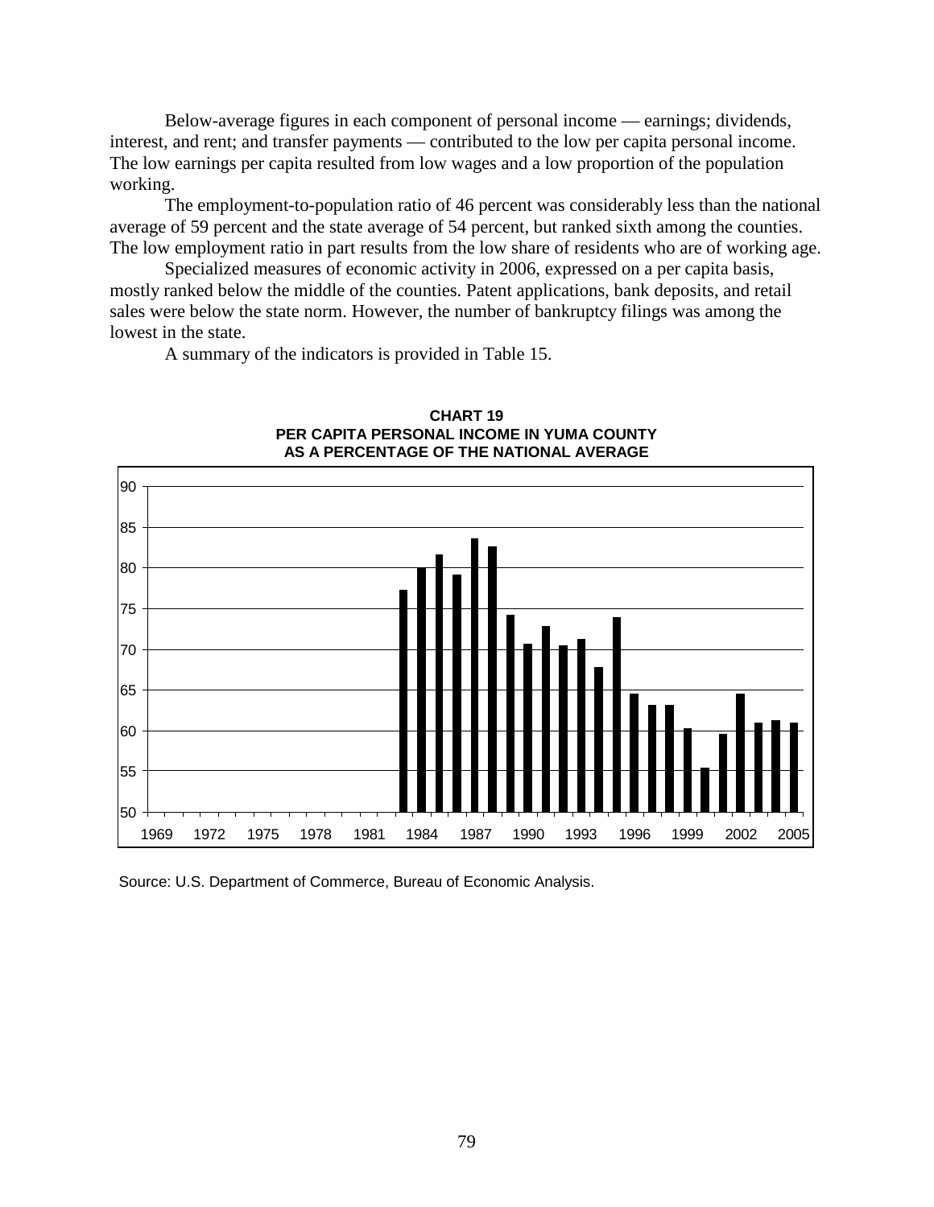Below-average figures in each component of personal income — earnings; dividends, interest, and rent; and transfer payments — contributed to the low per capita personal income. The low earnings per capita resulted from low wages and a low proportion of the population working.

The employment-to-population ratio of 46 percent was considerably less than the national average of 59 percent and the state average of 54 percent, but ranked sixth among the counties. The low employment ratio in part results from the low share of residents who are of working age.

Specialized measures of economic activity in 2006, expressed on a per capita basis, mostly ranked below the middle of the counties. Patent applications, bank deposits, and retail sales were below the state norm. However, the number of bankruptcy filings was among the lowest in the state.

A summary of the indicators is provided in Table 15.

**CHART 19**
**PER CAPITA PERSONAL INCOME IN YUMA COUNTY AS A PERCENTAGE OF THE NATIONAL AVERAGE**

Source: U.S. Department of Commerce, Bureau of Economic Analysis.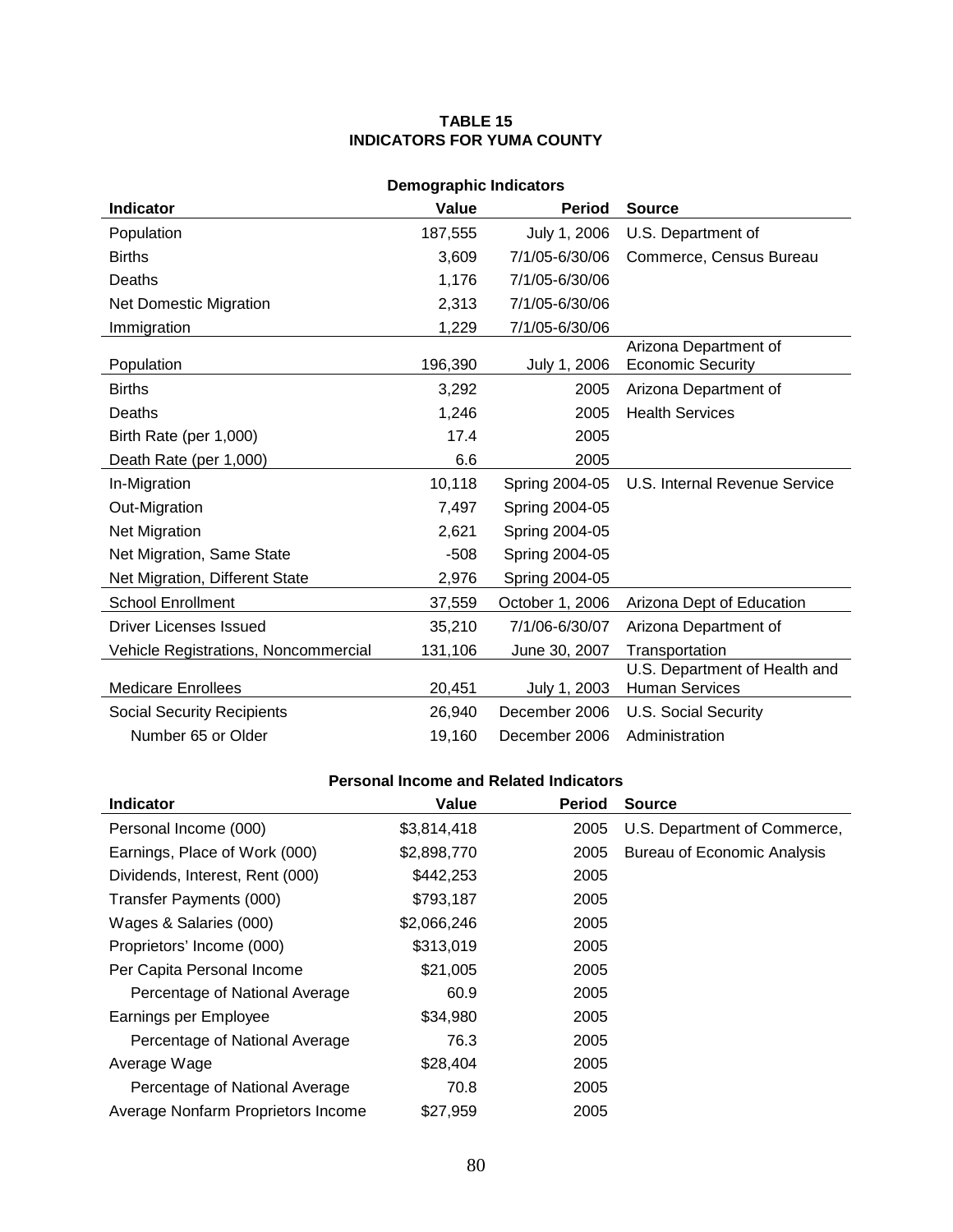**TABLE 15**
**INDICATORS FOR YUMA COUNTY**

**Demographic Indicators**

| Indicator | Value | Period | Source |
|---|---:|---:|---|
| Population | 187,555 | July 1, 2006 | U.S. Department of |
| Births | 3,609 | 7/1/05-6/30/06 | Commerce, Census Bureau |
| Deaths | 1,176 | 7/1/05-6/30/06 | |
| Net Domestic Migration | 2,313 | 7/1/05-6/30/06 | |
| Immigration | 1,229 | 7/1/05-6/30/06 | |
| Population | 196,390 | July 1, 2006 | Arizona Department of Economic Security |
| Births | 3,292 | 2005 | Arizona Department of |
| Deaths | 1,246 | 2005 | Health Services |
| Birth Rate (per 1,000) | 17.4 | 2005 | |
| Death Rate (per 1,000) | 6.6 | 2005 | |
| In-Migration | 10,118 | Spring 2004-05 | U.S. Internal Revenue Service |
| Out-Migration | 7,497 | Spring 2004-05 | |
| Net Migration | 2,621 | Spring 2004-05 | |
| Net Migration, Same State | -508 | Spring 2004-05 | |
| Net Migration, Different State | 2,976 | Spring 2004-05 | |
| School Enrollment | 37,559 | October 1, 2006 | Arizona Dept of Education |
| Driver Licenses Issued | 35,210 | 7/1/06-6/30/07 | Arizona Department of |
| Vehicle Registrations, Noncommercial | 131,106 | June 30, 2007 | Transportation |
| Medicare Enrollees | 20,451 | July 1, 2003 | U.S. Department of Health and Human Services |
| Social Security Recipients | 26,940 | December 2006 | U.S. Social Security |
| Number 65 or Older | 19,160 | December 2006 | Administration |

**Personal Income and Related Indicators**

| Indicator | Value | Period | Source |
|---|---:|---:|---|
| Personal Income (000) | $3,814,418 | 2005 | U.S. Department of Commerce, |
| Earnings, Place of Work (000) | $2,898,770 | 2005 | Bureau of Economic Analysis |
| Dividends, Interest, Rent (000) | $442,253 | 2005 | |
| Transfer Payments (000) | $793,187 | 2005 | |
| Wages & Salaries (000) | $2,066,246 | 2005 | |
| Proprietors' Income (000) | $313,019 | 2005 | |
| Per Capita Personal Income | $21,005 | 2005 | |
| Percentage of National Average | 60.9 | 2005 | |
| Earnings per Employee | $34,980 | 2005 | |
| Percentage of National Average | 76.3 | 2005 | |
| Average Wage | $28,404 | 2005 | |
| Percentage of National Average | 70.8 | 2005 | |
| Average Nonfarm Proprietors Income | $27,959 | 2005 | |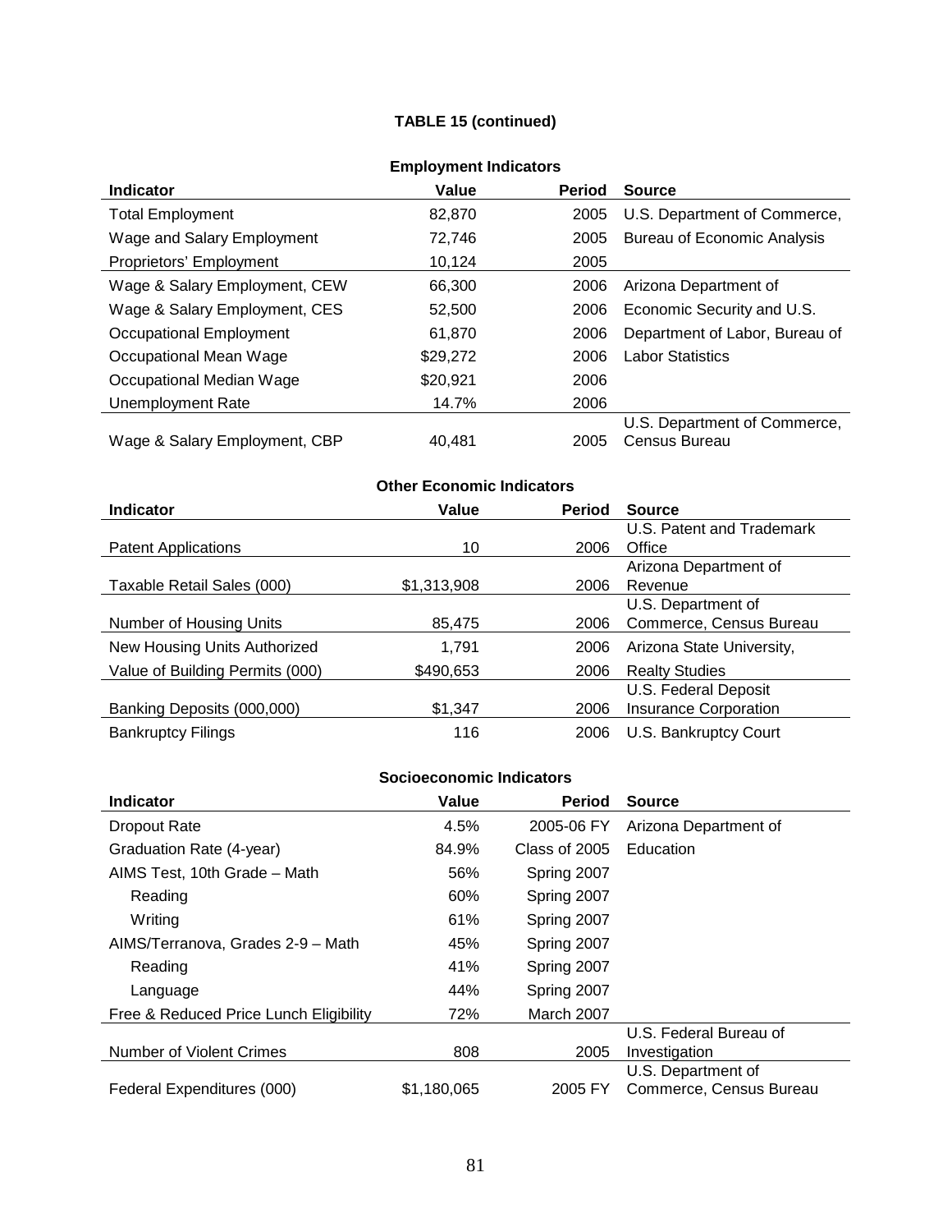**TABLE 15 (continued)**

**Employment Indicators**

| Indicator | Value | Period | Source |
|---|---|---|---|
| Total Employment | 82,870 | 2005 | U.S. Department of Commerce, Bureau of Economic Analysis |
| Wage and Salary Employment | 72,746 | 2005 | |
| Proprietors' Employment | 10,124 | 2005 | |
| Wage & Salary Employment, CEW | 66,300 | 2006 | Arizona Department of Economic Security and U.S. Department of Labor, Bureau of Labor Statistics |
| Wage & Salary Employment, CES | 52,500 | 2006 | |
| Occupational Employment | 61,870 | 2006 | |
| Occupational Mean Wage | $29,272 | 2006 | |
| Occupational Median Wage | $20,921 | 2006 | |
| Unemployment Rate | 14.7% | 2006 | |
| Wage & Salary Employment, CBP | 40,481 | 2005 | U.S. Department of Commerce, Census Bureau |

**Other Economic Indicators**

| Indicator | Value | Period | Source |
|---|---|---|---|
| Patent Applications | 10 | 2006 | U.S. Patent and Trademark Office |
| Taxable Retail Sales (000) | $1,313,908 | 2006 | Arizona Department of Revenue |
| Number of Housing Units | 85,475 | 2006 | U.S. Department of Commerce, Census Bureau |
| New Housing Units Authorized | 1,791 | 2006 | Arizona State University, Realty Studies |
| Value of Building Permits (000) | $490,653 | 2006 | |
| Banking Deposits (000,000) | $1,347 | 2006 | U.S. Federal Deposit Insurance Corporation |
| Bankruptcy Filings | 116 | 2006 | U.S. Bankruptcy Court |

**Socioeconomic Indicators**

| Indicator | Value | Period | Source |
|---|---|---|---|
| Dropout Rate | 4.5% | 2005-06 FY | Arizona Department of Education |
| Graduation Rate (4-year) | 84.9% | Class of 2005 | |
| AIMS Test, 10th Grade – Math | 56% | Spring 2007 | |
| Reading | 60% | Spring 2007 | |
| Writing | 61% | Spring 2007 | |
| AIMS/Terranova, Grades 2-9 – Math | 45% | Spring 2007 | |
| Reading | 41% | Spring 2007 | |
| Language | 44% | Spring 2007 | |
| Free & Reduced Price Lunch Eligibility | 72% | March 2007 | |
| Number of Violent Crimes | 808 | 2005 | U.S. Federal Bureau of Investigation |
| Federal Expenditures (000) | $1,180,065 | 2005 FY | U.S. Department of Commerce, Census Bureau |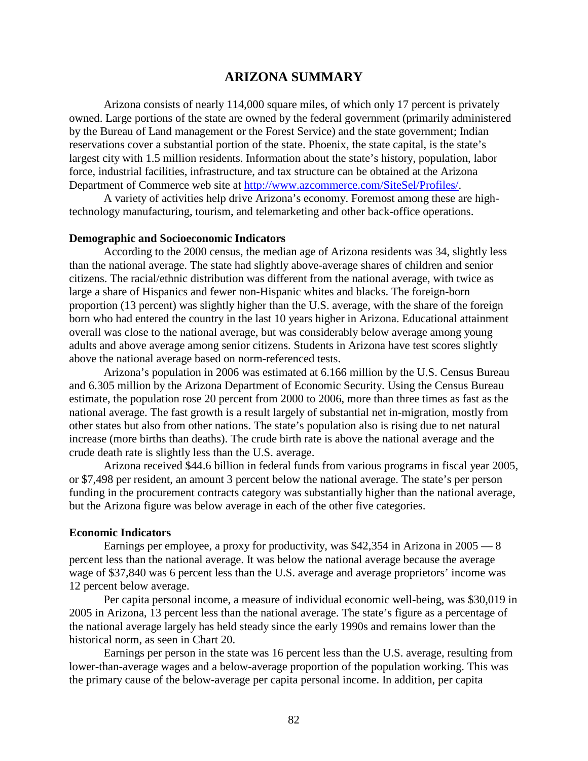# ARIZONA SUMMARY

Arizona consists of nearly 114,000 square miles, of which only 17 percent is privately owned. Large portions of the state are owned by the federal government (primarily administered by the Bureau of Land management or the Forest Service) and the state government; Indian reservations cover a substantial portion of the state. Phoenix, the state capital, is the state's largest city with 1.5 million residents. Information about the state's history, population, labor force, industrial facilities, infrastructure, and tax structure can be obtained at the Arizona Department of Commerce web site at http://www.azcommerce.com/SiteSel/Profiles/.

A variety of activities help drive Arizona's economy. Foremost among these are high-technology manufacturing, tourism, and telemarketing and other back-office operations.

### Demographic and Socioeconomic Indicators

According to the 2000 census, the median age of Arizona residents was 34, slightly less than the national average. The state had slightly above-average shares of children and senior citizens. The racial/ethnic distribution was different from the national average, with twice as large a share of Hispanics and fewer non-Hispanic whites and blacks. The foreign-born proportion (13 percent) was slightly higher than the U.S. average, with the share of the foreign born who had entered the country in the last 10 years higher in Arizona. Educational attainment overall was close to the national average, but was considerably below average among young adults and above average among senior citizens. Students in Arizona have test scores slightly above the national average based on norm-referenced tests.

Arizona's population in 2006 was estimated at 6.166 million by the U.S. Census Bureau and 6.305 million by the Arizona Department of Economic Security. Using the Census Bureau estimate, the population rose 20 percent from 2000 to 2006, more than three times as fast as the national average. The fast growth is a result largely of substantial net in-migration, mostly from other states but also from other nations. The state's population also is rising due to net natural increase (more births than deaths). The crude birth rate is above the national average and the crude death rate is slightly less than the U.S. average.

Arizona received $44.6 billion in federal funds from various programs in fiscal year 2005, or $7,498 per resident, an amount 3 percent below the national average. The state's per person funding in the procurement contracts category was substantially higher than the national average, but the Arizona figure was below average in each of the other five categories.

### Economic Indicators

Earnings per employee, a proxy for productivity, was $42,354 in Arizona in 2005 — 8 percent less than the national average. It was below the national average because the average wage of $37,840 was 6 percent less than the U.S. average and average proprietors' income was 12 percent below average.

Per capita personal income, a measure of individual economic well-being, was $30,019 in 2005 in Arizona, 13 percent less than the national average. The state's figure as a percentage of the national average largely has held steady since the early 1990s and remains lower than the historical norm, as seen in Chart 20.

Earnings per person in the state was 16 percent less than the U.S. average, resulting from lower-than-average wages and a below-average proportion of the population working. This was the primary cause of the below-average per capita personal income. In addition, per capita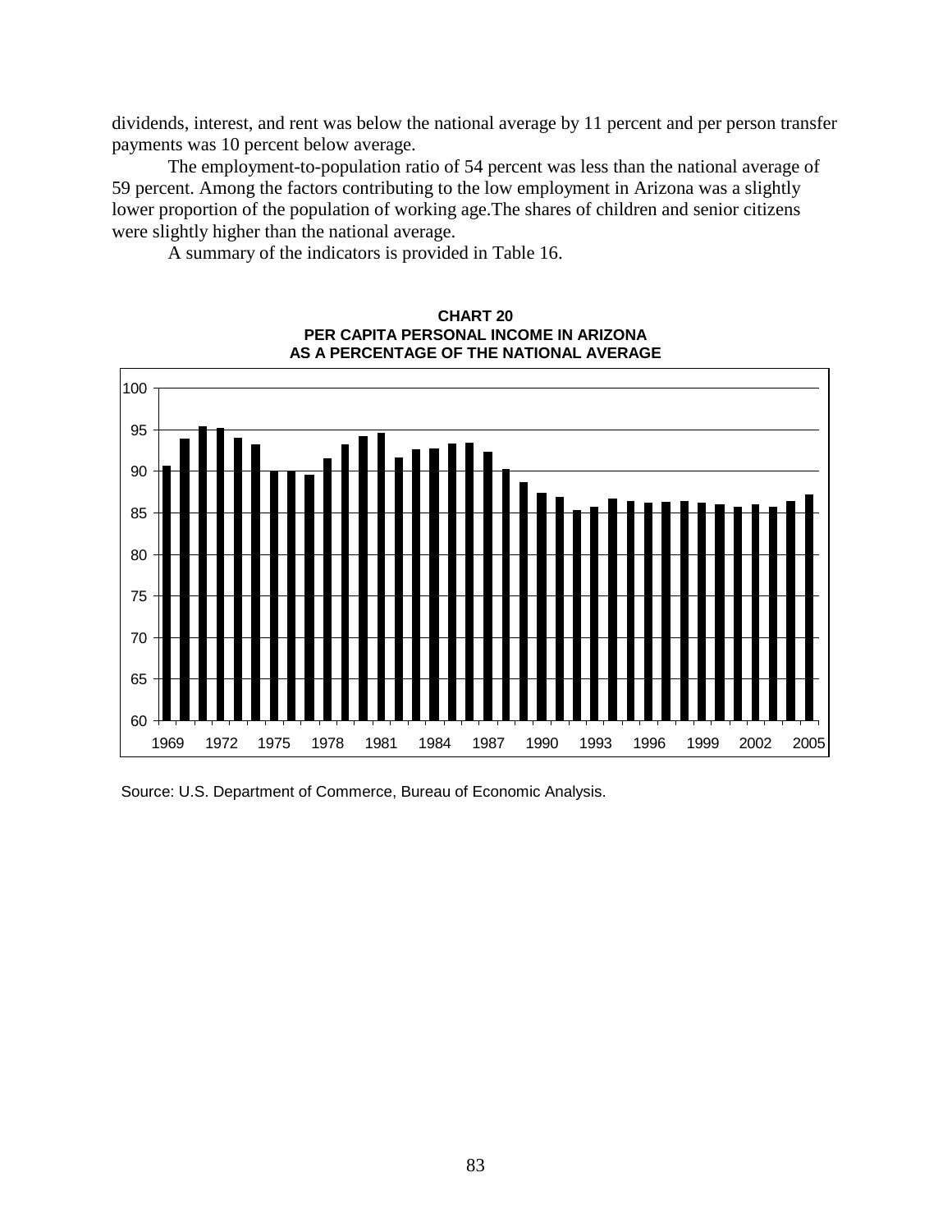dividends, interest, and rent was below the national average by 11 percent and per person transfer payments was 10 percent below average.

The employment-to-population ratio of 54 percent was less than the national average of 59 percent. Among the factors contributing to the low employment in Arizona was a slightly lower proportion of the population of working age.The shares of children and senior citizens were slightly higher than the national average.

A summary of the indicators is provided in Table 16.

**CHART 20**
**PER CAPITA PERSONAL INCOME IN ARIZONA**
**AS A PERCENTAGE OF THE NATIONAL AVERAGE**

Source: U.S. Department of Commerce, Bureau of Economic Analysis.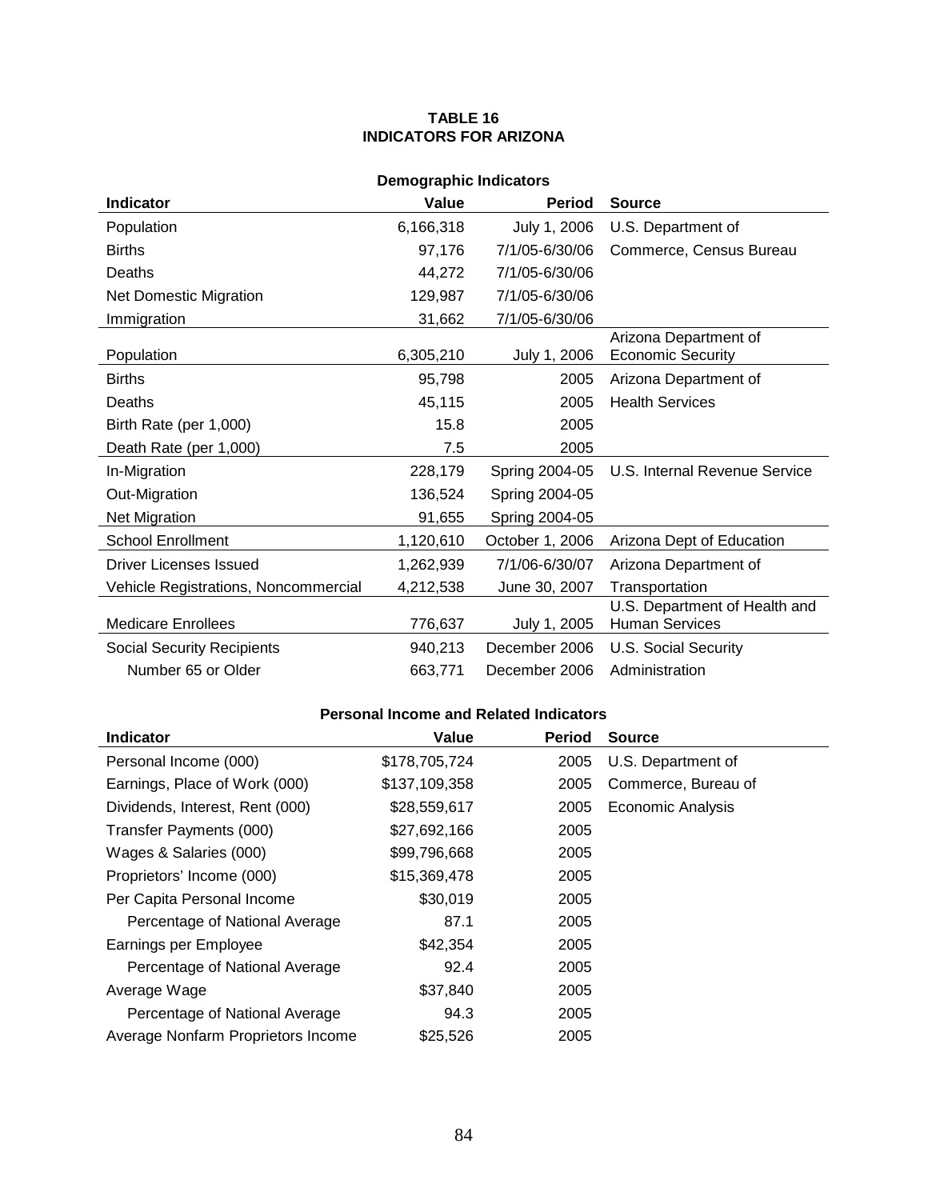**TABLE 16**
**INDICATORS FOR ARIZONA**

**Demographic Indicators**

| Indicator | Value | Period | Source |
|---|---:|---:|---|
| Population | 6,166,318 | July 1, 2006 | U.S. Department of |
| Births | 97,176 | 7/1/05-6/30/06 | Commerce, Census Bureau |
| Deaths | 44,272 | 7/1/05-6/30/06 | |
| Net Domestic Migration | 129,987 | 7/1/05-6/30/06 | |
| Immigration | 31,662 | 7/1/05-6/30/06 | |
| Population | 6,305,210 | July 1, 2006 | Arizona Department of Economic Security |
| Births | 95,798 | 2005 | Arizona Department of |
| Deaths | 45,115 | 2005 | Health Services |
| Birth Rate (per 1,000) | 15.8 | 2005 | |
| Death Rate (per 1,000) | 7.5 | 2005 | |
| In-Migration | 228,179 | Spring 2004-05 | U.S. Internal Revenue Service |
| Out-Migration | 136,524 | Spring 2004-05 | |
| Net Migration | 91,655 | Spring 2004-05 | |
| School Enrollment | 1,120,610 | October 1, 2006 | Arizona Dept of Education |
| Driver Licenses Issued | 1,262,939 | 7/1/06-6/30/07 | Arizona Department of |
| Vehicle Registrations, Noncommercial | 4,212,538 | June 30, 2007 | Transportation |
| Medicare Enrollees | 776,637 | July 1, 2005 | U.S. Department of Health and Human Services |
| Social Security Recipients | 940,213 | December 2006 | U.S. Social Security |
| Number 65 or Older | 663,771 | December 2006 | Administration |

**Personal Income and Related Indicators**

| Indicator | Value | Period | Source |
|---|---:|---:|---|
| Personal Income (000) | $178,705,724 | 2005 | U.S. Department of |
| Earnings, Place of Work (000) | $137,109,358 | 2005 | Commerce, Bureau of |
| Dividends, Interest, Rent (000) | $28,559,617 | 2005 | Economic Analysis |
| Transfer Payments (000) | $27,692,166 | 2005 | |
| Wages & Salaries (000) | $99,796,668 | 2005 | |
| Proprietors' Income (000) | $15,369,478 | 2005 | |
| Per Capita Personal Income | $30,019 | 2005 | |
| Percentage of National Average | 87.1 | 2005 | |
| Earnings per Employee | $42,354 | 2005 | |
| Percentage of National Average | 92.4 | 2005 | |
| Average Wage | $37,840 | 2005 | |
| Percentage of National Average | 94.3 | 2005 | |
| Average Nonfarm Proprietors Income | $25,526 | 2005 | |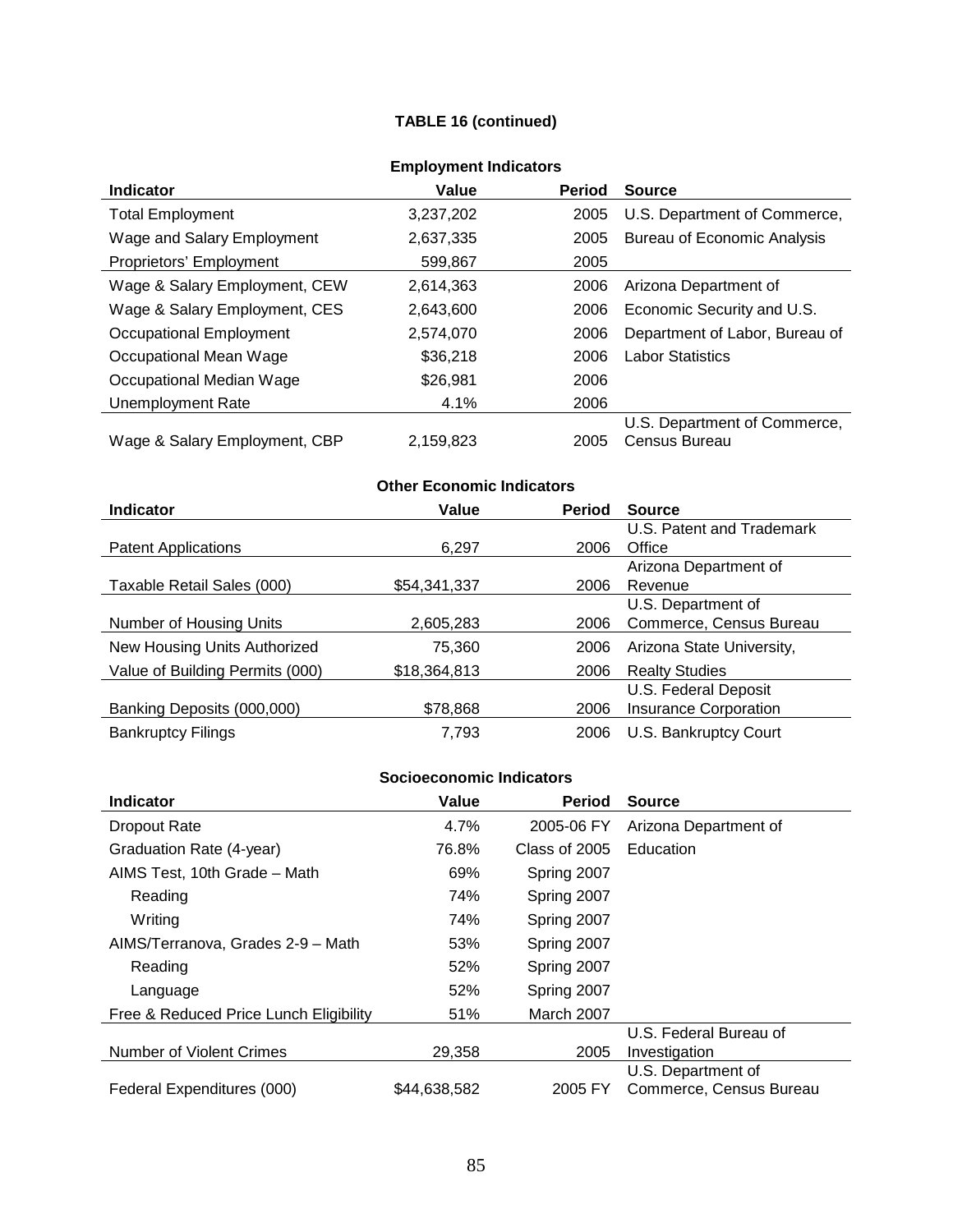**TABLE 16 (continued)**

**Employment Indicators**

| Indicator | Value | Period | Source |
|---|---|---|---|
| Total Employment | 3,237,202 | 2005 | U.S. Department of Commerce, |
| Wage and Salary Employment | 2,637,335 | 2005 | Bureau of Economic Analysis |
| Proprietors' Employment | 599,867 | 2005 | |
| Wage & Salary Employment, CEW | 2,614,363 | 2006 | Arizona Department of |
| Wage & Salary Employment, CES | 2,643,600 | 2006 | Economic Security and U.S. |
| Occupational Employment | 2,574,070 | 2006 | Department of Labor, Bureau of |
| Occupational Mean Wage | $36,218 | 2006 | Labor Statistics |
| Occupational Median Wage | $26,981 | 2006 | |
| Unemployment Rate | 4.1% | 2006 | |
| Wage & Salary Employment, CBP | 2,159,823 | 2005 | U.S. Department of Commerce, Census Bureau |

**Other Economic Indicators**

| Indicator | Value | Period | Source |
|---|---|---|---|
| Patent Applications | 6,297 | 2006 | U.S. Patent and Trademark Office |
| Taxable Retail Sales (000) | $54,341,337 | 2006 | Arizona Department of Revenue |
| Number of Housing Units | 2,605,283 | 2006 | U.S. Department of Commerce, Census Bureau |
| New Housing Units Authorized | 75,360 | 2006 | Arizona State University, |
| Value of Building Permits (000) | $18,364,813 | 2006 | Realty Studies |
| Banking Deposits (000,000) | $78,868 | 2006 | U.S. Federal Deposit Insurance Corporation |
| Bankruptcy Filings | 7,793 | 2006 | U.S. Bankruptcy Court |

**Socioeconomic Indicators**

| Indicator | Value | Period | Source |
|---|---|---|---|
| Dropout Rate | 4.7% | 2005-06 FY | Arizona Department of |
| Graduation Rate (4-year) | 76.8% | Class of 2005 | Education |
| AIMS Test, 10th Grade – Math | 69% | Spring 2007 | |
| Reading | 74% | Spring 2007 | |
| Writing | 74% | Spring 2007 | |
| AIMS/Terranova, Grades 2-9 – Math | 53% | Spring 2007 | |
| Reading | 52% | Spring 2007 | |
| Language | 52% | Spring 2007 | |
| Free & Reduced Price Lunch Eligibility | 51% | March 2007 | |
| Number of Violent Crimes | 29,358 | 2005 | U.S. Federal Bureau of Investigation |
| Federal Expenditures (000) | $44,638,582 | 2005 FY | U.S. Department of Commerce, Census Bureau |